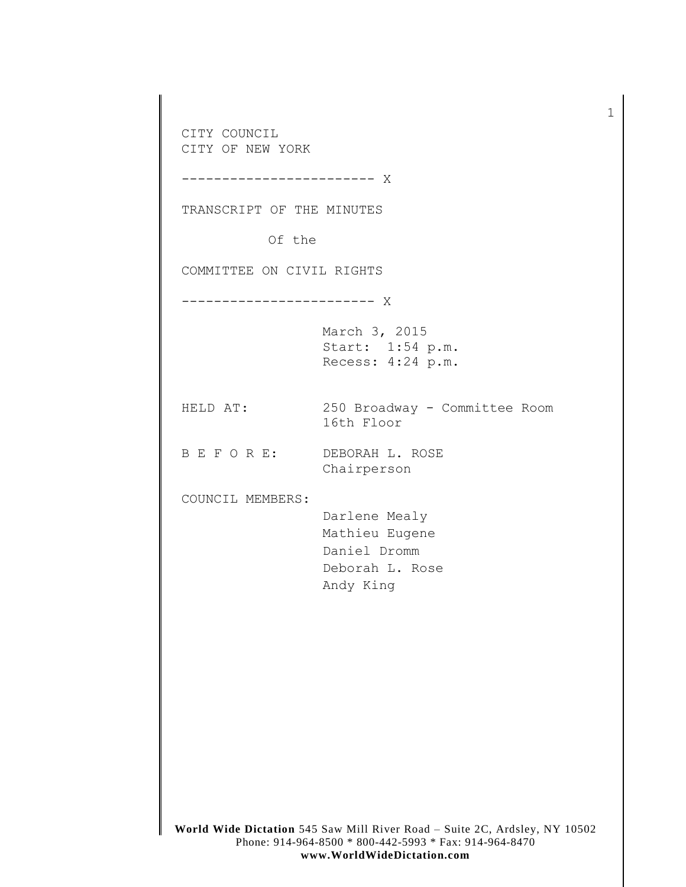CITY COUNCIL
CITY OF NEW YORK

------------------------ X

TRANSCRIPT OF THE MINUTES

Of the

COMMITTEE ON CIVIL RIGHTS

------------------------ X

March 3, 2015
Start: 1:54 p.m.
Recess: 4:24 p.m.

HELD AT: 250 Broadway - Committee Room
16th Floor

B E F O R E: DEBORAH L. ROSE
Chairperson

COUNCIL MEMBERS:

Darlene Mealy
Mathieu Eugene
Daniel Dromm
Deborah L. Rose
Andy King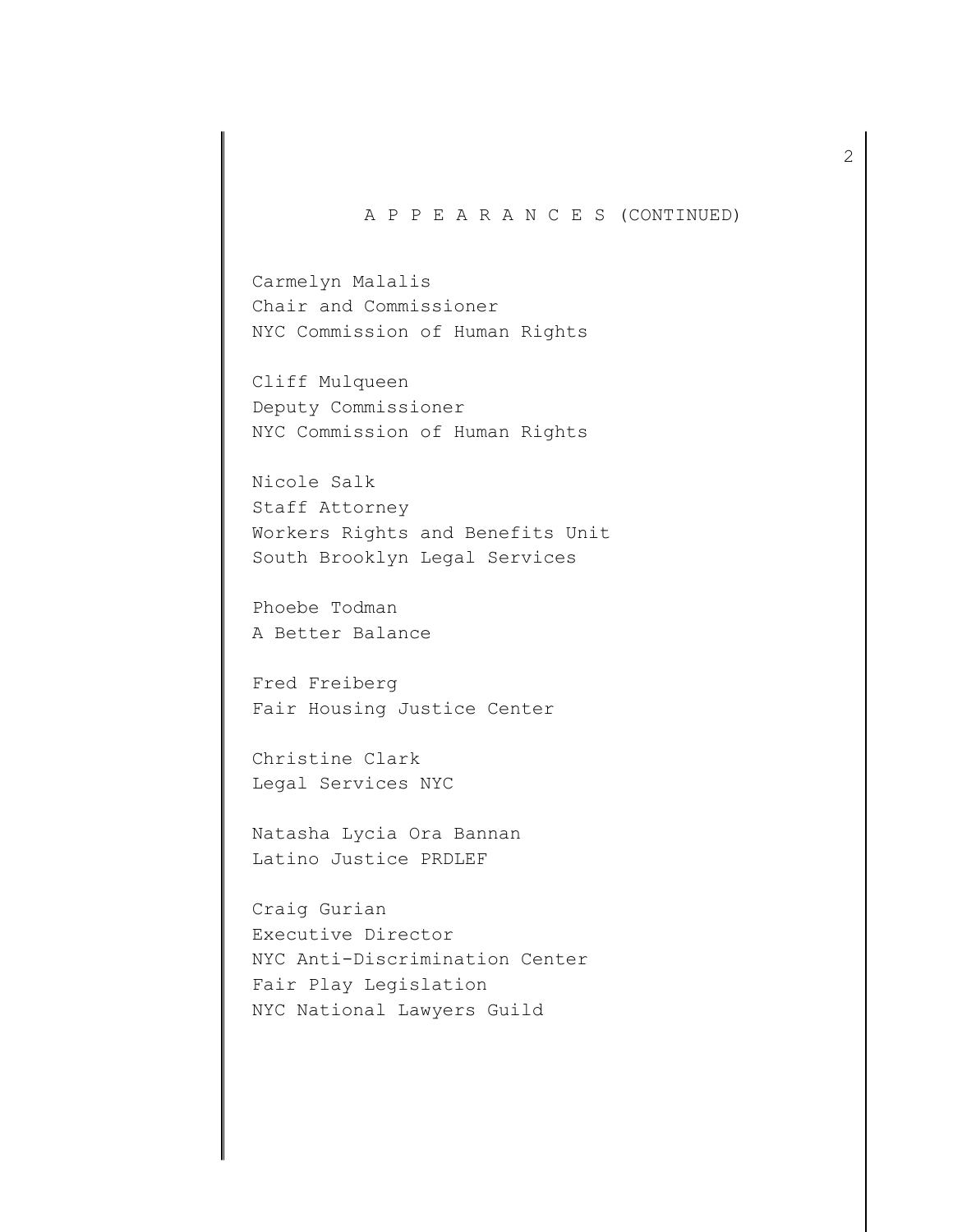A P P E A R A N C E S (CONTINUED)

Carmelyn Malalis
Chair and Commissioner
NYC Commission of Human Rights

Cliff Mulqueen
Deputy Commissioner
NYC Commission of Human Rights

Nicole Salk
Staff Attorney
Workers Rights and Benefits Unit
South Brooklyn Legal Services

Phoebe Todman
A Better Balance

Fred Freiberg
Fair Housing Justice Center

Christine Clark
Legal Services NYC

Natasha Lycia Ora Bannan
Latino Justice PRDLEF

Craig Gurian
Executive Director
NYC Anti-Discrimination Center
Fair Play Legislation
NYC National Lawyers Guild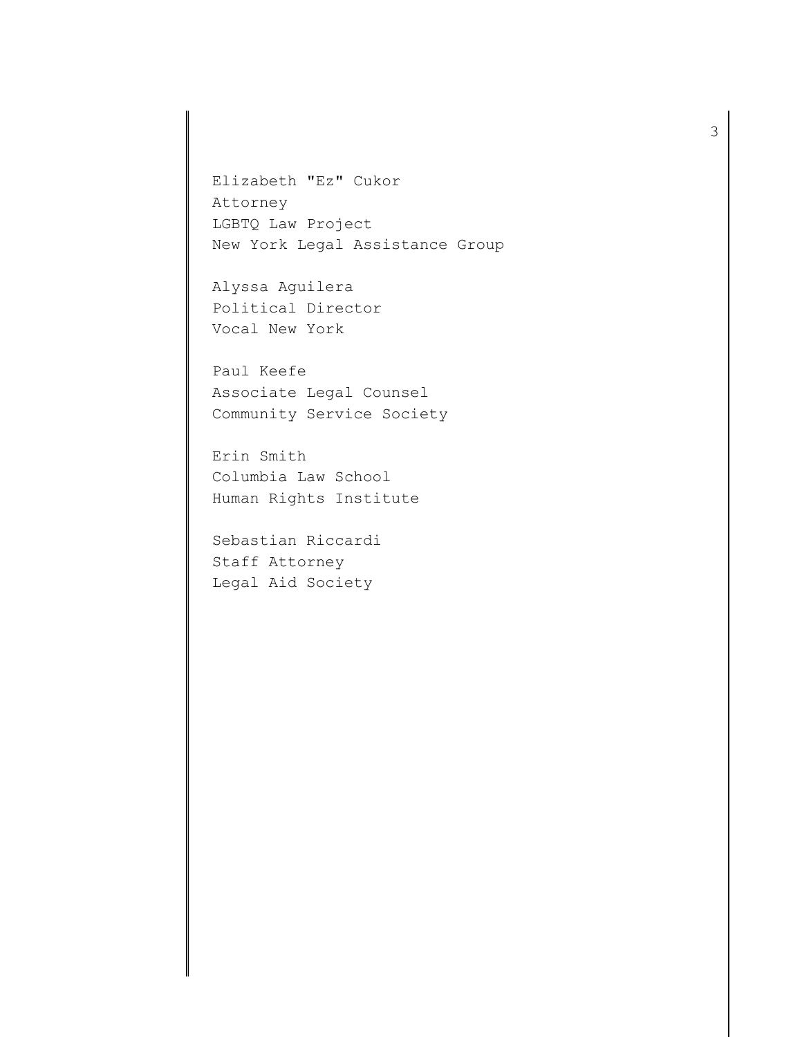Elizabeth "Ez" Cukor
Attorney
LGBTQ Law Project
New York Legal Assistance Group

Alyssa Aguilera
Political Director
Vocal New York

Paul Keefe
Associate Legal Counsel
Community Service Society

Erin Smith
Columbia Law School
Human Rights Institute

Sebastian Riccardi
Staff Attorney
Legal Aid Society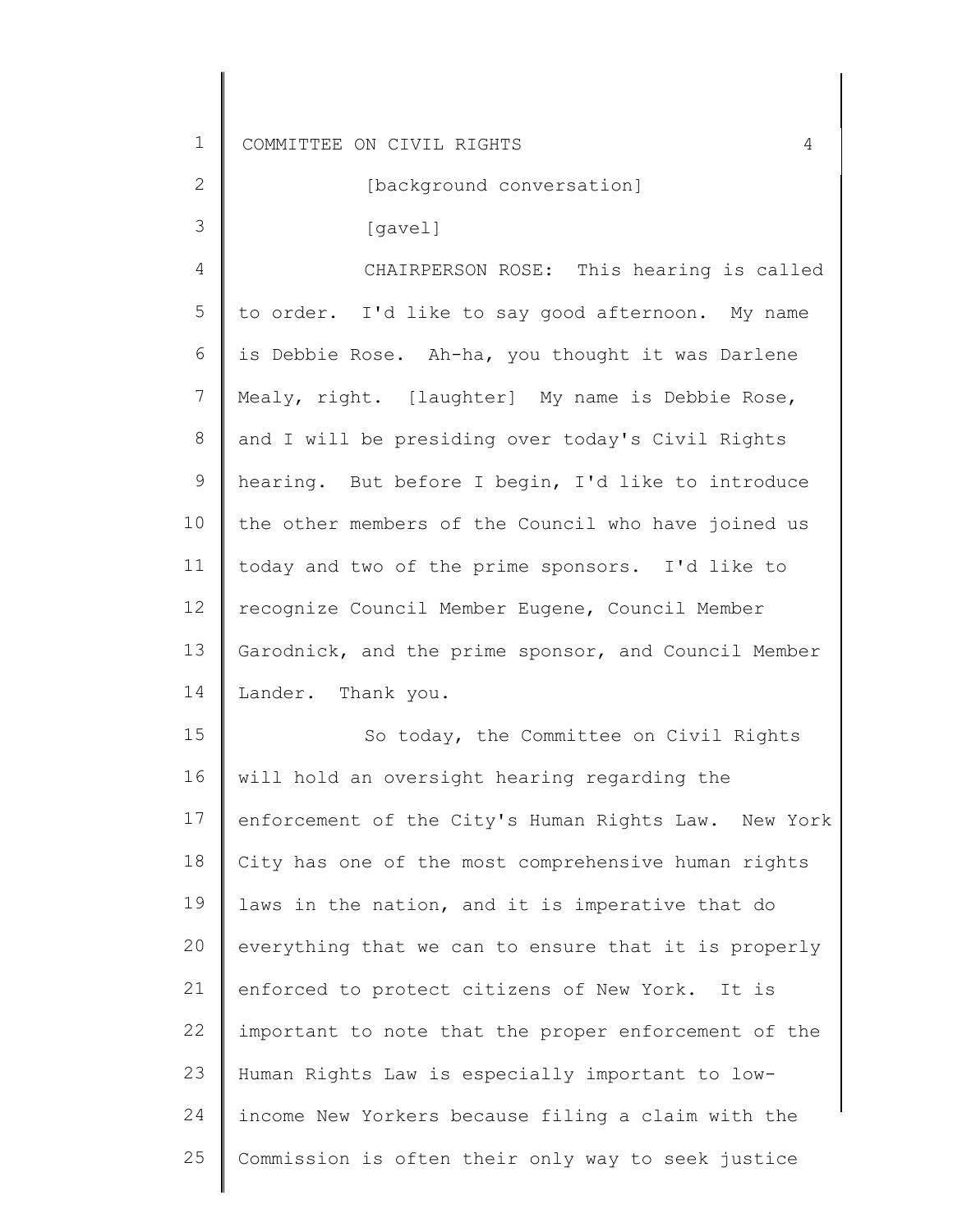[background conversation]

[gavel]

CHAIRPERSON ROSE: This hearing is called to order. I'd like to say good afternoon. My name is Debbie Rose. Ah-ha, you thought it was Darlene Mealy, right. [laughter] My name is Debbie Rose, and I will be presiding over today's Civil Rights hearing. But before I begin, I'd like to introduce the other members of the Council who have joined us today and two of the prime sponsors. I'd like to recognize Council Member Eugene, Council Member Garodnick, and the prime sponsor, and Council Member Lander. Thank you.

So today, the Committee on Civil Rights will hold an oversight hearing regarding the enforcement of the City's Human Rights Law. New York City has one of the most comprehensive human rights laws in the nation, and it is imperative that do everything that we can to ensure that it is properly enforced to protect citizens of New York. It is important to note that the proper enforcement of the Human Rights Law is especially important to low-income New Yorkers because filing a claim with the Commission is often their only way to seek justice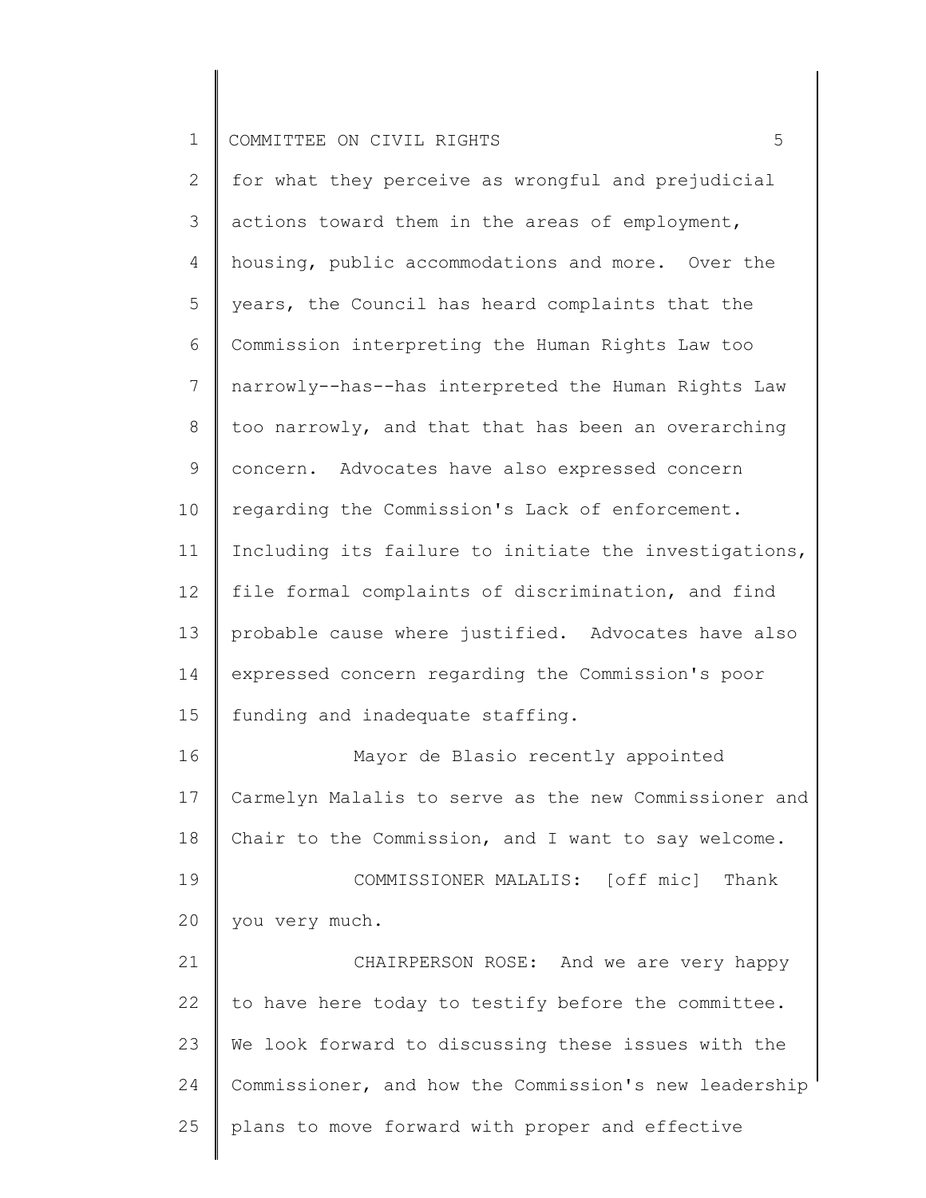for what they perceive as wrongful and prejudicial actions toward them in the areas of employment, housing, public accommodations and more. Over the years, the Council has heard complaints that the Commission interpreting the Human Rights Law too narrowly--has--has interpreted the Human Rights Law too narrowly, and that that has been an overarching concern. Advocates have also expressed concern regarding the Commission's Lack of enforcement. Including its failure to initiate the investigations, file formal complaints of discrimination, and find probable cause where justified. Advocates have also expressed concern regarding the Commission's poor funding and inadequate staffing.

Mayor de Blasio recently appointed Carmelyn Malalis to serve as the new Commissioner and Chair to the Commission, and I want to say welcome.

COMMISSIONER MALALIS: [off mic] Thank you very much.

CHAIRPERSON ROSE: And we are very happy to have here today to testify before the committee. We look forward to discussing these issues with the Commissioner, and how the Commission's new leadership plans to move forward with proper and effective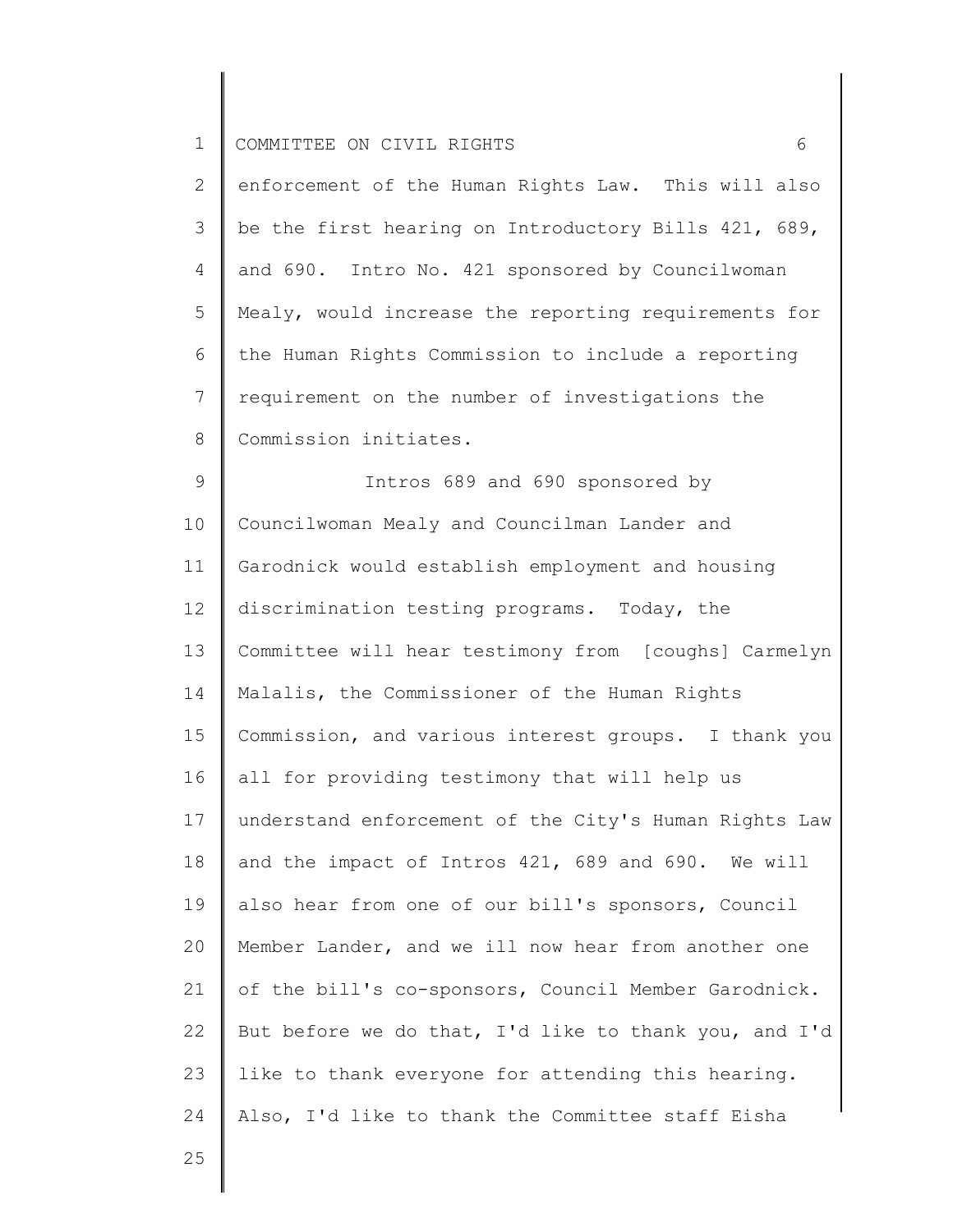enforcement of the Human Rights Law. This will also be the first hearing on Introductory Bills 421, 689, and 690. Intro No. 421 sponsored by Councilwoman Mealy, would increase the reporting requirements for the Human Rights Commission to include a reporting requirement on the number of investigations the Commission initiates.

Intros 689 and 690 sponsored by Councilwoman Mealy and Councilman Lander and Garodnick would establish employment and housing discrimination testing programs. Today, the Committee will hear testimony from [coughs] Carmelyn Malalis, the Commissioner of the Human Rights Commission, and various interest groups. I thank you all for providing testimony that will help us understand enforcement of the City's Human Rights Law and the impact of Intros 421, 689 and 690. We will also hear from one of our bill's sponsors, Council Member Lander, and we ill now hear from another one of the bill's co-sponsors, Council Member Garodnick. But before we do that, I'd like to thank you, and I'd like to thank everyone for attending this hearing. Also, I'd like to thank the Committee staff Eisha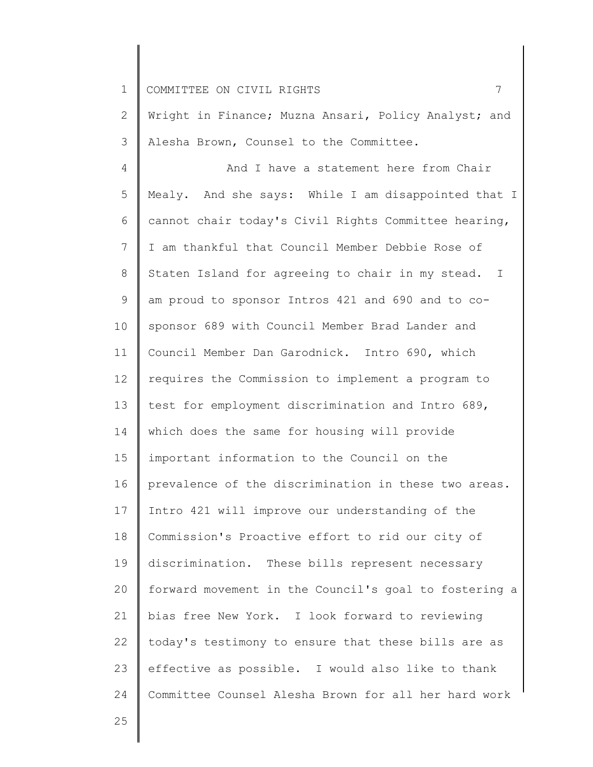Wright in Finance; Muzna Ansari, Policy Analyst; and Alesha Brown, Counsel to the Committee.

And I have a statement here from Chair Mealy. And she says: While I am disappointed that I cannot chair today's Civil Rights Committee hearing, I am thankful that Council Member Debbie Rose of Staten Island for agreeing to chair in my stead. I am proud to sponsor Intros 421 and 690 and to co-sponsor 689 with Council Member Brad Lander and Council Member Dan Garodnick. Intro 690, which requires the Commission to implement a program to test for employment discrimination and Intro 689, which does the same for housing will provide important information to the Council on the prevalence of the discrimination in these two areas. Intro 421 will improve our understanding of the Commission's Proactive effort to rid our city of discrimination. These bills represent necessary forward movement in the Council's goal to fostering a bias free New York. I look forward to reviewing today's testimony to ensure that these bills are as effective as possible. I would also like to thank Committee Counsel Alesha Brown for all her hard work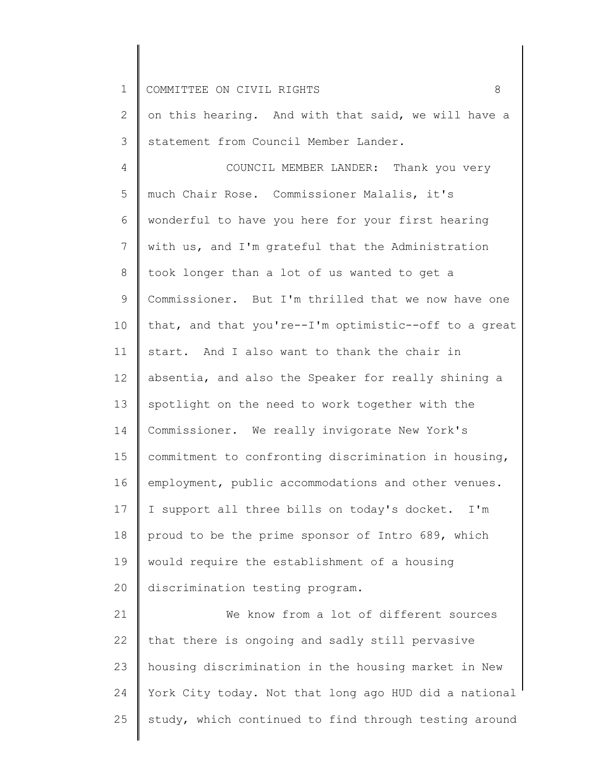on this hearing. And with that said, we will have a statement from Council Member Lander.

COUNCIL MEMBER LANDER: Thank you very much Chair Rose. Commissioner Malalis, it's wonderful to have you here for your first hearing with us, and I'm grateful that the Administration took longer than a lot of us wanted to get a Commissioner. But I'm thrilled that we now have one that, and that you're--I'm optimistic--off to a great start. And I also want to thank the chair in absentia, and also the Speaker for really shining a spotlight on the need to work together with the Commissioner. We really invigorate New York's commitment to confronting discrimination in housing, employment, public accommodations and other venues. I support all three bills on today's docket. I'm proud to be the prime sponsor of Intro 689, which would require the establishment of a housing discrimination testing program.

We know from a lot of different sources that there is ongoing and sadly still pervasive housing discrimination in the housing market in New York City today. Not that long ago HUD did a national study, which continued to find through testing around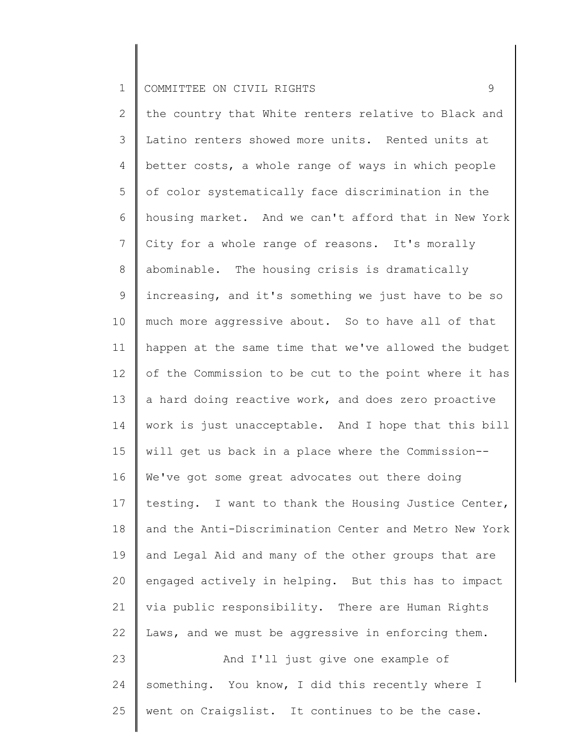the country that White renters relative to Black and Latino renters showed more units. Rented units at better costs, a whole range of ways in which people of color systematically face discrimination in the housing market. And we can't afford that in New York City for a whole range of reasons. It's morally abominable. The housing crisis is dramatically increasing, and it's something we just have to be so much more aggressive about. So to have all of that happen at the same time that we've allowed the budget of the Commission to be cut to the point where it has a hard doing reactive work, and does zero proactive work is just unacceptable. And I hope that this bill will get us back in a place where the Commission-- We've got some great advocates out there doing testing. I want to thank the Housing Justice Center, and the Anti-Discrimination Center and Metro New York and Legal Aid and many of the other groups that are engaged actively in helping. But this has to impact via public responsibility. There are Human Rights Laws, and we must be aggressive in enforcing them.

And I'll just give one example of something. You know, I did this recently where I went on Craigslist. It continues to be the case.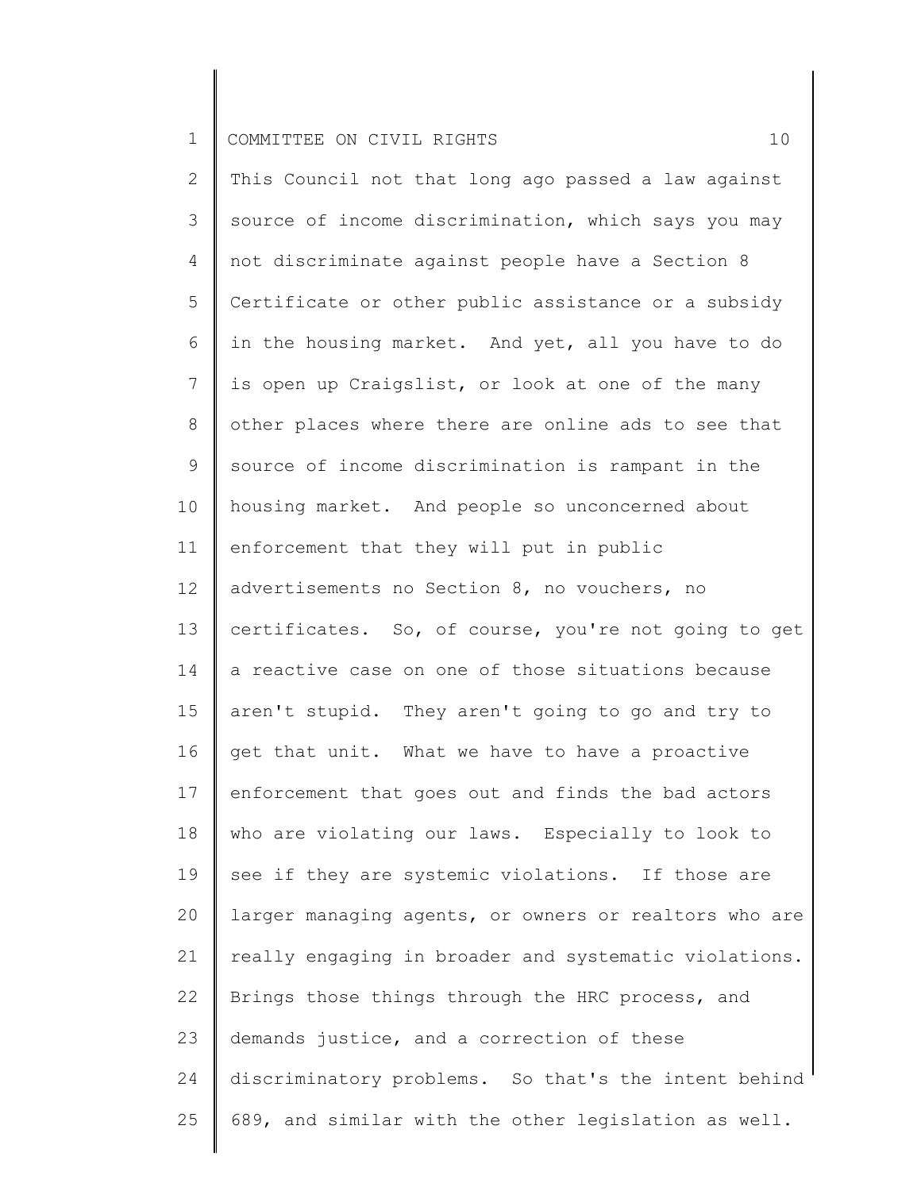This Council not that long ago passed a law against source of income discrimination, which says you may not discriminate against people have a Section 8 Certificate or other public assistance or a subsidy in the housing market. And yet, all you have to do is open up Craigslist, or look at one of the many other places where there are online ads to see that source of income discrimination is rampant in the housing market. And people so unconcerned about enforcement that they will put in public advertisements no Section 8, no vouchers, no certificates. So, of course, you're not going to get a reactive case on one of those situations because aren't stupid. They aren't going to go and try to get that unit. What we have to have a proactive enforcement that goes out and finds the bad actors who are violating our laws. Especially to look to see if they are systemic violations. If those are larger managing agents, or owners or realtors who are really engaging in broader and systematic violations. Brings those things through the HRC process, and demands justice, and a correction of these discriminatory problems. So that's the intent behind 689, and similar with the other legislation as well.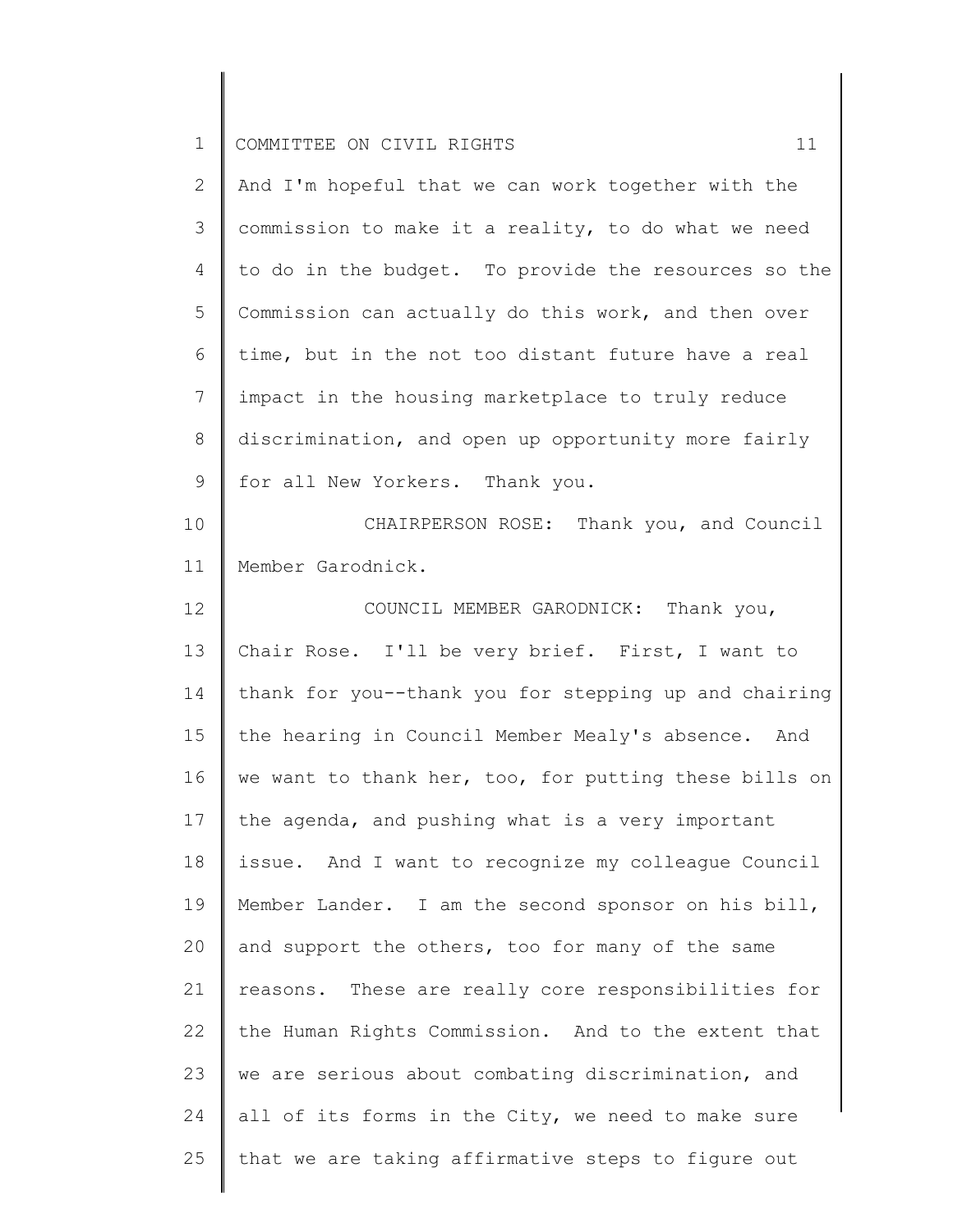And I'm hopeful that we can work together with the commission to make it a reality, to do what we need to do in the budget. To provide the resources so the Commission can actually do this work, and then over time, but in the not too distant future have a real impact in the housing marketplace to truly reduce discrimination, and open up opportunity more fairly for all New Yorkers. Thank you.

CHAIRPERSON ROSE: Thank you, and Council Member Garodnick.

COUNCIL MEMBER GARODNICK: Thank you, Chair Rose. I'll be very brief. First, I want to thank for you--thank you for stepping up and chairing the hearing in Council Member Mealy's absence. And we want to thank her, too, for putting these bills on the agenda, and pushing what is a very important issue. And I want to recognize my colleague Council Member Lander. I am the second sponsor on his bill, and support the others, too for many of the same reasons. These are really core responsibilities for the Human Rights Commission. And to the extent that we are serious about combating discrimination, and all of its forms in the City, we need to make sure that we are taking affirmative steps to figure out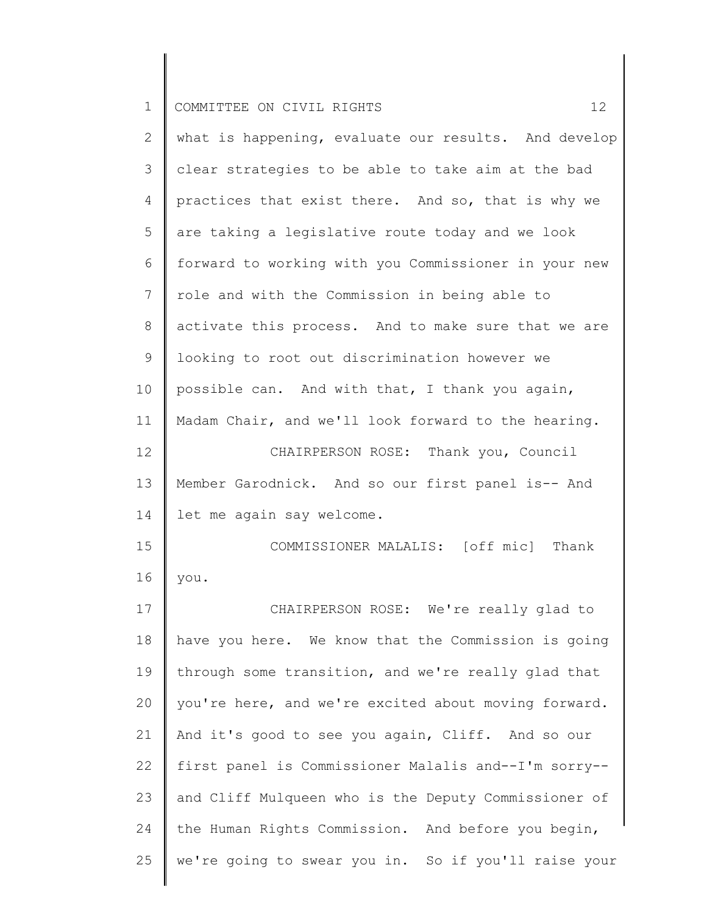what is happening, evaluate our results. And develop clear strategies to be able to take aim at the bad practices that exist there. And so, that is why we are taking a legislative route today and we look forward to working with you Commissioner in your new role and with the Commission in being able to activate this process. And to make sure that we are looking to root out discrimination however we possible can. And with that, I thank you again, Madam Chair, and we'll look forward to the hearing.

CHAIRPERSON ROSE: Thank you, Council Member Garodnick. And so our first panel is-- And let me again say welcome.

COMMISSIONER MALALIS: [off mic] Thank you.

CHAIRPERSON ROSE: We're really glad to have you here. We know that the Commission is going through some transition, and we're really glad that you're here, and we're excited about moving forward. And it's good to see you again, Cliff. And so our first panel is Commissioner Malalis and--I'm sorry-- and Cliff Mulqueen who is the Deputy Commissioner of the Human Rights Commission. And before you begin, we're going to swear you in. So if you'll raise your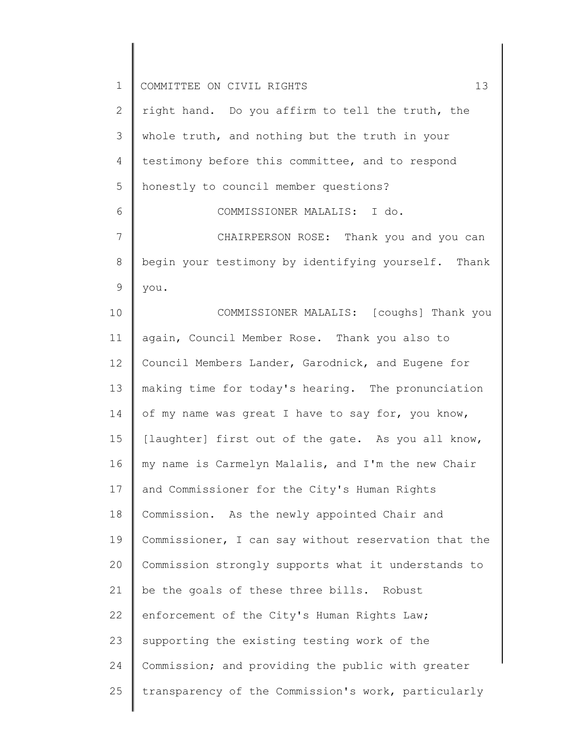right hand. Do you affirm to tell the truth, the whole truth, and nothing but the truth in your testimony before this committee, and to respond honestly to council member questions?

COMMISSIONER MALALIS: I do.

CHAIRPERSON ROSE: Thank you and you can begin your testimony by identifying yourself. Thank you.

COMMISSIONER MALALIS: [coughs] Thank you again, Council Member Rose. Thank you also to Council Members Lander, Garodnick, and Eugene for making time for today's hearing. The pronunciation of my name was great I have to say for, you know, [laughter] first out of the gate. As you all know, my name is Carmelyn Malalis, and I'm the new Chair and Commissioner for the City's Human Rights Commission. As the newly appointed Chair and Commissioner, I can say without reservation that the Commission strongly supports what it understands to be the goals of these three bills. Robust enforcement of the City's Human Rights Law; supporting the existing testing work of the Commission; and providing the public with greater transparency of the Commission's work, particularly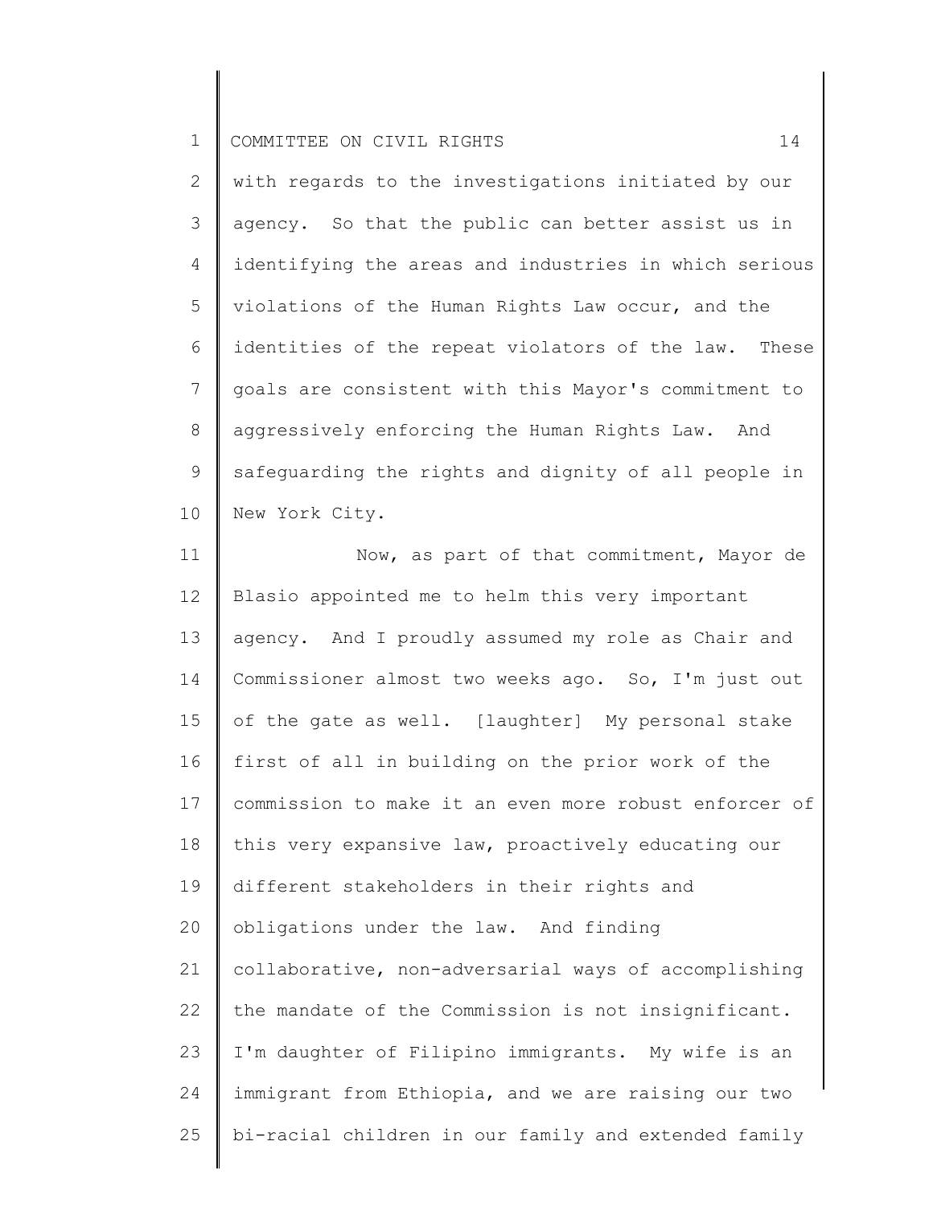with regards to the investigations initiated by our agency. So that the public can better assist us in identifying the areas and industries in which serious violations of the Human Rights Law occur, and the identities of the repeat violators of the law. These goals are consistent with this Mayor's commitment to aggressively enforcing the Human Rights Law. And safeguarding the rights and dignity of all people in New York City.

Now, as part of that commitment, Mayor de Blasio appointed me to helm this very important agency. And I proudly assumed my role as Chair and Commissioner almost two weeks ago. So, I'm just out of the gate as well. [laughter] My personal stake first of all in building on the prior work of the commission to make it an even more robust enforcer of this very expansive law, proactively educating our different stakeholders in their rights and obligations under the law. And finding collaborative, non-adversarial ways of accomplishing the mandate of the Commission is not insignificant. I'm daughter of Filipino immigrants. My wife is an immigrant from Ethiopia, and we are raising our two bi-racial children in our family and extended family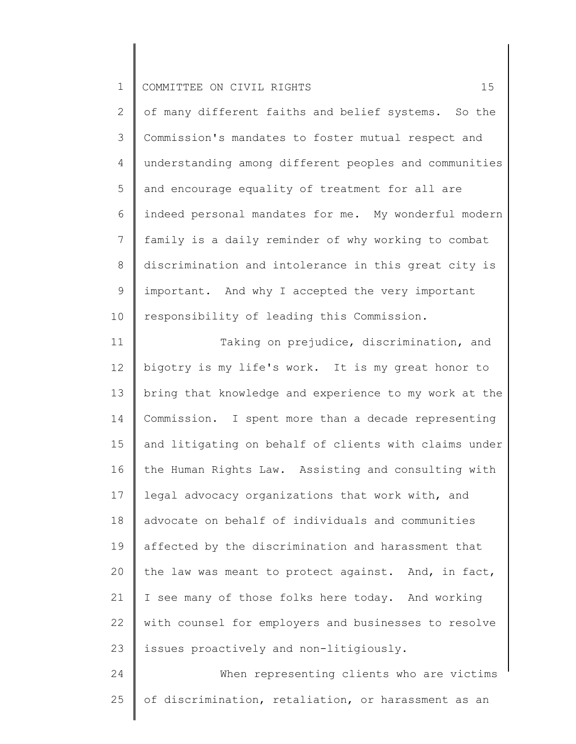of many different faiths and belief systems. So the Commission's mandates to foster mutual respect and understanding among different peoples and communities and encourage equality of treatment for all are indeed personal mandates for me. My wonderful modern family is a daily reminder of why working to combat discrimination and intolerance in this great city is important. And why I accepted the very important responsibility of leading this Commission.

Taking on prejudice, discrimination, and bigotry is my life's work. It is my great honor to bring that knowledge and experience to my work at the Commission. I spent more than a decade representing and litigating on behalf of clients with claims under the Human Rights Law. Assisting and consulting with legal advocacy organizations that work with, and advocate on behalf of individuals and communities affected by the discrimination and harassment that the law was meant to protect against. And, in fact, I see many of those folks here today. And working with counsel for employers and businesses to resolve issues proactively and non-litigiously.

When representing clients who are victims of discrimination, retaliation, or harassment as an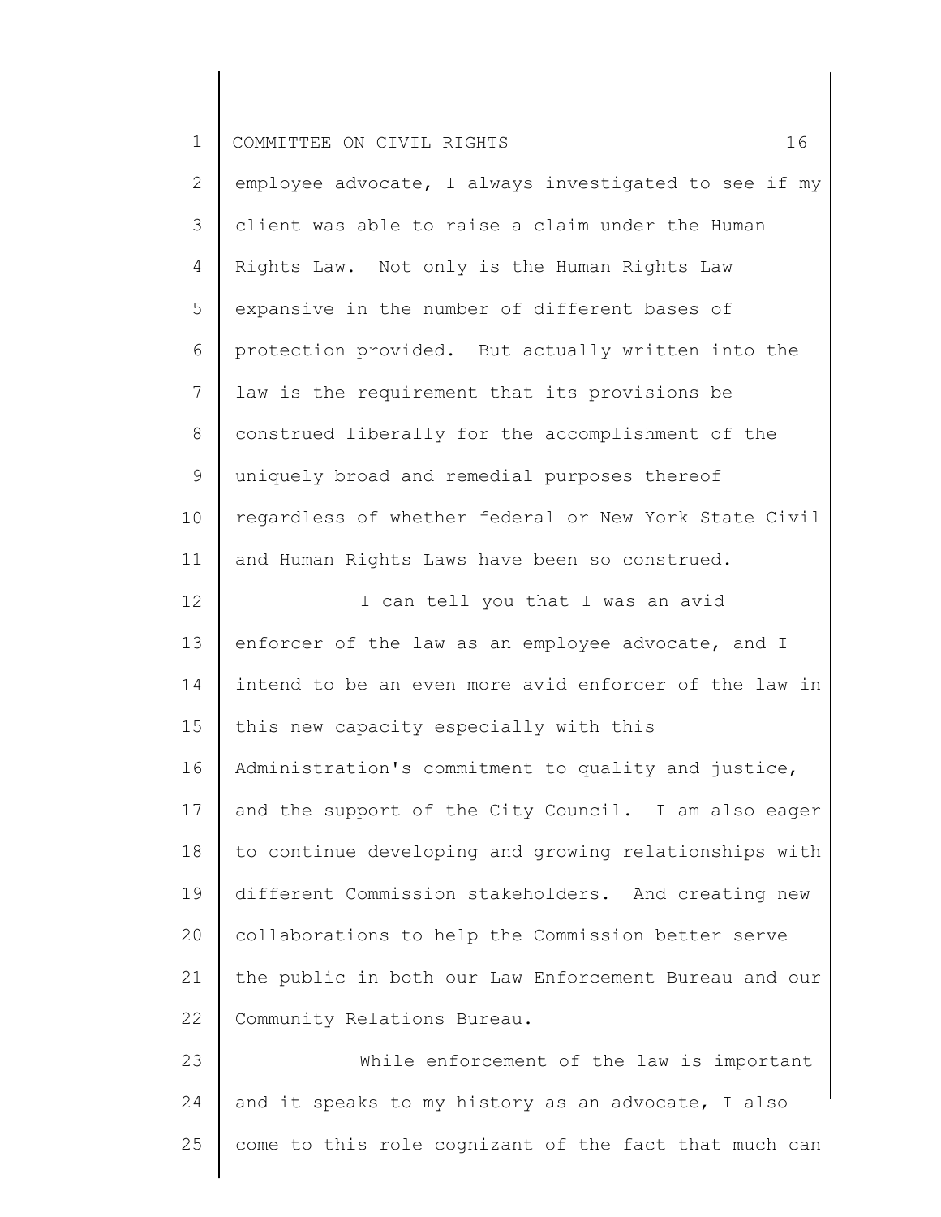employee advocate, I always investigated to see if my client was able to raise a claim under the Human Rights Law. Not only is the Human Rights Law expansive in the number of different bases of protection provided. But actually written into the law is the requirement that its provisions be construed liberally for the accomplishment of the uniquely broad and remedial purposes thereof regardless of whether federal or New York State Civil and Human Rights Laws have been so construed.

I can tell you that I was an avid enforcer of the law as an employee advocate, and I intend to be an even more avid enforcer of the law in this new capacity especially with this Administration's commitment to quality and justice, and the support of the City Council. I am also eager to continue developing and growing relationships with different Commission stakeholders. And creating new collaborations to help the Commission better serve the public in both our Law Enforcement Bureau and our Community Relations Bureau.

While enforcement of the law is important and it speaks to my history as an advocate, I also come to this role cognizant of the fact that much can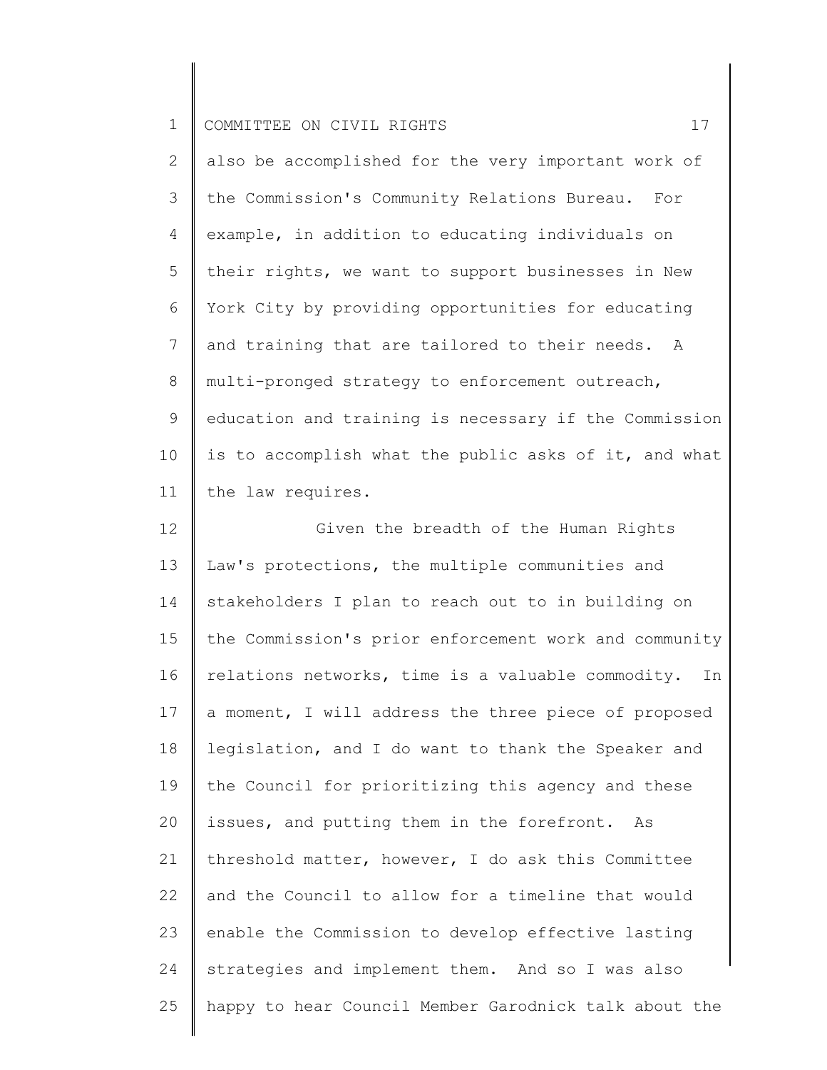also be accomplished for the very important work of the Commission's Community Relations Bureau. For example, in addition to educating individuals on their rights, we want to support businesses in New York City by providing opportunities for educating and training that are tailored to their needs. A multi-pronged strategy to enforcement outreach, education and training is necessary if the Commission is to accomplish what the public asks of it, and what the law requires.

Given the breadth of the Human Rights Law's protections, the multiple communities and stakeholders I plan to reach out to in building on the Commission's prior enforcement work and community relations networks, time is a valuable commodity. In a moment, I will address the three piece of proposed legislation, and I do want to thank the Speaker and the Council for prioritizing this agency and these issues, and putting them in the forefront. As threshold matter, however, I do ask this Committee and the Council to allow for a timeline that would enable the Commission to develop effective lasting strategies and implement them. And so I was also happy to hear Council Member Garodnick talk about the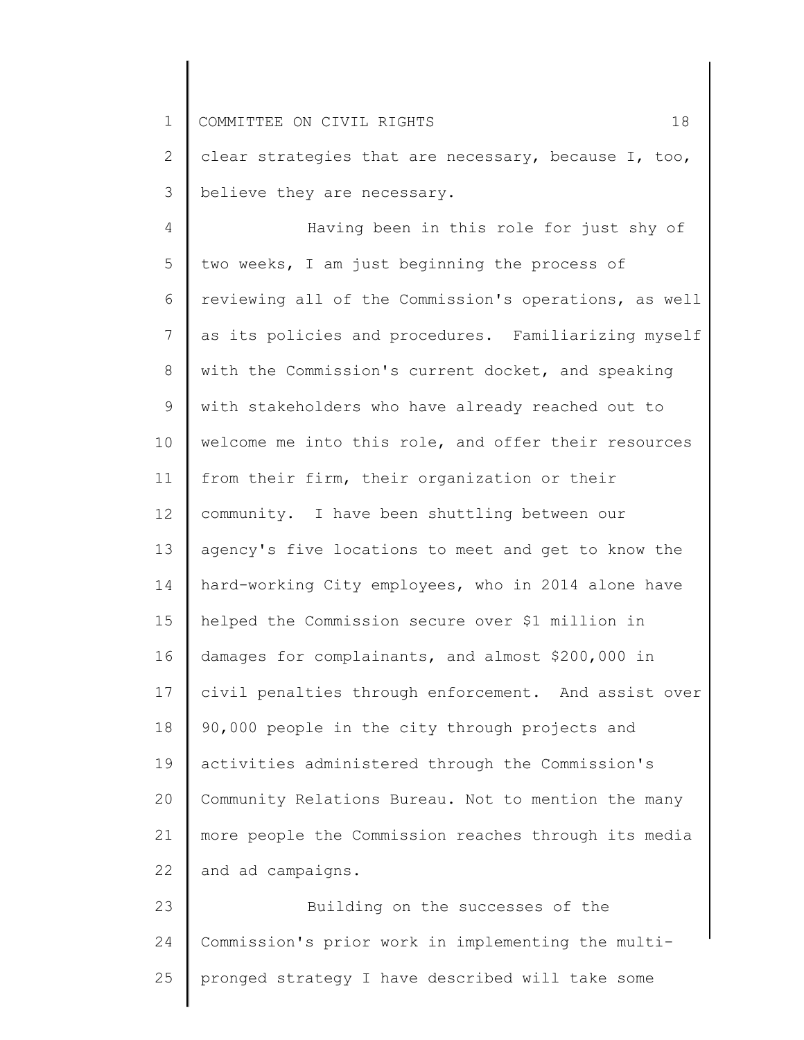clear strategies that are necessary, because I, too, believe they are necessary.

Having been in this role for just shy of two weeks, I am just beginning the process of reviewing all of the Commission's operations, as well as its policies and procedures. Familiarizing myself with the Commission's current docket, and speaking with stakeholders who have already reached out to welcome me into this role, and offer their resources from their firm, their organization or their community. I have been shuttling between our agency's five locations to meet and get to know the hard-working City employees, who in 2014 alone have helped the Commission secure over $1 million in damages for complainants, and almost $200,000 in civil penalties through enforcement. And assist over 90,000 people in the city through projects and activities administered through the Commission's Community Relations Bureau. Not to mention the many more people the Commission reaches through its media and ad campaigns.

Building on the successes of the Commission's prior work in implementing the multi-pronged strategy I have described will take some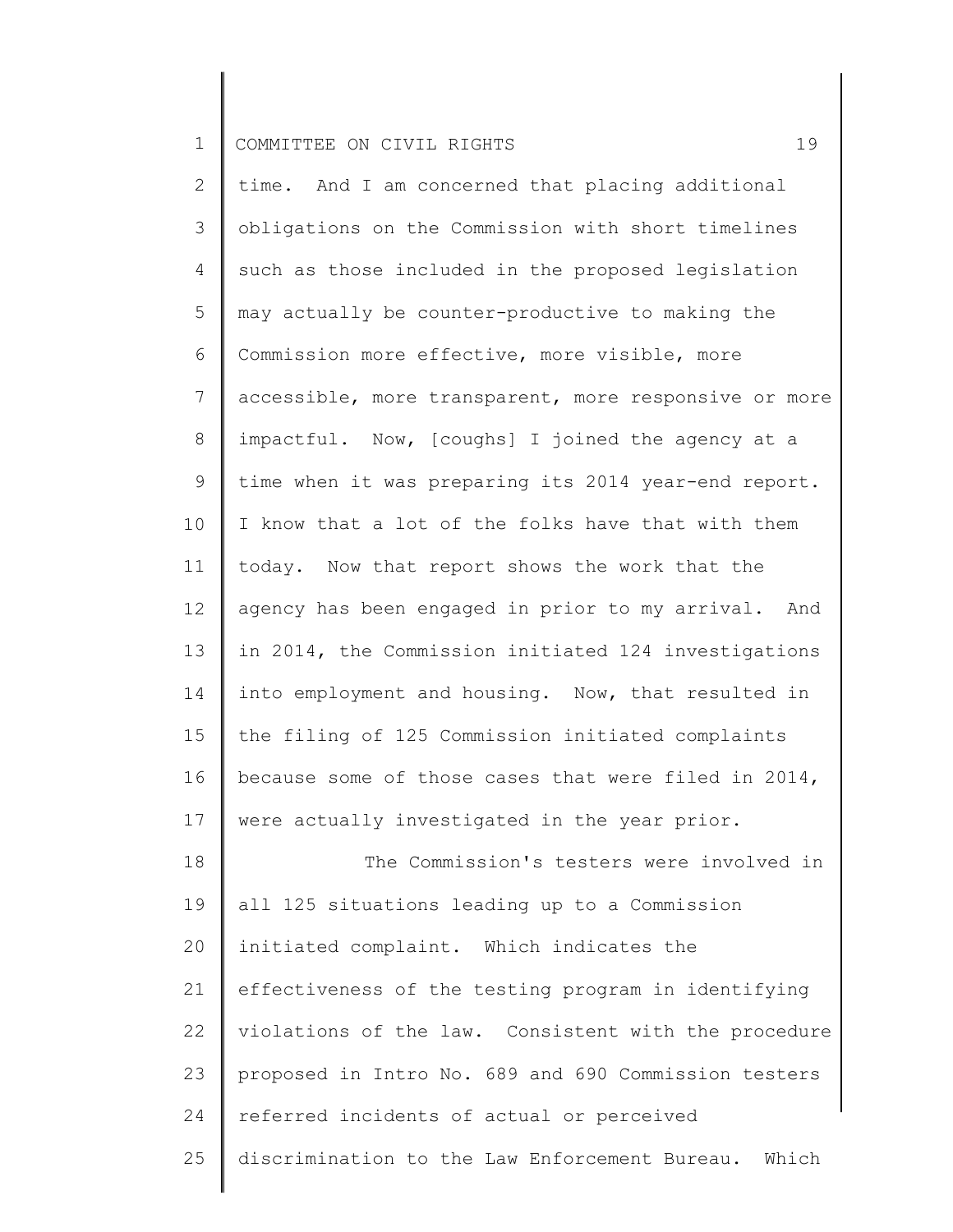time. And I am concerned that placing additional obligations on the Commission with short timelines such as those included in the proposed legislation may actually be counter-productive to making the Commission more effective, more visible, more accessible, more transparent, more responsive or more impactful. Now, [coughs] I joined the agency at a time when it was preparing its 2014 year-end report. I know that a lot of the folks have that with them today. Now that report shows the work that the agency has been engaged in prior to my arrival. And in 2014, the Commission initiated 124 investigations into employment and housing. Now, that resulted in the filing of 125 Commission initiated complaints because some of those cases that were filed in 2014, were actually investigated in the year prior.

The Commission's testers were involved in all 125 situations leading up to a Commission initiated complaint. Which indicates the effectiveness of the testing program in identifying violations of the law. Consistent with the procedure proposed in Intro No. 689 and 690 Commission testers referred incidents of actual or perceived discrimination to the Law Enforcement Bureau. Which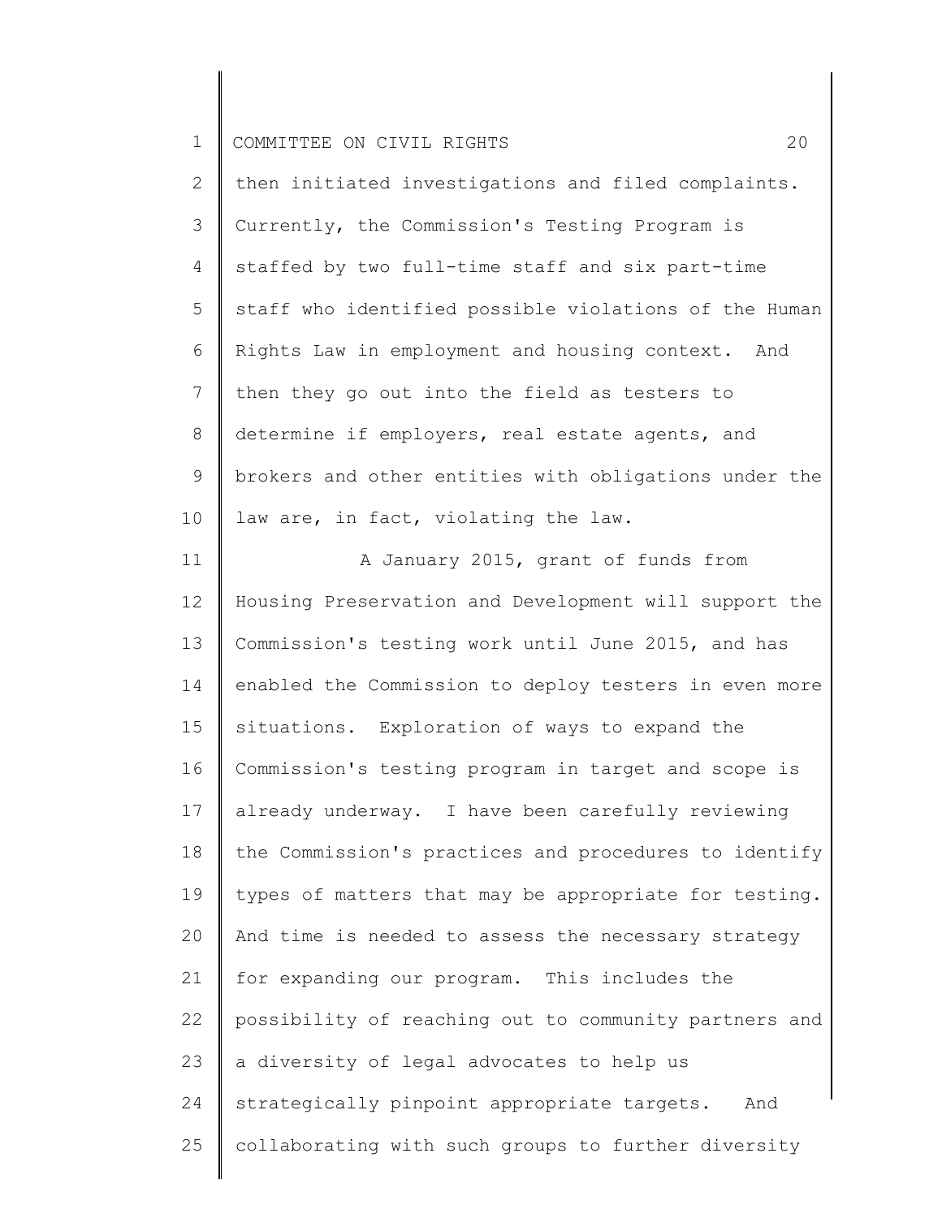then initiated investigations and filed complaints. Currently, the Commission's Testing Program is staffed by two full-time staff and six part-time staff who identified possible violations of the Human Rights Law in employment and housing context. And then they go out into the field as testers to determine if employers, real estate agents, and brokers and other entities with obligations under the law are, in fact, violating the law.

A January 2015, grant of funds from Housing Preservation and Development will support the Commission's testing work until June 2015, and has enabled the Commission to deploy testers in even more situations. Exploration of ways to expand the Commission's testing program in target and scope is already underway. I have been carefully reviewing the Commission's practices and procedures to identify types of matters that may be appropriate for testing. And time is needed to assess the necessary strategy for expanding our program. This includes the possibility of reaching out to community partners and a diversity of legal advocates to help us strategically pinpoint appropriate targets. And collaborating with such groups to further diversity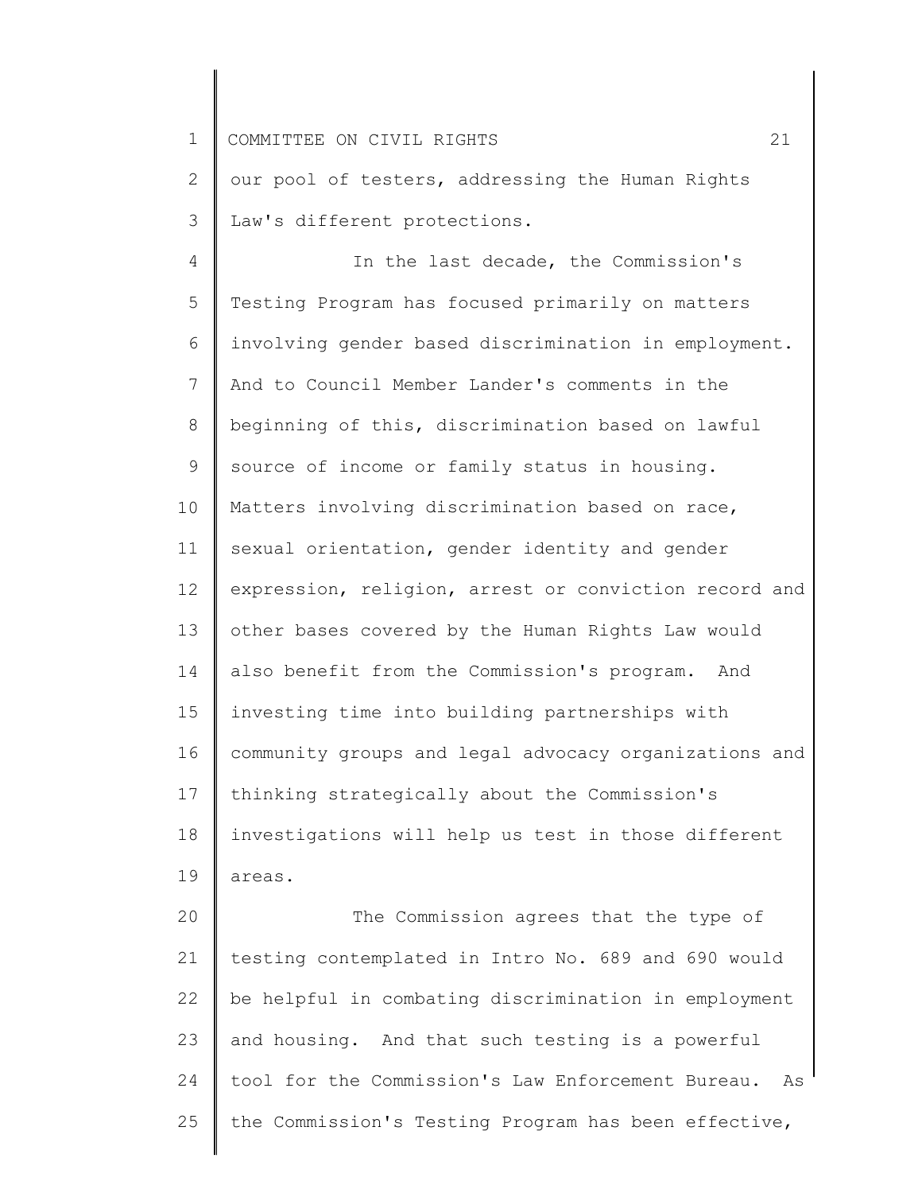our pool of testers, addressing the Human Rights Law's different protections.

In the last decade, the Commission's Testing Program has focused primarily on matters involving gender based discrimination in employment. And to Council Member Lander's comments in the beginning of this, discrimination based on lawful source of income or family status in housing. Matters involving discrimination based on race, sexual orientation, gender identity and gender expression, religion, arrest or conviction record and other bases covered by the Human Rights Law would also benefit from the Commission's program. And investing time into building partnerships with community groups and legal advocacy organizations and thinking strategically about the Commission's investigations will help us test in those different areas.

The Commission agrees that the type of testing contemplated in Intro No. 689 and 690 would be helpful in combating discrimination in employment and housing. And that such testing is a powerful tool for the Commission's Law Enforcement Bureau. As the Commission's Testing Program has been effective,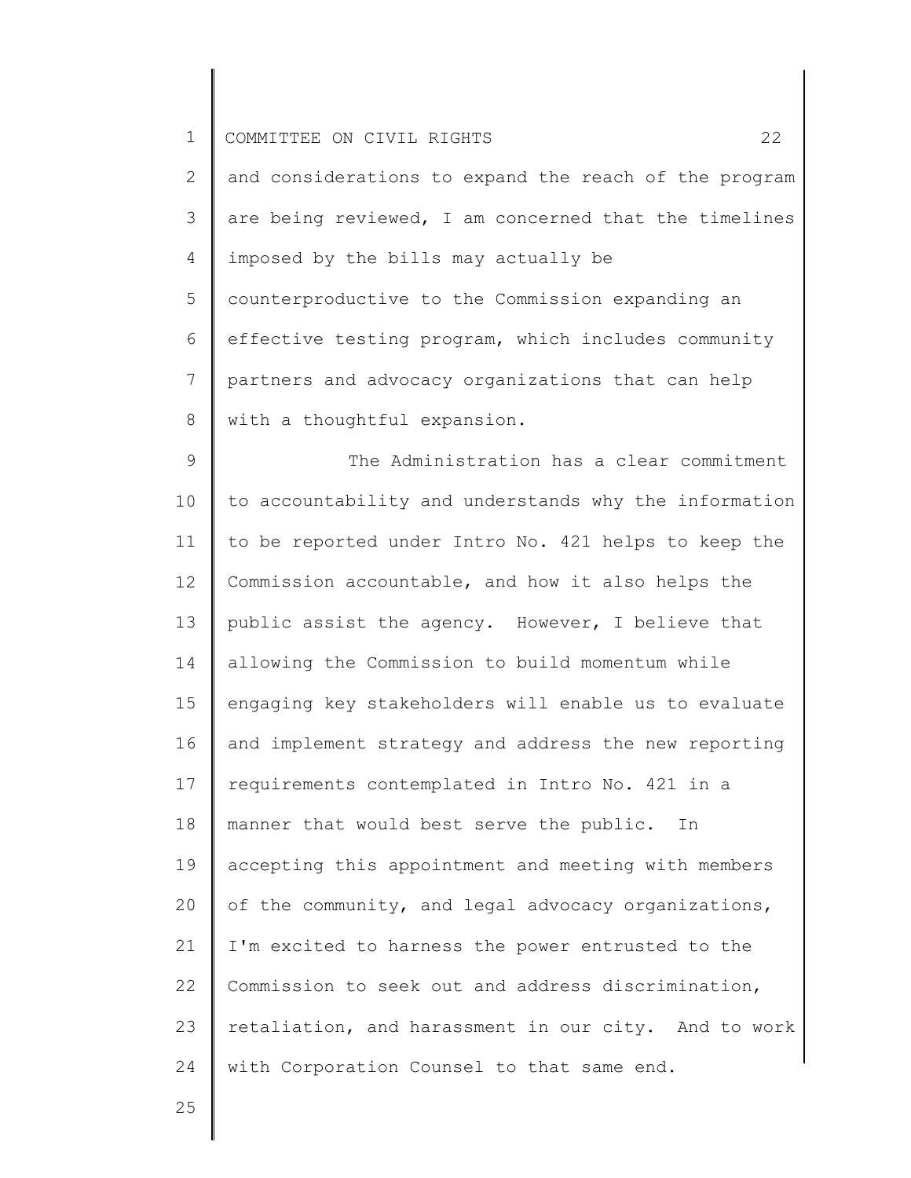and considerations to expand the reach of the program are being reviewed, I am concerned that the timelines imposed by the bills may actually be counterproductive to the Commission expanding an effective testing program, which includes community partners and advocacy organizations that can help with a thoughtful expansion.

The Administration has a clear commitment to accountability and understands why the information to be reported under Intro No. 421 helps to keep the Commission accountable, and how it also helps the public assist the agency. However, I believe that allowing the Commission to build momentum while engaging key stakeholders will enable us to evaluate and implement strategy and address the new reporting requirements contemplated in Intro No. 421 in a manner that would best serve the public. In accepting this appointment and meeting with members of the community, and legal advocacy organizations, I'm excited to harness the power entrusted to the Commission to seek out and address discrimination, retaliation, and harassment in our city. And to work with Corporation Counsel to that same end.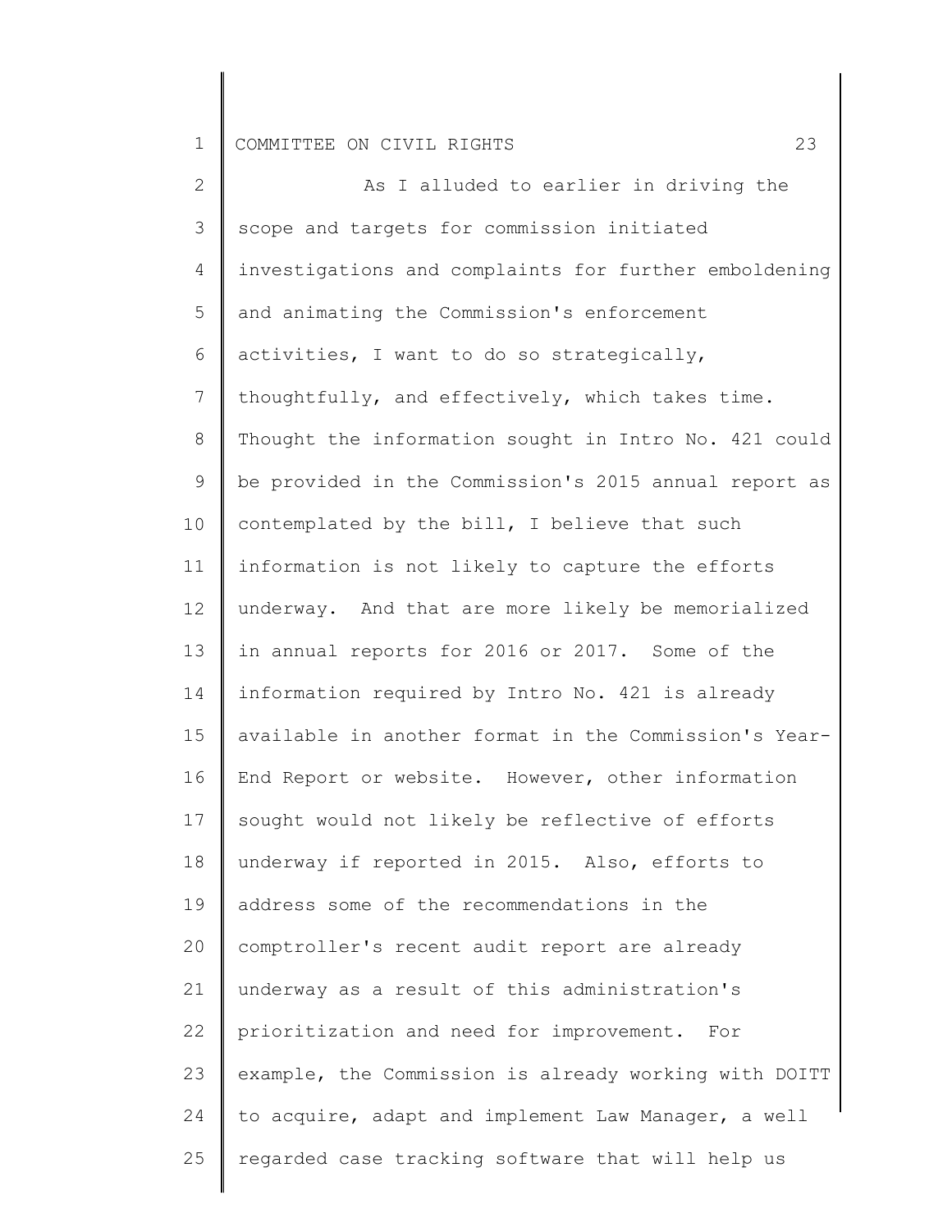As I alluded to earlier in driving the scope and targets for commission initiated investigations and complaints for further emboldening and animating the Commission's enforcement activities, I want to do so strategically, thoughtfully, and effectively, which takes time. Thought the information sought in Intro No. 421 could be provided in the Commission's 2015 annual report as contemplated by the bill, I believe that such information is not likely to capture the efforts underway. And that are more likely be memorialized in annual reports for 2016 or 2017. Some of the information required by Intro No. 421 is already available in another format in the Commission's Year-End Report or website. However, other information sought would not likely be reflective of efforts underway if reported in 2015. Also, efforts to address some of the recommendations in the comptroller's recent audit report are already underway as a result of this administration's prioritization and need for improvement. For example, the Commission is already working with DOITT to acquire, adapt and implement Law Manager, a well regarded case tracking software that will help us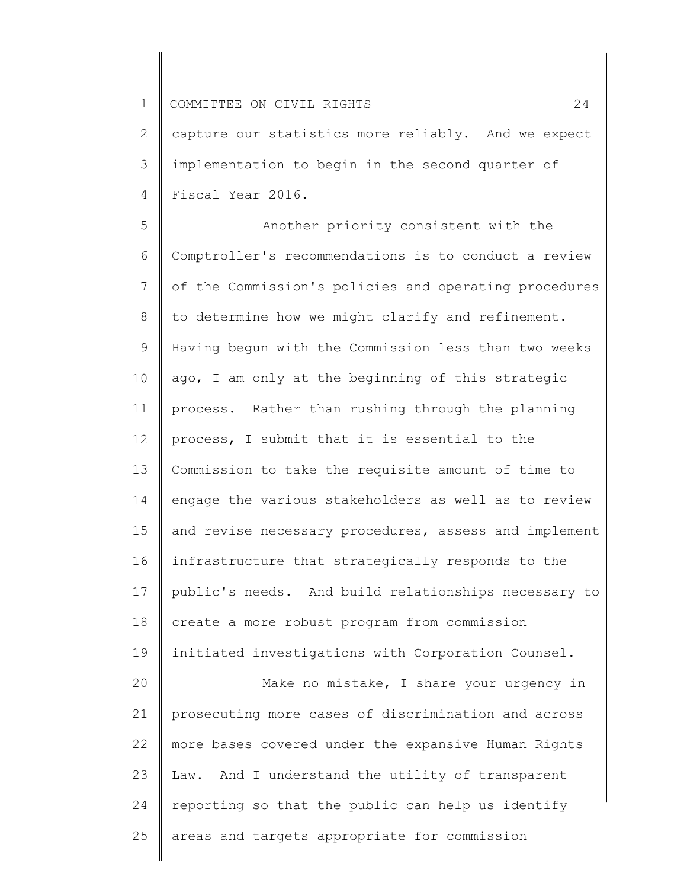capture our statistics more reliably. And we expect implementation to begin in the second quarter of Fiscal Year 2016.

Another priority consistent with the Comptroller's recommendations is to conduct a review of the Commission's policies and operating procedures to determine how we might clarify and refinement. Having begun with the Commission less than two weeks ago, I am only at the beginning of this strategic process. Rather than rushing through the planning process, I submit that it is essential to the Commission to take the requisite amount of time to engage the various stakeholders as well as to review and revise necessary procedures, assess and implement infrastructure that strategically responds to the public's needs. And build relationships necessary to create a more robust program from commission initiated investigations with Corporation Counsel.

Make no mistake, I share your urgency in prosecuting more cases of discrimination and across more bases covered under the expansive Human Rights Law. And I understand the utility of transparent reporting so that the public can help us identify areas and targets appropriate for commission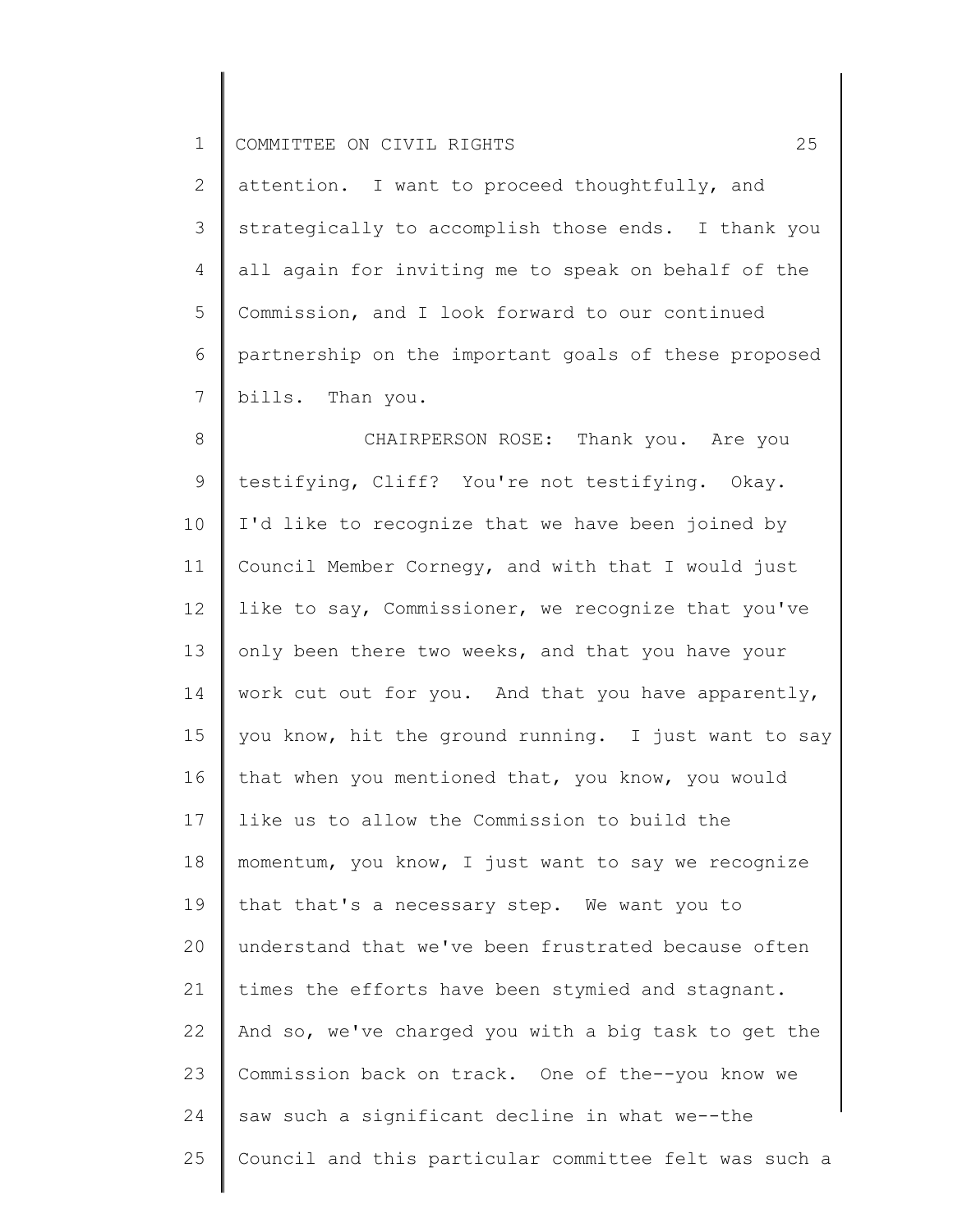attention. I want to proceed thoughtfully, and strategically to accomplish those ends. I thank you all again for inviting me to speak on behalf of the Commission, and I look forward to our continued partnership on the important goals of these proposed bills. Than you.

CHAIRPERSON ROSE: Thank you. Are you testifying, Cliff? You're not testifying. Okay. I'd like to recognize that we have been joined by Council Member Cornegy, and with that I would just like to say, Commissioner, we recognize that you've only been there two weeks, and that you have your work cut out for you. And that you have apparently, you know, hit the ground running. I just want to say that when you mentioned that, you know, you would like us to allow the Commission to build the momentum, you know, I just want to say we recognize that that's a necessary step. We want you to understand that we've been frustrated because often times the efforts have been stymied and stagnant. And so, we've charged you with a big task to get the Commission back on track. One of the--you know we saw such a significant decline in what we--the Council and this particular committee felt was such a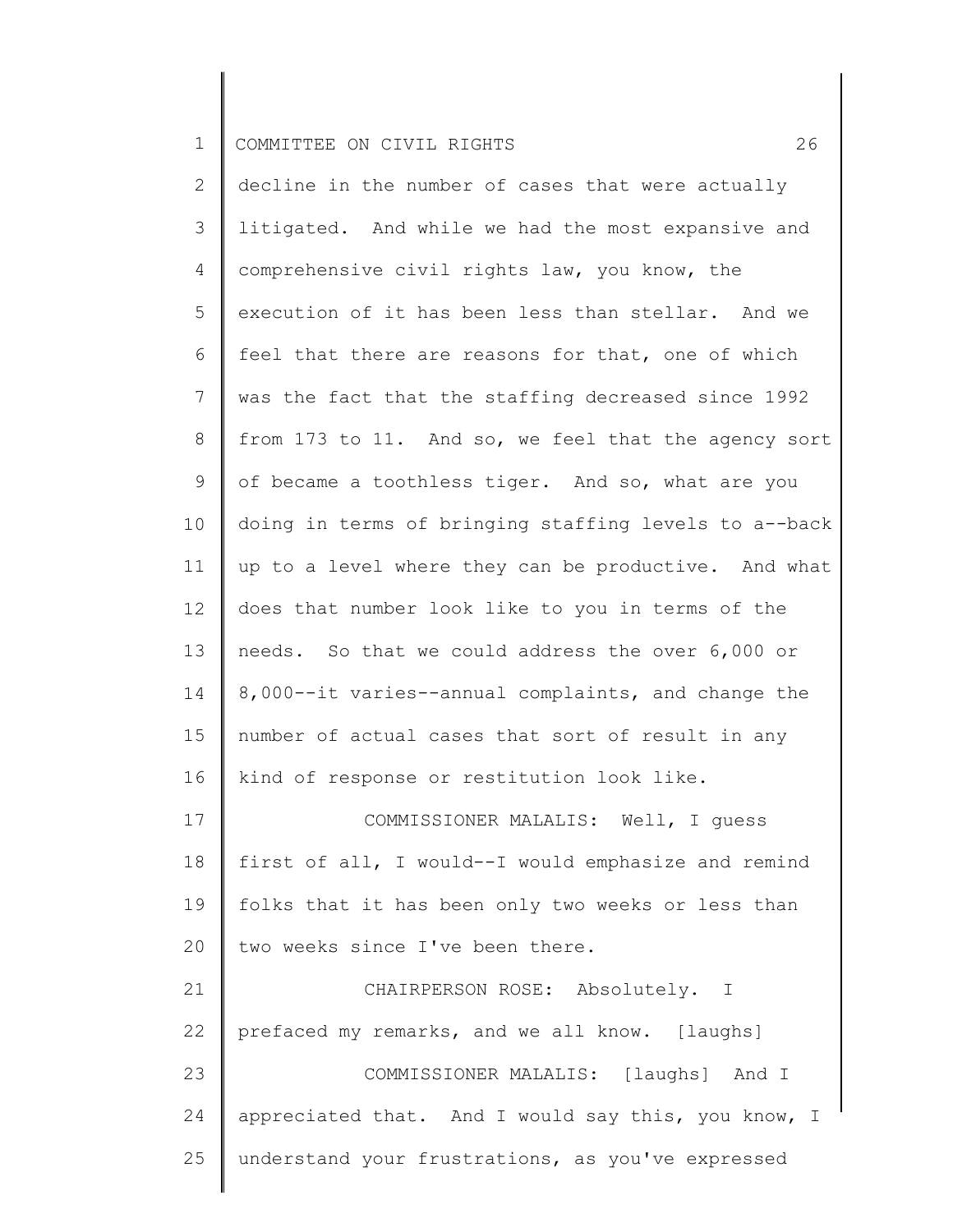decline in the number of cases that were actually litigated. And while we had the most expansive and comprehensive civil rights law, you know, the execution of it has been less than stellar. And we feel that there are reasons for that, one of which was the fact that the staffing decreased since 1992 from 173 to 11. And so, we feel that the agency sort of became a toothless tiger. And so, what are you doing in terms of bringing staffing levels to a--back up to a level where they can be productive. And what does that number look like to you in terms of the needs. So that we could address the over 6,000 or 8,000--it varies--annual complaints, and change the number of actual cases that sort of result in any kind of response or restitution look like.

COMMISSIONER MALALIS: Well, I guess first of all, I would--I would emphasize and remind folks that it has been only two weeks or less than two weeks since I've been there.

CHAIRPERSON ROSE: Absolutely. I prefaced my remarks, and we all know. [laughs]

COMMISSIONER MALALIS: [laughs] And I appreciated that. And I would say this, you know, I understand your frustrations, as you've expressed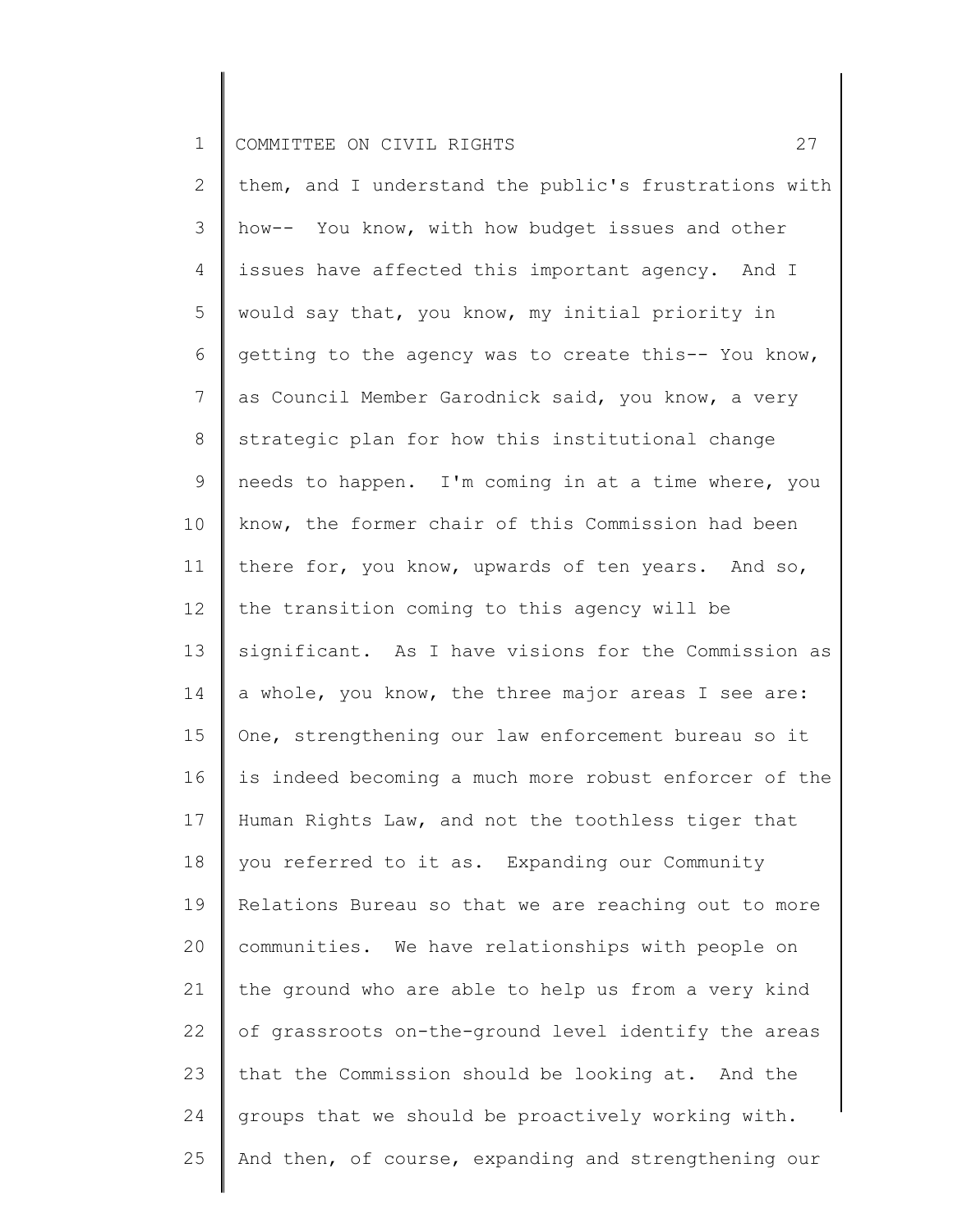them, and I understand the public's frustrations with how-- You know, with how budget issues and other issues have affected this important agency. And I would say that, you know, my initial priority in getting to the agency was to create this-- You know, as Council Member Garodnick said, you know, a very strategic plan for how this institutional change needs to happen. I'm coming in at a time where, you know, the former chair of this Commission had been there for, you know, upwards of ten years. And so, the transition coming to this agency will be significant. As I have visions for the Commission as a whole, you know, the three major areas I see are: One, strengthening our law enforcement bureau so it is indeed becoming a much more robust enforcer of the Human Rights Law, and not the toothless tiger that you referred to it as. Expanding our Community Relations Bureau so that we are reaching out to more communities. We have relationships with people on the ground who are able to help us from a very kind of grassroots on-the-ground level identify the areas that the Commission should be looking at. And the groups that we should be proactively working with. And then, of course, expanding and strengthening our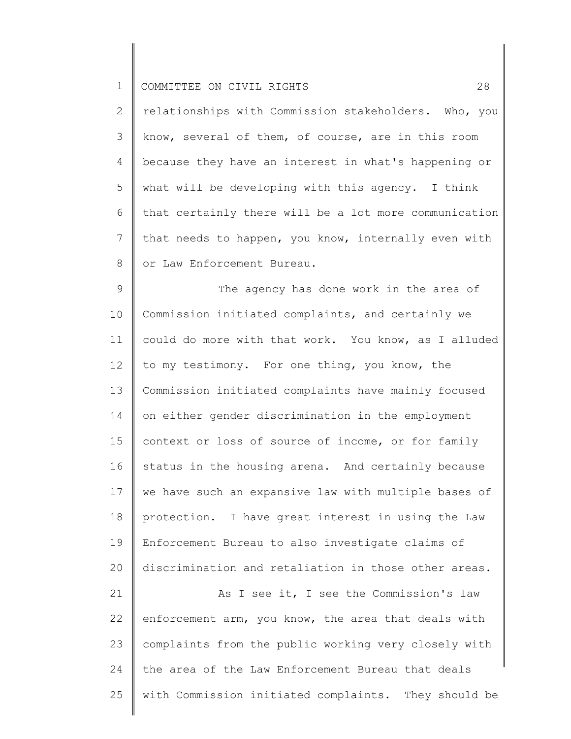relationships with Commission stakeholders. Who, you know, several of them, of course, are in this room because they have an interest in what's happening or what will be developing with this agency. I think that certainly there will be a lot more communication that needs to happen, you know, internally even with or Law Enforcement Bureau.

The agency has done work in the area of Commission initiated complaints, and certainly we could do more with that work. You know, as I alluded to my testimony. For one thing, you know, the Commission initiated complaints have mainly focused on either gender discrimination in the employment context or loss of source of income, or for family status in the housing arena. And certainly because we have such an expansive law with multiple bases of protection. I have great interest in using the Law Enforcement Bureau to also investigate claims of discrimination and retaliation in those other areas.

As I see it, I see the Commission's law enforcement arm, you know, the area that deals with complaints from the public working very closely with the area of the Law Enforcement Bureau that deals with Commission initiated complaints. They should be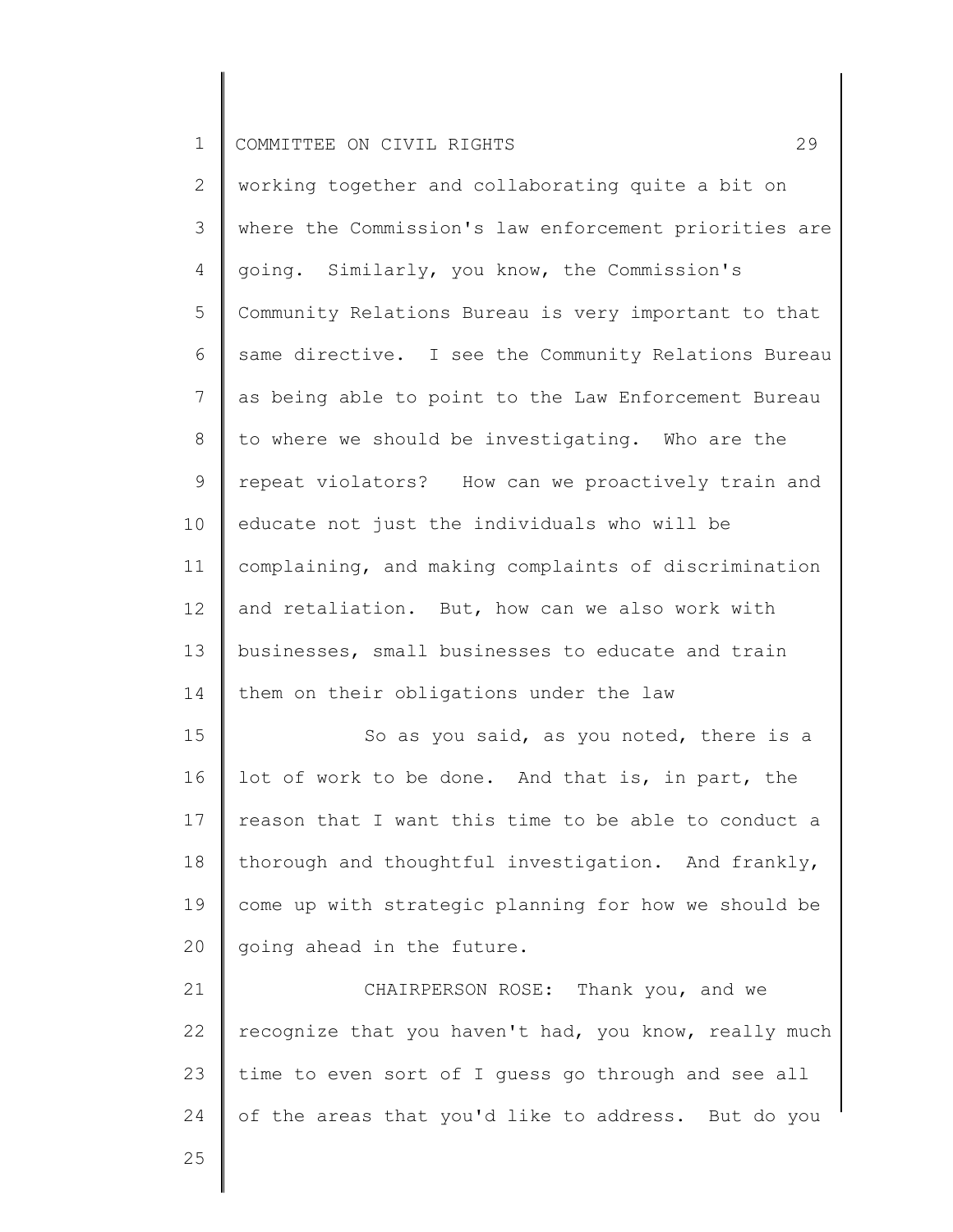working together and collaborating quite a bit on where the Commission's law enforcement priorities are going. Similarly, you know, the Commission's Community Relations Bureau is very important to that same directive. I see the Community Relations Bureau as being able to point to the Law Enforcement Bureau to where we should be investigating. Who are the repeat violators? How can we proactively train and educate not just the individuals who will be complaining, and making complaints of discrimination and retaliation. But, how can we also work with businesses, small businesses to educate and train them on their obligations under the law

So as you said, as you noted, there is a lot of work to be done. And that is, in part, the reason that I want this time to be able to conduct a thorough and thoughtful investigation. And frankly, come up with strategic planning for how we should be going ahead in the future.

CHAIRPERSON ROSE: Thank you, and we recognize that you haven't had, you know, really much time to even sort of I guess go through and see all of the areas that you'd like to address. But do you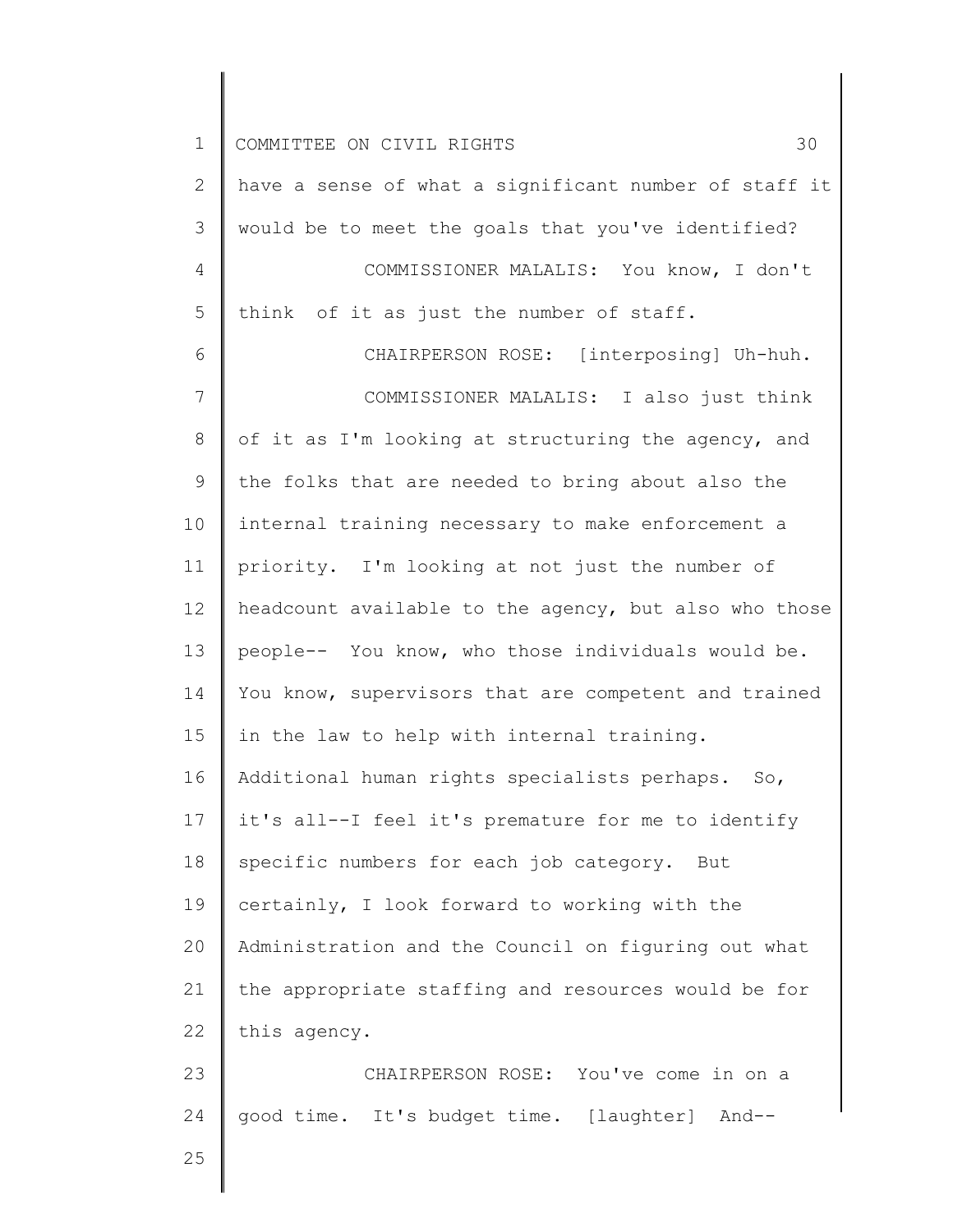have a sense of what a significant number of staff it would be to meet the goals that you've identified?

COMMISSIONER MALALIS: You know, I don't think of it as just the number of staff.

CHAIRPERSON ROSE: [interposing] Uh-huh.

COMMISSIONER MALALIS: I also just think of it as I'm looking at structuring the agency, and the folks that are needed to bring about also the internal training necessary to make enforcement a priority. I'm looking at not just the number of headcount available to the agency, but also who those people-- You know, who those individuals would be. You know, supervisors that are competent and trained in the law to help with internal training. Additional human rights specialists perhaps. So, it's all--I feel it's premature for me to identify specific numbers for each job category. But certainly, I look forward to working with the Administration and the Council on figuring out what the appropriate staffing and resources would be for this agency.

CHAIRPERSON ROSE: You've come in on a good time. It's budget time. [laughter] And--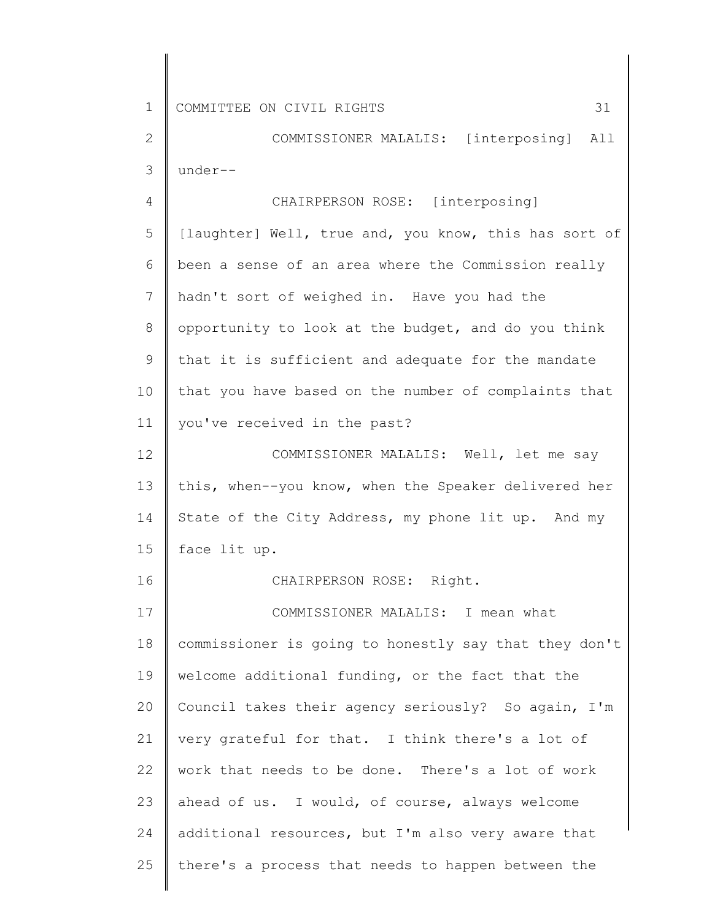COMMISSIONER MALALIS: [interposing] All under--

CHAIRPERSON ROSE: [interposing] [laughter] Well, true and, you know, this has sort of been a sense of an area where the Commission really hadn't sort of weighed in. Have you had the opportunity to look at the budget, and do you think that it is sufficient and adequate for the mandate that you have based on the number of complaints that you've received in the past?

COMMISSIONER MALALIS: Well, let me say this, when--you know, when the Speaker delivered her State of the City Address, my phone lit up. And my face lit up.

CHAIRPERSON ROSE: Right.

COMMISSIONER MALALIS: I mean what commissioner is going to honestly say that they don't welcome additional funding, or the fact that the Council takes their agency seriously? So again, I'm very grateful for that. I think there's a lot of work that needs to be done. There's a lot of work ahead of us. I would, of course, always welcome additional resources, but I'm also very aware that there's a process that needs to happen between the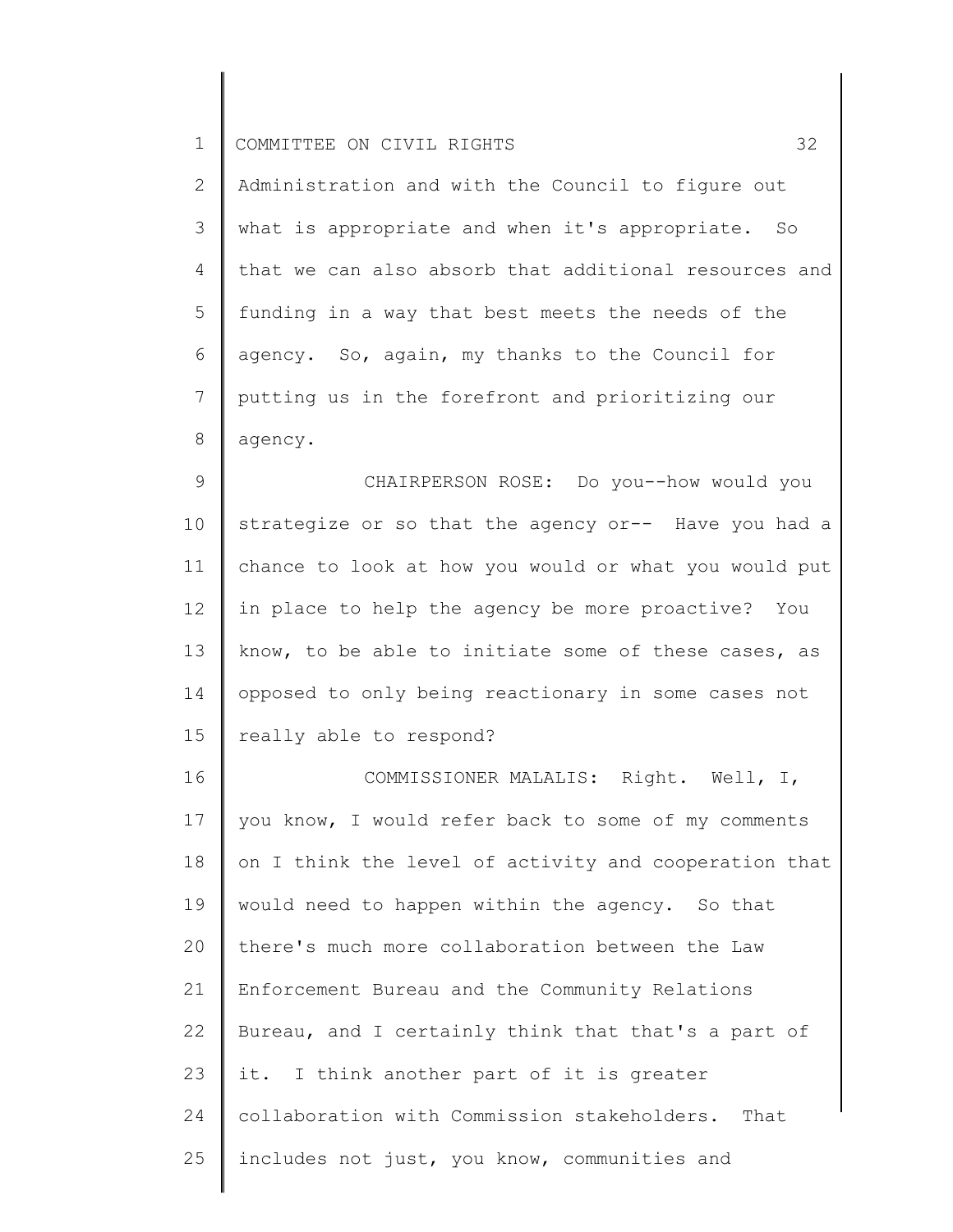Administration and with the Council to figure out what is appropriate and when it's appropriate. So that we can also absorb that additional resources and funding in a way that best meets the needs of the agency. So, again, my thanks to the Council for putting us in the forefront and prioritizing our agency.

CHAIRPERSON ROSE: Do you--how would you strategize or so that the agency or-- Have you had a chance to look at how you would or what you would put in place to help the agency be more proactive? You know, to be able to initiate some of these cases, as opposed to only being reactionary in some cases not really able to respond?

COMMISSIONER MALALIS: Right. Well, I, you know, I would refer back to some of my comments on I think the level of activity and cooperation that would need to happen within the agency. So that there's much more collaboration between the Law Enforcement Bureau and the Community Relations Bureau, and I certainly think that that's a part of it. I think another part of it is greater collaboration with Commission stakeholders. That includes not just, you know, communities and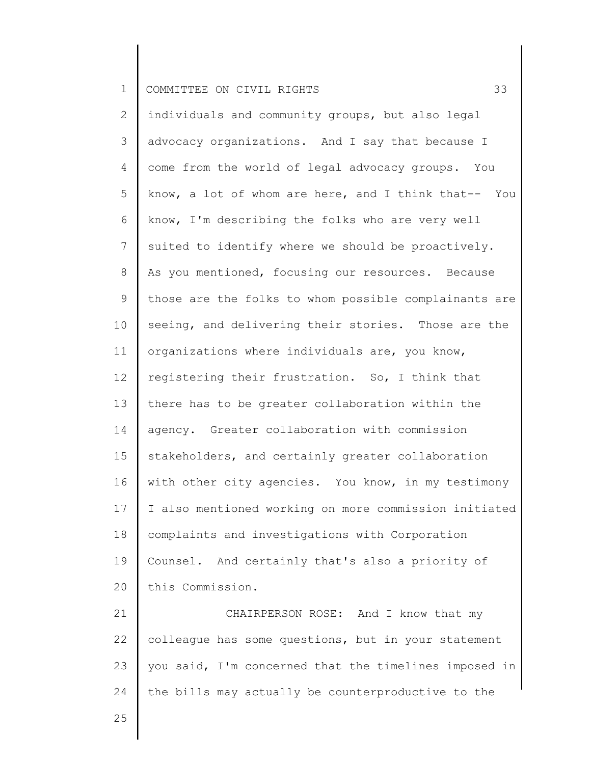individuals and community groups, but also legal advocacy organizations. And I say that because I come from the world of legal advocacy groups. You know, a lot of whom are here, and I think that-- You know, I'm describing the folks who are very well suited to identify where we should be proactively. As you mentioned, focusing our resources. Because those are the folks to whom possible complainants are seeing, and delivering their stories. Those are the organizations where individuals are, you know, registering their frustration. So, I think that there has to be greater collaboration within the agency. Greater collaboration with commission stakeholders, and certainly greater collaboration with other city agencies. You know, in my testimony I also mentioned working on more commission initiated complaints and investigations with Corporation Counsel. And certainly that's also a priority of this Commission.

CHAIRPERSON ROSE: And I know that my colleague has some questions, but in your statement you said, I'm concerned that the timelines imposed in the bills may actually be counterproductive to the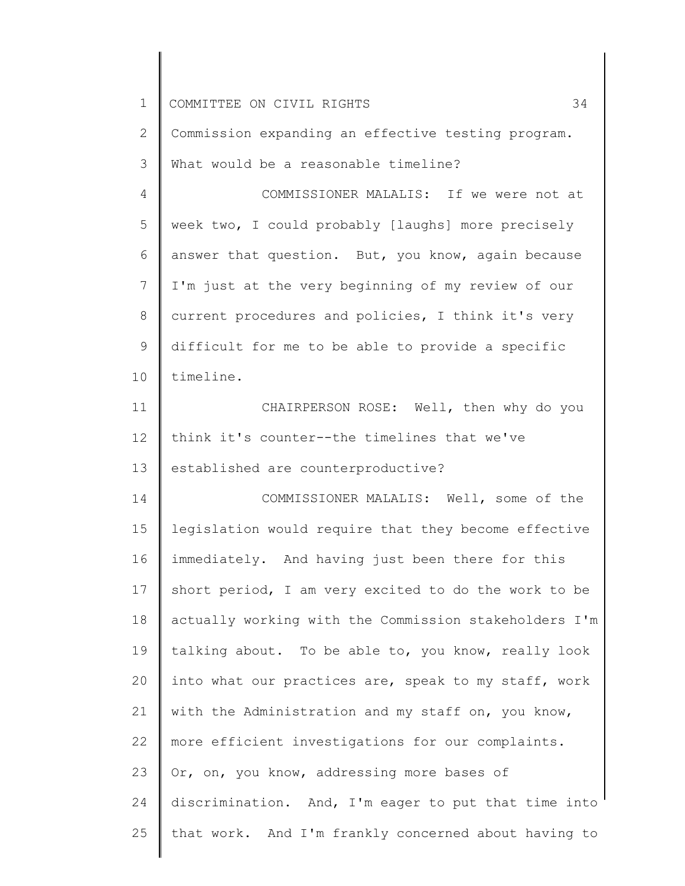Commission expanding an effective testing program. What would be a reasonable timeline?

COMMISSIONER MALALIS: If we were not at week two, I could probably [laughs] more precisely answer that question. But, you know, again because I'm just at the very beginning of my review of our current procedures and policies, I think it's very difficult for me to be able to provide a specific timeline.

CHAIRPERSON ROSE: Well, then why do you think it's counter--the timelines that we've established are counterproductive?

COMMISSIONER MALALIS: Well, some of the legislation would require that they become effective immediately. And having just been there for this short period, I am very excited to do the work to be actually working with the Commission stakeholders I'm talking about. To be able to, you know, really look into what our practices are, speak to my staff, work with the Administration and my staff on, you know, more efficient investigations for our complaints. Or, on, you know, addressing more bases of discrimination. And, I'm eager to put that time into that work. And I'm frankly concerned about having to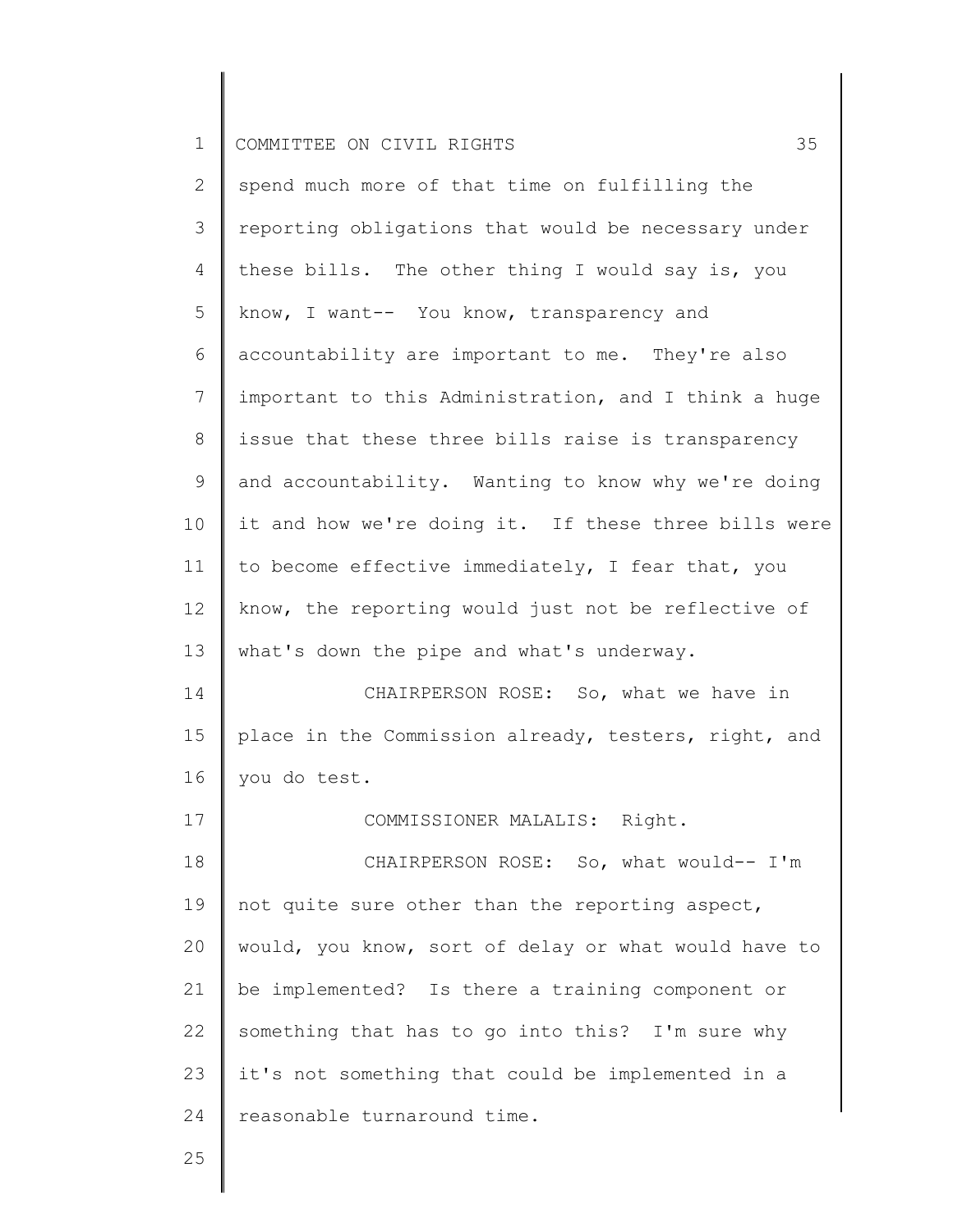spend much more of that time on fulfilling the reporting obligations that would be necessary under these bills. The other thing I would say is, you know, I want-- You know, transparency and accountability are important to me. They're also important to this Administration, and I think a huge issue that these three bills raise is transparency and accountability. Wanting to know why we're doing it and how we're doing it. If these three bills were to become effective immediately, I fear that, you know, the reporting would just not be reflective of what's down the pipe and what's underway.

CHAIRPERSON ROSE: So, what we have in place in the Commission already, testers, right, and you do test.

COMMISSIONER MALALIS: Right.

CHAIRPERSON ROSE: So, what would-- I'm not quite sure other than the reporting aspect, would, you know, sort of delay or what would have to be implemented? Is there a training component or something that has to go into this? I'm sure why it's not something that could be implemented in a reasonable turnaround time.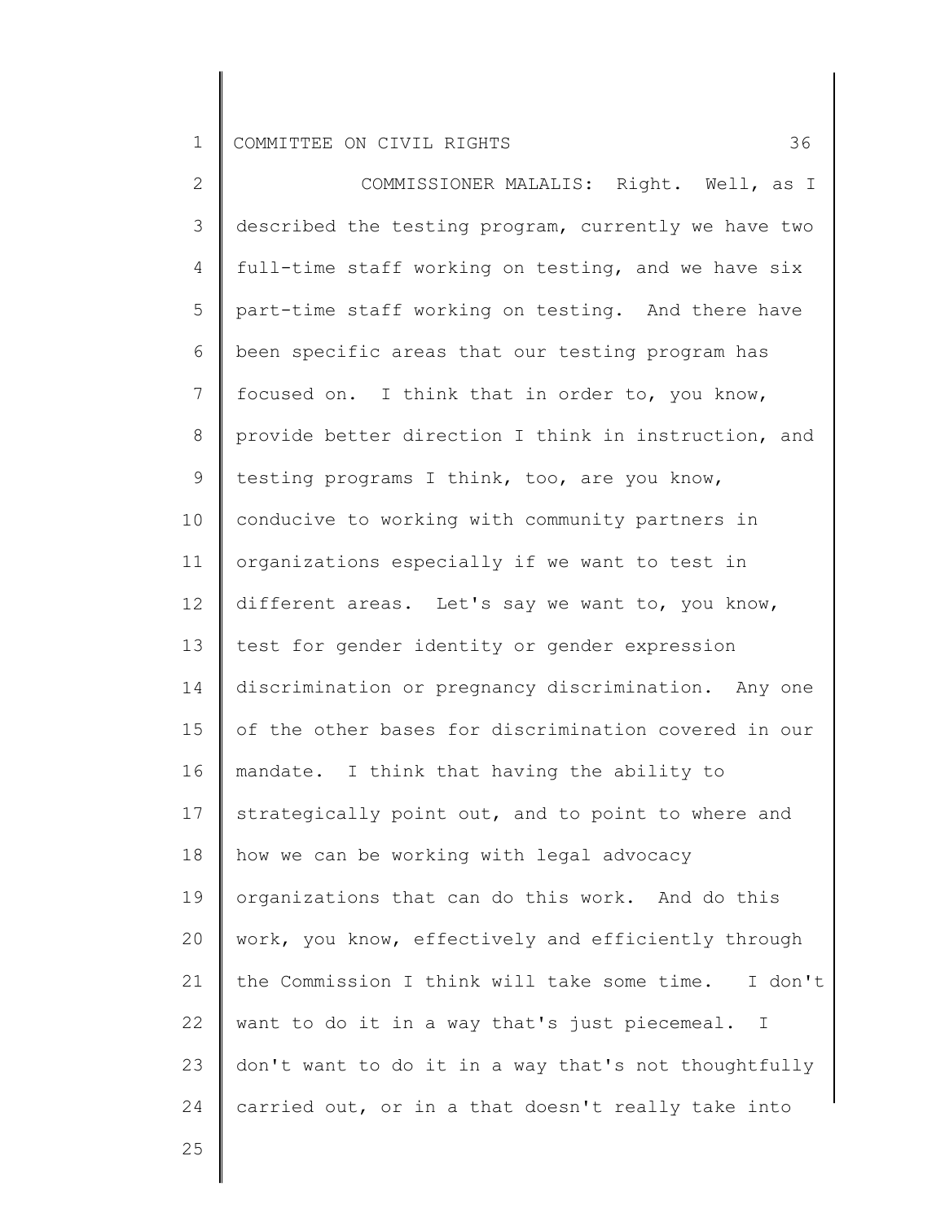COMMISSIONER MALALIS: Right. Well, as I described the testing program, currently we have two full-time staff working on testing, and we have six part-time staff working on testing. And there have been specific areas that our testing program has focused on. I think that in order to, you know, provide better direction I think in instruction, and testing programs I think, too, are you know, conducive to working with community partners in organizations especially if we want to test in different areas. Let's say we want to, you know, test for gender identity or gender expression discrimination or pregnancy discrimination. Any one of the other bases for discrimination covered in our mandate. I think that having the ability to strategically point out, and to point to where and how we can be working with legal advocacy organizations that can do this work. And do this work, you know, effectively and efficiently through the Commission I think will take some time. I don't want to do it in a way that's just piecemeal. I don't want to do it in a way that's not thoughtfully carried out, or in a that doesn't really take into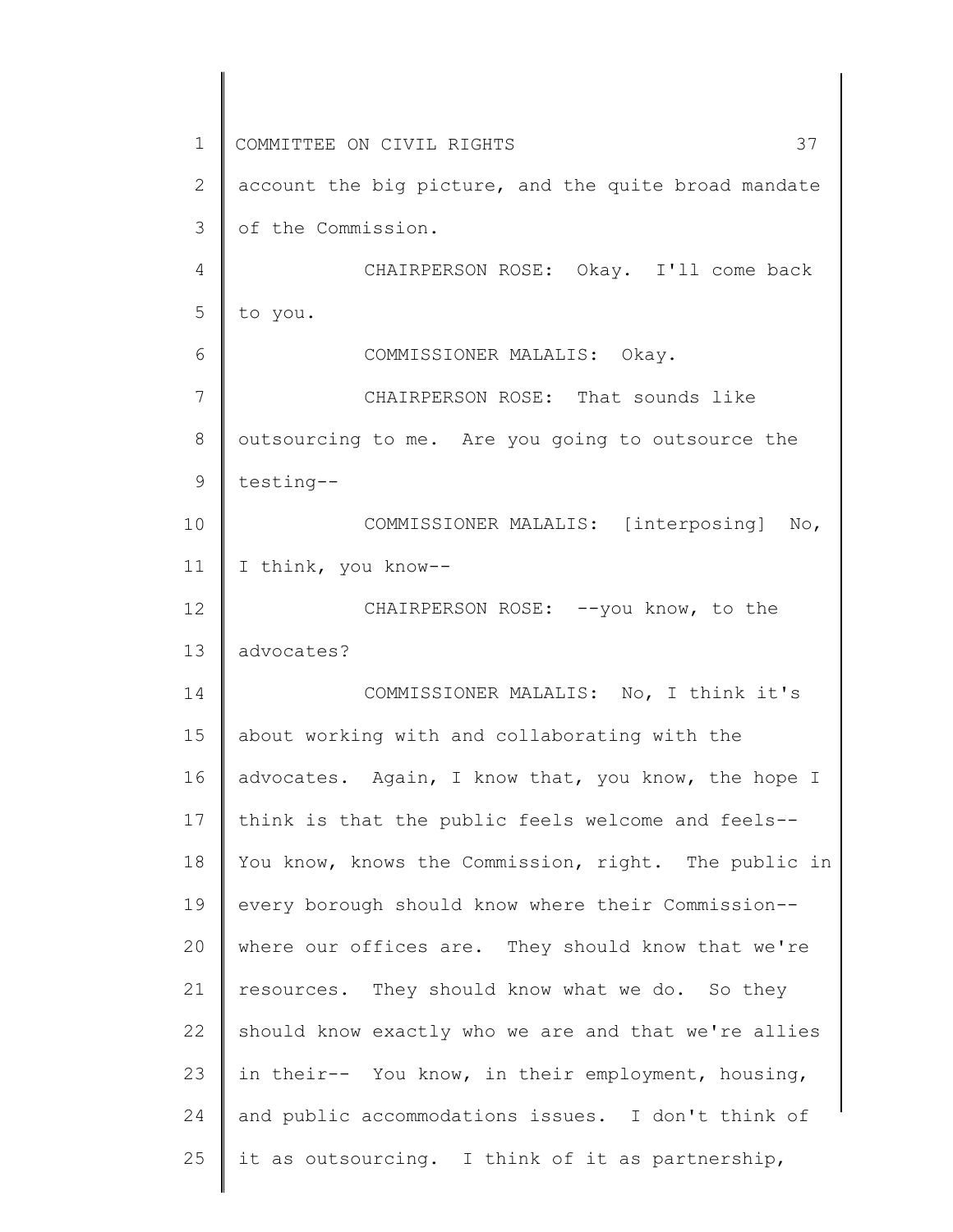account the big picture, and the quite broad mandate of the Commission.

CHAIRPERSON ROSE: Okay. I'll come back to you.

COMMISSIONER MALALIS: Okay.

CHAIRPERSON ROSE: That sounds like outsourcing to me. Are you going to outsource the testing--

COMMISSIONER MALALIS: [interposing] No, I think, you know--

CHAIRPERSON ROSE: --you know, to the advocates?

COMMISSIONER MALALIS: No, I think it's about working with and collaborating with the advocates. Again, I know that, you know, the hope I think is that the public feels welcome and feels-- You know, knows the Commission, right. The public in every borough should know where their Commission-- where our offices are. They should know that we're resources. They should know what we do. So they should know exactly who we are and that we're allies in their-- You know, in their employment, housing, and public accommodations issues. I don't think of it as outsourcing. I think of it as partnership,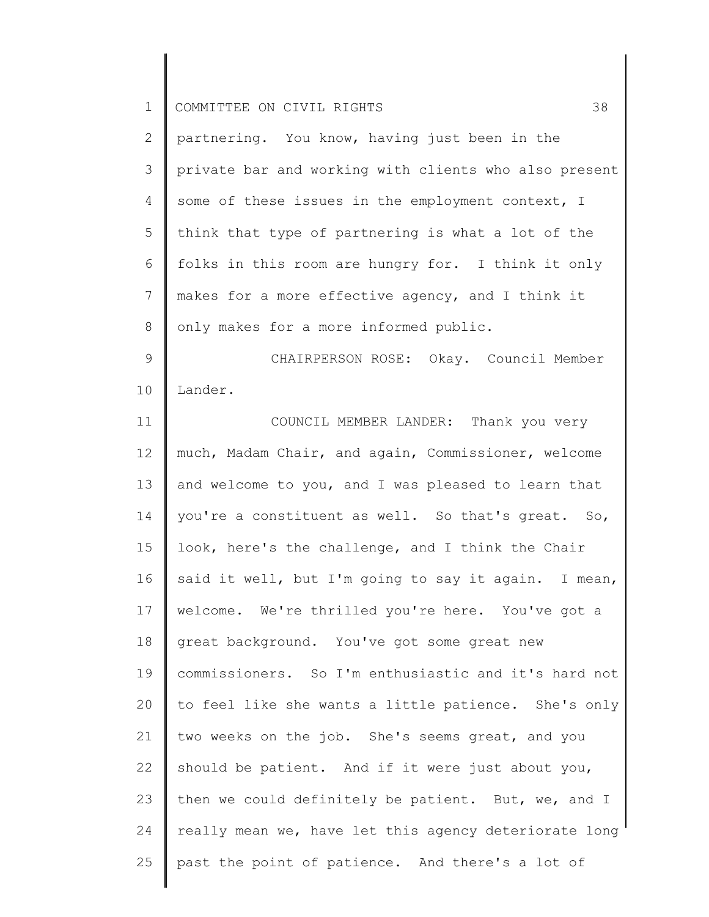partnering. You know, having just been in the private bar and working with clients who also present some of these issues in the employment context, I think that type of partnering is what a lot of the folks in this room are hungry for. I think it only makes for a more effective agency, and I think it only makes for a more informed public.

CHAIRPERSON ROSE: Okay. Council Member Lander.

COUNCIL MEMBER LANDER: Thank you very much, Madam Chair, and again, Commissioner, welcome and welcome to you, and I was pleased to learn that you're a constituent as well. So that's great. So, look, here's the challenge, and I think the Chair said it well, but I'm going to say it again. I mean, welcome. We're thrilled you're here. You've got a great background. You've got some great new commissioners. So I'm enthusiastic and it's hard not to feel like she wants a little patience. She's only two weeks on the job. She's seems great, and you should be patient. And if it were just about you, then we could definitely be patient. But, we, and I really mean we, have let this agency deteriorate long past the point of patience. And there's a lot of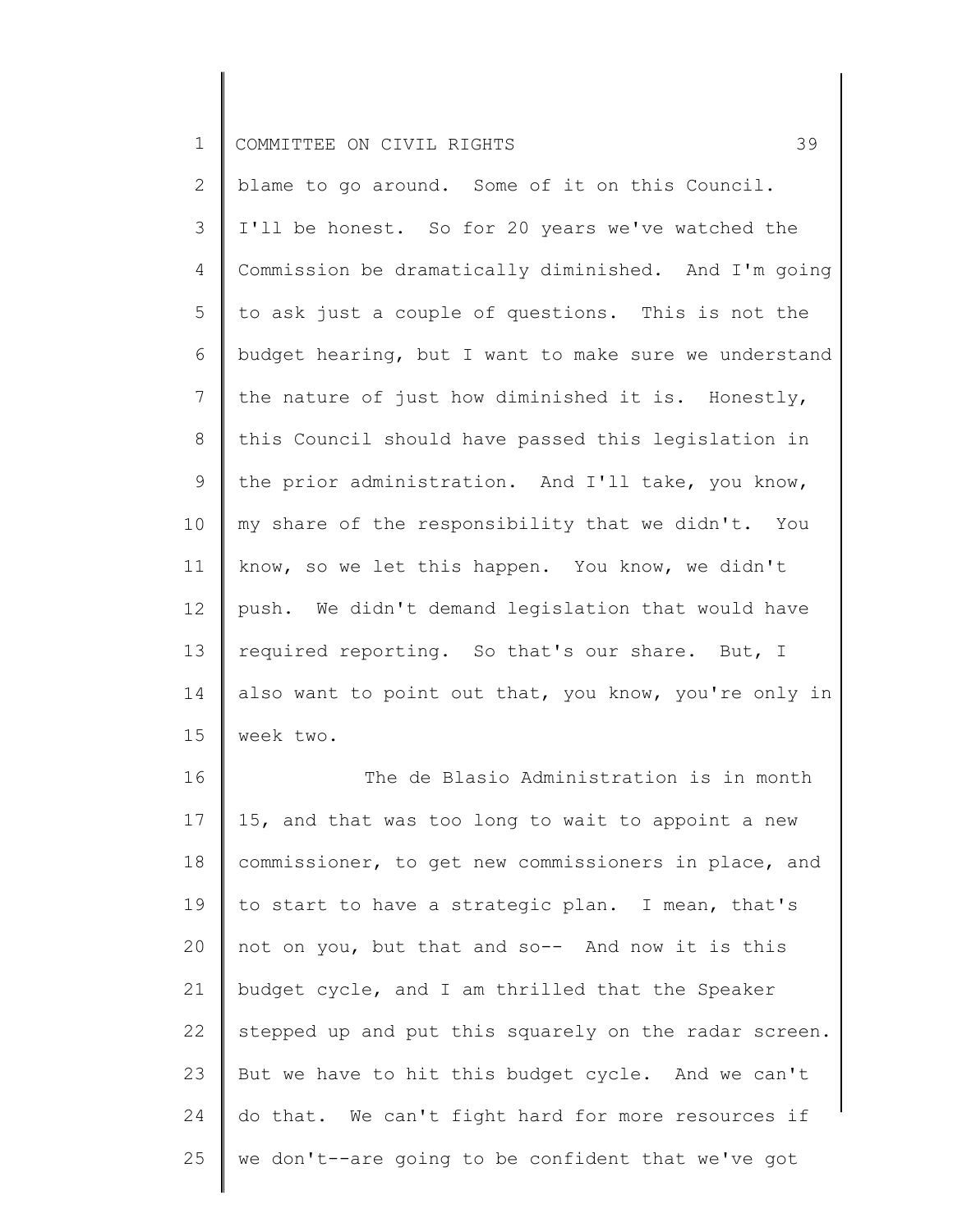blame to go around. Some of it on this Council. I'll be honest. So for 20 years we've watched the Commission be dramatically diminished. And I'm going to ask just a couple of questions. This is not the budget hearing, but I want to make sure we understand the nature of just how diminished it is. Honestly, this Council should have passed this legislation in the prior administration. And I'll take, you know, my share of the responsibility that we didn't. You know, so we let this happen. You know, we didn't push. We didn't demand legislation that would have required reporting. So that's our share. But, I also want to point out that, you know, you're only in week two.

The de Blasio Administration is in month 15, and that was too long to wait to appoint a new commissioner, to get new commissioners in place, and to start to have a strategic plan. I mean, that's not on you, but that and so-- And now it is this budget cycle, and I am thrilled that the Speaker stepped up and put this squarely on the radar screen. But we have to hit this budget cycle. And we can't do that. We can't fight hard for more resources if we don't--are going to be confident that we've got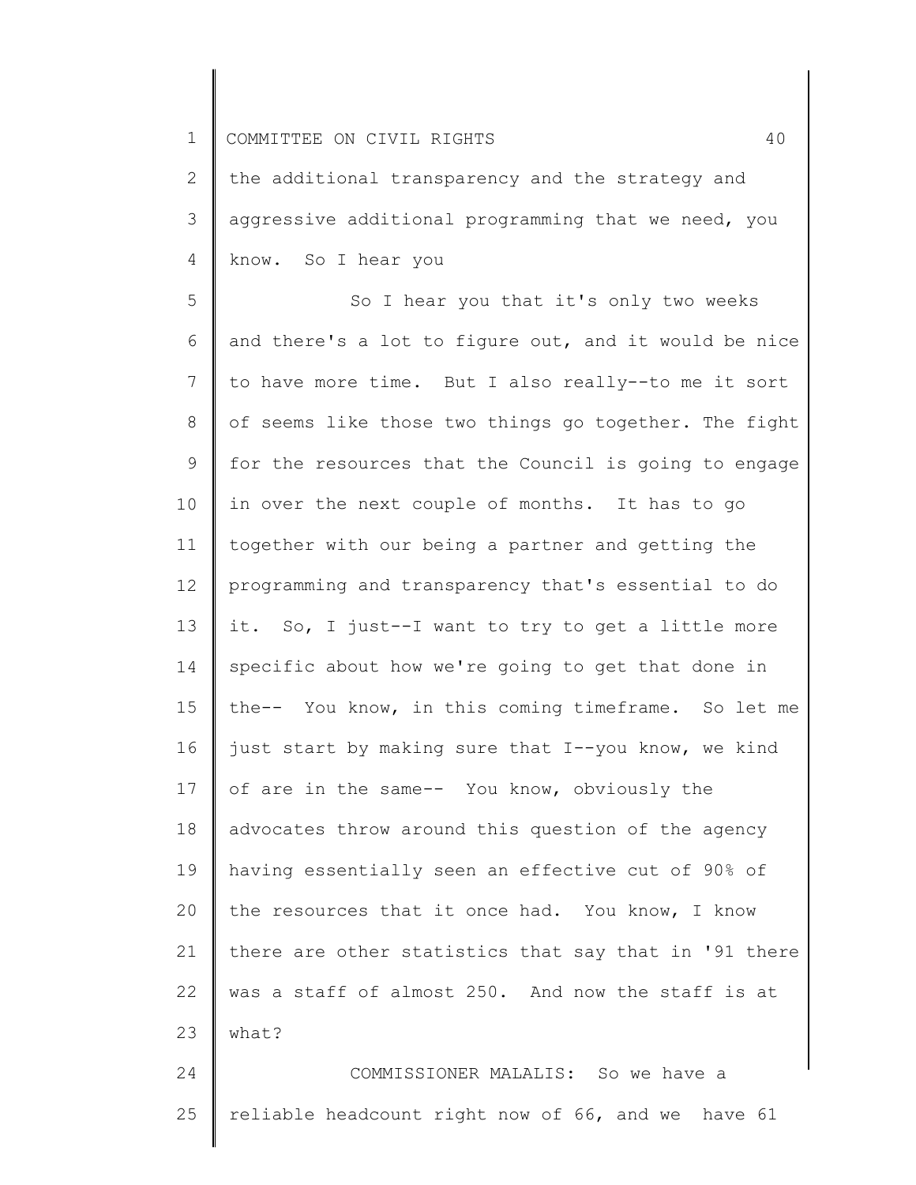the additional transparency and the strategy and aggressive additional programming that we need, you know. So I hear you

So I hear you that it's only two weeks and there's a lot to figure out, and it would be nice to have more time. But I also really--to me it sort of seems like those two things go together. The fight for the resources that the Council is going to engage in over the next couple of months. It has to go together with our being a partner and getting the programming and transparency that's essential to do it. So, I just--I want to try to get a little more specific about how we're going to get that done in the-- You know, in this coming timeframe. So let me just start by making sure that I--you know, we kind of are in the same-- You know, obviously the advocates throw around this question of the agency having essentially seen an effective cut of 90% of the resources that it once had. You know, I know there are other statistics that say that in '91 there was a staff of almost 250. And now the staff is at what?

COMMISSIONER MALALIS: So we have a reliable headcount right now of 66, and we have 61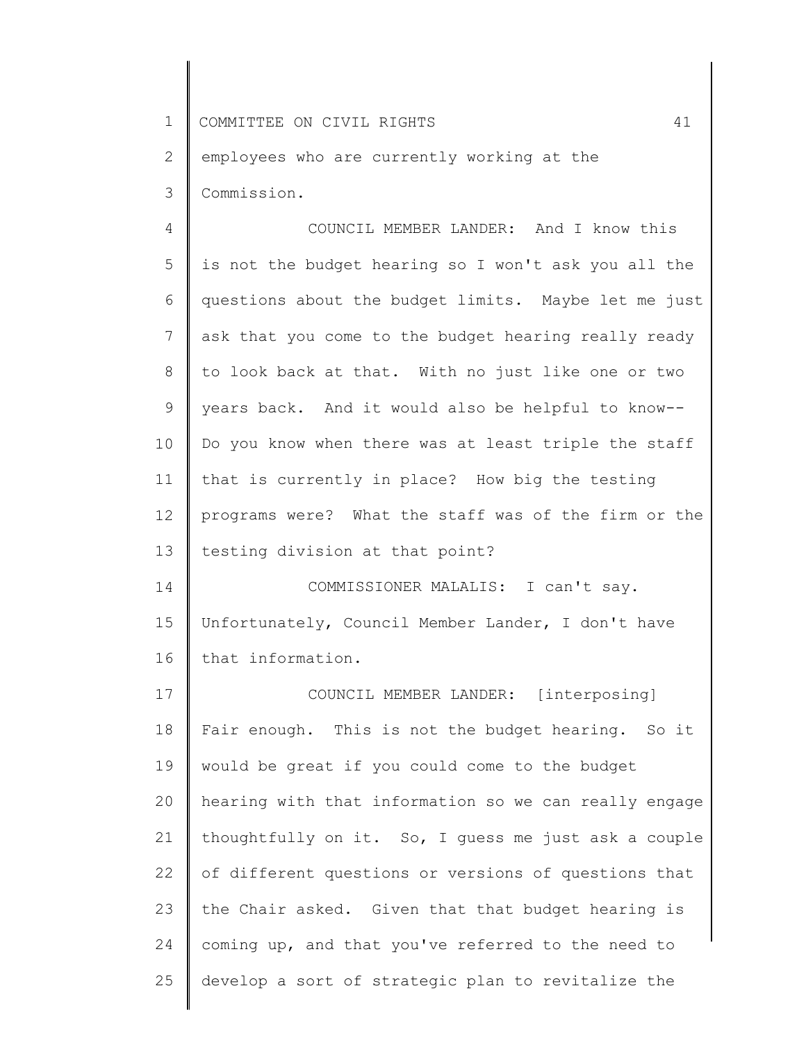employees who are currently working at the Commission.

COUNCIL MEMBER LANDER: And I know this is not the budget hearing so I won't ask you all the questions about the budget limits. Maybe let me just ask that you come to the budget hearing really ready to look back at that. With no just like one or two years back. And it would also be helpful to know-- Do you know when there was at least triple the staff that is currently in place? How big the testing programs were? What the staff was of the firm or the testing division at that point?

COMMISSIONER MALALIS: I can't say. Unfortunately, Council Member Lander, I don't have that information.

COUNCIL MEMBER LANDER: [interposing] Fair enough. This is not the budget hearing. So it would be great if you could come to the budget hearing with that information so we can really engage thoughtfully on it. So, I guess me just ask a couple of different questions or versions of questions that the Chair asked. Given that that budget hearing is coming up, and that you've referred to the need to develop a sort of strategic plan to revitalize the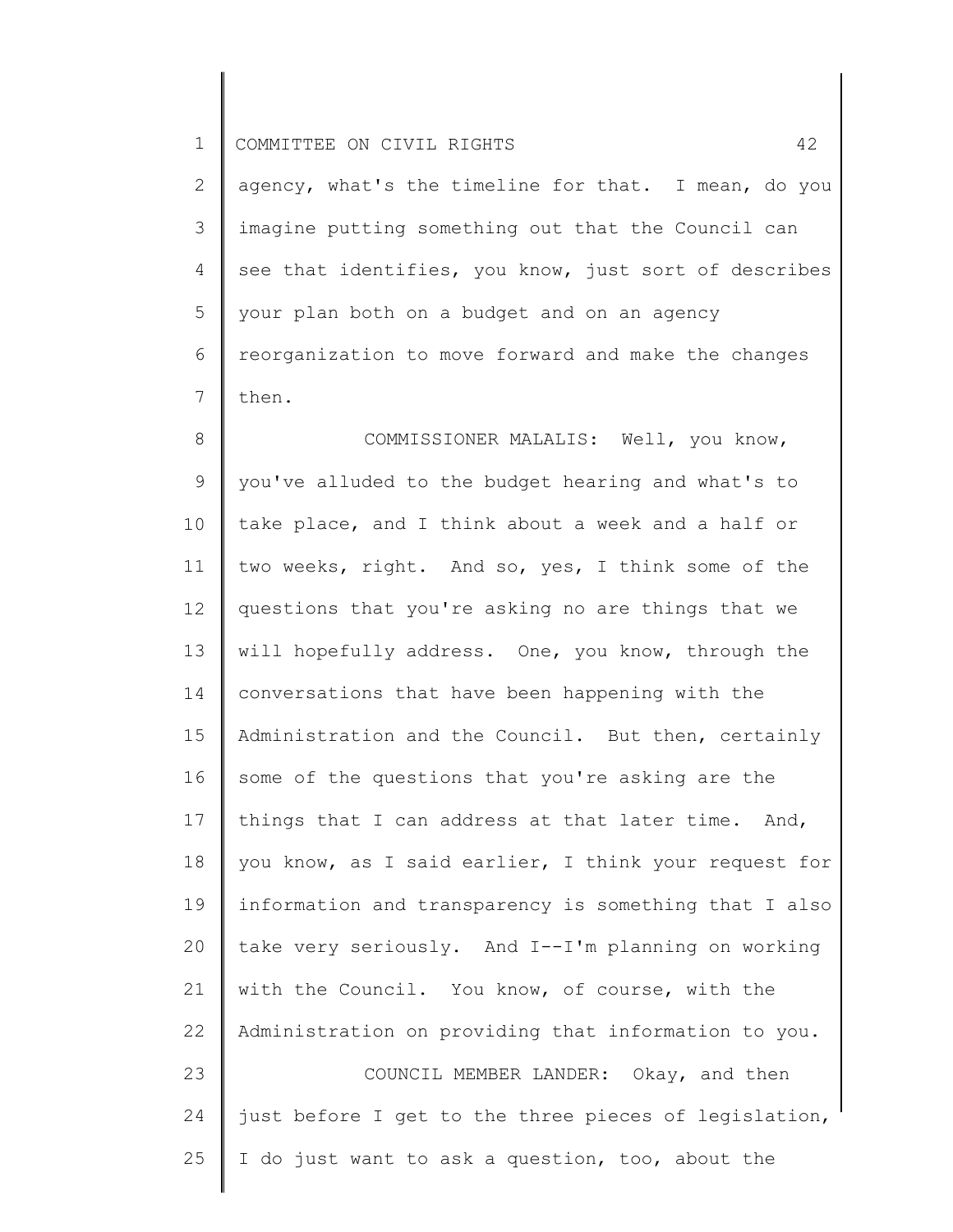agency, what's the timeline for that. I mean, do you imagine putting something out that the Council can see that identifies, you know, just sort of describes your plan both on a budget and on an agency reorganization to move forward and make the changes then.

COMMISSIONER MALALIS: Well, you know, you've alluded to the budget hearing and what's to take place, and I think about a week and a half or two weeks, right. And so, yes, I think some of the questions that you're asking no are things that we will hopefully address. One, you know, through the conversations that have been happening with the Administration and the Council. But then, certainly some of the questions that you're asking are the things that I can address at that later time. And, you know, as I said earlier, I think your request for information and transparency is something that I also take very seriously. And I--I'm planning on working with the Council. You know, of course, with the Administration on providing that information to you.

COUNCIL MEMBER LANDER: Okay, and then just before I get to the three pieces of legislation, I do just want to ask a question, too, about the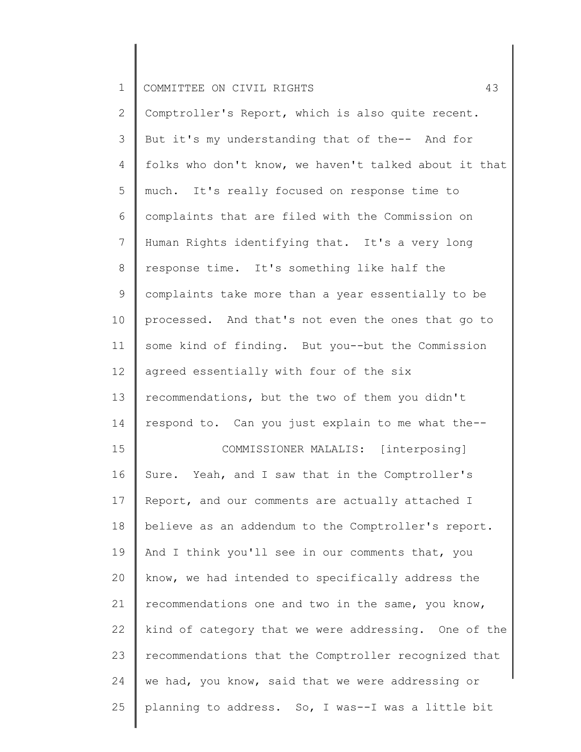Comptroller's Report, which is also quite recent. But it's my understanding that of the-- And for folks who don't know, we haven't talked about it that much. It's really focused on response time to complaints that are filed with the Commission on Human Rights identifying that. It's a very long response time. It's something like half the complaints take more than a year essentially to be processed. And that's not even the ones that go to some kind of finding. But you--but the Commission agreed essentially with four of the six recommendations, but the two of them you didn't respond to. Can you just explain to me what the--

COMMISSIONER MALALIS: [interposing] Sure. Yeah, and I saw that in the Comptroller's Report, and our comments are actually attached I believe as an addendum to the Comptroller's report. And I think you'll see in our comments that, you know, we had intended to specifically address the recommendations one and two in the same, you know, kind of category that we were addressing. One of the recommendations that the Comptroller recognized that we had, you know, said that we were addressing or planning to address. So, I was--I was a little bit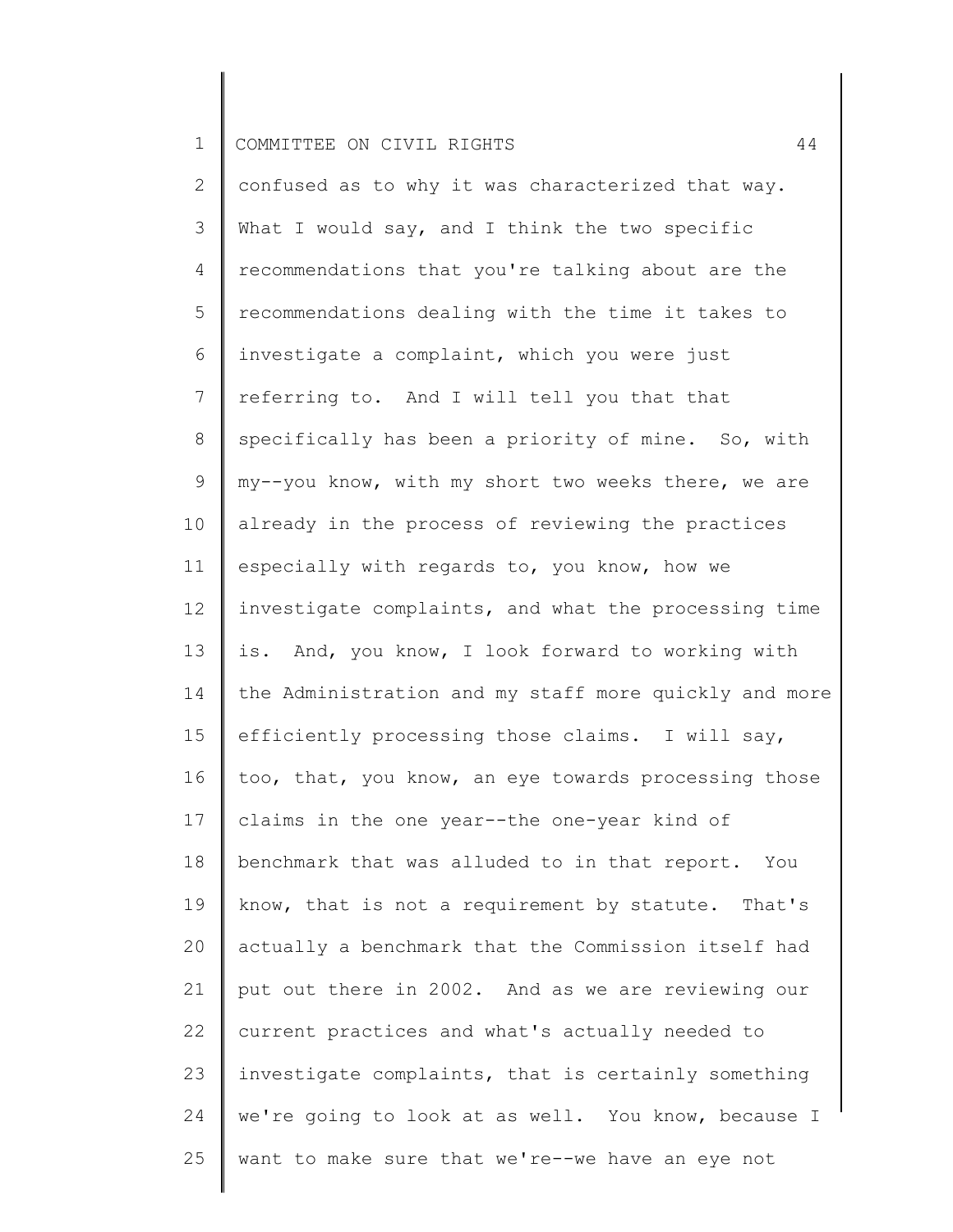confused as to why it was characterized that way. What I would say, and I think the two specific recommendations that you're talking about are the recommendations dealing with the time it takes to investigate a complaint, which you were just referring to. And I will tell you that that specifically has been a priority of mine. So, with my--you know, with my short two weeks there, we are already in the process of reviewing the practices especially with regards to, you know, how we investigate complaints, and what the processing time is. And, you know, I look forward to working with the Administration and my staff more quickly and more efficiently processing those claims. I will say, too, that, you know, an eye towards processing those claims in the one year--the one-year kind of benchmark that was alluded to in that report. You know, that is not a requirement by statute. That's actually a benchmark that the Commission itself had put out there in 2002. And as we are reviewing our current practices and what's actually needed to investigate complaints, that is certainly something we're going to look at as well. You know, because I want to make sure that we're--we have an eye not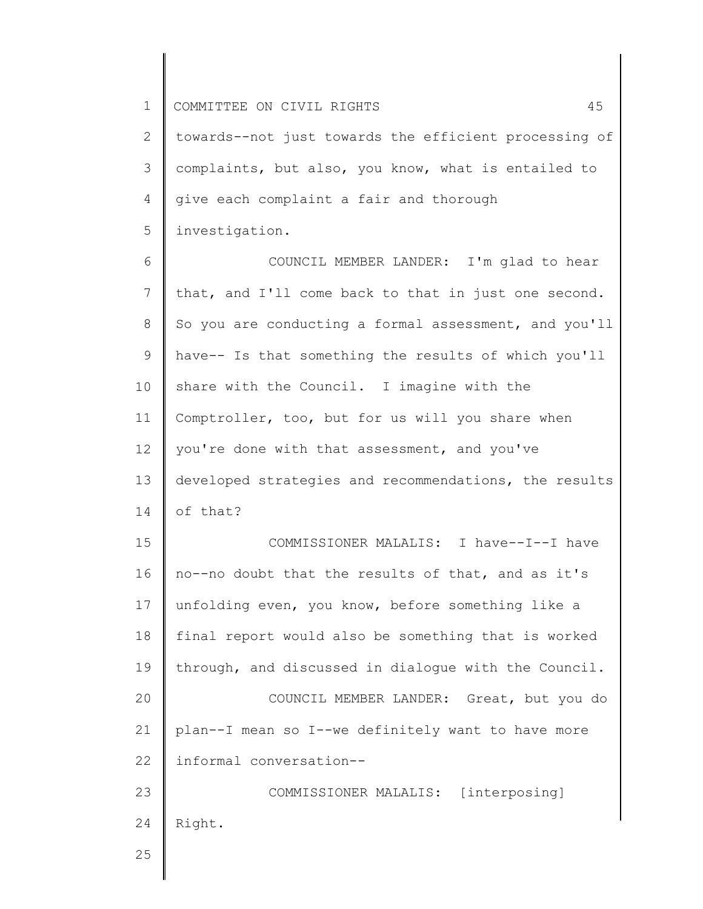towards--not just towards the efficient processing of complaints, but also, you know, what is entailed to give each complaint a fair and thorough investigation.

COUNCIL MEMBER LANDER: I'm glad to hear that, and I'll come back to that in just one second. So you are conducting a formal assessment, and you'll have-- Is that something the results of which you'll share with the Council. I imagine with the Comptroller, too, but for us will you share when you're done with that assessment, and you've developed strategies and recommendations, the results of that?

COMMISSIONER MALALIS: I have--I--I have no--no doubt that the results of that, and as it's unfolding even, you know, before something like a final report would also be something that is worked through, and discussed in dialogue with the Council.

COUNCIL MEMBER LANDER: Great, but you do plan--I mean so I--we definitely want to have more informal conversation--

COMMISSIONER MALALIS: [interposing] Right.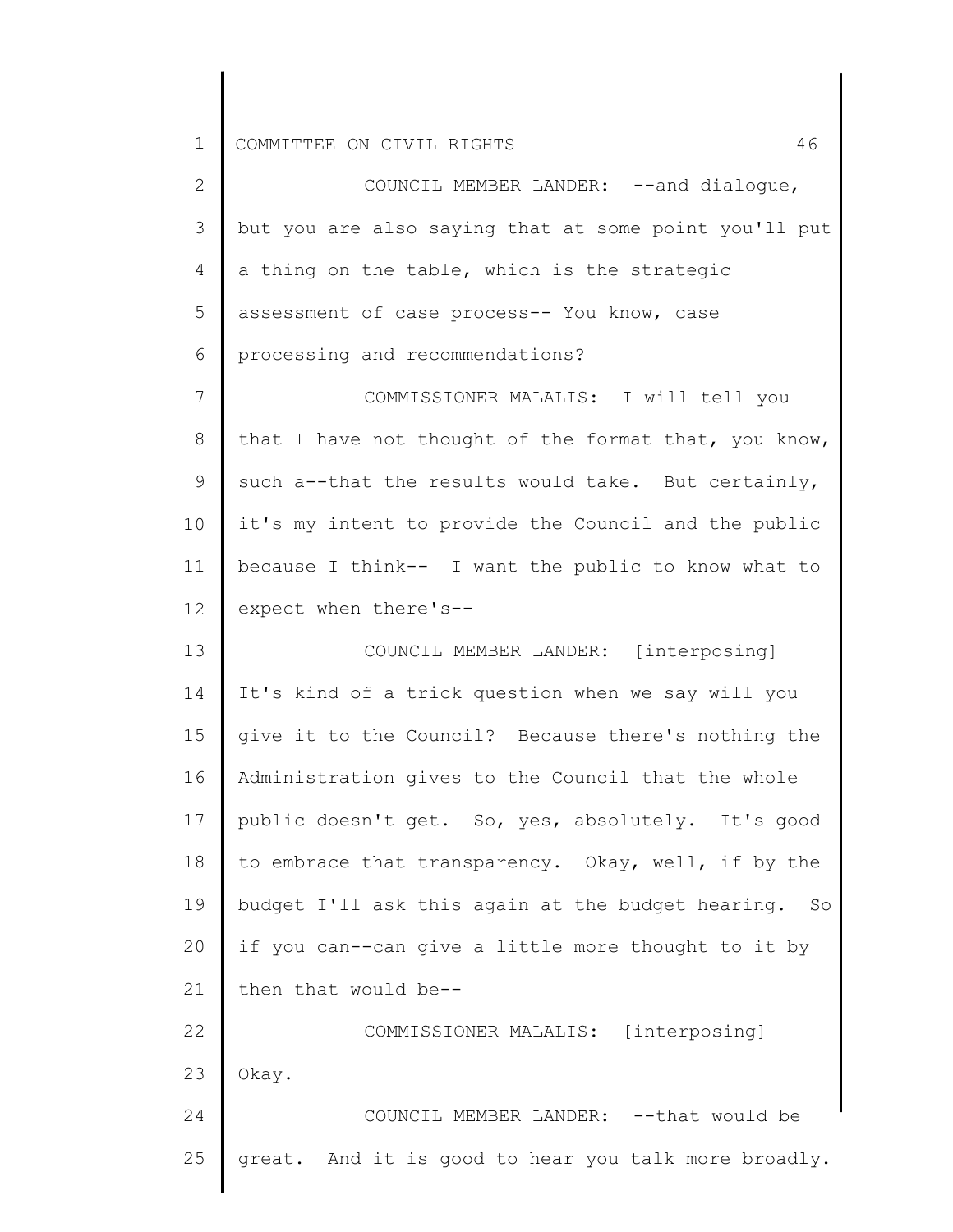COUNCIL MEMBER LANDER: --and dialogue, but you are also saying that at some point you'll put a thing on the table, which is the strategic assessment of case process-- You know, case processing and recommendations?

COMMISSIONER MALALIS: I will tell you that I have not thought of the format that, you know, such a--that the results would take. But certainly, it's my intent to provide the Council and the public because I think-- I want the public to know what to expect when there's--

COUNCIL MEMBER LANDER: [interposing] It's kind of a trick question when we say will you give it to the Council? Because there's nothing the Administration gives to the Council that the whole public doesn't get. So, yes, absolutely. It's good to embrace that transparency. Okay, well, if by the budget I'll ask this again at the budget hearing. So if you can--can give a little more thought to it by then that would be--

COMMISSIONER MALALIS: [interposing] Okay.

COUNCIL MEMBER LANDER: --that would be great. And it is good to hear you talk more broadly.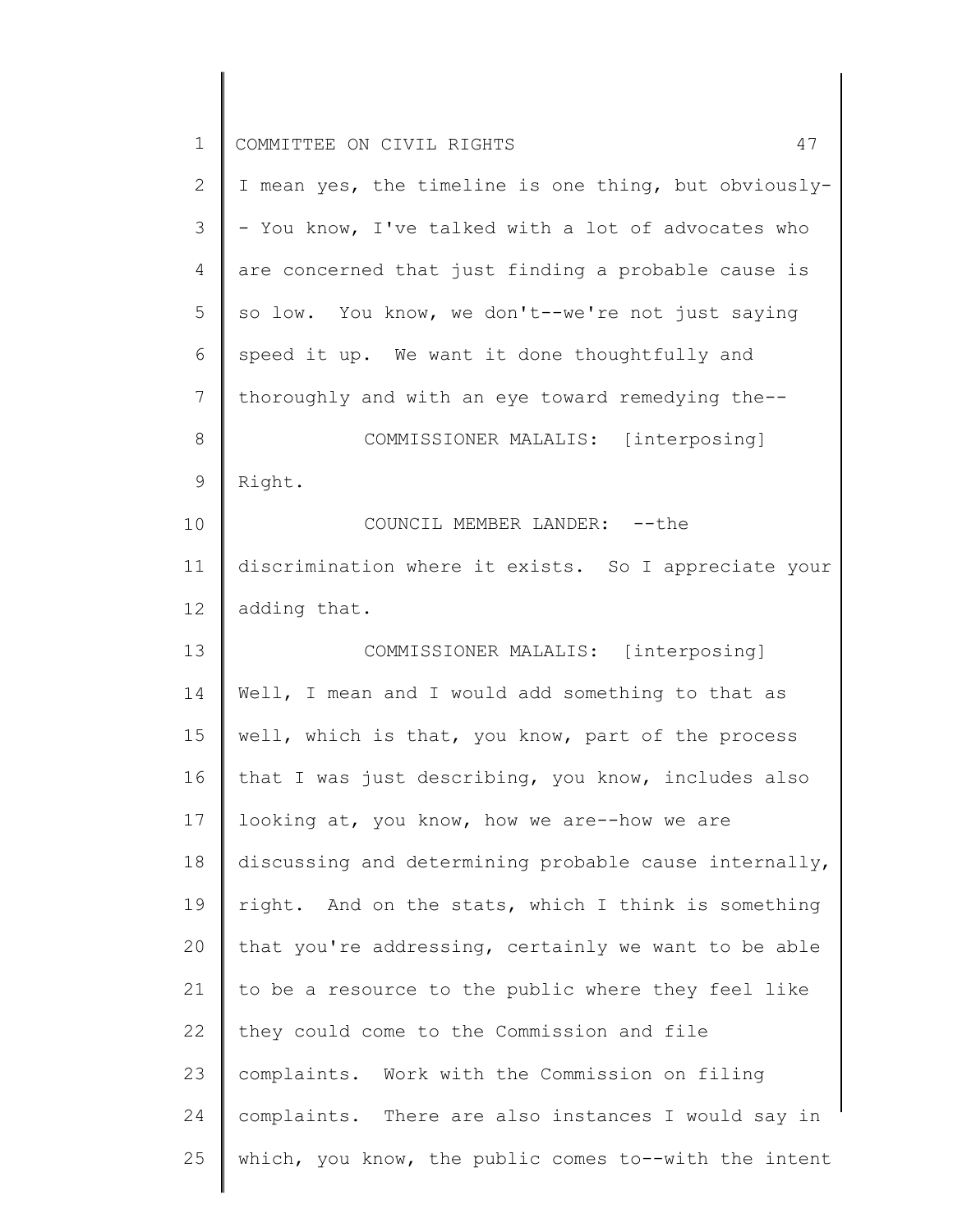I mean yes, the timeline is one thing, but obviously-- You know, I've talked with a lot of advocates who are concerned that just finding a probable cause is so low. You know, we don't--we're not just saying speed it up. We want it done thoughtfully and thoroughly and with an eye toward remedying the--

COMMISSIONER MALALIS: [interposing] Right.

COUNCIL MEMBER LANDER: --the discrimination where it exists. So I appreciate your adding that.

COMMISSIONER MALALIS: [interposing] Well, I mean and I would add something to that as well, which is that, you know, part of the process that I was just describing, you know, includes also looking at, you know, how we are--how we are discussing and determining probable cause internally, right. And on the stats, which I think is something that you're addressing, certainly we want to be able to be a resource to the public where they feel like they could come to the Commission and file complaints. Work with the Commission on filing complaints. There are also instances I would say in which, you know, the public comes to--with the intent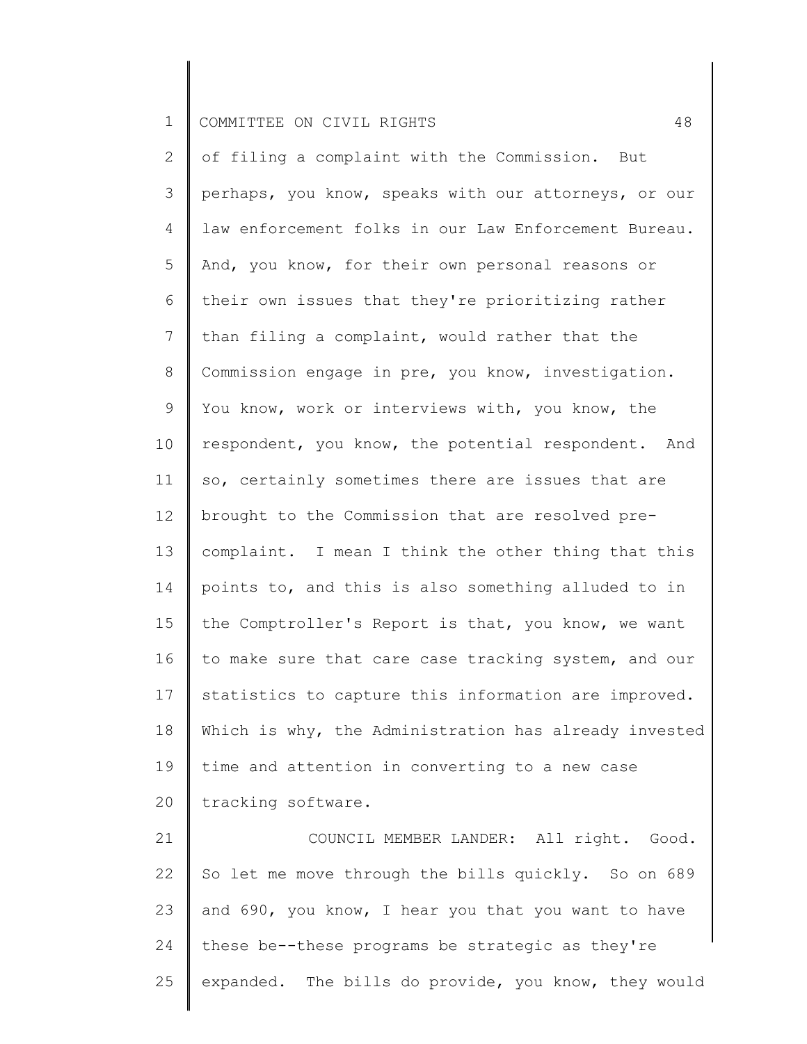of filing a complaint with the Commission. But perhaps, you know, speaks with our attorneys, or our law enforcement folks in our Law Enforcement Bureau. And, you know, for their own personal reasons or their own issues that they're prioritizing rather than filing a complaint, would rather that the Commission engage in pre, you know, investigation. You know, work or interviews with, you know, the respondent, you know, the potential respondent. And so, certainly sometimes there are issues that are brought to the Commission that are resolved pre-complaint. I mean I think the other thing that this points to, and this is also something alluded to in the Comptroller's Report is that, you know, we want to make sure that care case tracking system, and our statistics to capture this information are improved. Which is why, the Administration has already invested time and attention in converting to a new case tracking software.

COUNCIL MEMBER LANDER: All right. Good. So let me move through the bills quickly. So on 689 and 690, you know, I hear you that you want to have these be--these programs be strategic as they're expanded. The bills do provide, you know, they would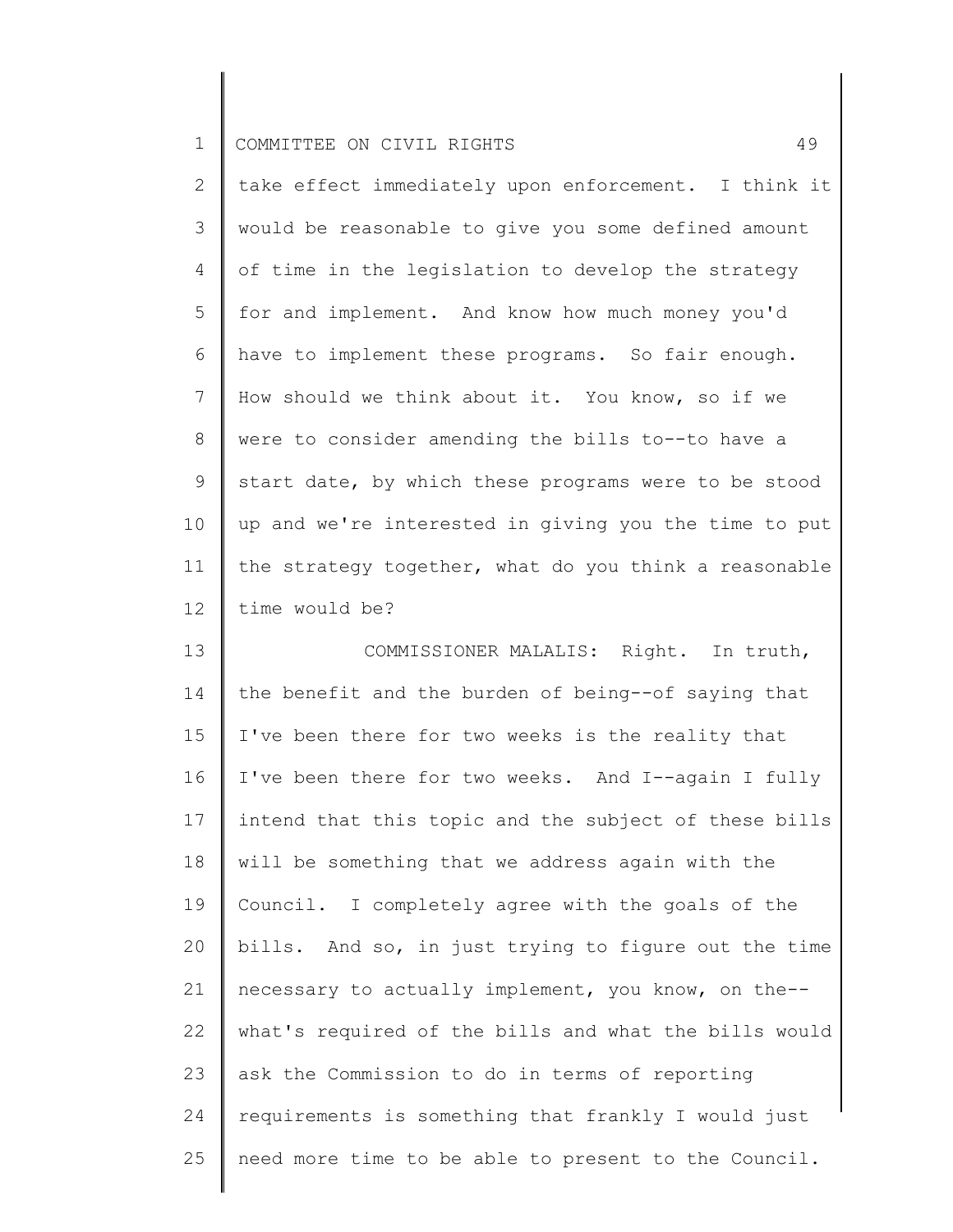take effect immediately upon enforcement. I think it would be reasonable to give you some defined amount of time in the legislation to develop the strategy for and implement. And know how much money you'd have to implement these programs. So fair enough. How should we think about it. You know, so if we were to consider amending the bills to--to have a start date, by which these programs were to be stood up and we're interested in giving you the time to put the strategy together, what do you think a reasonable time would be?

COMMISSIONER MALALIS: Right. In truth, the benefit and the burden of being--of saying that I've been there for two weeks is the reality that I've been there for two weeks. And I--again I fully intend that this topic and the subject of these bills will be something that we address again with the Council. I completely agree with the goals of the bills. And so, in just trying to figure out the time necessary to actually implement, you know, on the-- what's required of the bills and what the bills would ask the Commission to do in terms of reporting requirements is something that frankly I would just need more time to be able to present to the Council.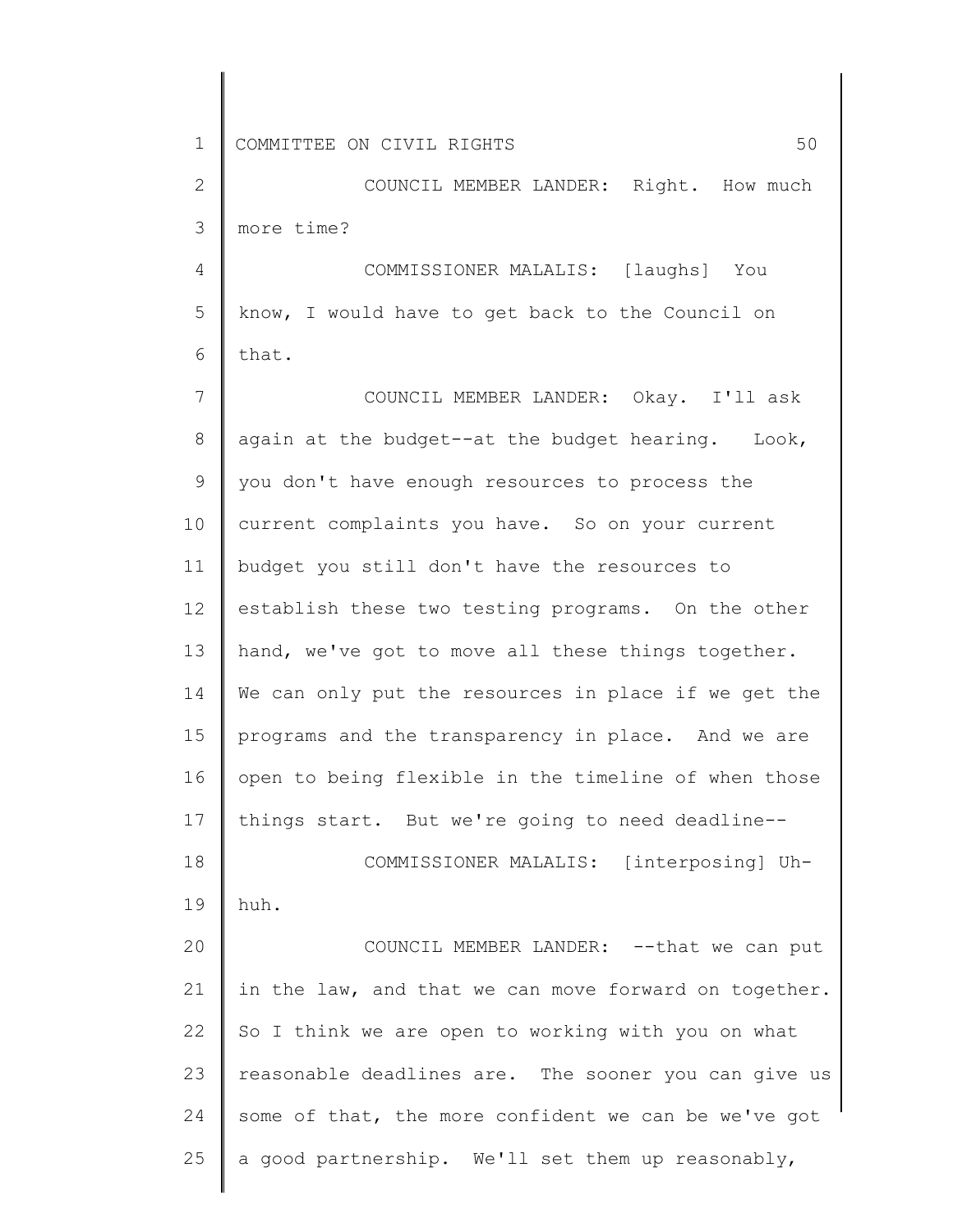COUNCIL MEMBER LANDER: Right. How much more time?

COMMISSIONER MALALIS: [laughs] You know, I would have to get back to the Council on that.

COUNCIL MEMBER LANDER: Okay. I'll ask again at the budget--at the budget hearing. Look, you don't have enough resources to process the current complaints you have. So on your current budget you still don't have the resources to establish these two testing programs. On the other hand, we've got to move all these things together. We can only put the resources in place if we get the programs and the transparency in place. And we are open to being flexible in the timeline of when those things start. But we're going to need deadline--

COMMISSIONER MALALIS: [interposing] Uh-huh.

COUNCIL MEMBER LANDER: --that we can put in the law, and that we can move forward on together. So I think we are open to working with you on what reasonable deadlines are. The sooner you can give us some of that, the more confident we can be we've got a good partnership. We'll set them up reasonably,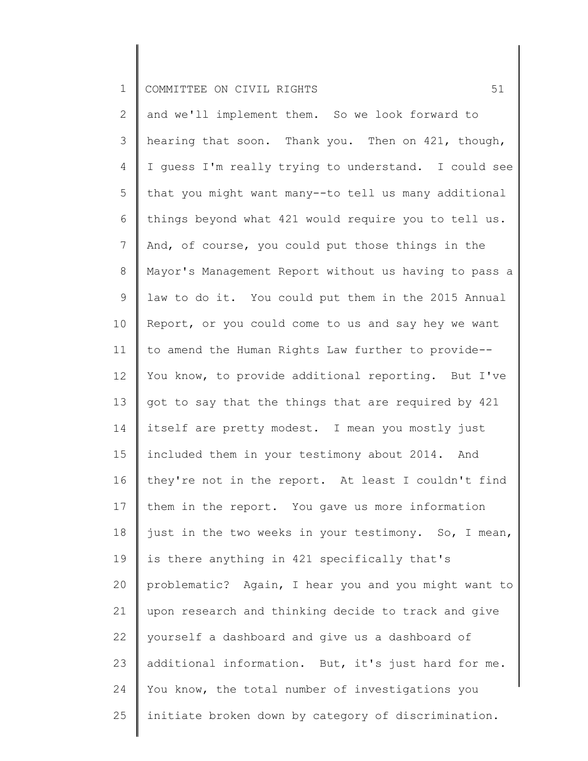and we'll implement them. So we look forward to hearing that soon. Thank you. Then on 421, though, I guess I'm really trying to understand. I could see that you might want many--to tell us many additional things beyond what 421 would require you to tell us. And, of course, you could put those things in the Mayor's Management Report without us having to pass a law to do it. You could put them in the 2015 Annual Report, or you could come to us and say hey we want to amend the Human Rights Law further to provide-- You know, to provide additional reporting. But I've got to say that the things that are required by 421 itself are pretty modest. I mean you mostly just included them in your testimony about 2014. And they're not in the report. At least I couldn't find them in the report. You gave us more information just in the two weeks in your testimony. So, I mean, is there anything in 421 specifically that's problematic? Again, I hear you and you might want to upon research and thinking decide to track and give yourself a dashboard and give us a dashboard of additional information. But, it's just hard for me. You know, the total number of investigations you initiate broken down by category of discrimination.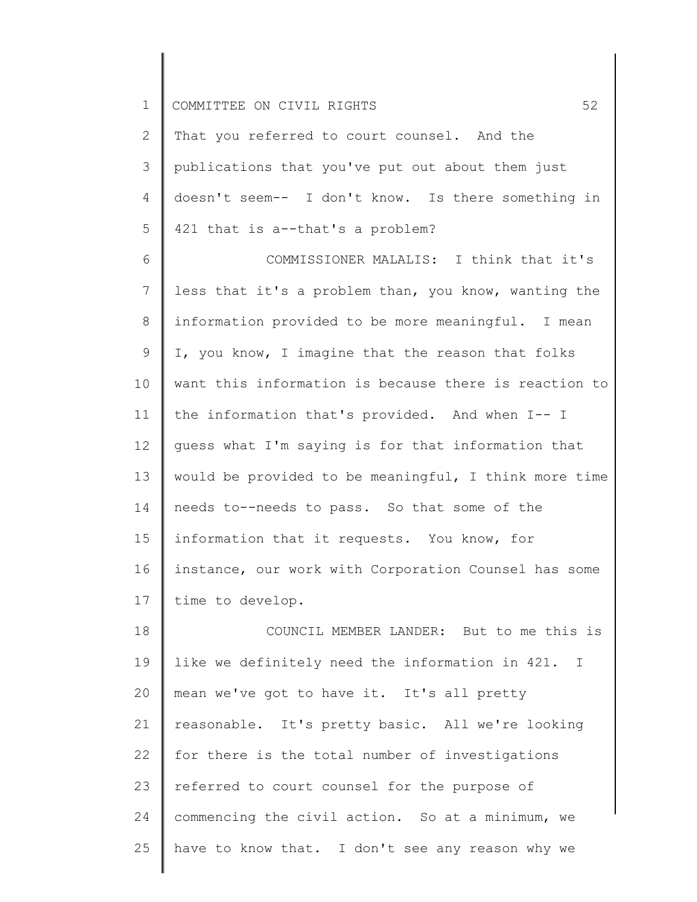That you referred to court counsel. And the publications that you've put out about them just doesn't seem-- I don't know. Is there something in 421 that is a--that's a problem?

COMMISSIONER MALALIS: I think that it's less that it's a problem than, you know, wanting the information provided to be more meaningful. I mean I, you know, I imagine that the reason that folks want this information is because there is reaction to the information that's provided. And when I-- I guess what I'm saying is for that information that would be provided to be meaningful, I think more time needs to--needs to pass. So that some of the information that it requests. You know, for instance, our work with Corporation Counsel has some time to develop.

COUNCIL MEMBER LANDER: But to me this is like we definitely need the information in 421. I mean we've got to have it. It's all pretty reasonable. It's pretty basic. All we're looking for there is the total number of investigations referred to court counsel for the purpose of commencing the civil action. So at a minimum, we have to know that. I don't see any reason why we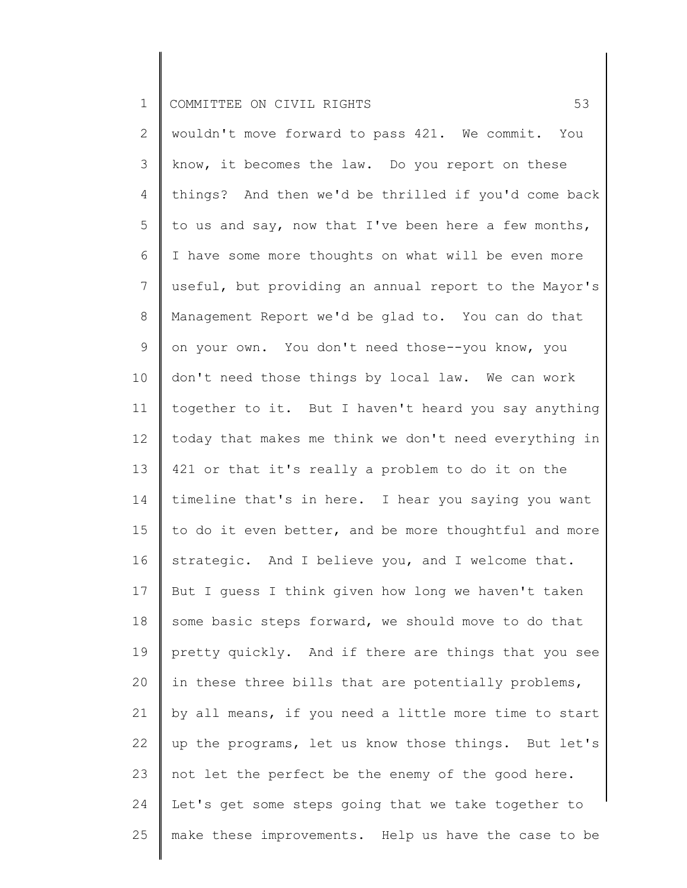wouldn't move forward to pass 421. We commit. You know, it becomes the law. Do you report on these things? And then we'd be thrilled if you'd come back to us and say, now that I've been here a few months, I have some more thoughts on what will be even more useful, but providing an annual report to the Mayor's Management Report we'd be glad to. You can do that on your own. You don't need those--you know, you don't need those things by local law. We can work together to it. But I haven't heard you say anything today that makes me think we don't need everything in 421 or that it's really a problem to do it on the timeline that's in here. I hear you saying you want to do it even better, and be more thoughtful and more strategic. And I believe you, and I welcome that. But I guess I think given how long we haven't taken some basic steps forward, we should move to do that pretty quickly. And if there are things that you see in these three bills that are potentially problems, by all means, if you need a little more time to start up the programs, let us know those things. But let's not let the perfect be the enemy of the good here. Let's get some steps going that we take together to make these improvements. Help us have the case to be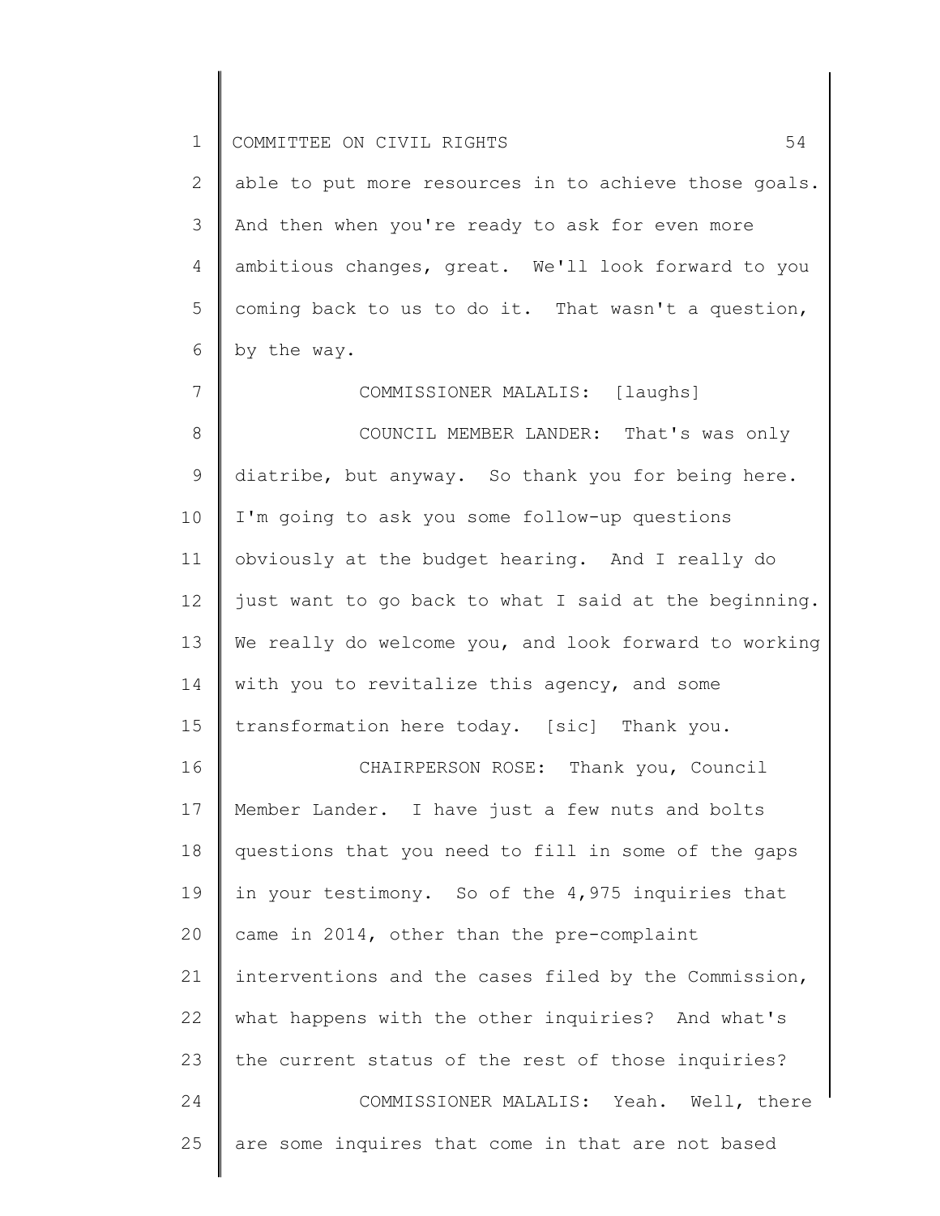able to put more resources in to achieve those goals. And then when you're ready to ask for even more ambitious changes, great. We'll look forward to you coming back to us to do it. That wasn't a question, by the way.

COMMISSIONER MALALIS: [laughs]

COUNCIL MEMBER LANDER: That's was only diatribe, but anyway. So thank you for being here. I'm going to ask you some follow-up questions obviously at the budget hearing. And I really do just want to go back to what I said at the beginning. We really do welcome you, and look forward to working with you to revitalize this agency, and some transformation here today. [sic] Thank you.

CHAIRPERSON ROSE: Thank you, Council Member Lander. I have just a few nuts and bolts questions that you need to fill in some of the gaps in your testimony. So of the 4,975 inquiries that came in 2014, other than the pre-complaint interventions and the cases filed by the Commission, what happens with the other inquiries? And what's the current status of the rest of those inquiries?

COMMISSIONER MALALIS: Yeah. Well, there are some inquires that come in that are not based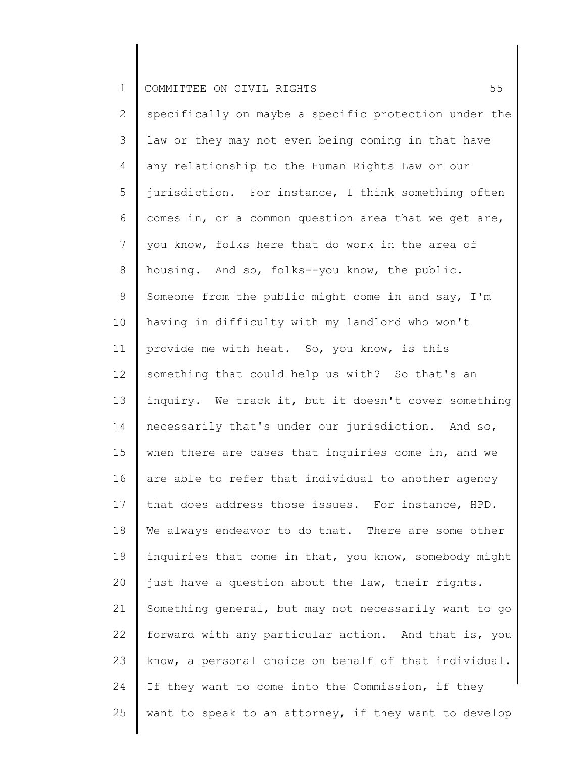specifically on maybe a specific protection under the law or they may not even being coming in that have any relationship to the Human Rights Law or our jurisdiction. For instance, I think something often comes in, or a common question area that we get are, you know, folks here that do work in the area of housing. And so, folks--you know, the public. Someone from the public might come in and say, I'm having in difficulty with my landlord who won't provide me with heat. So, you know, is this something that could help us with? So that's an inquiry. We track it, but it doesn't cover something necessarily that's under our jurisdiction. And so, when there are cases that inquiries come in, and we are able to refer that individual to another agency that does address those issues. For instance, HPD. We always endeavor to do that. There are some other inquiries that come in that, you know, somebody might just have a question about the law, their rights. Something general, but may not necessarily want to go forward with any particular action. And that is, you know, a personal choice on behalf of that individual. If they want to come into the Commission, if they want to speak to an attorney, if they want to develop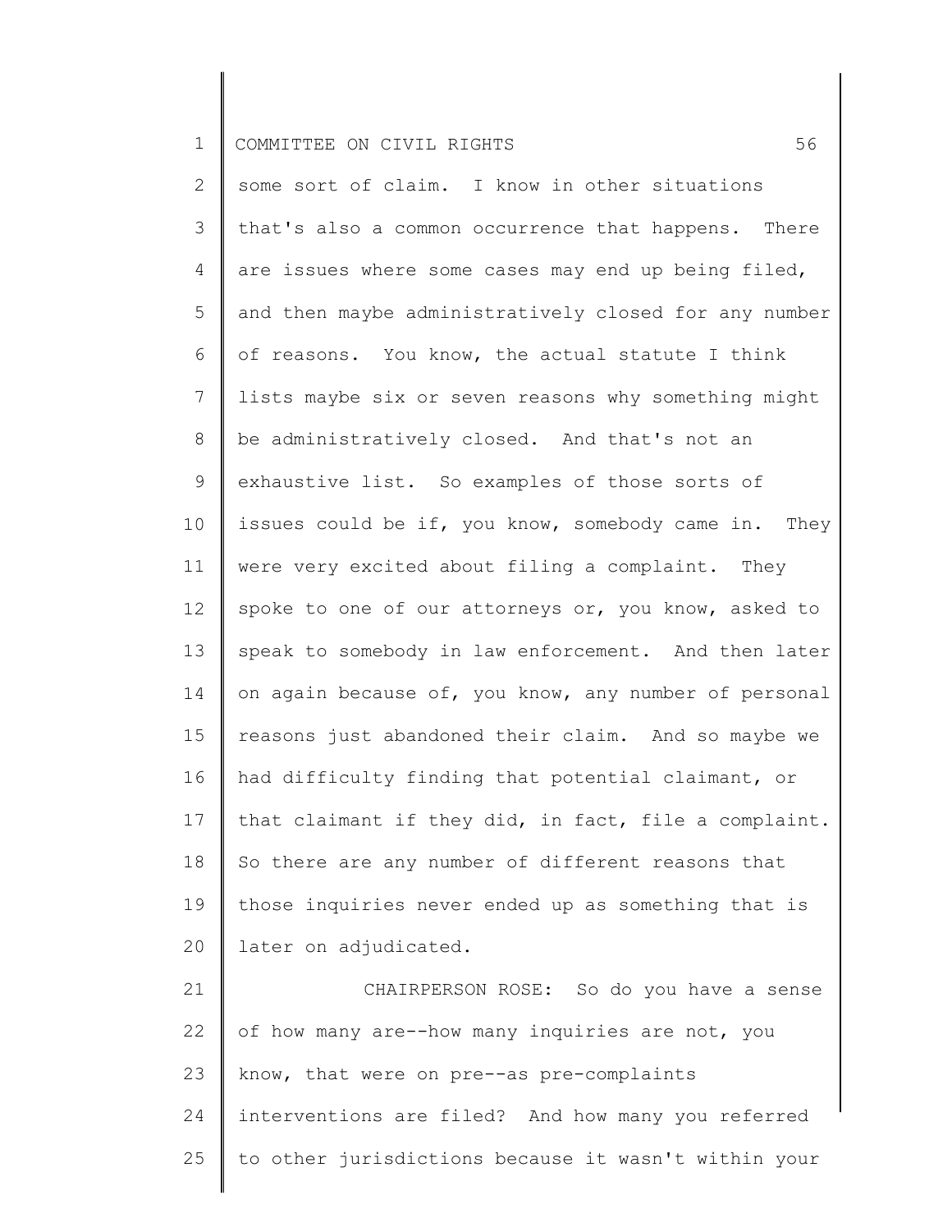some sort of claim. I know in other situations that's also a common occurrence that happens. There are issues where some cases may end up being filed, and then maybe administratively closed for any number of reasons. You know, the actual statute I think lists maybe six or seven reasons why something might be administratively closed. And that's not an exhaustive list. So examples of those sorts of issues could be if, you know, somebody came in. They were very excited about filing a complaint. They spoke to one of our attorneys or, you know, asked to speak to somebody in law enforcement. And then later on again because of, you know, any number of personal reasons just abandoned their claim. And so maybe we had difficulty finding that potential claimant, or that claimant if they did, in fact, file a complaint. So there are any number of different reasons that those inquiries never ended up as something that is later on adjudicated.

CHAIRPERSON ROSE: So do you have a sense of how many are--how many inquiries are not, you know, that were on pre--as pre-complaints interventions are filed? And how many you referred to other jurisdictions because it wasn't within your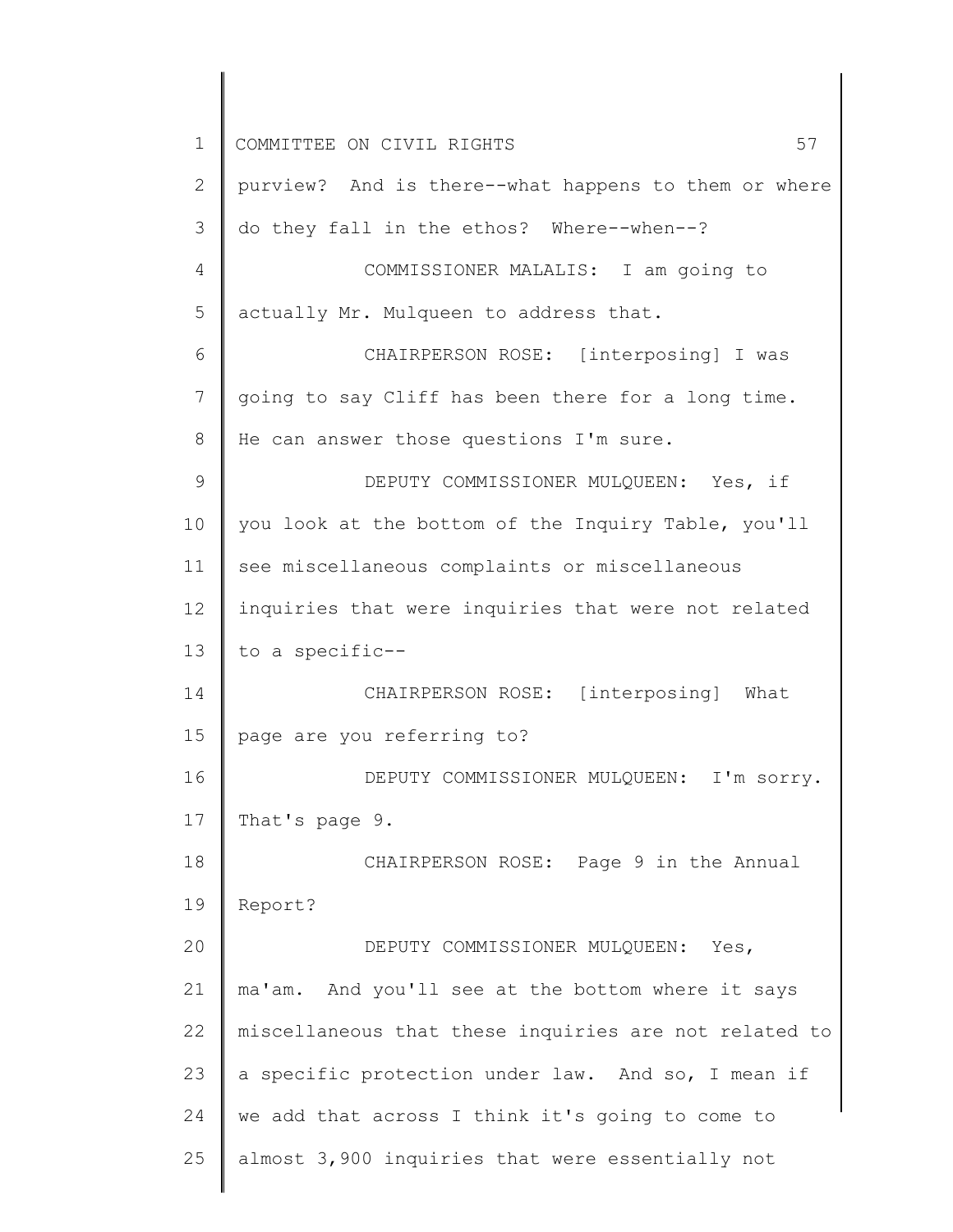purview? And is there--what happens to them or where do they fall in the ethos? Where--when--?

COMMISSIONER MALALIS: I am going to actually Mr. Mulqueen to address that.

CHAIRPERSON ROSE: [interposing] I was going to say Cliff has been there for a long time. He can answer those questions I'm sure.

DEPUTY COMMISSIONER MULQUEEN: Yes, if you look at the bottom of the Inquiry Table, you'll see miscellaneous complaints or miscellaneous inquiries that were inquiries that were not related to a specific--

CHAIRPERSON ROSE: [interposing] What page are you referring to?

DEPUTY COMMISSIONER MULQUEEN: I'm sorry. That's page 9.

CHAIRPERSON ROSE: Page 9 in the Annual Report?

DEPUTY COMMISSIONER MULQUEEN: Yes, ma'am. And you'll see at the bottom where it says miscellaneous that these inquiries are not related to a specific protection under law. And so, I mean if we add that across I think it's going to come to almost 3,900 inquiries that were essentially not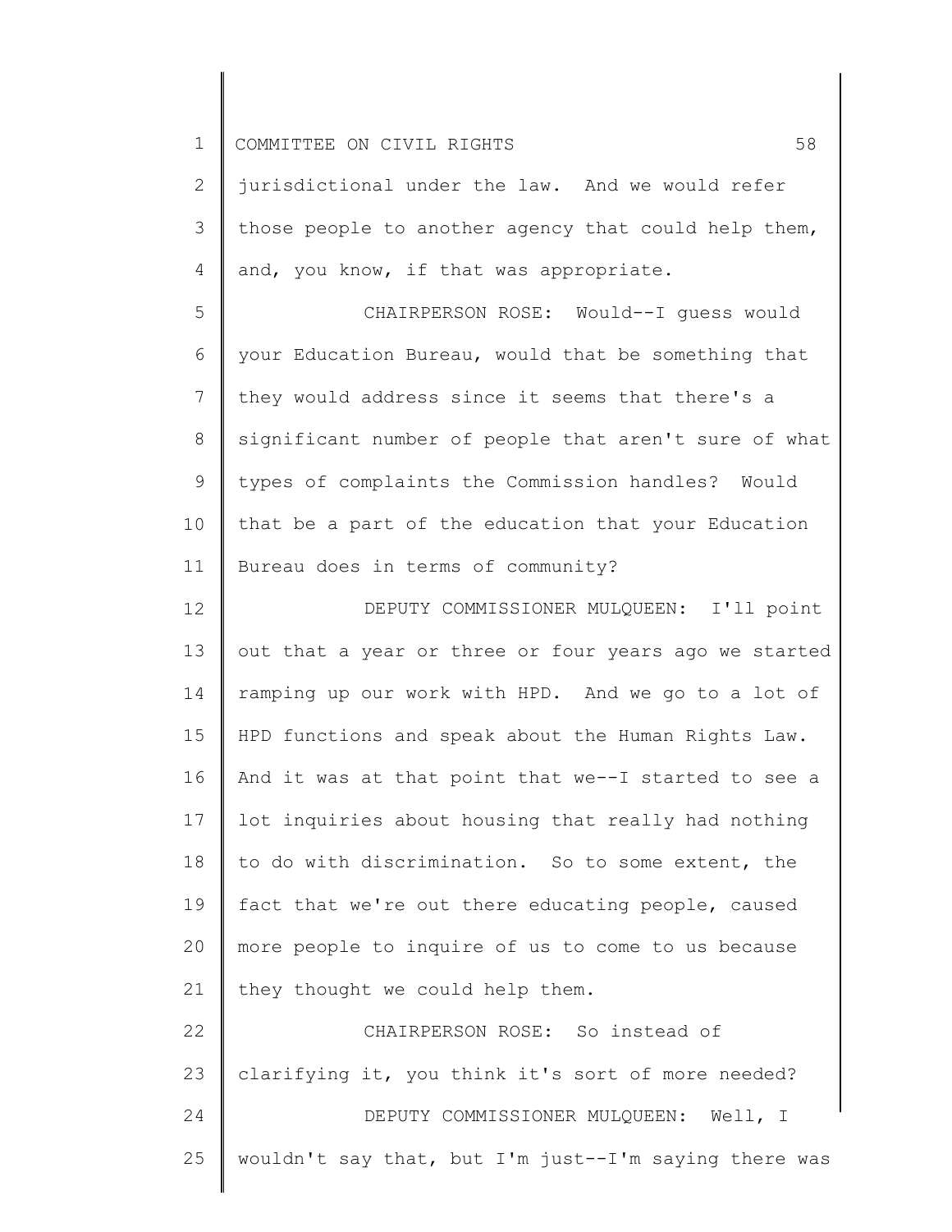jurisdictional under the law. And we would refer those people to another agency that could help them, and, you know, if that was appropriate.

CHAIRPERSON ROSE: Would--I guess would your Education Bureau, would that be something that they would address since it seems that there's a significant number of people that aren't sure of what types of complaints the Commission handles? Would that be a part of the education that your Education Bureau does in terms of community?

DEPUTY COMMISSIONER MULQUEEN: I'll point out that a year or three or four years ago we started ramping up our work with HPD. And we go to a lot of HPD functions and speak about the Human Rights Law. And it was at that point that we--I started to see a lot inquiries about housing that really had nothing to do with discrimination. So to some extent, the fact that we're out there educating people, caused more people to inquire of us to come to us because they thought we could help them.

CHAIRPERSON ROSE: So instead of clarifying it, you think it's sort of more needed?

DEPUTY COMMISSIONER MULQUEEN: Well, I wouldn't say that, but I'm just--I'm saying there was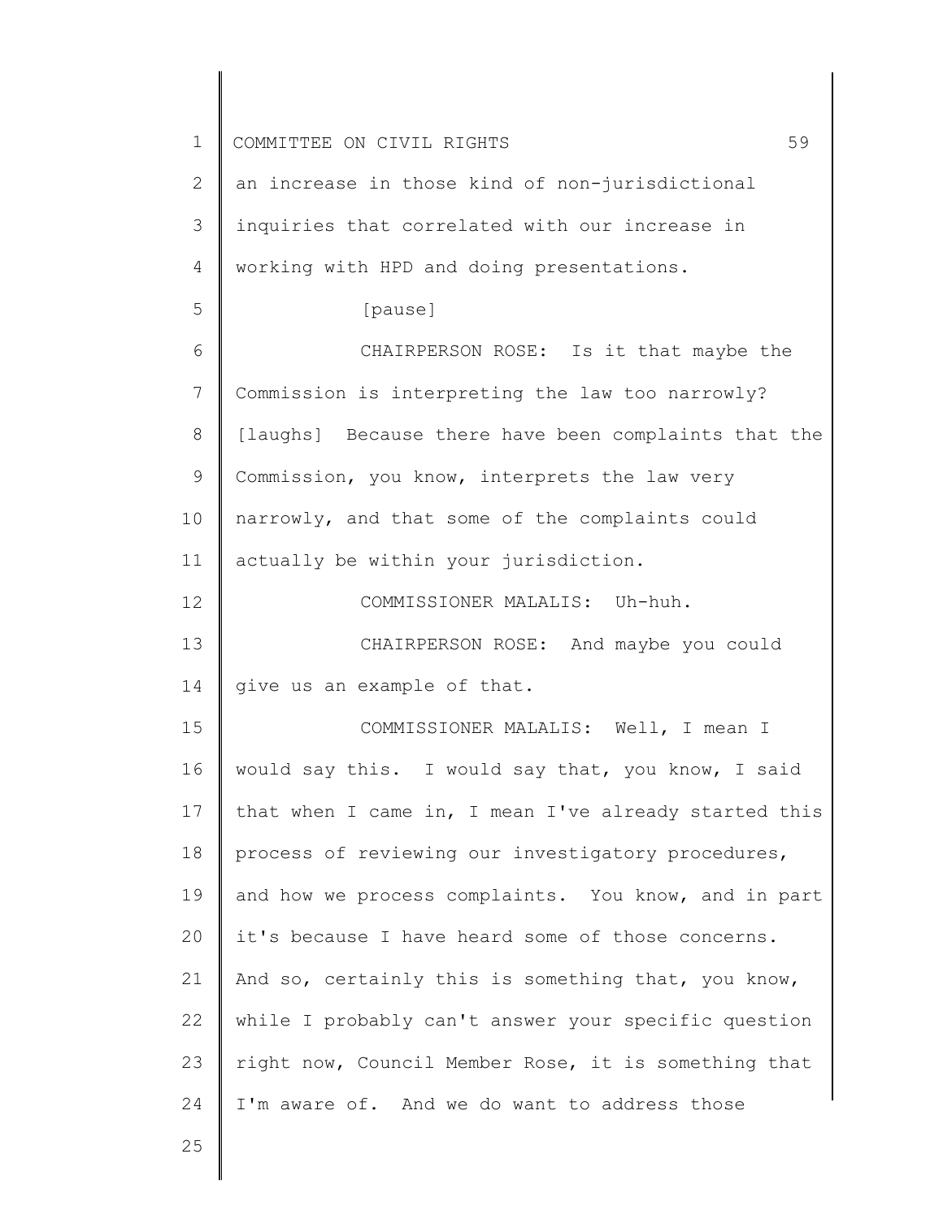an increase in those kind of non-jurisdictional inquiries that correlated with our increase in working with HPD and doing presentations.

[pause]

CHAIRPERSON ROSE: Is it that maybe the Commission is interpreting the law too narrowly? [laughs] Because there have been complaints that the Commission, you know, interprets the law very narrowly, and that some of the complaints could actually be within your jurisdiction.

COMMISSIONER MALALIS: Uh-huh.

CHAIRPERSON ROSE: And maybe you could give us an example of that.

COMMISSIONER MALALIS: Well, I mean I would say this. I would say that, you know, I said that when I came in, I mean I've already started this process of reviewing our investigatory procedures, and how we process complaints. You know, and in part it's because I have heard some of those concerns. And so, certainly this is something that, you know, while I probably can't answer your specific question right now, Council Member Rose, it is something that I'm aware of. And we do want to address those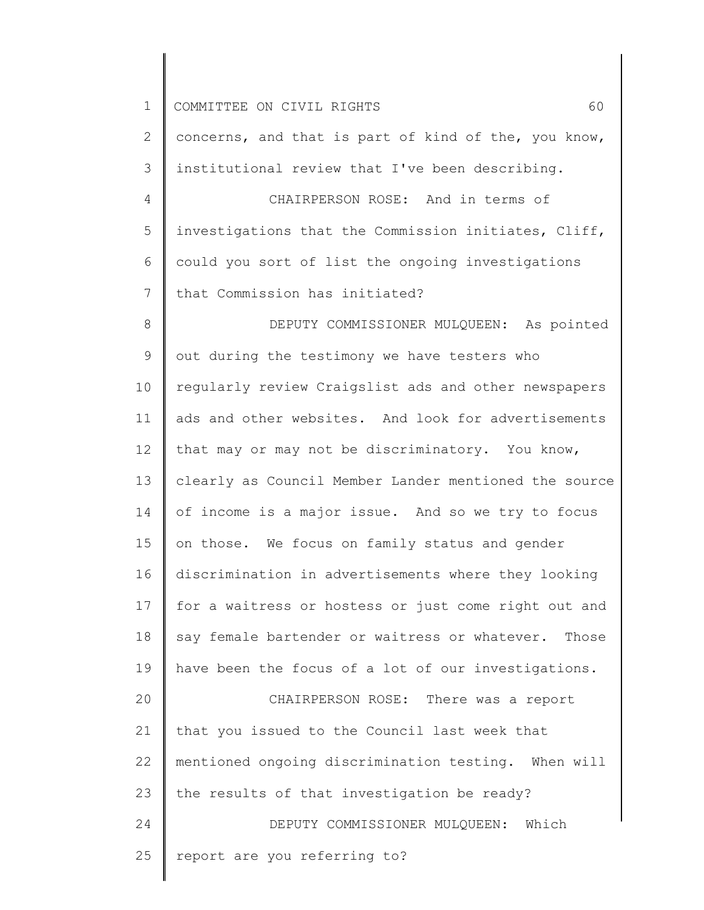concerns, and that is part of kind of the, you know, institutional review that I've been describing.

CHAIRPERSON ROSE: And in terms of investigations that the Commission initiates, Cliff, could you sort of list the ongoing investigations that Commission has initiated?

DEPUTY COMMISSIONER MULQUEEN: As pointed out during the testimony we have testers who regularly review Craigslist ads and other newspapers ads and other websites. And look for advertisements that may or may not be discriminatory. You know, clearly as Council Member Lander mentioned the source of income is a major issue. And so we try to focus on those. We focus on family status and gender discrimination in advertisements where they looking for a waitress or hostess or just come right out and say female bartender or waitress or whatever. Those have been the focus of a lot of our investigations.

CHAIRPERSON ROSE: There was a report that you issued to the Council last week that mentioned ongoing discrimination testing. When will the results of that investigation be ready?

DEPUTY COMMISSIONER MULQUEEN: Which report are you referring to?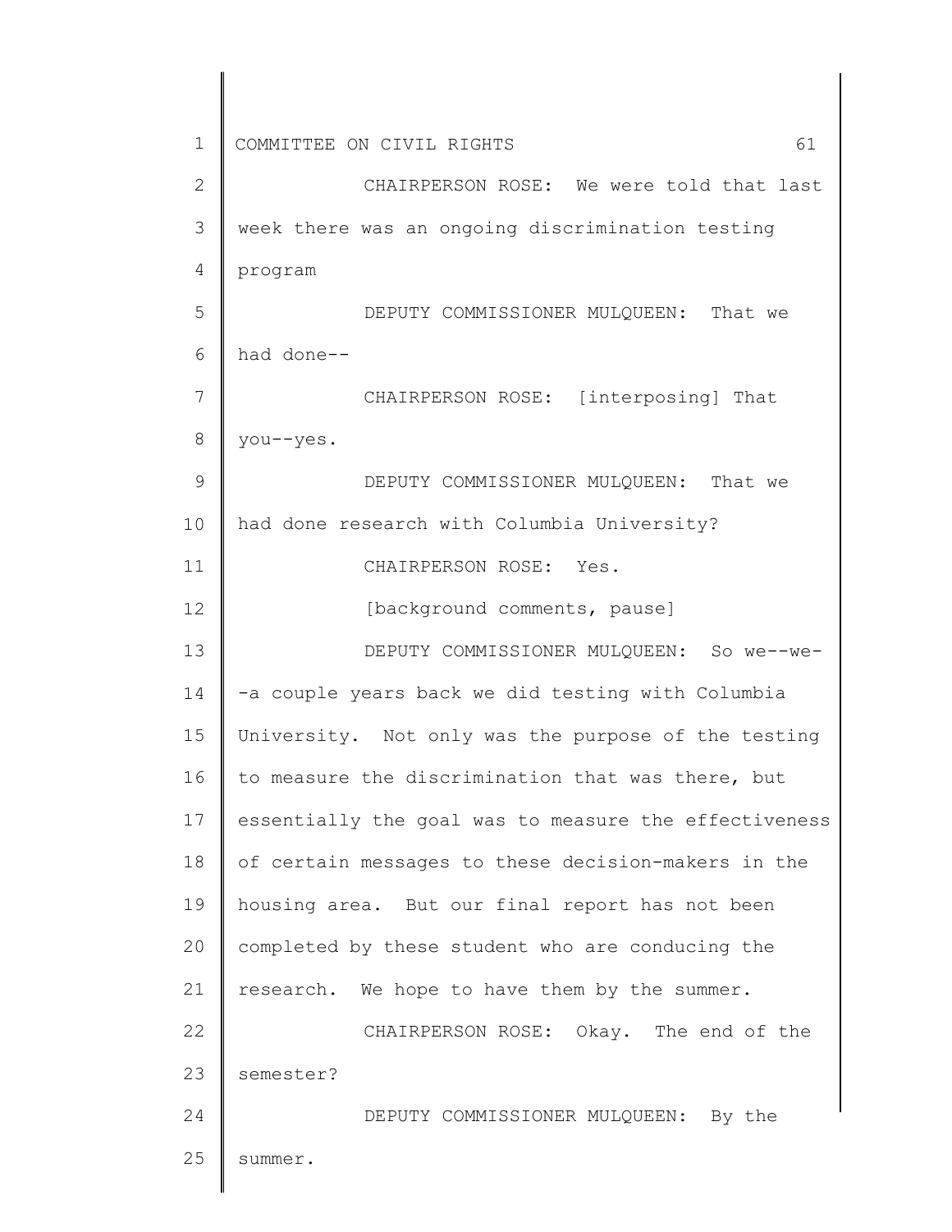CHAIRPERSON ROSE: We were told that last week there was an ongoing discrimination testing program

DEPUTY COMMISSIONER MULQUEEN: That we had done--

CHAIRPERSON ROSE: [interposing] That you--yes.

DEPUTY COMMISSIONER MULQUEEN: That we had done research with Columbia University?

CHAIRPERSON ROSE: Yes.

[background comments, pause]

DEPUTY COMMISSIONER MULQUEEN: So we--we--a couple years back we did testing with Columbia University. Not only was the purpose of the testing to measure the discrimination that was there, but essentially the goal was to measure the effectiveness of certain messages to these decision-makers in the housing area. But our final report has not been completed by these student who are conducing the research. We hope to have them by the summer.

CHAIRPERSON ROSE: Okay. The end of the semester?

DEPUTY COMMISSIONER MULQUEEN: By the summer.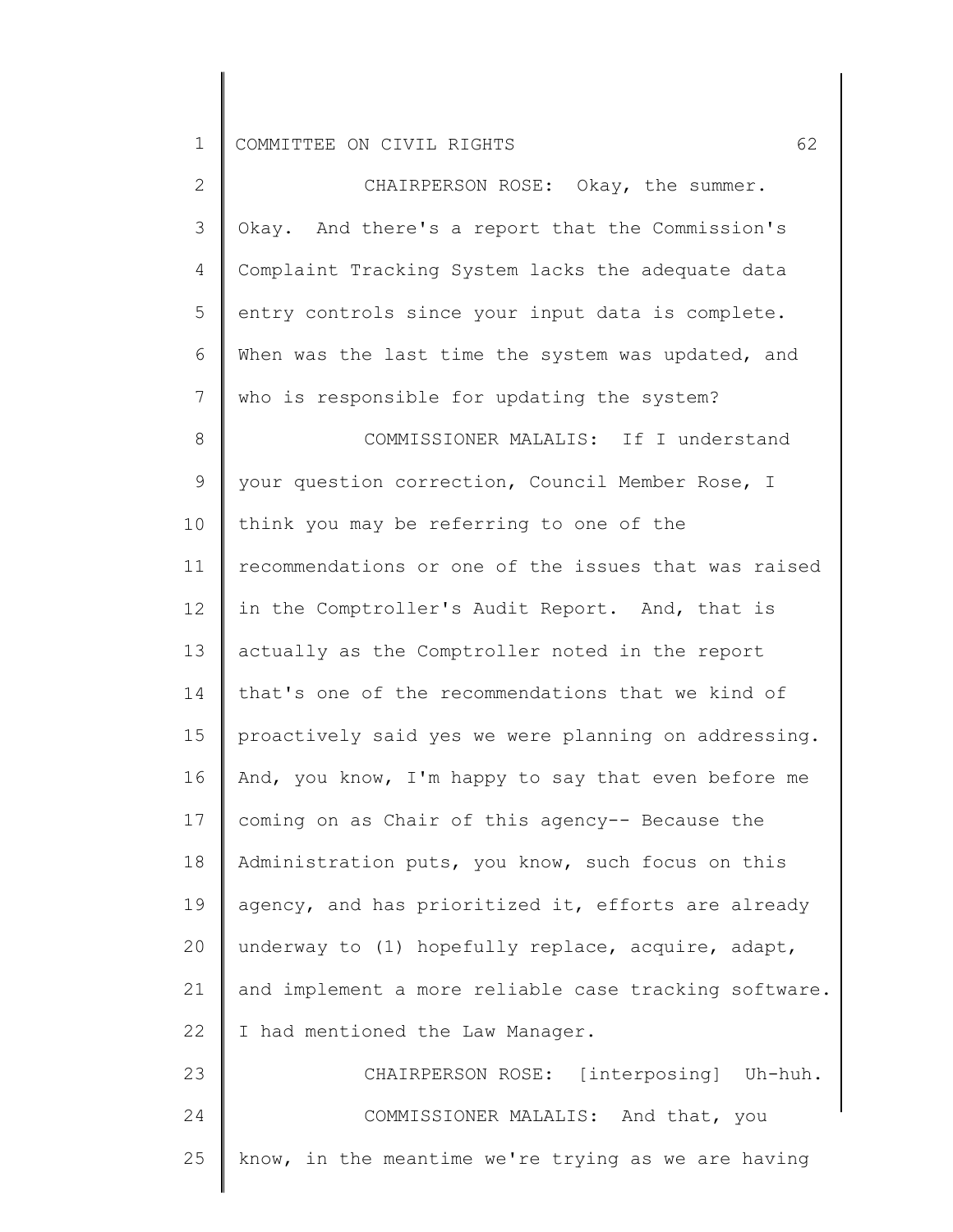CHAIRPERSON ROSE: Okay, the summer. Okay. And there's a report that the Commission's Complaint Tracking System lacks the adequate data entry controls since your input data is complete. When was the last time the system was updated, and who is responsible for updating the system?

COMMISSIONER MALALIS: If I understand your question correction, Council Member Rose, I think you may be referring to one of the recommendations or one of the issues that was raised in the Comptroller's Audit Report. And, that is actually as the Comptroller noted in the report that's one of the recommendations that we kind of proactively said yes we were planning on addressing. And, you know, I'm happy to say that even before me coming on as Chair of this agency-- Because the Administration puts, you know, such focus on this agency, and has prioritized it, efforts are already underway to (1) hopefully replace, acquire, adapt, and implement a more reliable case tracking software. I had mentioned the Law Manager.

CHAIRPERSON ROSE: [interposing] Uh-huh.

COMMISSIONER MALALIS: And that, you know, in the meantime we're trying as we are having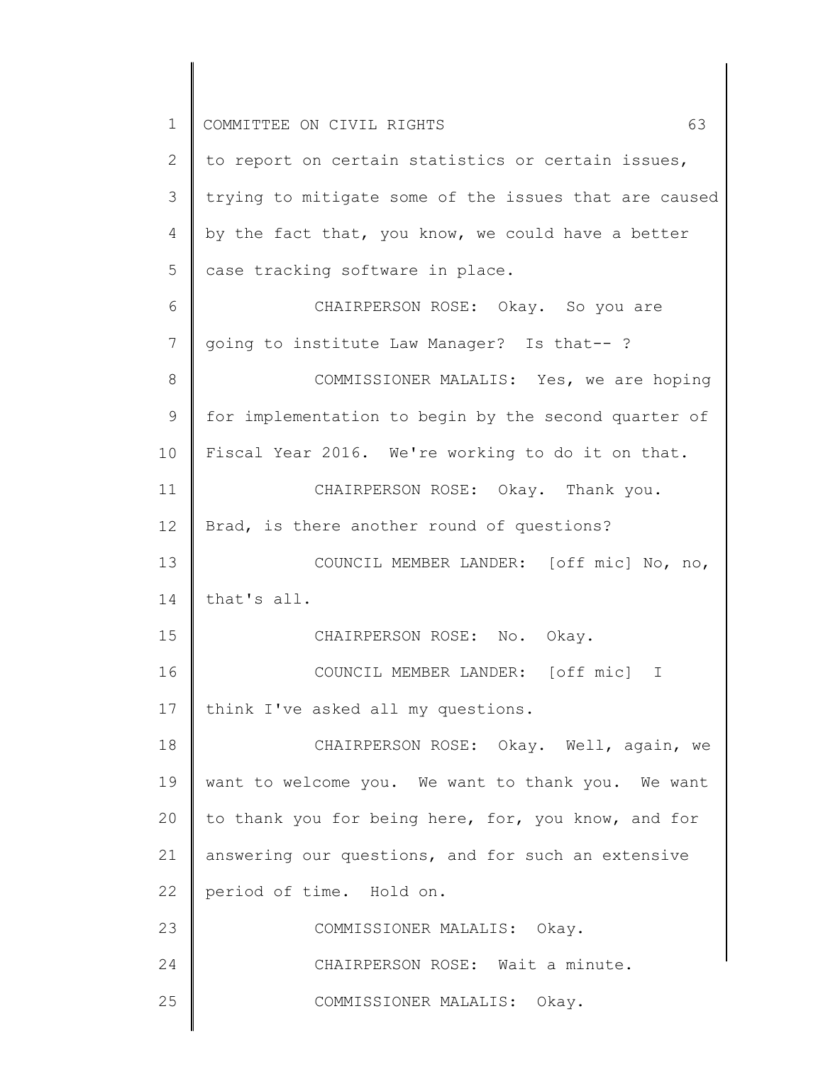to report on certain statistics or certain issues, trying to mitigate some of the issues that are caused by the fact that, you know, we could have a better case tracking software in place.

CHAIRPERSON ROSE: Okay. So you are going to institute Law Manager? Is that-- ?

COMMISSIONER MALALIS: Yes, we are hoping for implementation to begin by the second quarter of Fiscal Year 2016. We're working to do it on that.

CHAIRPERSON ROSE: Okay. Thank you. Brad, is there another round of questions?

COUNCIL MEMBER LANDER: [off mic] No, no, that's all.

CHAIRPERSON ROSE: No. Okay.

COUNCIL MEMBER LANDER: [off mic] I think I've asked all my questions.

CHAIRPERSON ROSE: Okay. Well, again, we want to welcome you. We want to thank you. We want to thank you for being here, for, you know, and for answering our questions, and for such an extensive period of time. Hold on.

COMMISSIONER MALALIS: Okay.

CHAIRPERSON ROSE: Wait a minute.

COMMISSIONER MALALIS: Okay.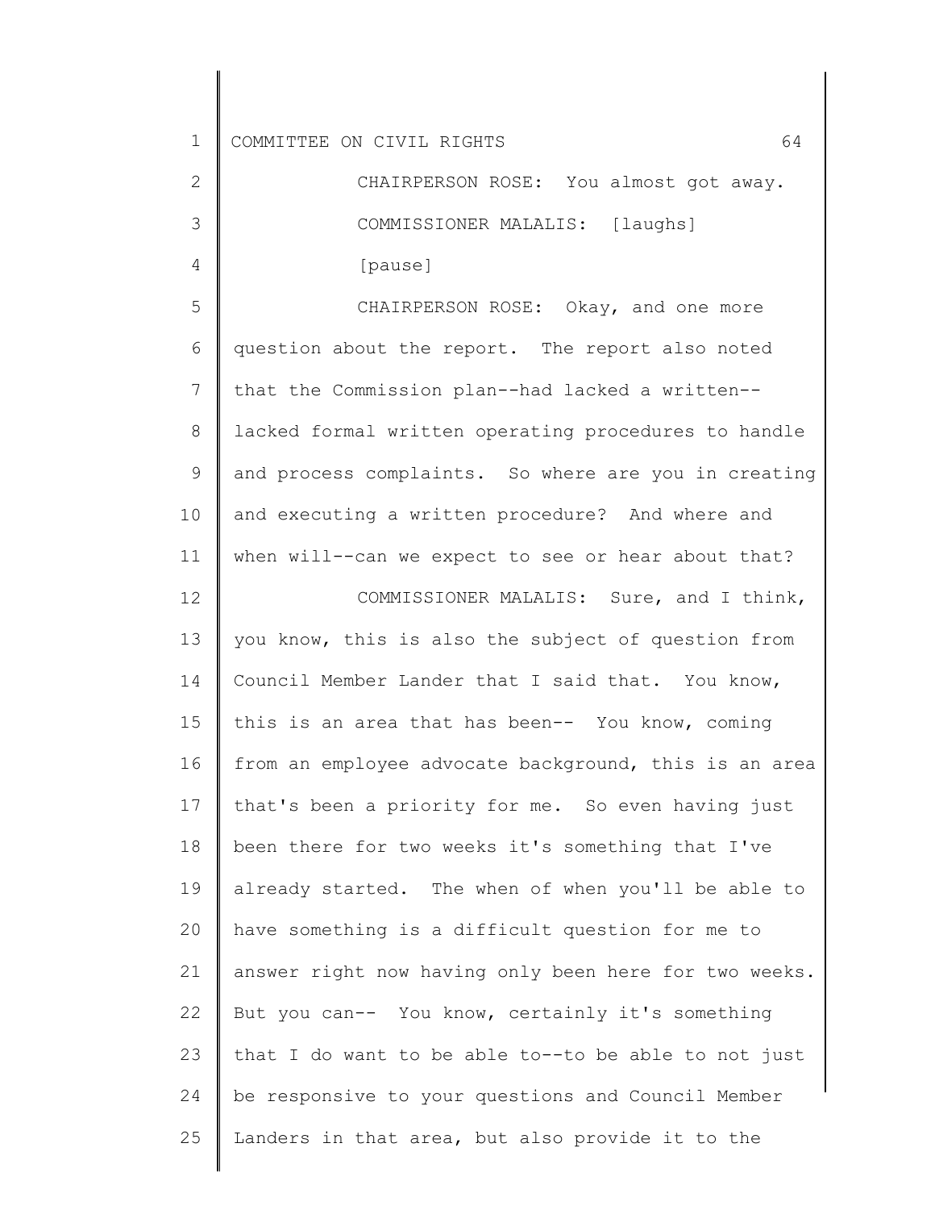CHAIRPERSON ROSE: You almost got away.

COMMISSIONER MALALIS: [laughs]

[pause]

CHAIRPERSON ROSE: Okay, and one more question about the report. The report also noted that the Commission plan--had lacked a written--lacked formal written operating procedures to handle and process complaints. So where are you in creating and executing a written procedure? And where and when will--can we expect to see or hear about that?

COMMISSIONER MALALIS: Sure, and I think, you know, this is also the subject of question from Council Member Lander that I said that. You know, this is an area that has been-- You know, coming from an employee advocate background, this is an area that's been a priority for me. So even having just been there for two weeks it's something that I've already started. The when of when you'll be able to have something is a difficult question for me to answer right now having only been here for two weeks. But you can-- You know, certainly it's something that I do want to be able to--to be able to not just be responsive to your questions and Council Member Landers in that area, but also provide it to the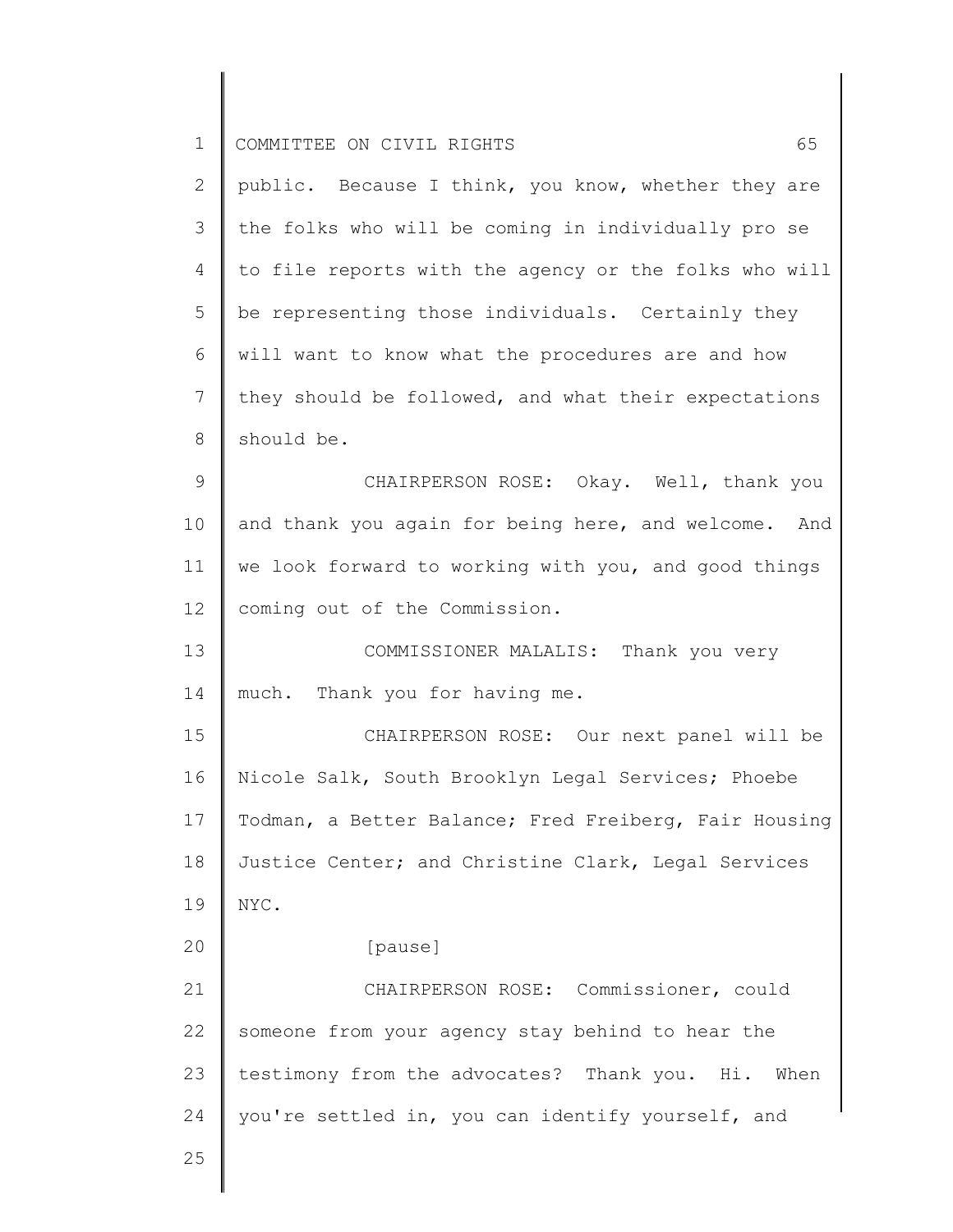public. Because I think, you know, whether they are the folks who will be coming in individually pro se to file reports with the agency or the folks who will be representing those individuals. Certainly they will want to know what the procedures are and how they should be followed, and what their expectations should be.

CHAIRPERSON ROSE: Okay. Well, thank you and thank you again for being here, and welcome. And we look forward to working with you, and good things coming out of the Commission.

COMMISSIONER MALALIS: Thank you very much. Thank you for having me.

CHAIRPERSON ROSE: Our next panel will be Nicole Salk, South Brooklyn Legal Services; Phoebe Todman, a Better Balance; Fred Freiberg, Fair Housing Justice Center; and Christine Clark, Legal Services NYC.

[pause]

CHAIRPERSON ROSE: Commissioner, could someone from your agency stay behind to hear the testimony from the advocates? Thank you. Hi. When you're settled in, you can identify yourself, and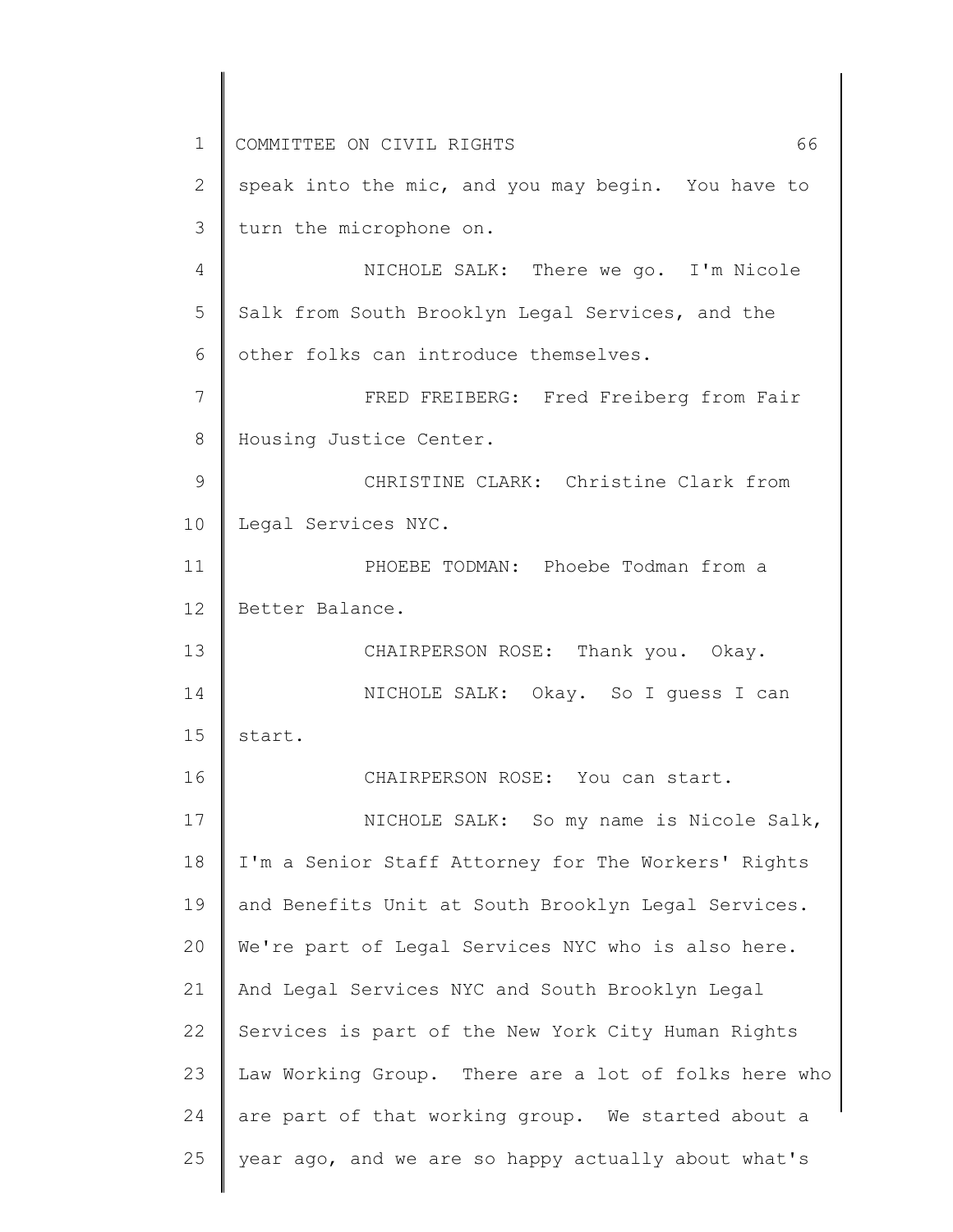speak into the mic, and you may begin. You have to turn the microphone on.

NICHOLE SALK: There we go. I'm Nicole Salk from South Brooklyn Legal Services, and the other folks can introduce themselves.

FRED FREIBERG: Fred Freiberg from Fair Housing Justice Center.

CHRISTINE CLARK: Christine Clark from Legal Services NYC.

PHOEBE TODMAN: Phoebe Todman from a Better Balance.

CHAIRPERSON ROSE: Thank you. Okay.

NICHOLE SALK: Okay. So I guess I can start.

CHAIRPERSON ROSE: You can start.

NICHOLE SALK: So my name is Nicole Salk, I'm a Senior Staff Attorney for The Workers' Rights and Benefits Unit at South Brooklyn Legal Services. We're part of Legal Services NYC who is also here. And Legal Services NYC and South Brooklyn Legal Services is part of the New York City Human Rights Law Working Group. There are a lot of folks here who are part of that working group. We started about a year ago, and we are so happy actually about what's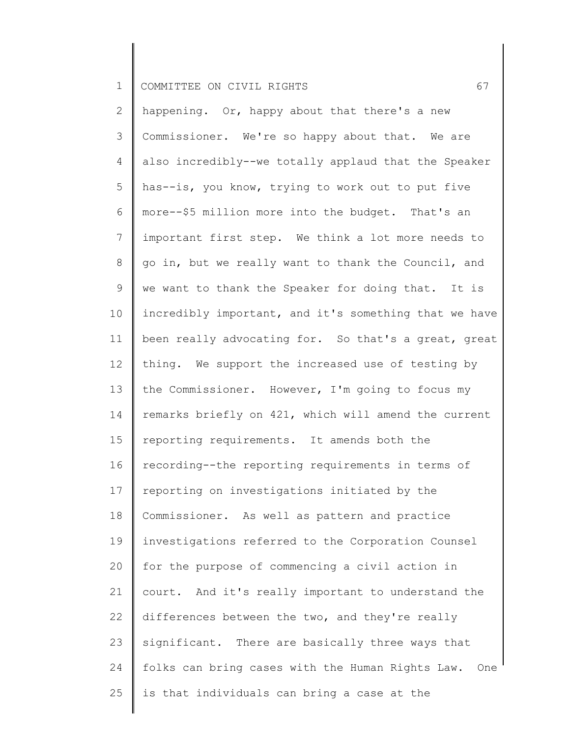happening. Or, happy about that there's a new Commissioner. We're so happy about that. We are also incredibly--we totally applaud that the Speaker has--is, you know, trying to work out to put five more--$5 million more into the budget. That's an important first step. We think a lot more needs to go in, but we really want to thank the Council, and we want to thank the Speaker for doing that. It is incredibly important, and it's something that we have been really advocating for. So that's a great, great thing. We support the increased use of testing by the Commissioner. However, I'm going to focus my remarks briefly on 421, which will amend the current reporting requirements. It amends both the recording--the reporting requirements in terms of reporting on investigations initiated by the Commissioner. As well as pattern and practice investigations referred to the Corporation Counsel for the purpose of commencing a civil action in court. And it's really important to understand the differences between the two, and they're really significant. There are basically three ways that folks can bring cases with the Human Rights Law. One is that individuals can bring a case at the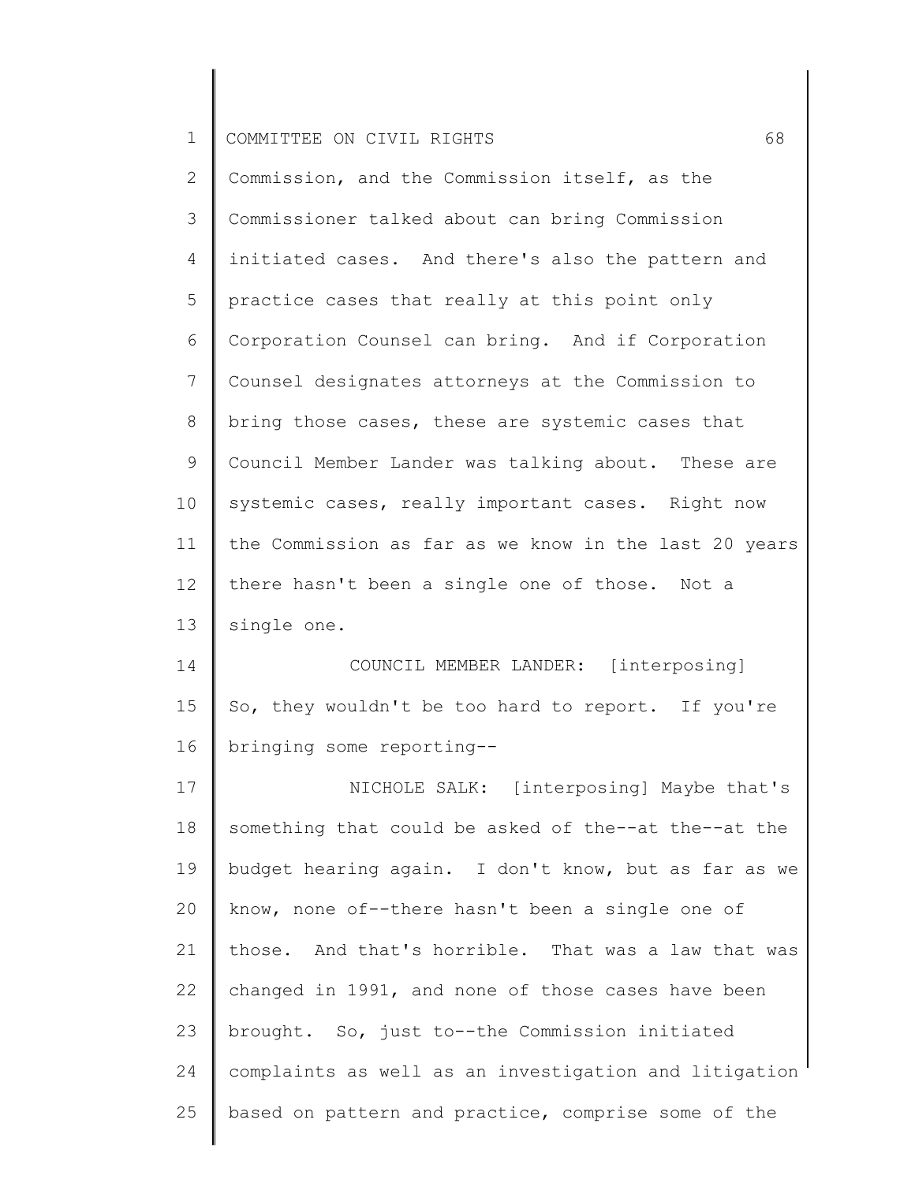Commission, and the Commission itself, as the Commissioner talked about can bring Commission initiated cases. And there's also the pattern and practice cases that really at this point only Corporation Counsel can bring. And if Corporation Counsel designates attorneys at the Commission to bring those cases, these are systemic cases that Council Member Lander was talking about. These are systemic cases, really important cases. Right now the Commission as far as we know in the last 20 years there hasn't been a single one of those. Not a single one.

COUNCIL MEMBER LANDER: [interposing] So, they wouldn't be too hard to report. If you're bringing some reporting--

NICHOLE SALK: [interposing] Maybe that's something that could be asked of the--at the--at the budget hearing again. I don't know, but as far as we know, none of--there hasn't been a single one of those. And that's horrible. That was a law that was changed in 1991, and none of those cases have been brought. So, just to--the Commission initiated complaints as well as an investigation and litigation based on pattern and practice, comprise some of the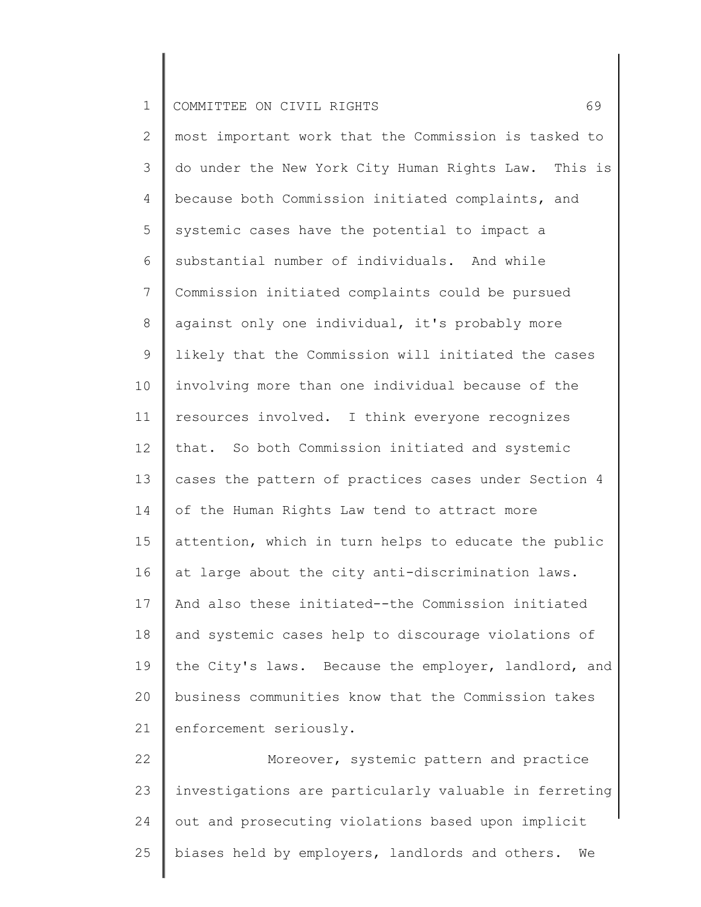most important work that the Commission is tasked to do under the New York City Human Rights Law. This is because both Commission initiated complaints, and systemic cases have the potential to impact a substantial number of individuals. And while Commission initiated complaints could be pursued against only one individual, it's probably more likely that the Commission will initiated the cases involving more than one individual because of the resources involved. I think everyone recognizes that. So both Commission initiated and systemic cases the pattern of practices cases under Section 4 of the Human Rights Law tend to attract more attention, which in turn helps to educate the public at large about the city anti-discrimination laws. And also these initiated--the Commission initiated and systemic cases help to discourage violations of the City's laws. Because the employer, landlord, and business communities know that the Commission takes enforcement seriously.

Moreover, systemic pattern and practice investigations are particularly valuable in ferreting out and prosecuting violations based upon implicit biases held by employers, landlords and others. We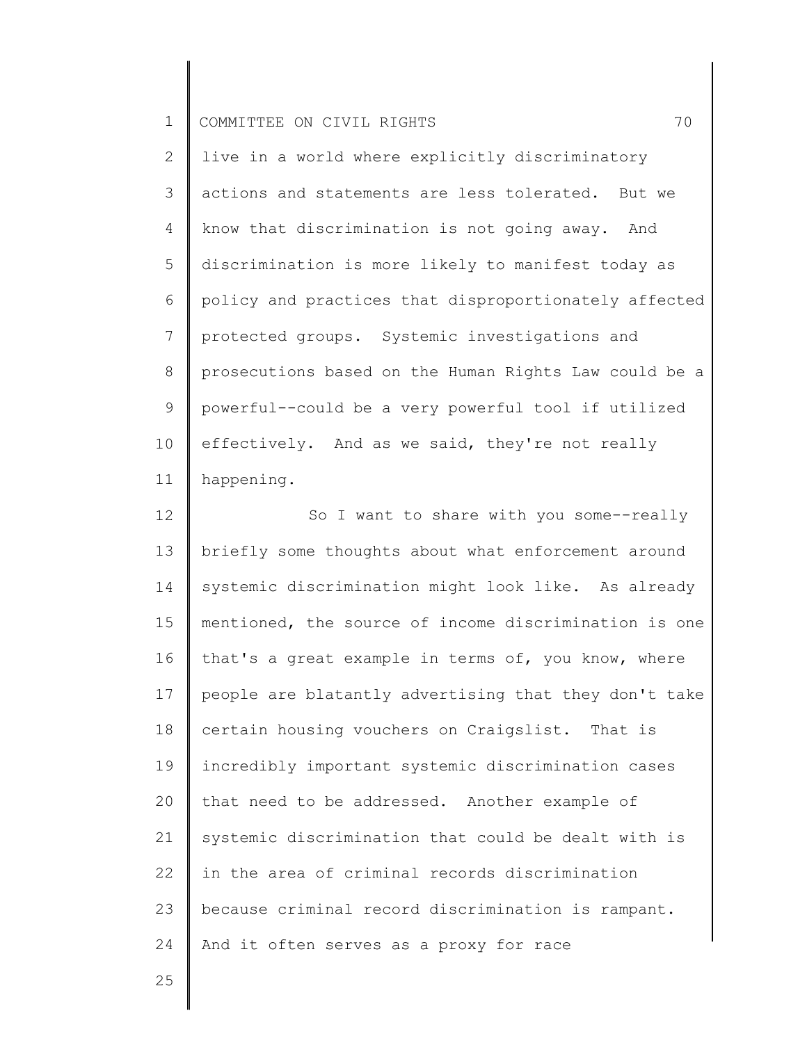live in a world where explicitly discriminatory actions and statements are less tolerated. But we know that discrimination is not going away. And discrimination is more likely to manifest today as policy and practices that disproportionately affected protected groups. Systemic investigations and prosecutions based on the Human Rights Law could be a powerful--could be a very powerful tool if utilized effectively. And as we said, they're not really happening.

So I want to share with you some--really briefly some thoughts about what enforcement around systemic discrimination might look like. As already mentioned, the source of income discrimination is one that's a great example in terms of, you know, where people are blatantly advertising that they don't take certain housing vouchers on Craigslist. That is incredibly important systemic discrimination cases that need to be addressed. Another example of systemic discrimination that could be dealt with is in the area of criminal records discrimination because criminal record discrimination is rampant. And it often serves as a proxy for race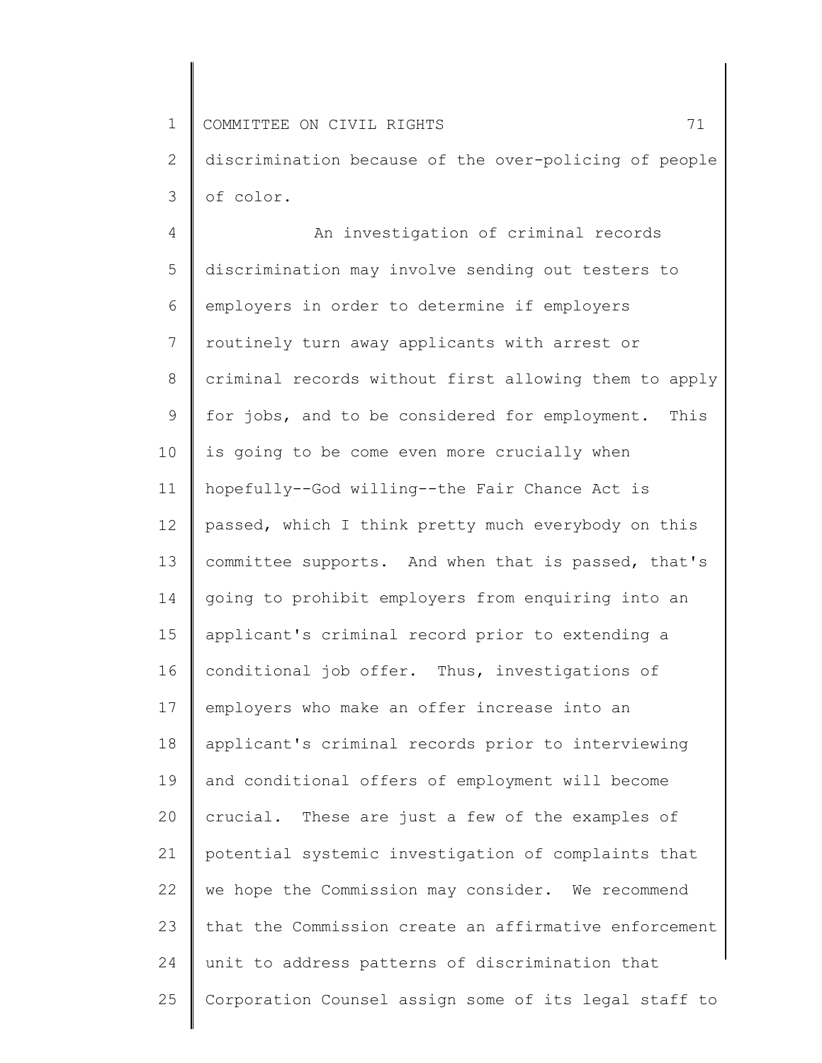discrimination because of the over-policing of people of color.

An investigation of criminal records discrimination may involve sending out testers to employers in order to determine if employers routinely turn away applicants with arrest or criminal records without first allowing them to apply for jobs, and to be considered for employment. This is going to be come even more crucially when hopefully--God willing--the Fair Chance Act is passed, which I think pretty much everybody on this committee supports. And when that is passed, that's going to prohibit employers from enquiring into an applicant's criminal record prior to extending a conditional job offer. Thus, investigations of employers who make an offer increase into an applicant's criminal records prior to interviewing and conditional offers of employment will become crucial. These are just a few of the examples of potential systemic investigation of complaints that we hope the Commission may consider. We recommend that the Commission create an affirmative enforcement unit to address patterns of discrimination that Corporation Counsel assign some of its legal staff to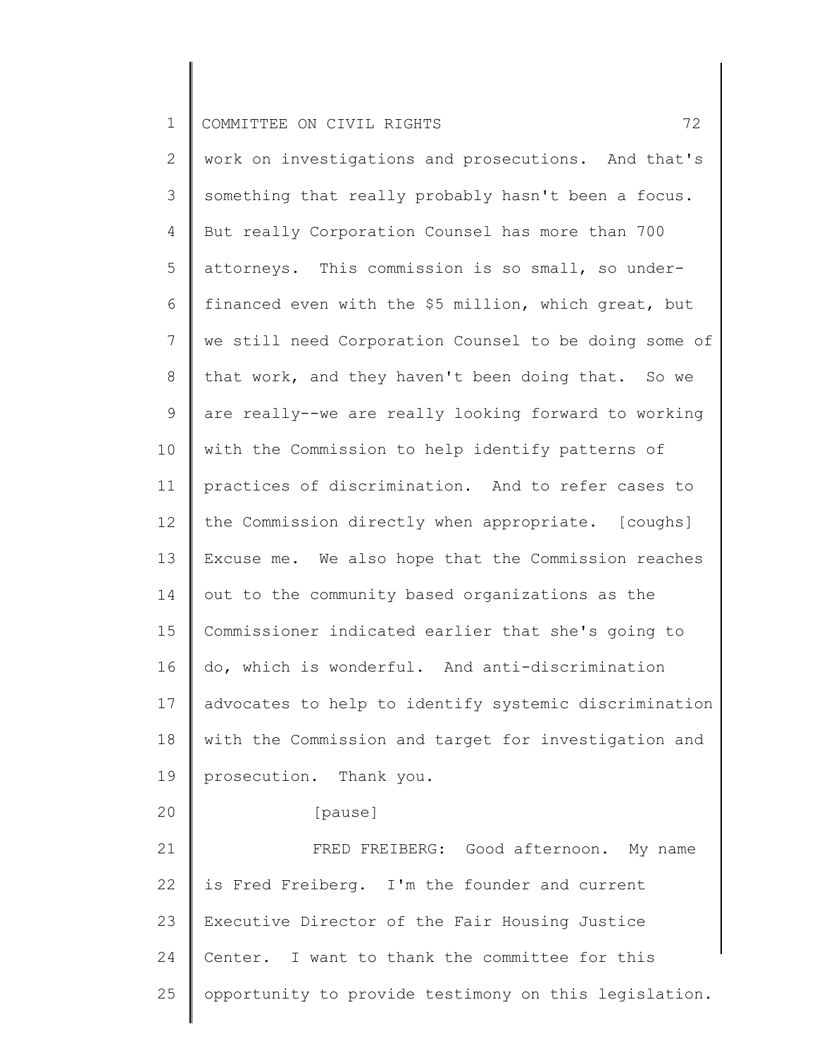work on investigations and prosecutions. And that's something that really probably hasn't been a focus. But really Corporation Counsel has more than 700 attorneys. This commission is so small, so under-financed even with the $5 million, which great, but we still need Corporation Counsel to be doing some of that work, and they haven't been doing that. So we are really--we are really looking forward to working with the Commission to help identify patterns of practices of discrimination. And to refer cases to the Commission directly when appropriate. [coughs] Excuse me. We also hope that the Commission reaches out to the community based organizations as the Commissioner indicated earlier that she's going to do, which is wonderful. And anti-discrimination advocates to help to identify systemic discrimination with the Commission and target for investigation and prosecution. Thank you.

[pause]

FRED FREIBERG: Good afternoon. My name is Fred Freiberg. I'm the founder and current Executive Director of the Fair Housing Justice Center. I want to thank the committee for this opportunity to provide testimony on this legislation.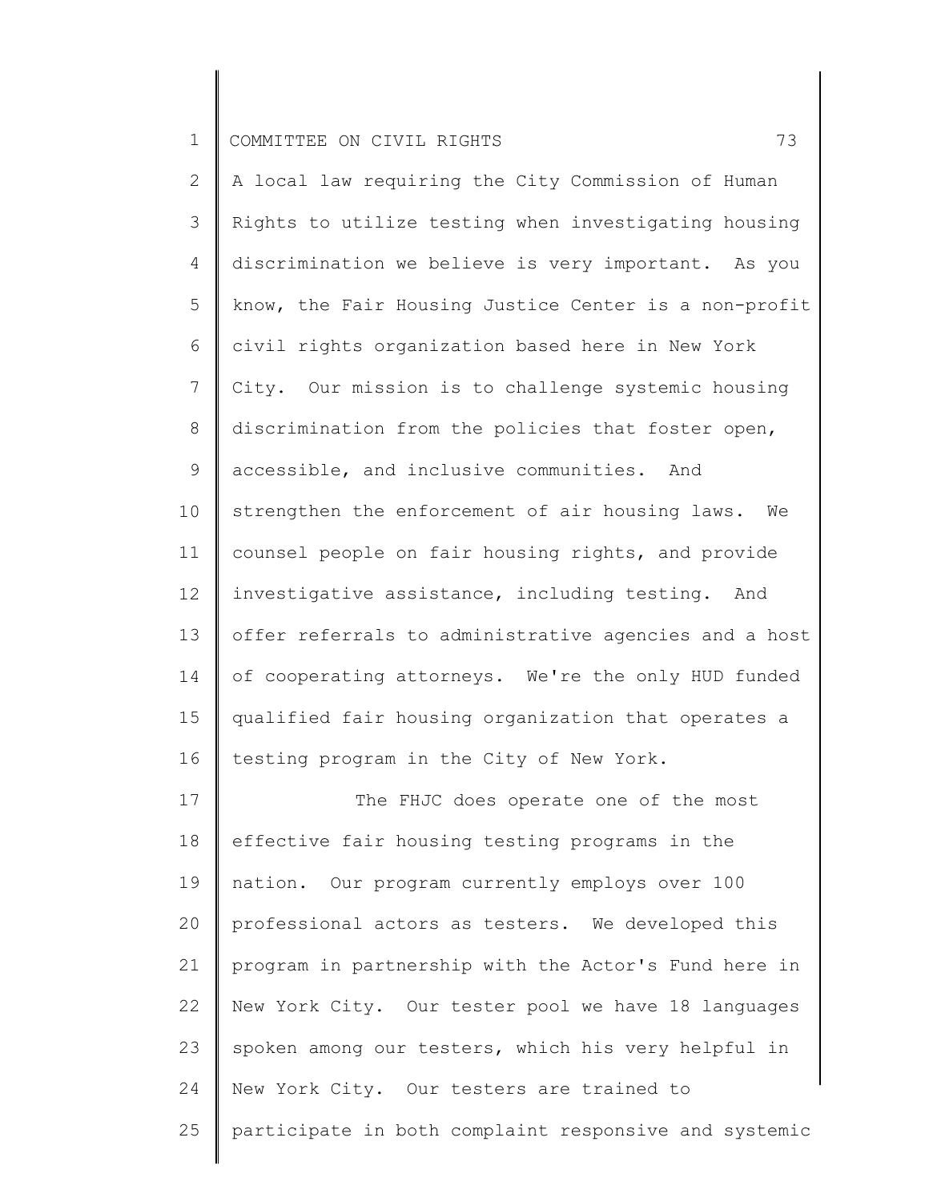A local law requiring the City Commission of Human Rights to utilize testing when investigating housing discrimination we believe is very important. As you know, the Fair Housing Justice Center is a non-profit civil rights organization based here in New York City. Our mission is to challenge systemic housing discrimination from the policies that foster open, accessible, and inclusive communities. And strengthen the enforcement of air housing laws. We counsel people on fair housing rights, and provide investigative assistance, including testing. And offer referrals to administrative agencies and a host of cooperating attorneys. We're the only HUD funded qualified fair housing organization that operates a testing program in the City of New York.

The FHJC does operate one of the most effective fair housing testing programs in the nation. Our program currently employs over 100 professional actors as testers. We developed this program in partnership with the Actor's Fund here in New York City. Our tester pool we have 18 languages spoken among our testers, which his very helpful in New York City. Our testers are trained to participate in both complaint responsive and systemic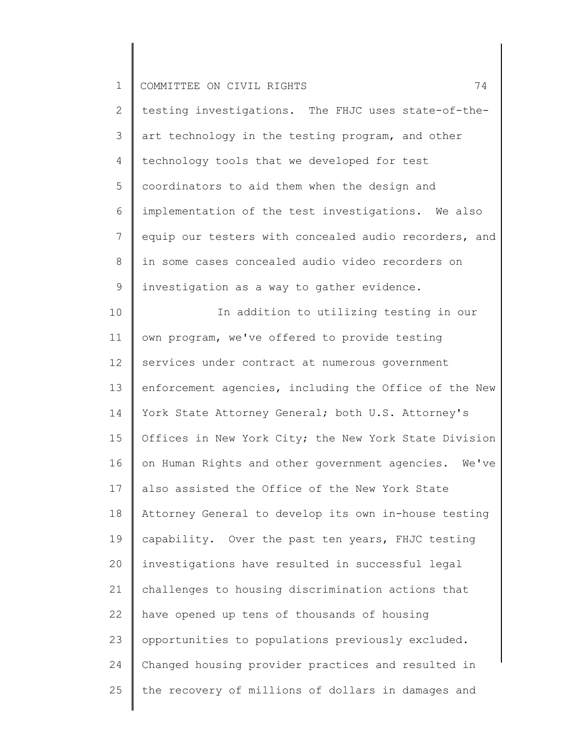testing investigations. The FHJC uses state-of-the-art technology in the testing program, and other technology tools that we developed for test coordinators to aid them when the design and implementation of the test investigations. We also equip our testers with concealed audio recorders, and in some cases concealed audio video recorders on investigation as a way to gather evidence.

In addition to utilizing testing in our own program, we've offered to provide testing services under contract at numerous government enforcement agencies, including the Office of the New York State Attorney General; both U.S. Attorney's Offices in New York City; the New York State Division on Human Rights and other government agencies. We've also assisted the Office of the New York State Attorney General to develop its own in-house testing capability. Over the past ten years, FHJC testing investigations have resulted in successful legal challenges to housing discrimination actions that have opened up tens of thousands of housing opportunities to populations previously excluded. Changed housing provider practices and resulted in the recovery of millions of dollars in damages and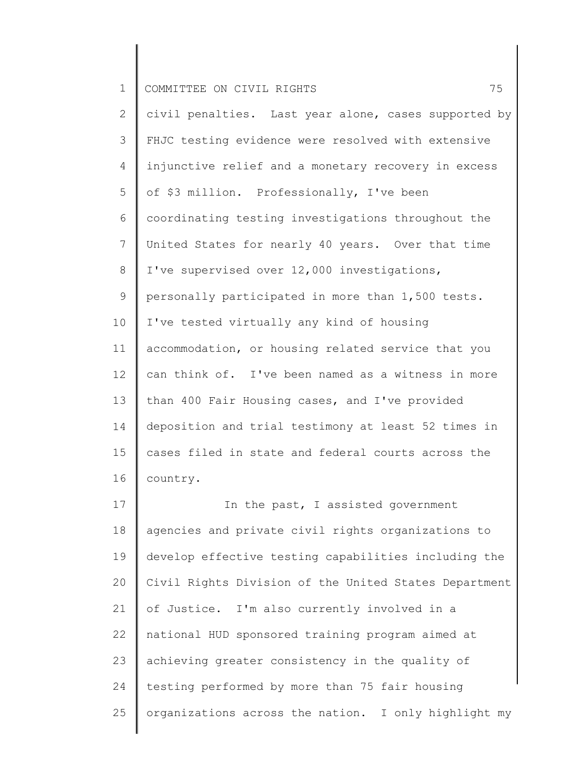civil penalties. Last year alone, cases supported by FHJC testing evidence were resolved with extensive injunctive relief and a monetary recovery in excess of $3 million. Professionally, I've been coordinating testing investigations throughout the United States for nearly 40 years. Over that time I've supervised over 12,000 investigations, personally participated in more than 1,500 tests. I've tested virtually any kind of housing accommodation, or housing related service that you can think of. I've been named as a witness in more than 400 Fair Housing cases, and I've provided deposition and trial testimony at least 52 times in cases filed in state and federal courts across the country.

In the past, I assisted government agencies and private civil rights organizations to develop effective testing capabilities including the Civil Rights Division of the United States Department of Justice. I'm also currently involved in a national HUD sponsored training program aimed at achieving greater consistency in the quality of testing performed by more than 75 fair housing organizations across the nation. I only highlight my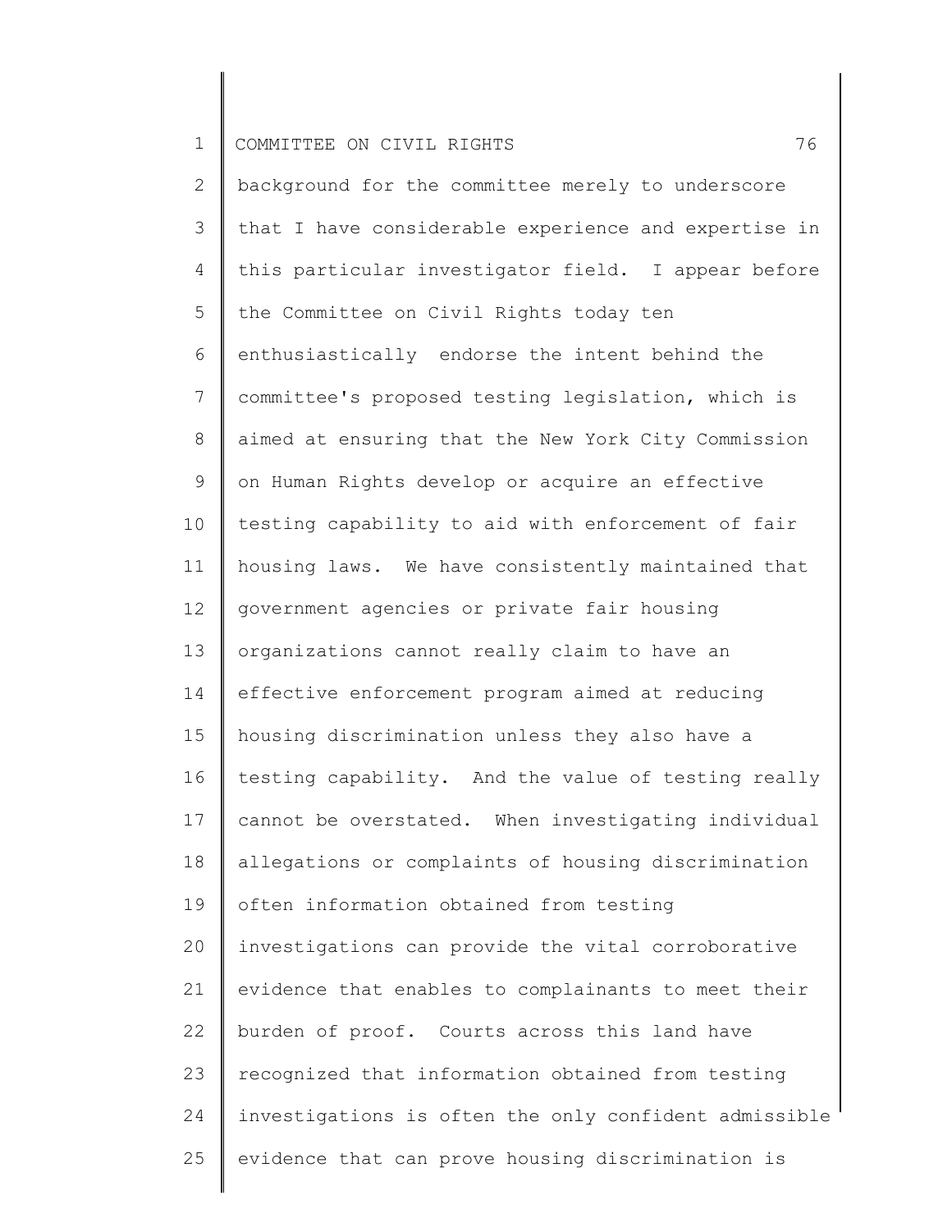background for the committee merely to underscore that I have considerable experience and expertise in this particular investigator field. I appear before the Committee on Civil Rights today ten enthusiastically endorse the intent behind the committee's proposed testing legislation, which is aimed at ensuring that the New York City Commission on Human Rights develop or acquire an effective testing capability to aid with enforcement of fair housing laws. We have consistently maintained that government agencies or private fair housing organizations cannot really claim to have an effective enforcement program aimed at reducing housing discrimination unless they also have a testing capability. And the value of testing really cannot be overstated. When investigating individual allegations or complaints of housing discrimination often information obtained from testing investigations can provide the vital corroborative evidence that enables to complainants to meet their burden of proof. Courts across this land have recognized that information obtained from testing investigations is often the only confident admissible evidence that can prove housing discrimination is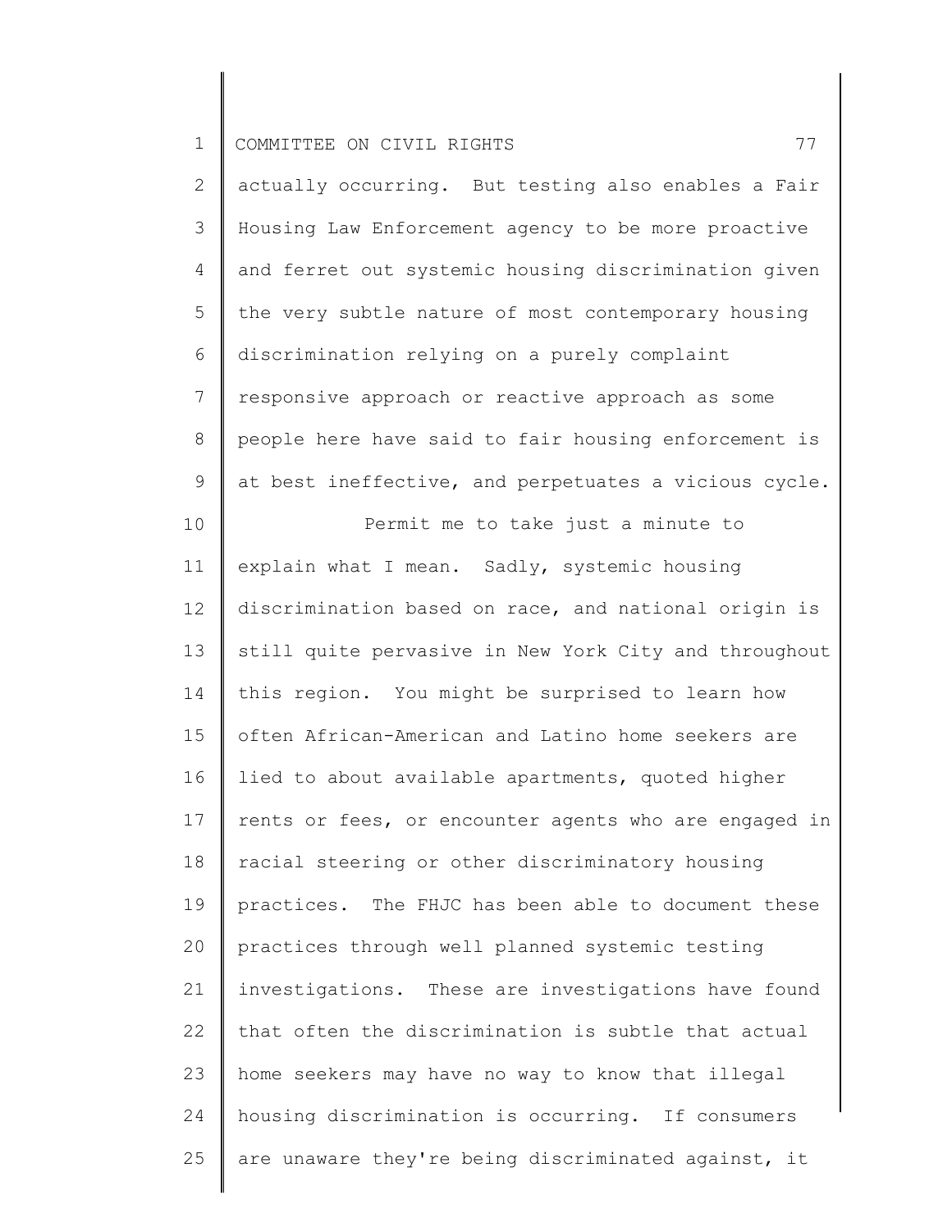actually occurring. But testing also enables a Fair Housing Law Enforcement agency to be more proactive and ferret out systemic housing discrimination given the very subtle nature of most contemporary housing discrimination relying on a purely complaint responsive approach or reactive approach as some people here have said to fair housing enforcement is at best ineffective, and perpetuates a vicious cycle.

Permit me to take just a minute to explain what I mean. Sadly, systemic housing discrimination based on race, and national origin is still quite pervasive in New York City and throughout this region. You might be surprised to learn how often African-American and Latino home seekers are lied to about available apartments, quoted higher rents or fees, or encounter agents who are engaged in racial steering or other discriminatory housing practices. The FHJC has been able to document these practices through well planned systemic testing investigations. These are investigations have found that often the discrimination is subtle that actual home seekers may have no way to know that illegal housing discrimination is occurring. If consumers are unaware they're being discriminated against, it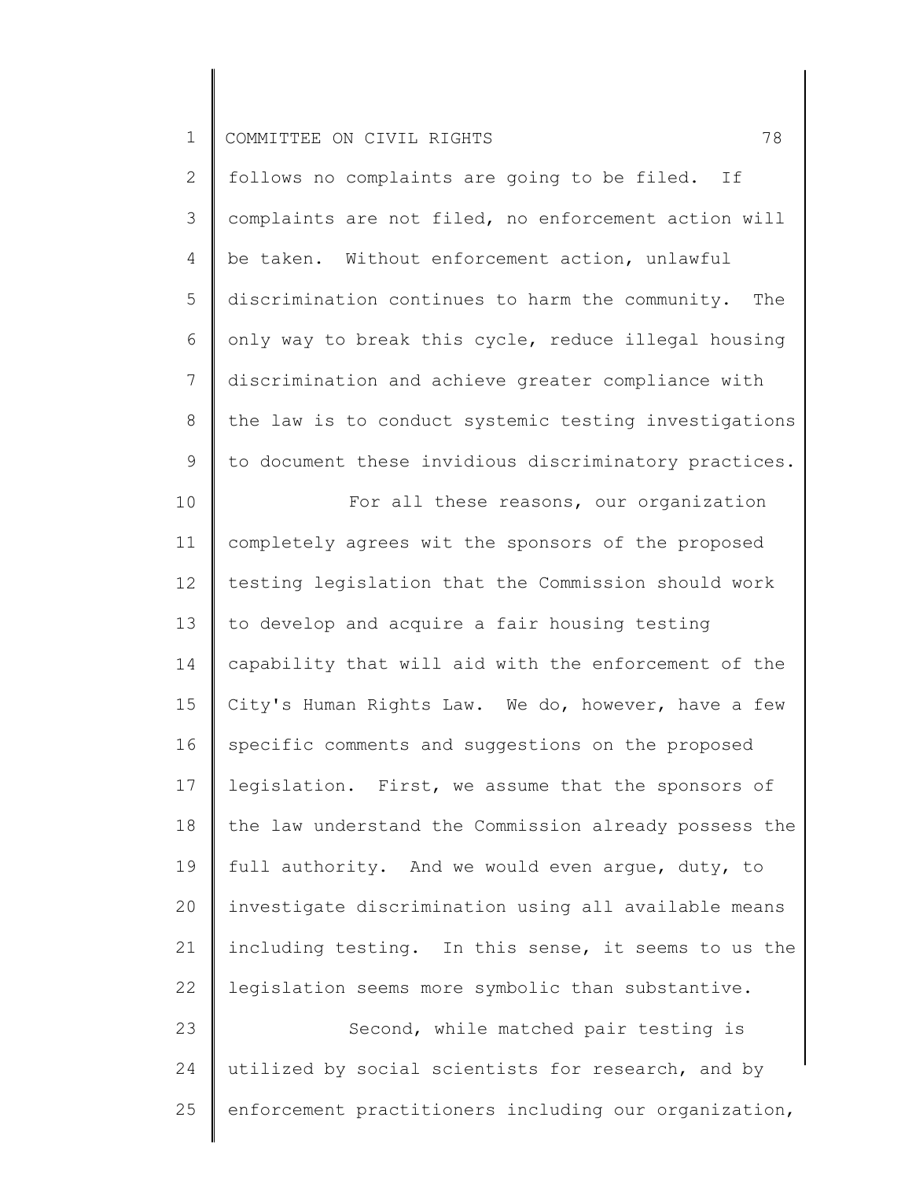follows no complaints are going to be filed. If complaints are not filed, no enforcement action will be taken. Without enforcement action, unlawful discrimination continues to harm the community. The only way to break this cycle, reduce illegal housing discrimination and achieve greater compliance with the law is to conduct systemic testing investigations to document these invidious discriminatory practices.

For all these reasons, our organization completely agrees wit the sponsors of the proposed testing legislation that the Commission should work to develop and acquire a fair housing testing capability that will aid with the enforcement of the City's Human Rights Law. We do, however, have a few specific comments and suggestions on the proposed legislation. First, we assume that the sponsors of the law understand the Commission already possess the full authority. And we would even argue, duty, to investigate discrimination using all available means including testing. In this sense, it seems to us the legislation seems more symbolic than substantive.

Second, while matched pair testing is utilized by social scientists for research, and by enforcement practitioners including our organization,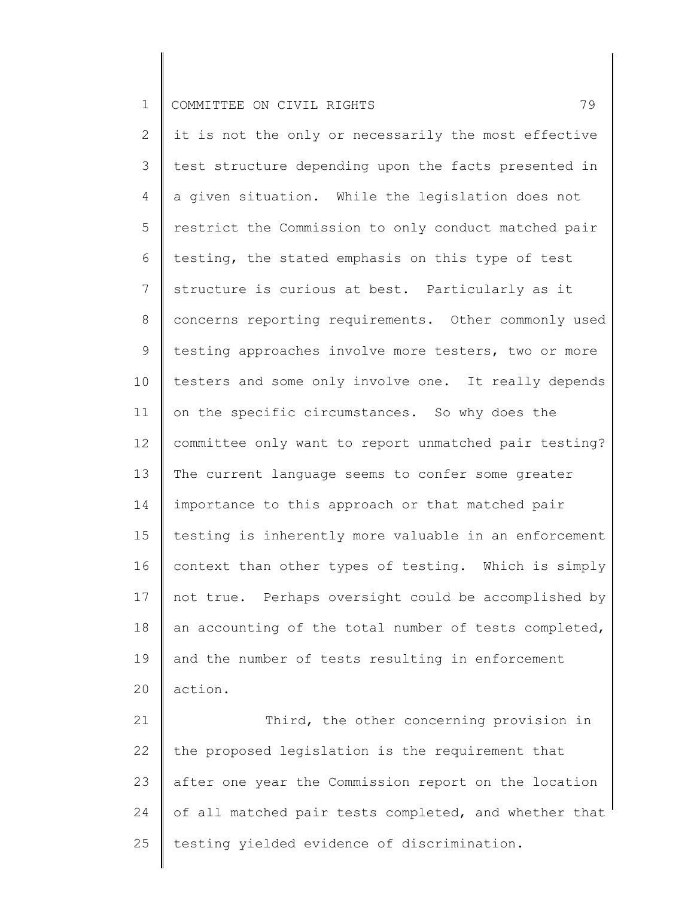it is not the only or necessarily the most effective test structure depending upon the facts presented in a given situation. While the legislation does not restrict the Commission to only conduct matched pair testing, the stated emphasis on this type of test structure is curious at best. Particularly as it concerns reporting requirements. Other commonly used testing approaches involve more testers, two or more testers and some only involve one. It really depends on the specific circumstances. So why does the committee only want to report unmatched pair testing? The current language seems to confer some greater importance to this approach or that matched pair testing is inherently more valuable in an enforcement context than other types of testing. Which is simply not true. Perhaps oversight could be accomplished by an accounting of the total number of tests completed, and the number of tests resulting in enforcement action.

Third, the other concerning provision in the proposed legislation is the requirement that after one year the Commission report on the location of all matched pair tests completed, and whether that testing yielded evidence of discrimination.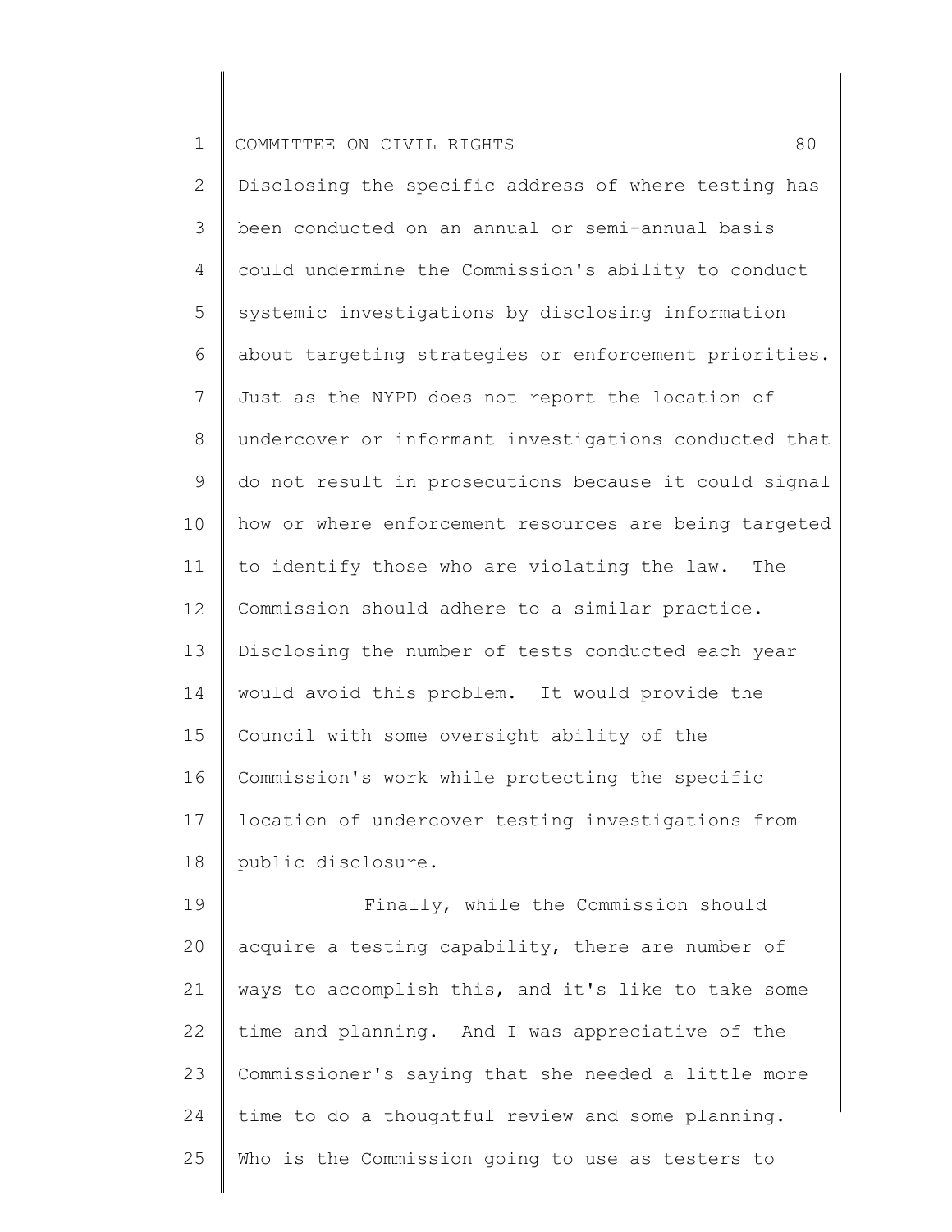Disclosing the specific address of where testing has been conducted on an annual or semi-annual basis could undermine the Commission's ability to conduct systemic investigations by disclosing information about targeting strategies or enforcement priorities. Just as the NYPD does not report the location of undercover or informant investigations conducted that do not result in prosecutions because it could signal how or where enforcement resources are being targeted to identify those who are violating the law. The Commission should adhere to a similar practice. Disclosing the number of tests conducted each year would avoid this problem. It would provide the Council with some oversight ability of the Commission's work while protecting the specific location of undercover testing investigations from public disclosure.

Finally, while the Commission should acquire a testing capability, there are number of ways to accomplish this, and it's like to take some time and planning. And I was appreciative of the Commissioner's saying that she needed a little more time to do a thoughtful review and some planning. Who is the Commission going to use as testers to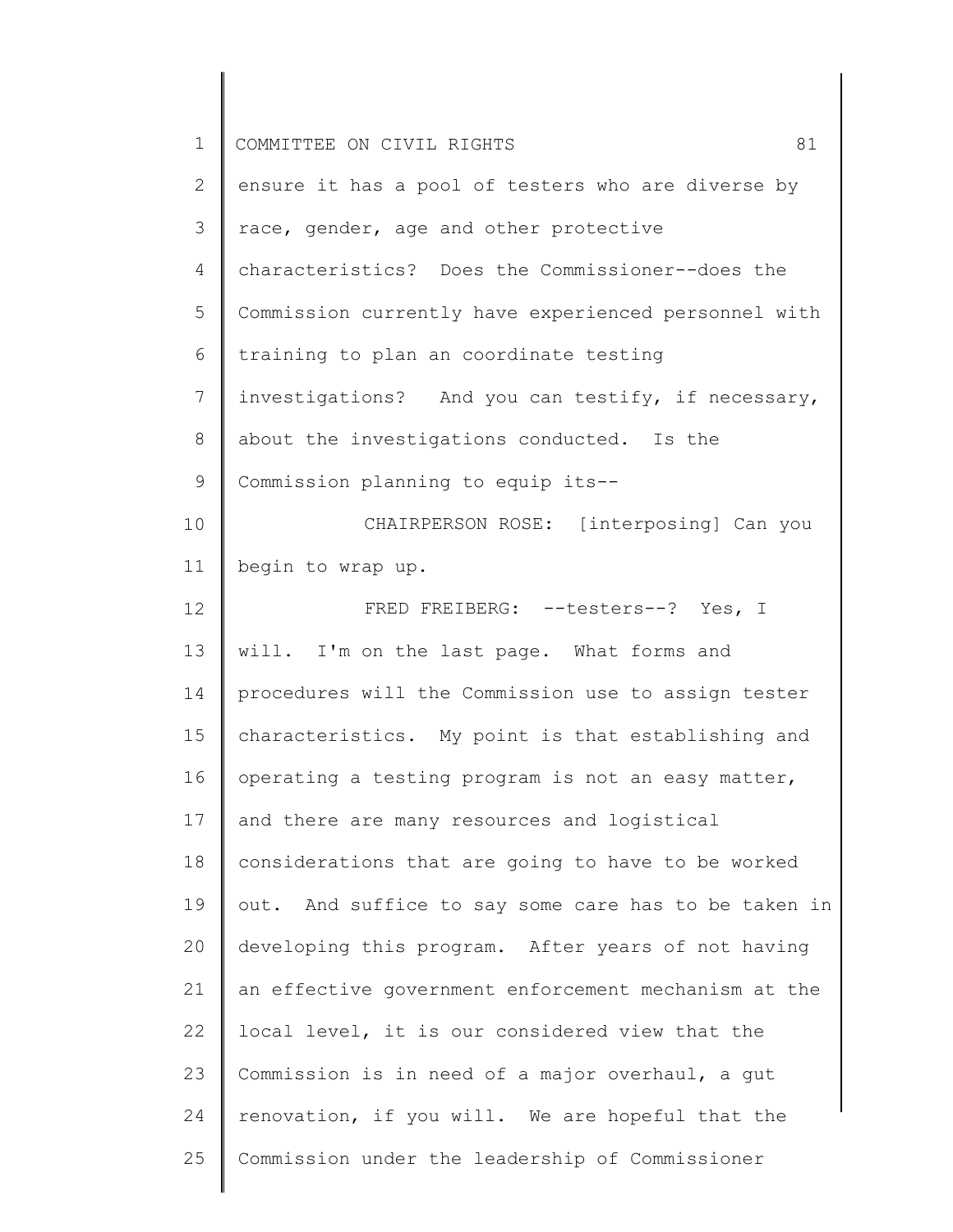ensure it has a pool of testers who are diverse by race, gender, age and other protective characteristics? Does the Commissioner--does the Commission currently have experienced personnel with training to plan an coordinate testing investigations? And you can testify, if necessary, about the investigations conducted. Is the Commission planning to equip its--

CHAIRPERSON ROSE: [interposing] Can you begin to wrap up.

FRED FREIBERG: --testers--? Yes, I will. I'm on the last page. What forms and procedures will the Commission use to assign tester characteristics. My point is that establishing and operating a testing program is not an easy matter, and there are many resources and logistical considerations that are going to have to be worked out. And suffice to say some care has to be taken in developing this program. After years of not having an effective government enforcement mechanism at the local level, it is our considered view that the Commission is in need of a major overhaul, a gut renovation, if you will. We are hopeful that the Commission under the leadership of Commissioner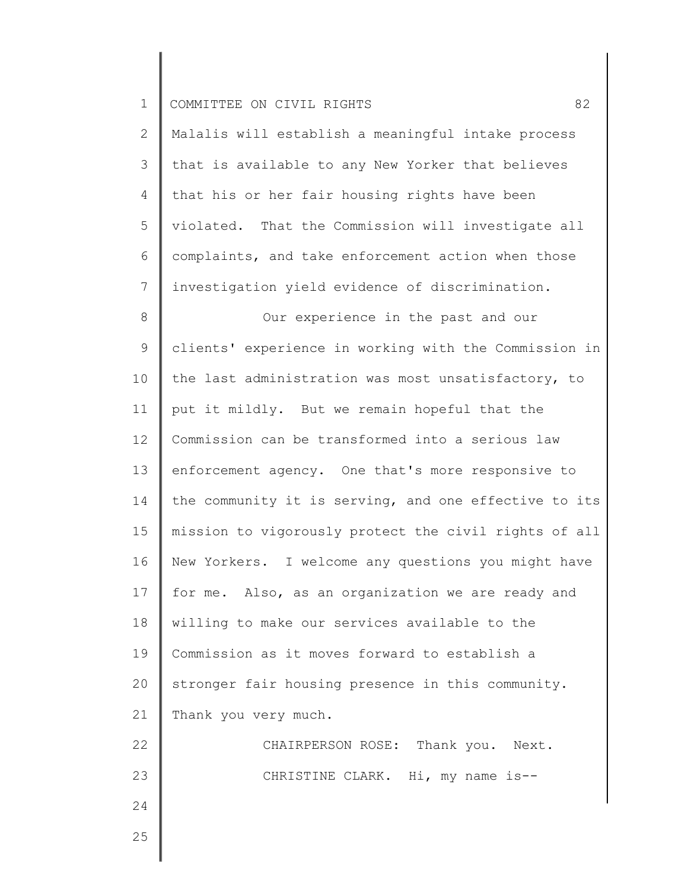Malalis will establish a meaningful intake process that is available to any New Yorker that believes that his or her fair housing rights have been violated. That the Commission will investigate all complaints, and take enforcement action when those investigation yield evidence of discrimination.

Our experience in the past and our clients' experience in working with the Commission in the last administration was most unsatisfactory, to put it mildly. But we remain hopeful that the Commission can be transformed into a serious law enforcement agency. One that's more responsive to the community it is serving, and one effective to its mission to vigorously protect the civil rights of all New Yorkers. I welcome any questions you might have for me. Also, as an organization we are ready and willing to make our services available to the Commission as it moves forward to establish a stronger fair housing presence in this community. Thank you very much.

CHAIRPERSON ROSE: Thank you. Next.

CHRISTINE CLARK. Hi, my name is--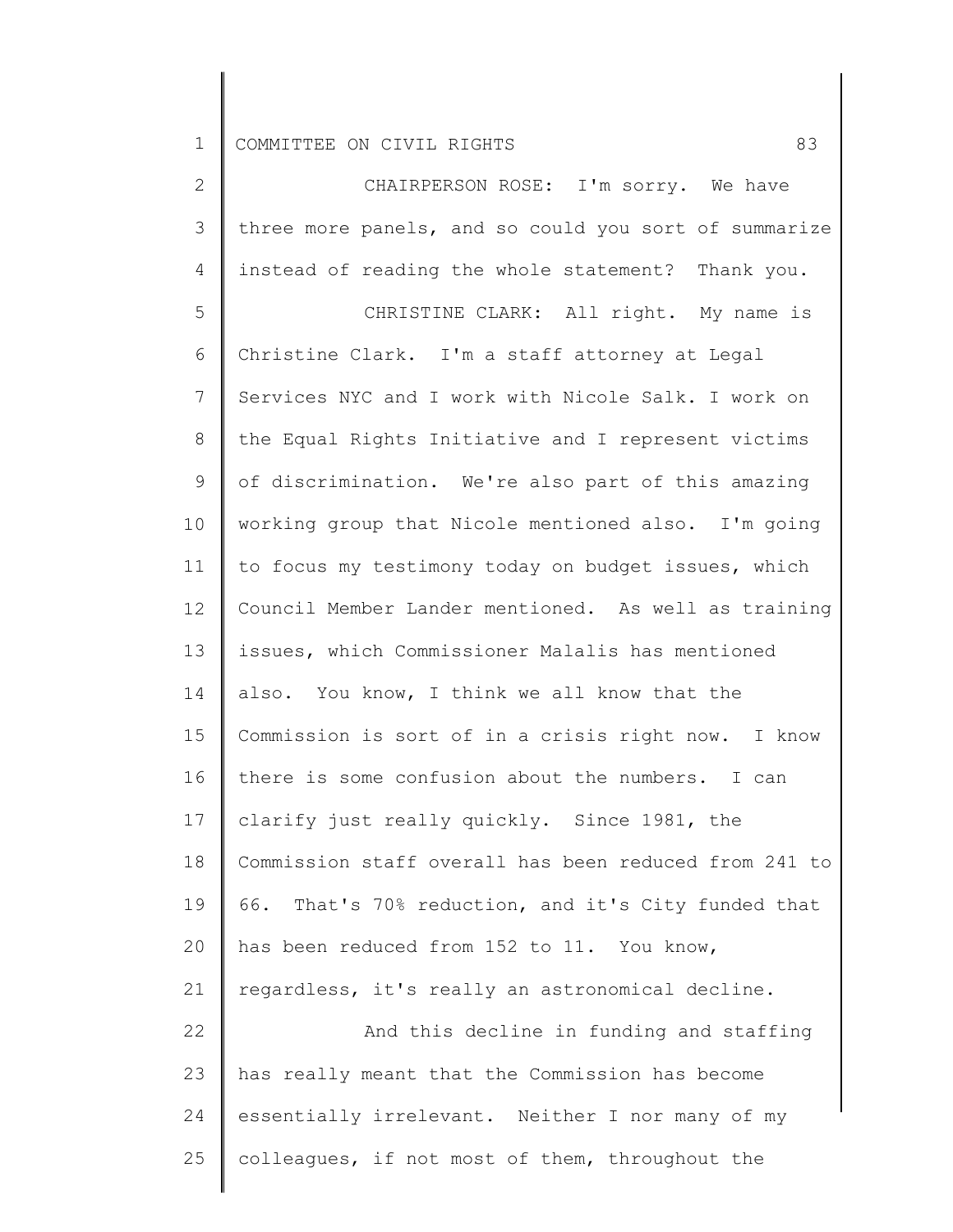CHAIRPERSON ROSE: I'm sorry. We have three more panels, and so could you sort of summarize instead of reading the whole statement? Thank you.

CHRISTINE CLARK: All right. My name is Christine Clark. I'm a staff attorney at Legal Services NYC and I work with Nicole Salk. I work on the Equal Rights Initiative and I represent victims of discrimination. We're also part of this amazing working group that Nicole mentioned also. I'm going to focus my testimony today on budget issues, which Council Member Lander mentioned. As well as training issues, which Commissioner Malalis has mentioned also. You know, I think we all know that the Commission is sort of in a crisis right now. I know there is some confusion about the numbers. I can clarify just really quickly. Since 1981, the Commission staff overall has been reduced from 241 to 66. That's 70% reduction, and it's City funded that has been reduced from 152 to 11. You know, regardless, it's really an astronomical decline.

And this decline in funding and staffing has really meant that the Commission has become essentially irrelevant. Neither I nor many of my colleagues, if not most of them, throughout the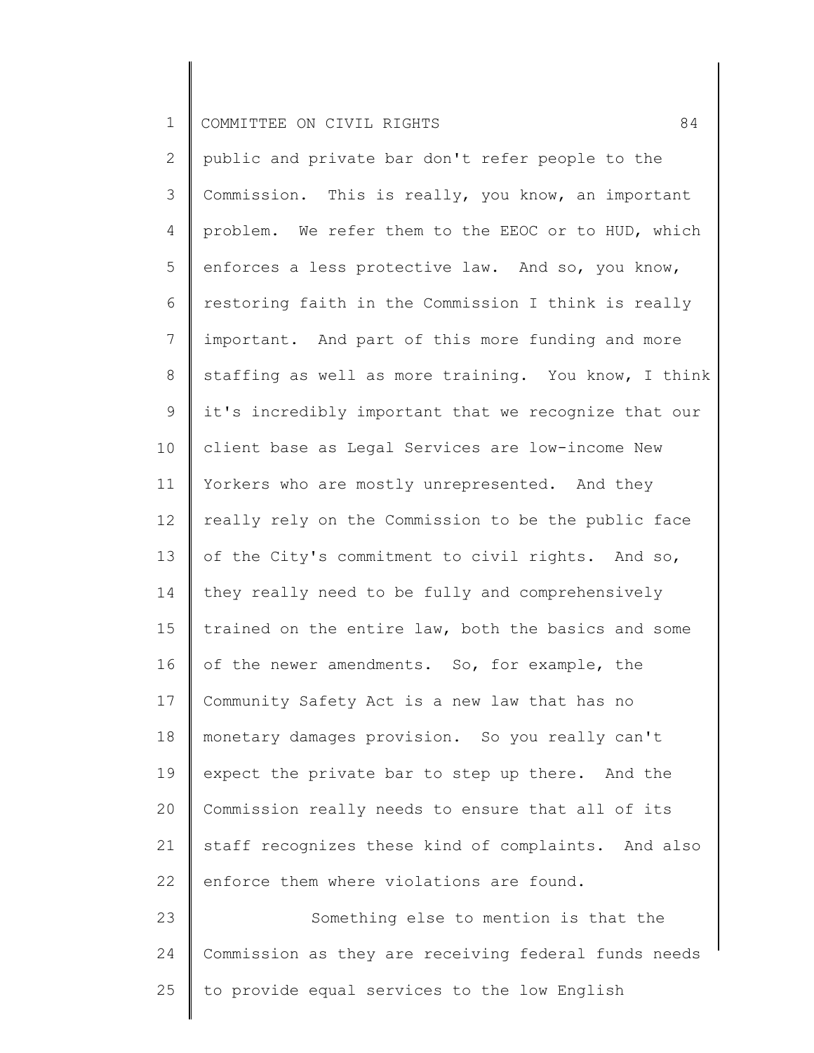public and private bar don't refer people to the Commission. This is really, you know, an important problem. We refer them to the EEOC or to HUD, which enforces a less protective law. And so, you know, restoring faith in the Commission I think is really important. And part of this more funding and more staffing as well as more training. You know, I think it's incredibly important that we recognize that our client base as Legal Services are low-income New Yorkers who are mostly unrepresented. And they really rely on the Commission to be the public face of the City's commitment to civil rights. And so, they really need to be fully and comprehensively trained on the entire law, both the basics and some of the newer amendments. So, for example, the Community Safety Act is a new law that has no monetary damages provision. So you really can't expect the private bar to step up there. And the Commission really needs to ensure that all of its staff recognizes these kind of complaints. And also enforce them where violations are found.

Something else to mention is that the Commission as they are receiving federal funds needs to provide equal services to the low English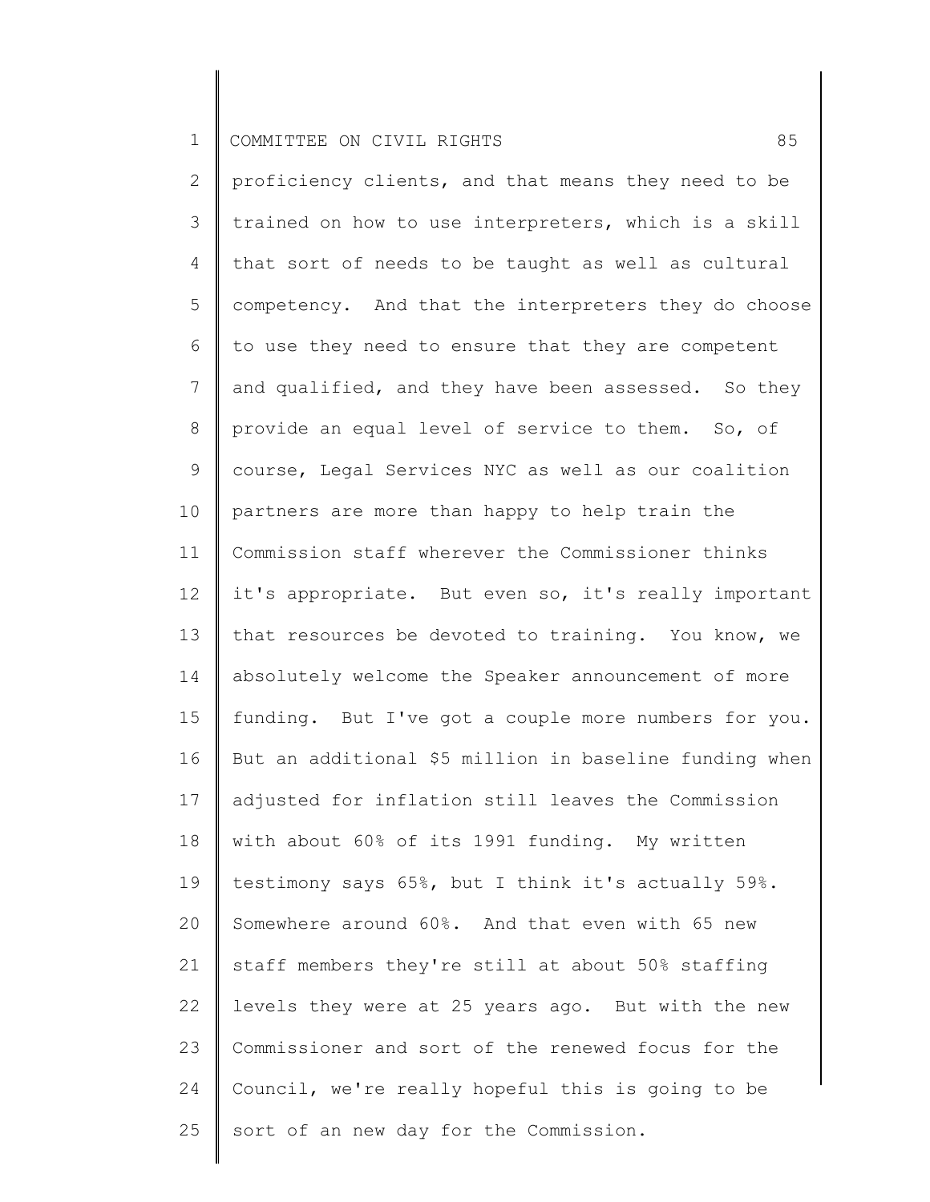proficiency clients, and that means they need to be trained on how to use interpreters, which is a skill that sort of needs to be taught as well as cultural competency. And that the interpreters they do choose to use they need to ensure that they are competent and qualified, and they have been assessed. So they provide an equal level of service to them. So, of course, Legal Services NYC as well as our coalition partners are more than happy to help train the Commission staff wherever the Commissioner thinks it's appropriate. But even so, it's really important that resources be devoted to training. You know, we absolutely welcome the Speaker announcement of more funding. But I've got a couple more numbers for you. But an additional $5 million in baseline funding when adjusted for inflation still leaves the Commission with about 60% of its 1991 funding. My written testimony says 65%, but I think it's actually 59%. Somewhere around 60%. And that even with 65 new staff members they're still at about 50% staffing levels they were at 25 years ago. But with the new Commissioner and sort of the renewed focus for the Council, we're really hopeful this is going to be sort of an new day for the Commission.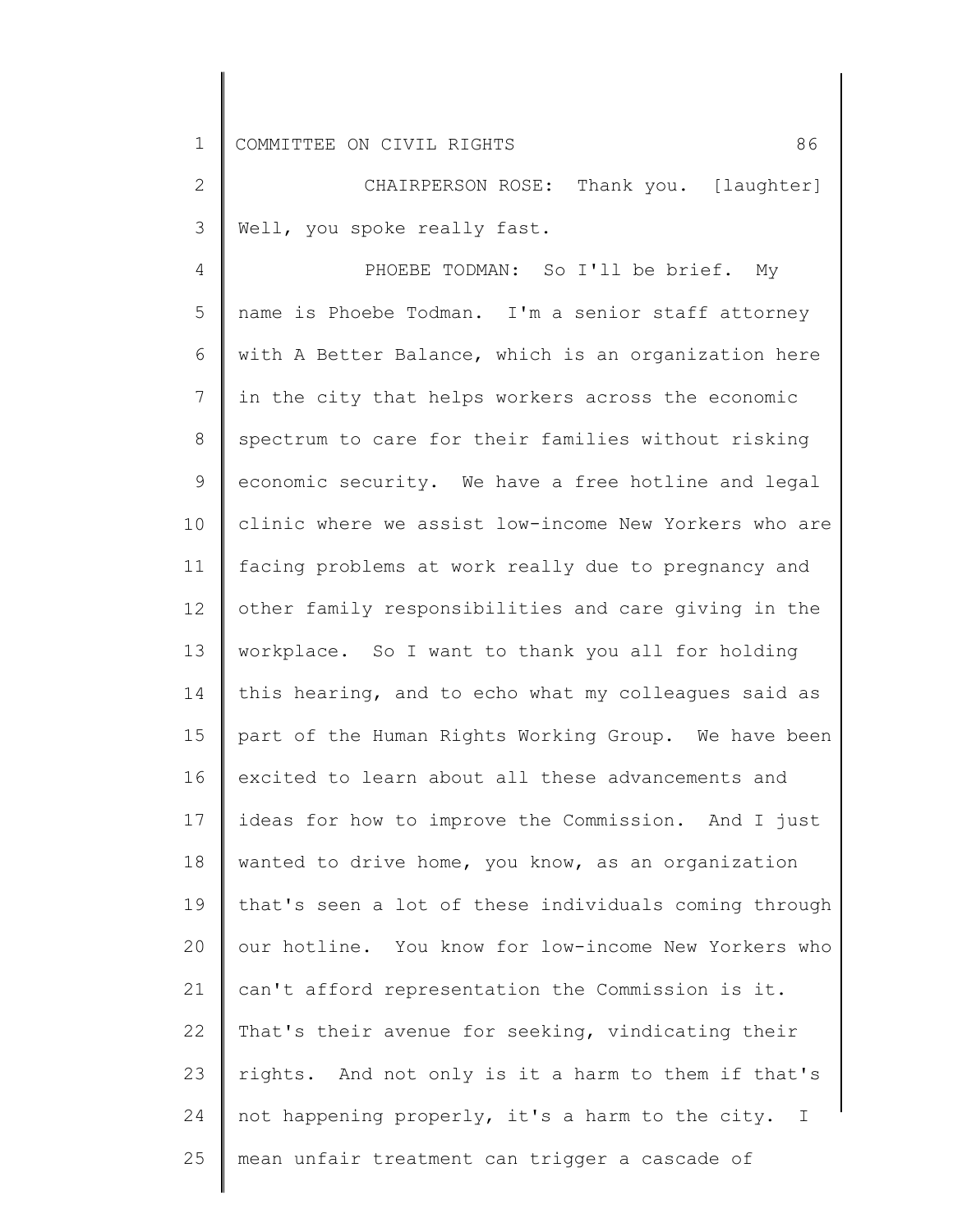CHAIRPERSON ROSE: Thank you. [laughter] Well, you spoke really fast.

PHOEBE TODMAN: So I'll be brief. My name is Phoebe Todman. I'm a senior staff attorney with A Better Balance, which is an organization here in the city that helps workers across the economic spectrum to care for their families without risking economic security. We have a free hotline and legal clinic where we assist low-income New Yorkers who are facing problems at work really due to pregnancy and other family responsibilities and care giving in the workplace. So I want to thank you all for holding this hearing, and to echo what my colleagues said as part of the Human Rights Working Group. We have been excited to learn about all these advancements and ideas for how to improve the Commission. And I just wanted to drive home, you know, as an organization that's seen a lot of these individuals coming through our hotline. You know for low-income New Yorkers who can't afford representation the Commission is it. That's their avenue for seeking, vindicating their rights. And not only is it a harm to them if that's not happening properly, it's a harm to the city. I mean unfair treatment can trigger a cascade of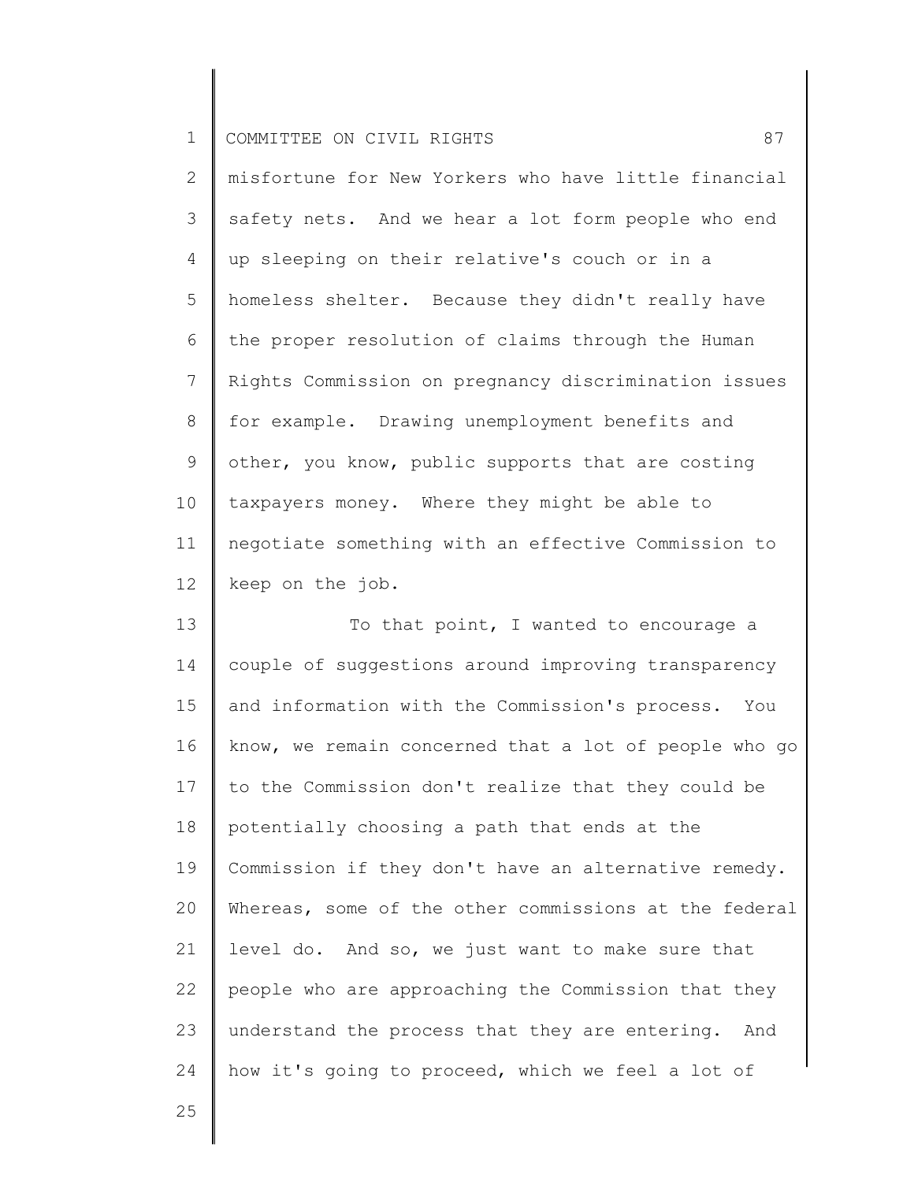misfortune for New Yorkers who have little financial safety nets. And we hear a lot form people who end up sleeping on their relative's couch or in a homeless shelter. Because they didn't really have the proper resolution of claims through the Human Rights Commission on pregnancy discrimination issues for example. Drawing unemployment benefits and other, you know, public supports that are costing taxpayers money. Where they might be able to negotiate something with an effective Commission to keep on the job.

To that point, I wanted to encourage a couple of suggestions around improving transparency and information with the Commission's process. You know, we remain concerned that a lot of people who go to the Commission don't realize that they could be potentially choosing a path that ends at the Commission if they don't have an alternative remedy. Whereas, some of the other commissions at the federal level do. And so, we just want to make sure that people who are approaching the Commission that they understand the process that they are entering. And how it's going to proceed, which we feel a lot of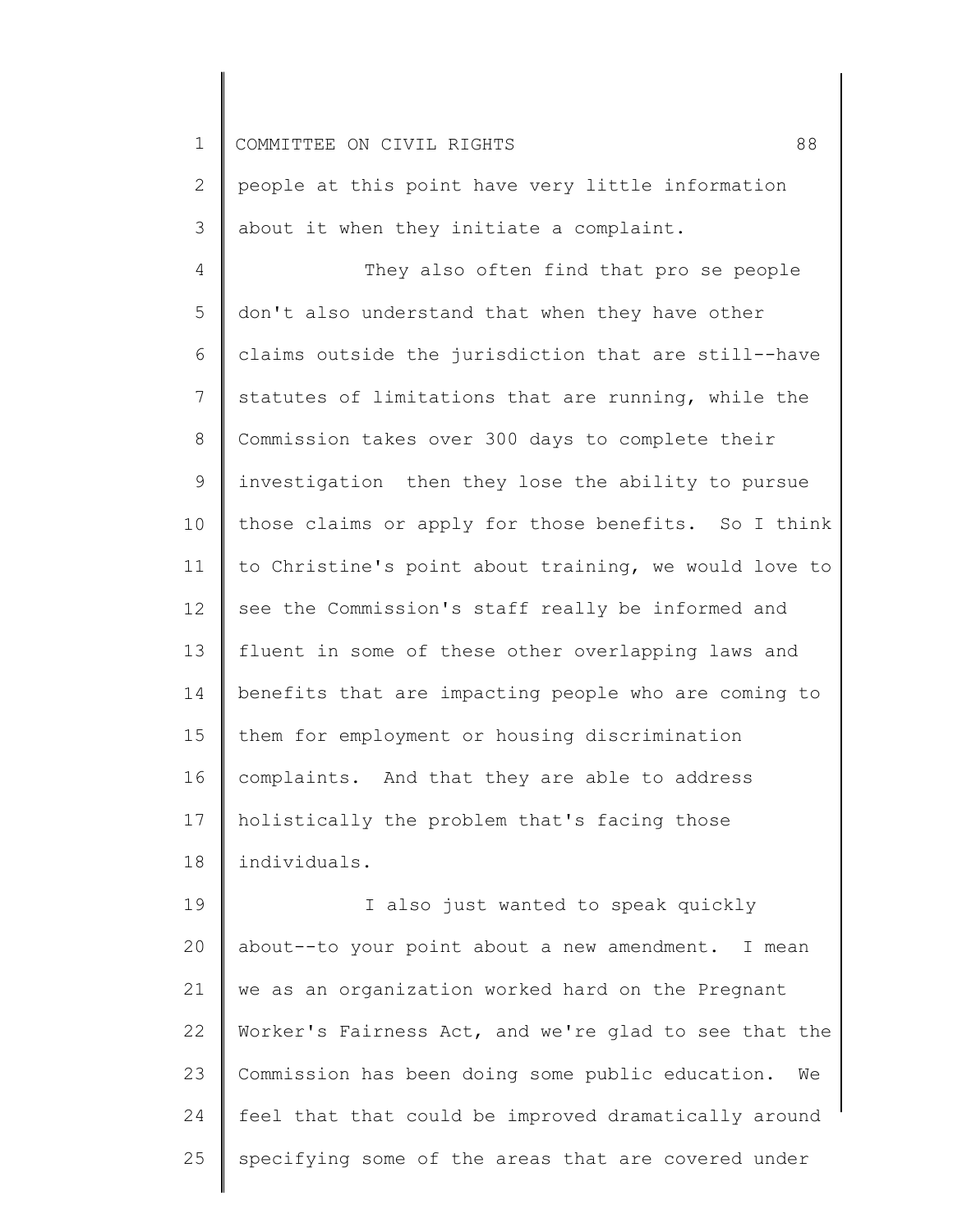people at this point have very little information about it when they initiate a complaint.

They also often find that pro se people don't also understand that when they have other claims outside the jurisdiction that are still--have statutes of limitations that are running, while the Commission takes over 300 days to complete their investigation then they lose the ability to pursue those claims or apply for those benefits. So I think to Christine's point about training, we would love to see the Commission's staff really be informed and fluent in some of these other overlapping laws and benefits that are impacting people who are coming to them for employment or housing discrimination complaints. And that they are able to address holistically the problem that's facing those individuals.

I also just wanted to speak quickly about--to your point about a new amendment. I mean we as an organization worked hard on the Pregnant Worker's Fairness Act, and we're glad to see that the Commission has been doing some public education. We feel that that could be improved dramatically around specifying some of the areas that are covered under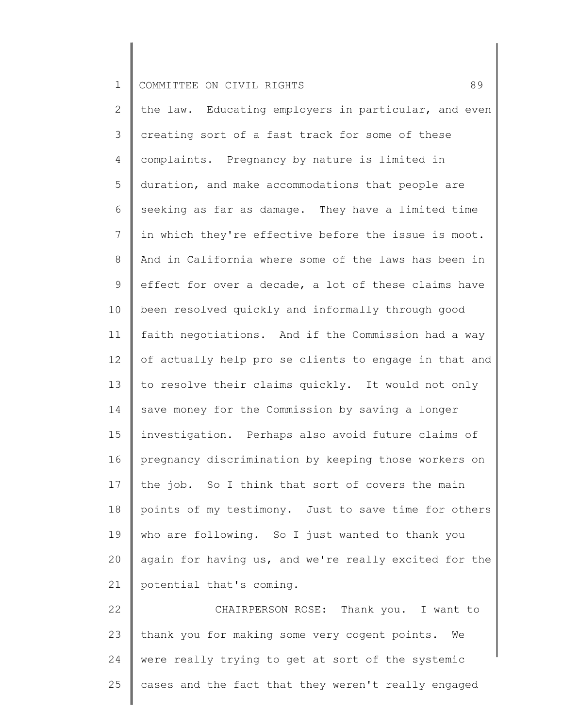the law. Educating employers in particular, and even creating sort of a fast track for some of these complaints. Pregnancy by nature is limited in duration, and make accommodations that people are seeking as far as damage. They have a limited time in which they're effective before the issue is moot. And in California where some of the laws has been in effect for over a decade, a lot of these claims have been resolved quickly and informally through good faith negotiations. And if the Commission had a way of actually help pro se clients to engage in that and to resolve their claims quickly. It would not only save money for the Commission by saving a longer investigation. Perhaps also avoid future claims of pregnancy discrimination by keeping those workers on the job. So I think that sort of covers the main points of my testimony. Just to save time for others who are following. So I just wanted to thank you again for having us, and we're really excited for the potential that's coming.

CHAIRPERSON ROSE: Thank you. I want to thank you for making some very cogent points. We were really trying to get at sort of the systemic cases and the fact that they weren't really engaged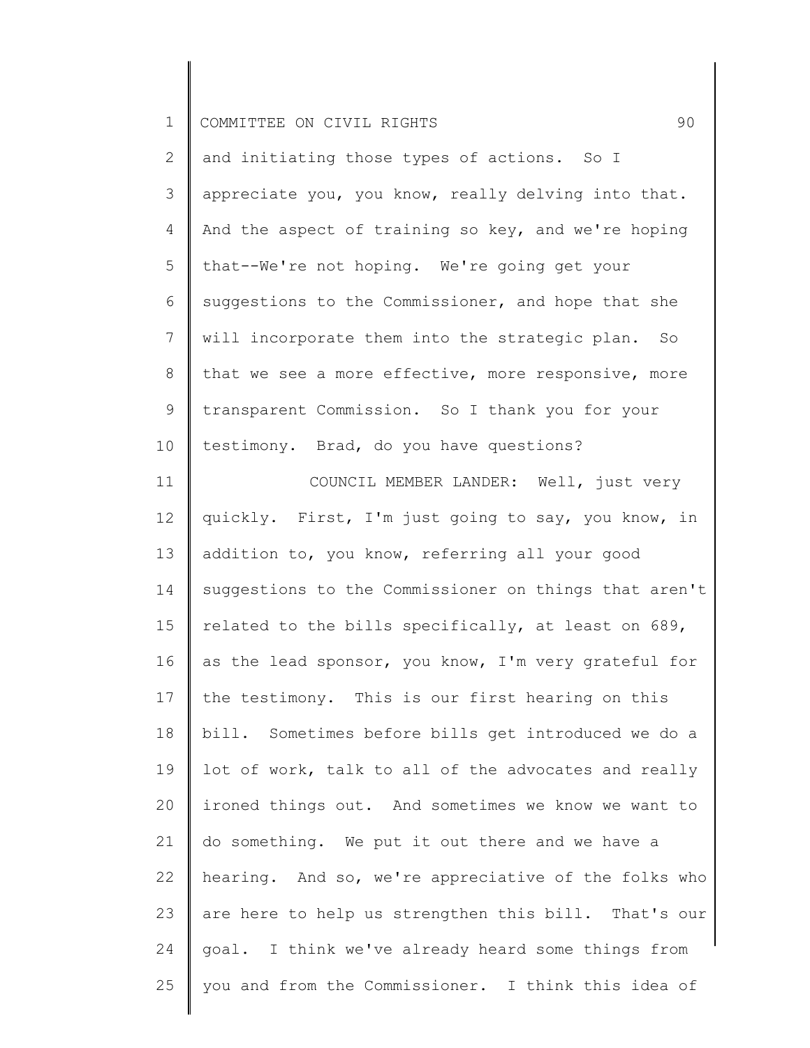and initiating those types of actions. So I appreciate you, you know, really delving into that. And the aspect of training so key, and we're hoping that--We're not hoping. We're going get your suggestions to the Commissioner, and hope that she will incorporate them into the strategic plan. So that we see a more effective, more responsive, more transparent Commission. So I thank you for your testimony. Brad, do you have questions?

COUNCIL MEMBER LANDER: Well, just very quickly. First, I'm just going to say, you know, in addition to, you know, referring all your good suggestions to the Commissioner on things that aren't related to the bills specifically, at least on 689, as the lead sponsor, you know, I'm very grateful for the testimony. This is our first hearing on this bill. Sometimes before bills get introduced we do a lot of work, talk to all of the advocates and really ironed things out. And sometimes we know we want to do something. We put it out there and we have a hearing. And so, we're appreciative of the folks who are here to help us strengthen this bill. That's our goal. I think we've already heard some things from you and from the Commissioner. I think this idea of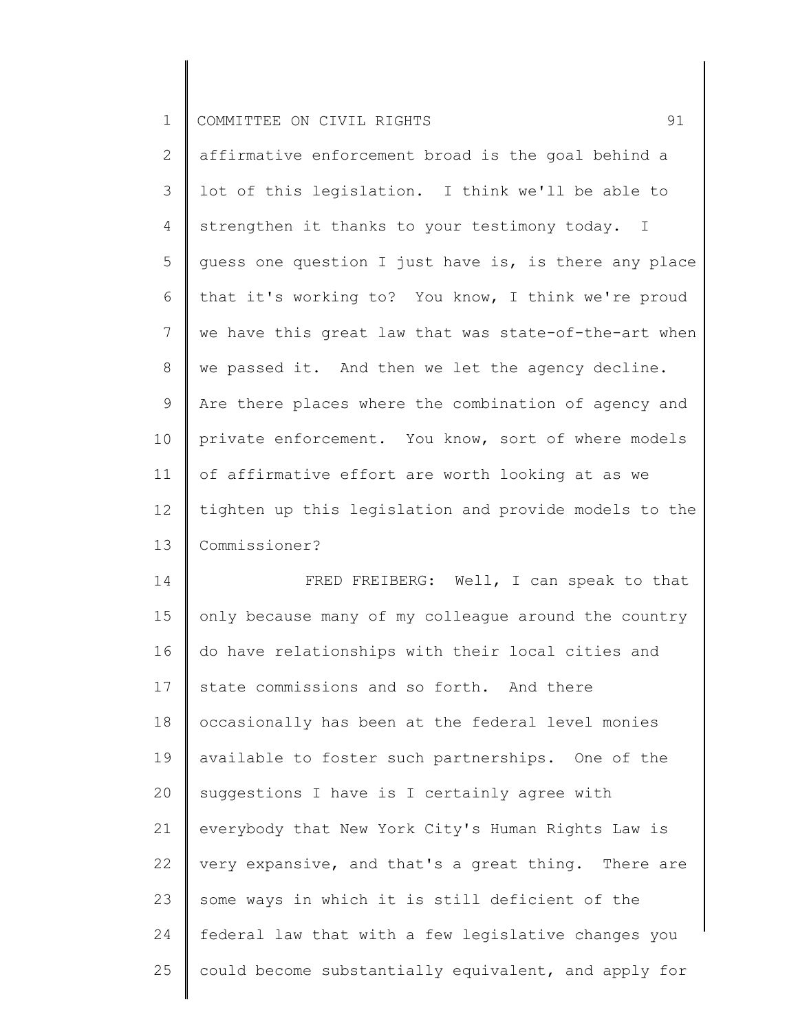affirmative enforcement broad is the goal behind a lot of this legislation. I think we'll be able to strengthen it thanks to your testimony today. I guess one question I just have is, is there any place that it's working to? You know, I think we're proud we have this great law that was state-of-the-art when we passed it. And then we let the agency decline. Are there places where the combination of agency and private enforcement. You know, sort of where models of affirmative effort are worth looking at as we tighten up this legislation and provide models to the Commissioner?

FRED FREIBERG: Well, I can speak to that only because many of my colleague around the country do have relationships with their local cities and state commissions and so forth. And there occasionally has been at the federal level monies available to foster such partnerships. One of the suggestions I have is I certainly agree with everybody that New York City's Human Rights Law is very expansive, and that's a great thing. There are some ways in which it is still deficient of the federal law that with a few legislative changes you could become substantially equivalent, and apply for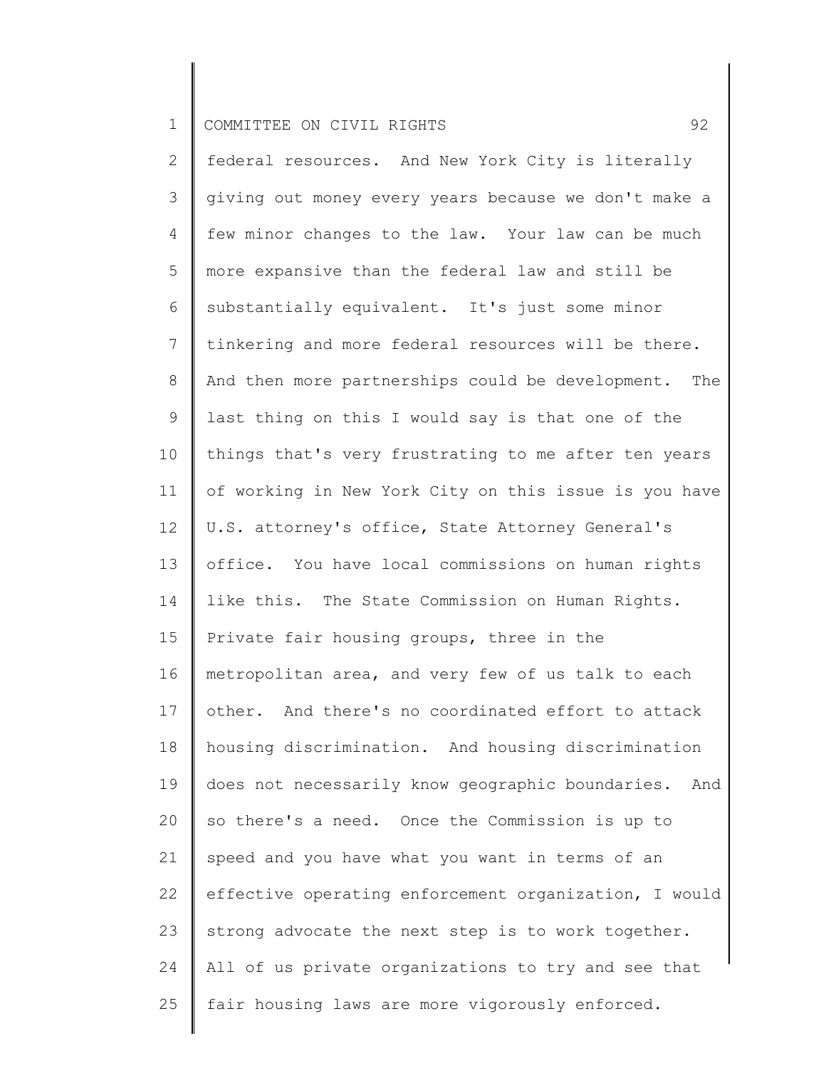federal resources. And New York City is literally giving out money every years because we don't make a few minor changes to the law. Your law can be much more expansive than the federal law and still be substantially equivalent. It's just some minor tinkering and more federal resources will be there. And then more partnerships could be development. The last thing on this I would say is that one of the things that's very frustrating to me after ten years of working in New York City on this issue is you have U.S. attorney's office, State Attorney General's office. You have local commissions on human rights like this. The State Commission on Human Rights. Private fair housing groups, three in the metropolitan area, and very few of us talk to each other. And there's no coordinated effort to attack housing discrimination. And housing discrimination does not necessarily know geographic boundaries. And so there's a need. Once the Commission is up to speed and you have what you want in terms of an effective operating enforcement organization, I would strong advocate the next step is to work together. All of us private organizations to try and see that fair housing laws are more vigorously enforced.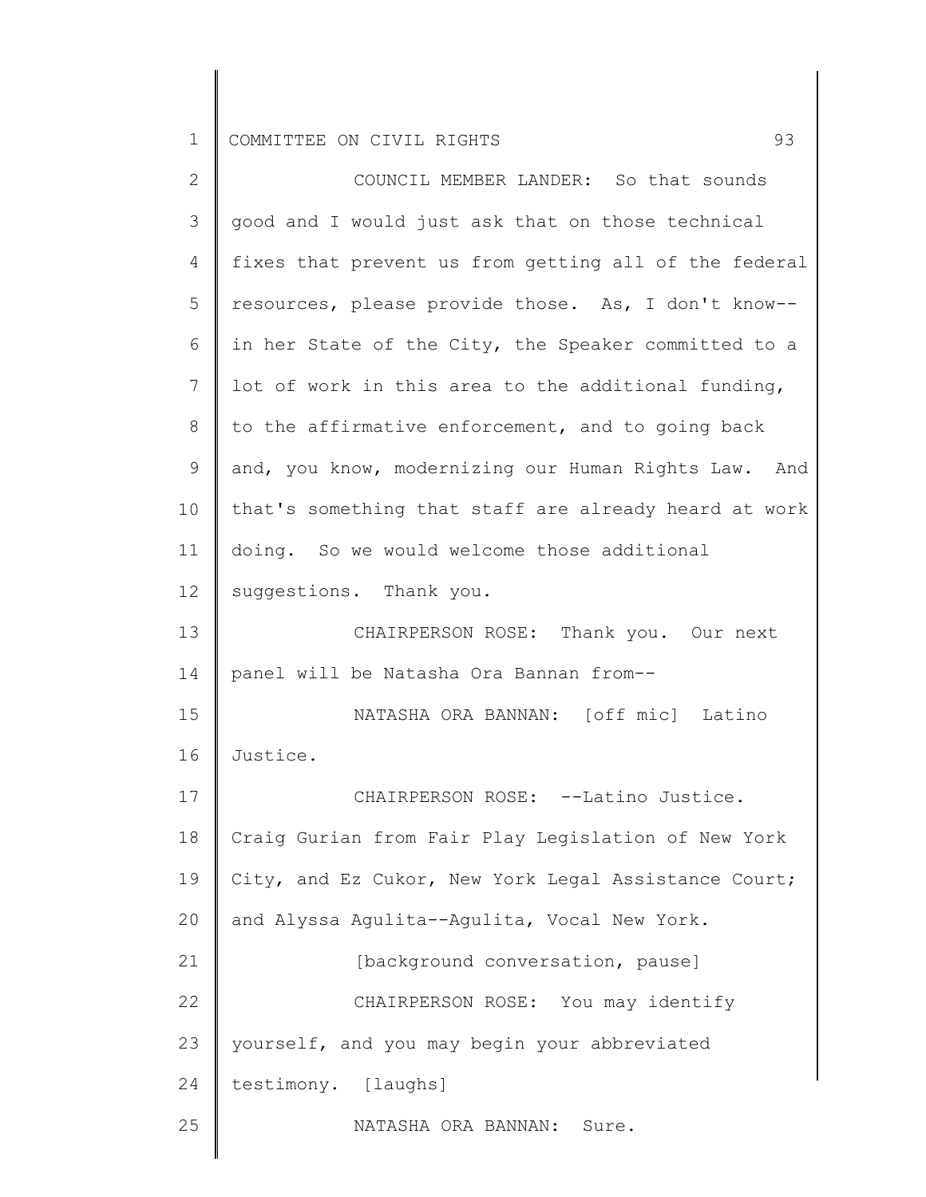COUNCIL MEMBER LANDER: So that sounds good and I would just ask that on those technical fixes that prevent us from getting all of the federal resources, please provide those. As, I don't know-- in her State of the City, the Speaker committed to a lot of work in this area to the additional funding, to the affirmative enforcement, and to going back and, you know, modernizing our Human Rights Law. And that's something that staff are already heard at work doing. So we would welcome those additional suggestions. Thank you.

CHAIRPERSON ROSE: Thank you. Our next panel will be Natasha Ora Bannan from--

NATASHA ORA BANNAN: [off mic] Latino Justice.

CHAIRPERSON ROSE: --Latino Justice. Craig Gurian from Fair Play Legislation of New York City, and Ez Cukor, New York Legal Assistance Court; and Alyssa Agulita--Agulita, Vocal New York.

[background conversation, pause]

CHAIRPERSON ROSE: You may identify yourself, and you may begin your abbreviated testimony. [laughs]

NATASHA ORA BANNAN: Sure.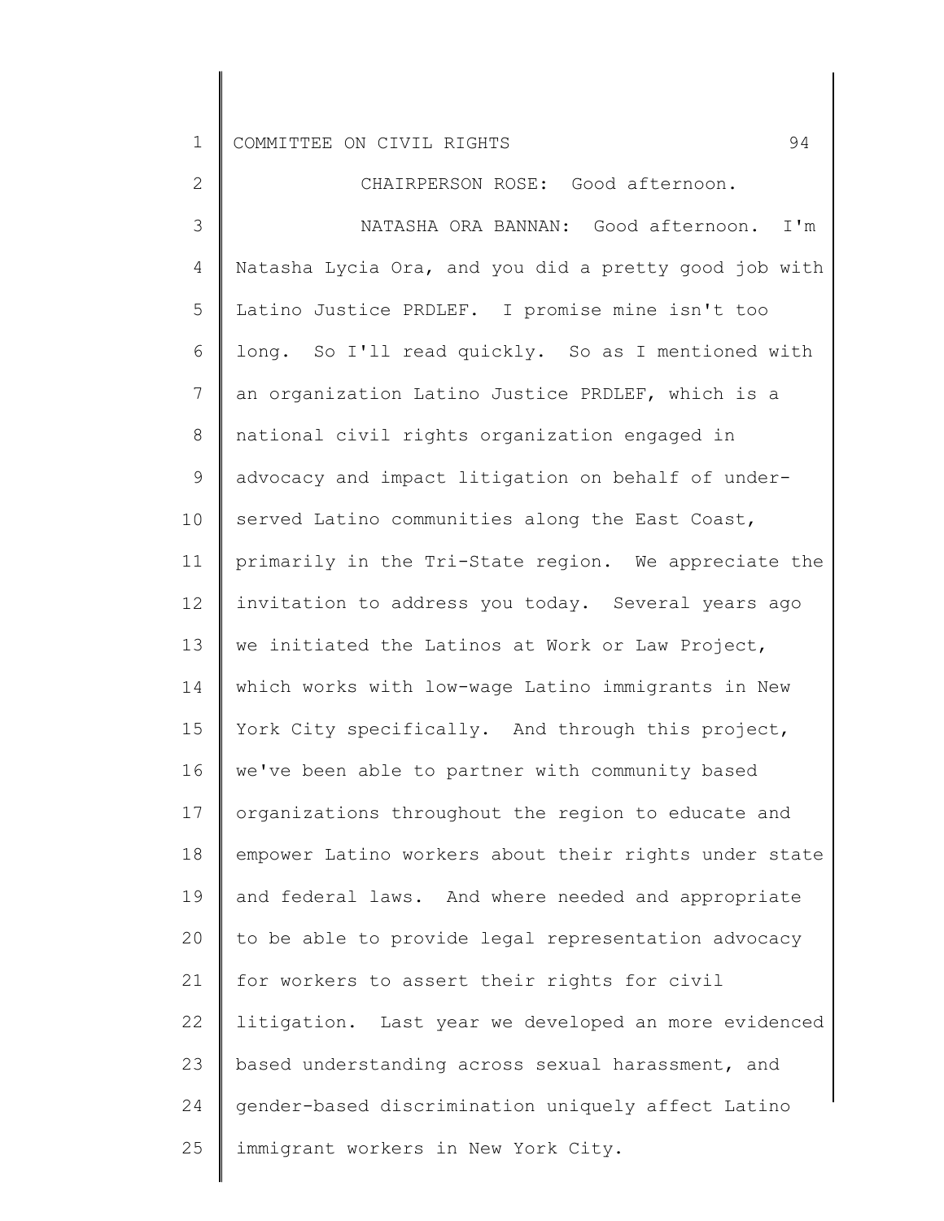CHAIRPERSON ROSE: Good afternoon.

NATASHA ORA BANNAN: Good afternoon. I'm Natasha Lycia Ora, and you did a pretty good job with Latino Justice PRDLEF. I promise mine isn't too long. So I'll read quickly. So as I mentioned with an organization Latino Justice PRDLEF, which is a national civil rights organization engaged in advocacy and impact litigation on behalf of under-served Latino communities along the East Coast, primarily in the Tri-State region. We appreciate the invitation to address you today. Several years ago we initiated the Latinos at Work or Law Project, which works with low-wage Latino immigrants in New York City specifically. And through this project, we've been able to partner with community based organizations throughout the region to educate and empower Latino workers about their rights under state and federal laws. And where needed and appropriate to be able to provide legal representation advocacy for workers to assert their rights for civil litigation. Last year we developed an more evidenced based understanding across sexual harassment, and gender-based discrimination uniquely affect Latino immigrant workers in New York City.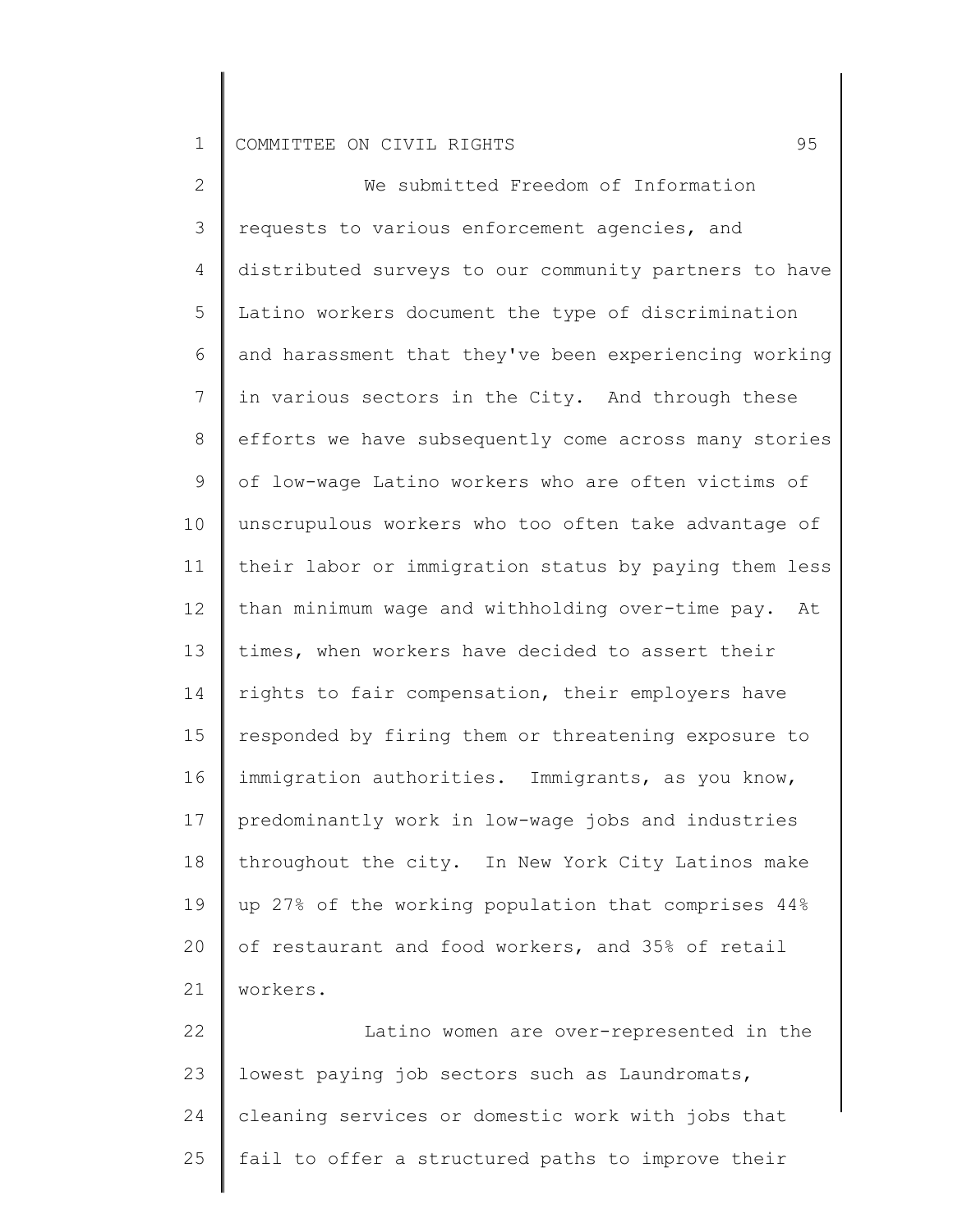We submitted Freedom of Information requests to various enforcement agencies, and distributed surveys to our community partners to have Latino workers document the type of discrimination and harassment that they've been experiencing working in various sectors in the City. And through these efforts we have subsequently come across many stories of low-wage Latino workers who are often victims of unscrupulous workers who too often take advantage of their labor or immigration status by paying them less than minimum wage and withholding over-time pay. At times, when workers have decided to assert their rights to fair compensation, their employers have responded by firing them or threatening exposure to immigration authorities. Immigrants, as you know, predominantly work in low-wage jobs and industries throughout the city. In New York City Latinos make up 27% of the working population that comprises 44% of restaurant and food workers, and 35% of retail workers.

Latino women are over-represented in the lowest paying job sectors such as Laundromats, cleaning services or domestic work with jobs that fail to offer a structured paths to improve their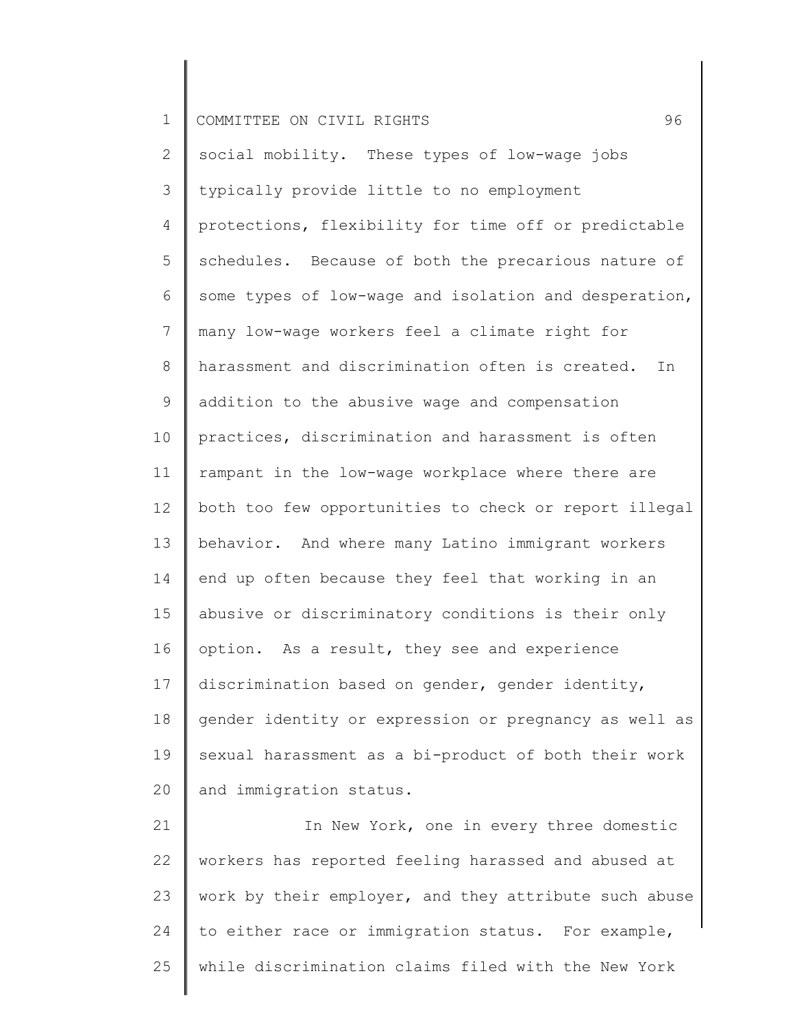social mobility. These types of low-wage jobs typically provide little to no employment protections, flexibility for time off or predictable schedules. Because of both the precarious nature of some types of low-wage and isolation and desperation, many low-wage workers feel a climate right for harassment and discrimination often is created. In addition to the abusive wage and compensation practices, discrimination and harassment is often rampant in the low-wage workplace where there are both too few opportunities to check or report illegal behavior. And where many Latino immigrant workers end up often because they feel that working in an abusive or discriminatory conditions is their only option. As a result, they see and experience discrimination based on gender, gender identity, gender identity or expression or pregnancy as well as sexual harassment as a bi-product of both their work and immigration status.

In New York, one in every three domestic workers has reported feeling harassed and abused at work by their employer, and they attribute such abuse to either race or immigration status. For example, while discrimination claims filed with the New York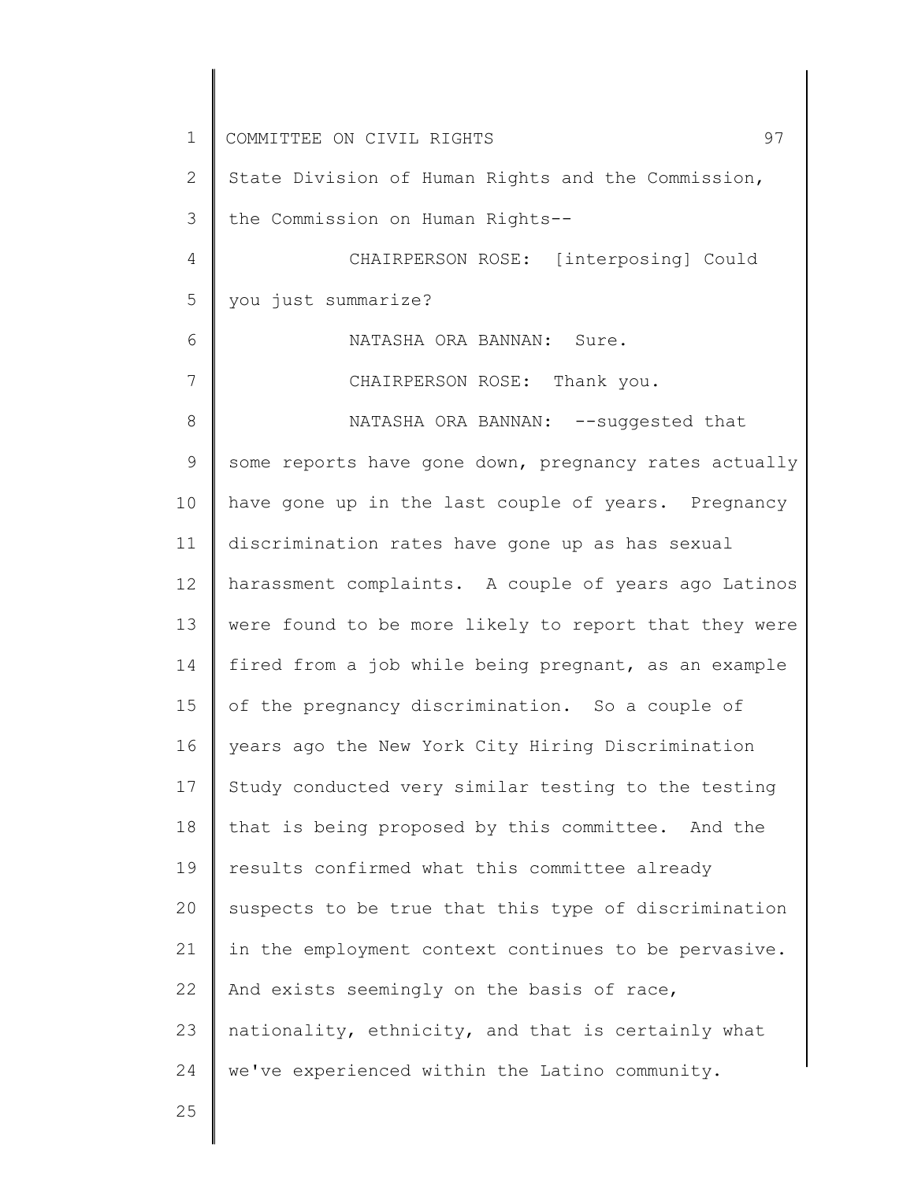State Division of Human Rights and the Commission, the Commission on Human Rights--

CHAIRPERSON ROSE: [interposing] Could you just summarize?

NATASHA ORA BANNAN: Sure.

CHAIRPERSON ROSE: Thank you.

NATASHA ORA BANNAN: --suggested that some reports have gone down, pregnancy rates actually have gone up in the last couple of years. Pregnancy discrimination rates have gone up as has sexual harassment complaints. A couple of years ago Latinos were found to be more likely to report that they were fired from a job while being pregnant, as an example of the pregnancy discrimination. So a couple of years ago the New York City Hiring Discrimination Study conducted very similar testing to the testing that is being proposed by this committee. And the results confirmed what this committee already suspects to be true that this type of discrimination in the employment context continues to be pervasive. And exists seemingly on the basis of race, nationality, ethnicity, and that is certainly what we've experienced within the Latino community.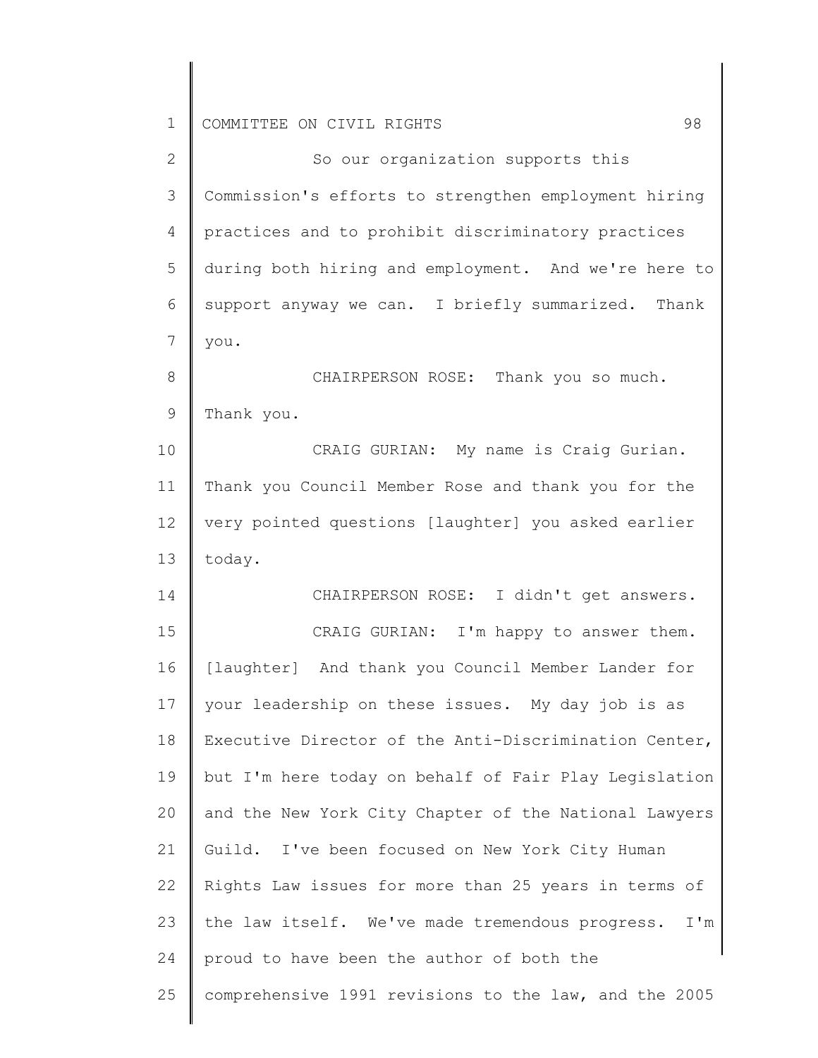So our organization supports this Commission's efforts to strengthen employment hiring practices and to prohibit discriminatory practices during both hiring and employment. And we're here to support anyway we can. I briefly summarized. Thank you.

CHAIRPERSON ROSE: Thank you so much. Thank you.

CRAIG GURIAN: My name is Craig Gurian. Thank you Council Member Rose and thank you for the very pointed questions [laughter] you asked earlier today.

CHAIRPERSON ROSE: I didn't get answers.

CRAIG GURIAN: I'm happy to answer them. [laughter] And thank you Council Member Lander for your leadership on these issues. My day job is as Executive Director of the Anti-Discrimination Center, but I'm here today on behalf of Fair Play Legislation and the New York City Chapter of the National Lawyers Guild. I've been focused on New York City Human Rights Law issues for more than 25 years in terms of the law itself. We've made tremendous progress. I'm proud to have been the author of both the comprehensive 1991 revisions to the law, and the 2005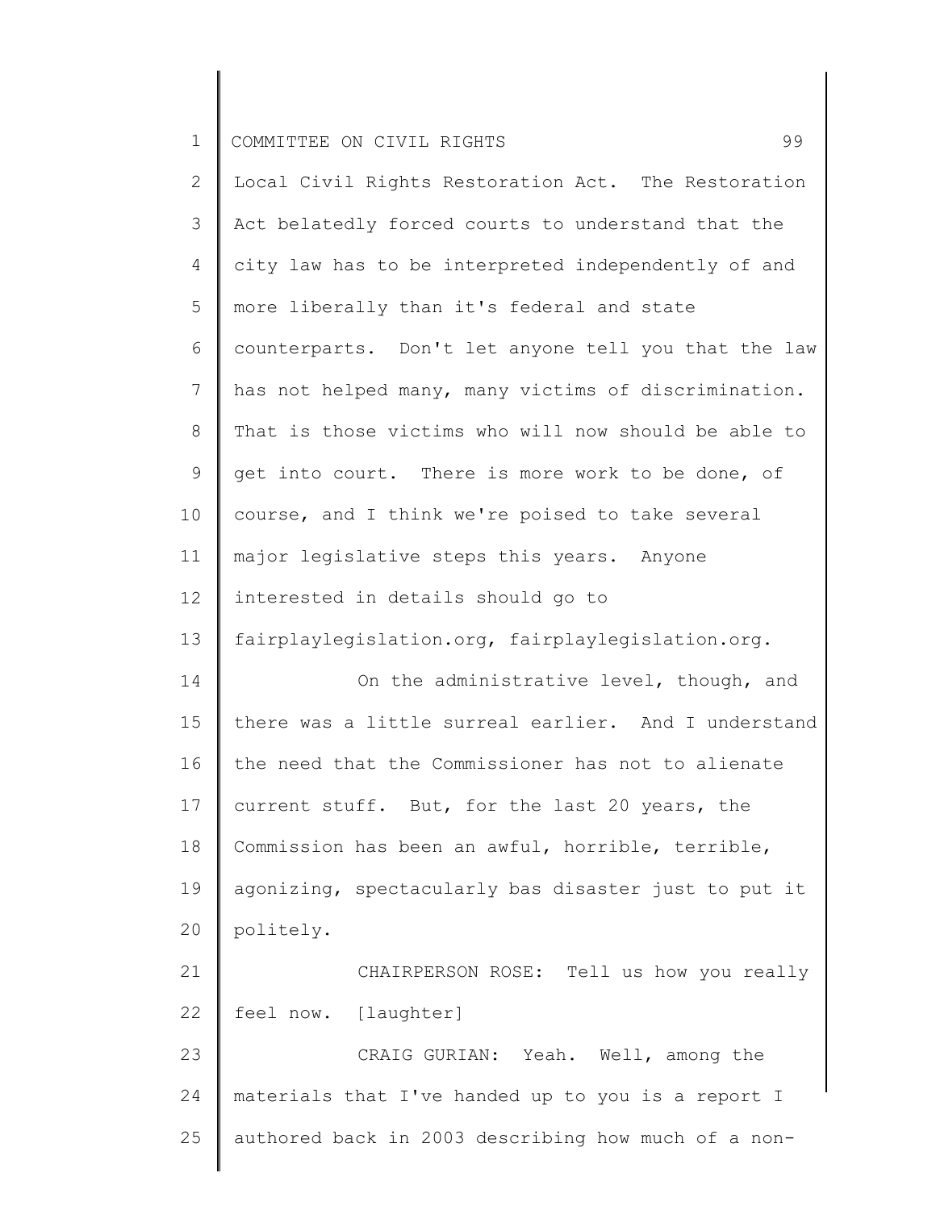Local Civil Rights Restoration Act. The Restoration Act belatedly forced courts to understand that the city law has to be interpreted independently of and more liberally than it's federal and state counterparts. Don't let anyone tell you that the law has not helped many, many victims of discrimination. That is those victims who will now should be able to get into court. There is more work to be done, of course, and I think we're poised to take several major legislative steps this years. Anyone interested in details should go to fairplaylegislation.org, fairplaylegislation.org.

On the administrative level, though, and there was a little surreal earlier. And I understand the need that the Commissioner has not to alienate current stuff. But, for the last 20 years, the Commission has been an awful, horrible, terrible, agonizing, spectacularly bas disaster just to put it politely.

CHAIRPERSON ROSE: Tell us how you really feel now. [laughter]

CRAIG GURIAN: Yeah. Well, among the materials that I've handed up to you is a report I authored back in 2003 describing how much of a non-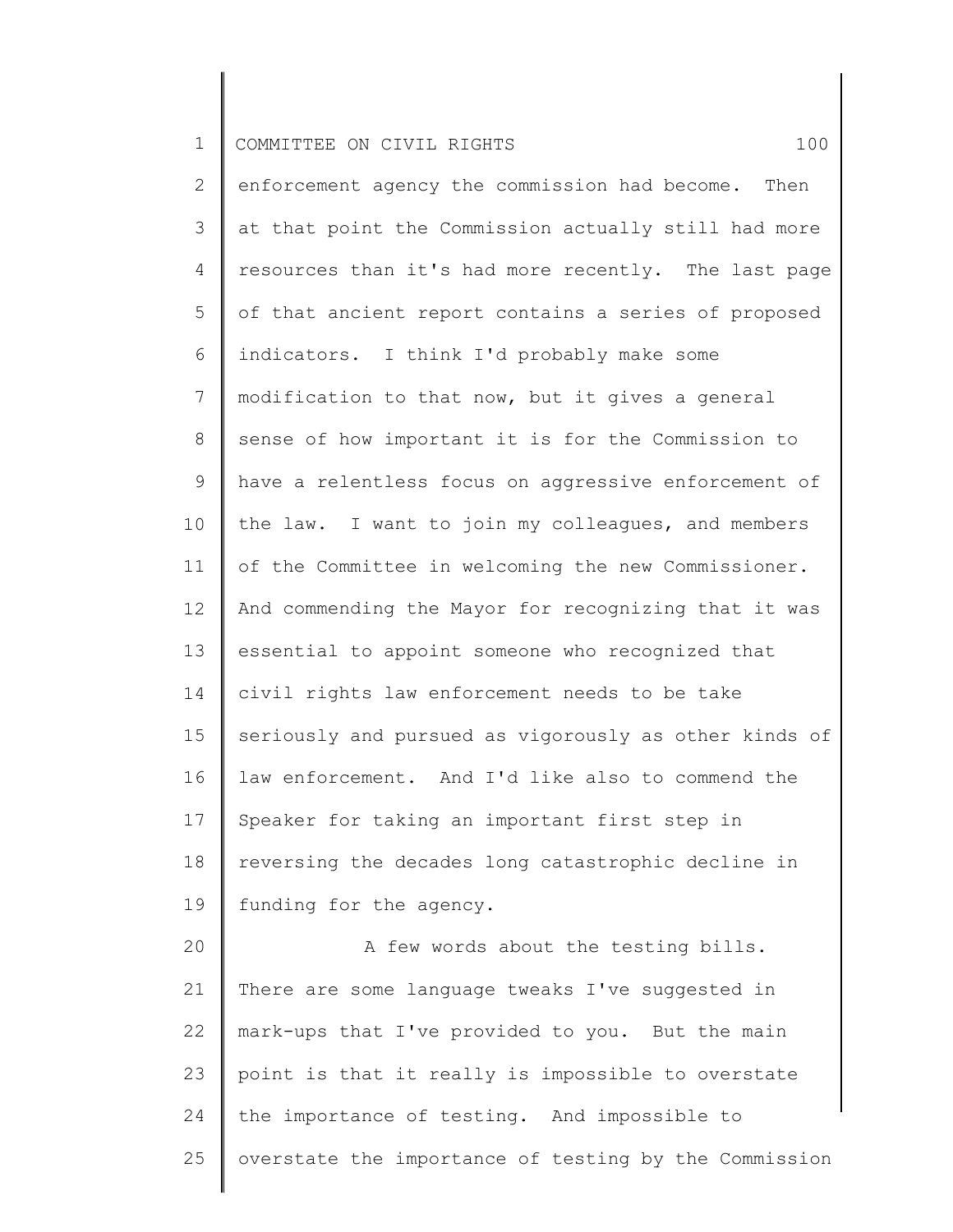enforcement agency the commission had become. Then at that point the Commission actually still had more resources than it's had more recently. The last page of that ancient report contains a series of proposed indicators. I think I'd probably make some modification to that now, but it gives a general sense of how important it is for the Commission to have a relentless focus on aggressive enforcement of the law. I want to join my colleagues, and members of the Committee in welcoming the new Commissioner. And commending the Mayor for recognizing that it was essential to appoint someone who recognized that civil rights law enforcement needs to be take seriously and pursued as vigorously as other kinds of law enforcement. And I'd like also to commend the Speaker for taking an important first step in reversing the decades long catastrophic decline in funding for the agency.

A few words about the testing bills. There are some language tweaks I've suggested in mark-ups that I've provided to you. But the main point is that it really is impossible to overstate the importance of testing. And impossible to overstate the importance of testing by the Commission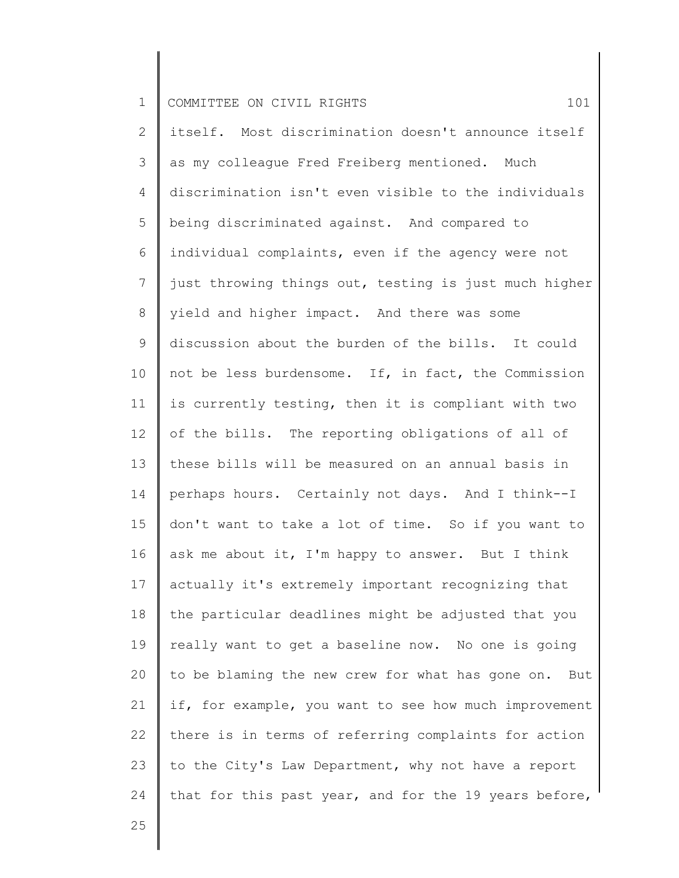itself. Most discrimination doesn't announce itself as my colleague Fred Freiberg mentioned. Much discrimination isn't even visible to the individuals being discriminated against. And compared to individual complaints, even if the agency were not just throwing things out, testing is just much higher yield and higher impact. And there was some discussion about the burden of the bills. It could not be less burdensome. If, in fact, the Commission is currently testing, then it is compliant with two of the bills. The reporting obligations of all of these bills will be measured on an annual basis in perhaps hours. Certainly not days. And I think--I don't want to take a lot of time. So if you want to ask me about it, I'm happy to answer. But I think actually it's extremely important recognizing that the particular deadlines might be adjusted that you really want to get a baseline now. No one is going to be blaming the new crew for what has gone on. But if, for example, you want to see how much improvement there is in terms of referring complaints for action to the City's Law Department, why not have a report that for this past year, and for the 19 years before,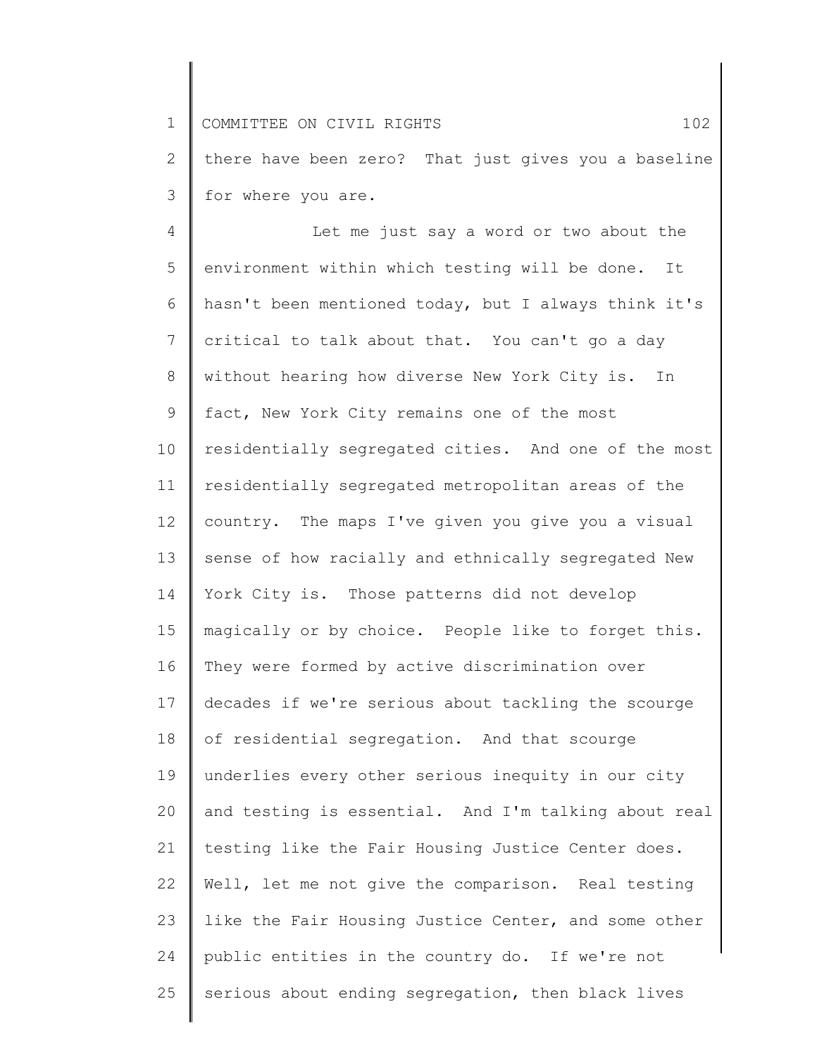there have been zero? That just gives you a baseline for where you are.

Let me just say a word or two about the environment within which testing will be done. It hasn't been mentioned today, but I always think it's critical to talk about that. You can't go a day without hearing how diverse New York City is. In fact, New York City remains one of the most residentially segregated cities. And one of the most residentially segregated metropolitan areas of the country. The maps I've given you give you a visual sense of how racially and ethnically segregated New York City is. Those patterns did not develop magically or by choice. People like to forget this. They were formed by active discrimination over decades if we're serious about tackling the scourge of residential segregation. And that scourge underlies every other serious inequity in our city and testing is essential. And I'm talking about real testing like the Fair Housing Justice Center does. Well, let me not give the comparison. Real testing like the Fair Housing Justice Center, and some other public entities in the country do. If we're not serious about ending segregation, then black lives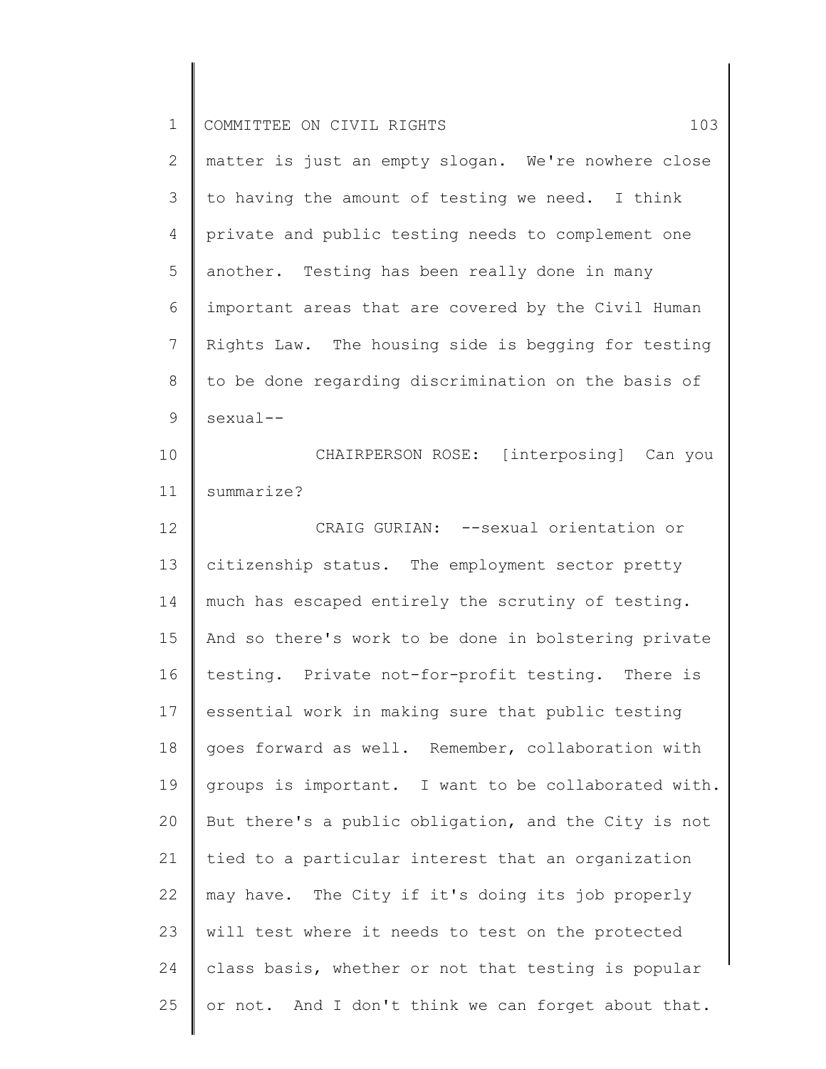matter is just an empty slogan. We're nowhere close to having the amount of testing we need. I think private and public testing needs to complement one another. Testing has been really done in many important areas that are covered by the Civil Human Rights Law. The housing side is begging for testing to be done regarding discrimination on the basis of sexual--

CHAIRPERSON ROSE: [interposing] Can you summarize?

CRAIG GURIAN: --sexual orientation or citizenship status. The employment sector pretty much has escaped entirely the scrutiny of testing. And so there's work to be done in bolstering private testing. Private not-for-profit testing. There is essential work in making sure that public testing goes forward as well. Remember, collaboration with groups is important. I want to be collaborated with. But there's a public obligation, and the City is not tied to a particular interest that an organization may have. The City if it's doing its job properly will test where it needs to test on the protected class basis, whether or not that testing is popular or not. And I don't think we can forget about that.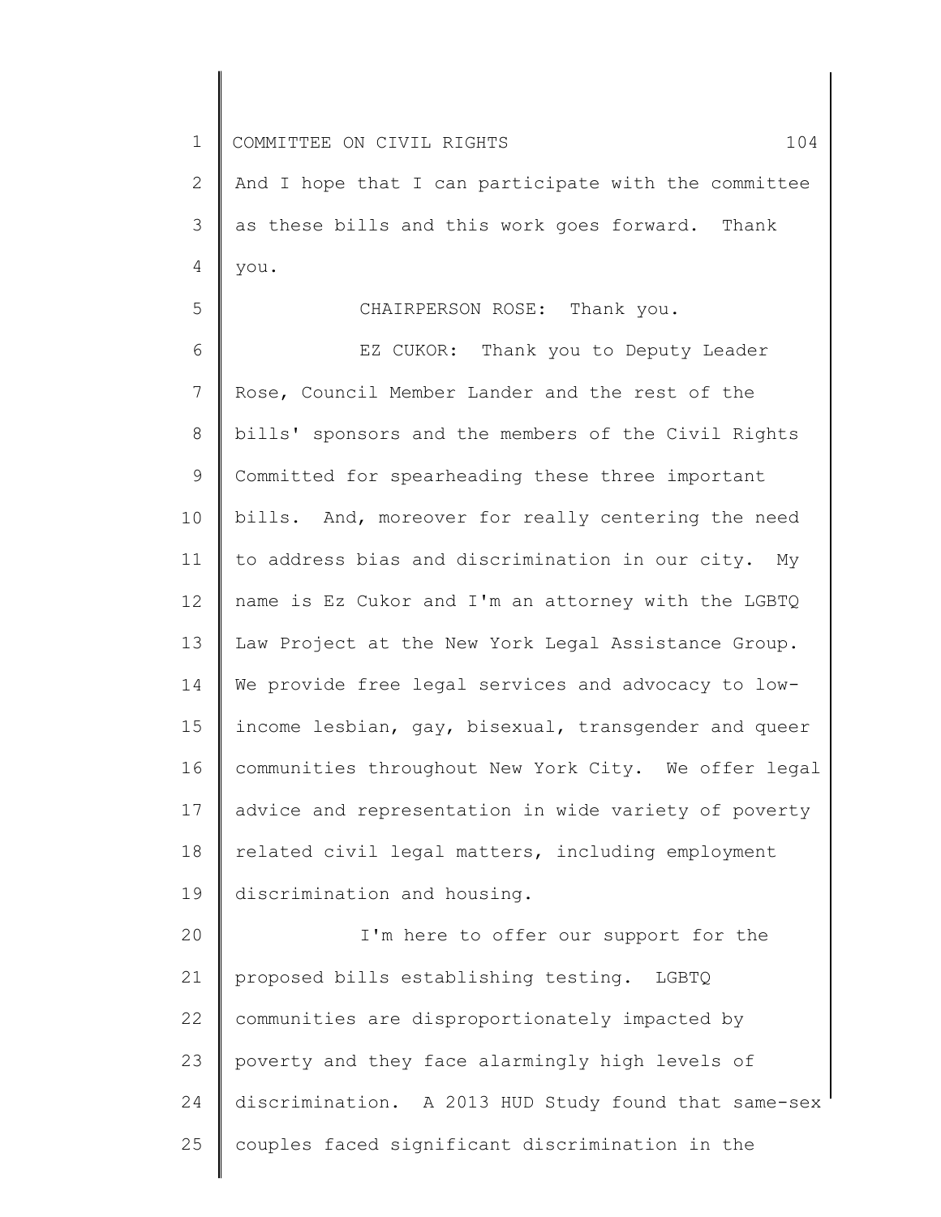And I hope that I can participate with the committee as these bills and this work goes forward. Thank you.

CHAIRPERSON ROSE: Thank you.

EZ CUKOR: Thank you to Deputy Leader Rose, Council Member Lander and the rest of the bills' sponsors and the members of the Civil Rights Committed for spearheading these three important bills. And, moreover for really centering the need to address bias and discrimination in our city. My name is Ez Cukor and I'm an attorney with the LGBTQ Law Project at the New York Legal Assistance Group. We provide free legal services and advocacy to low-income lesbian, gay, bisexual, transgender and queer communities throughout New York City. We offer legal advice and representation in wide variety of poverty related civil legal matters, including employment discrimination and housing.

I'm here to offer our support for the proposed bills establishing testing. LGBTQ communities are disproportionately impacted by poverty and they face alarmingly high levels of discrimination. A 2013 HUD Study found that same-sex couples faced significant discrimination in the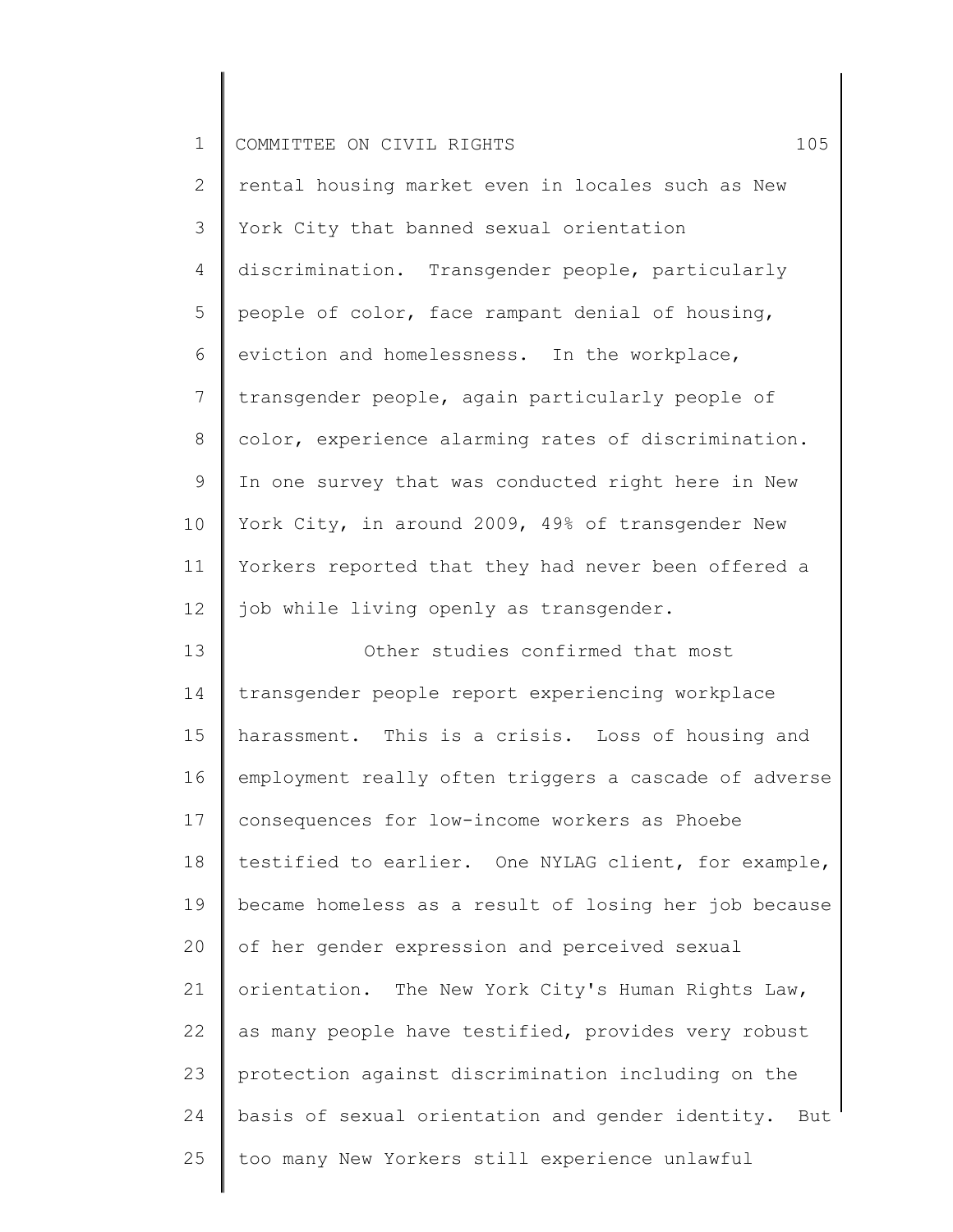rental housing market even in locales such as New York City that banned sexual orientation discrimination. Transgender people, particularly people of color, face rampant denial of housing, eviction and homelessness. In the workplace, transgender people, again particularly people of color, experience alarming rates of discrimination. In one survey that was conducted right here in New York City, in around 2009, 49% of transgender New Yorkers reported that they had never been offered a job while living openly as transgender.

Other studies confirmed that most transgender people report experiencing workplace harassment. This is a crisis. Loss of housing and employment really often triggers a cascade of adverse consequences for low-income workers as Phoebe testified to earlier. One NYLAG client, for example, became homeless as a result of losing her job because of her gender expression and perceived sexual orientation. The New York City's Human Rights Law, as many people have testified, provides very robust protection against discrimination including on the basis of sexual orientation and gender identity. But too many New Yorkers still experience unlawful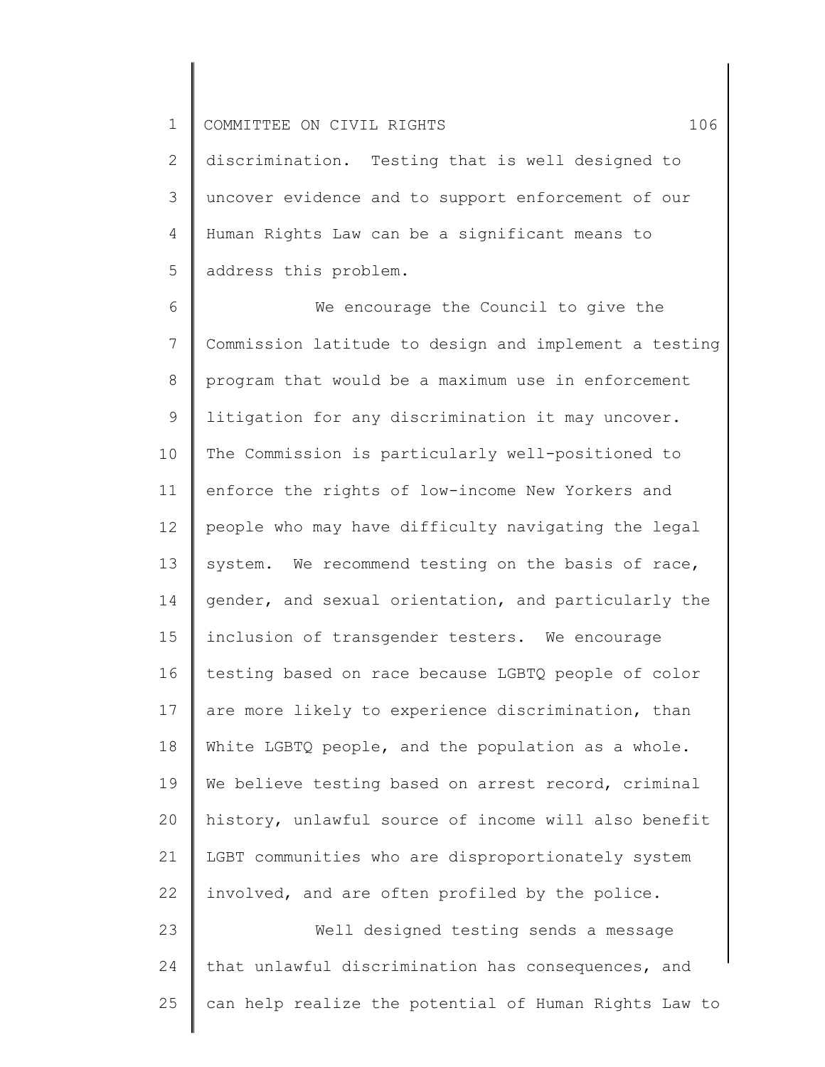discrimination. Testing that is well designed to uncover evidence and to support enforcement of our Human Rights Law can be a significant means to address this problem.

We encourage the Council to give the Commission latitude to design and implement a testing program that would be a maximum use in enforcement litigation for any discrimination it may uncover. The Commission is particularly well-positioned to enforce the rights of low-income New Yorkers and people who may have difficulty navigating the legal system. We recommend testing on the basis of race, gender, and sexual orientation, and particularly the inclusion of transgender testers. We encourage testing based on race because LGBTQ people of color are more likely to experience discrimination, than White LGBTQ people, and the population as a whole. We believe testing based on arrest record, criminal history, unlawful source of income will also benefit LGBT communities who are disproportionately system involved, and are often profiled by the police.

Well designed testing sends a message that unlawful discrimination has consequences, and can help realize the potential of Human Rights Law to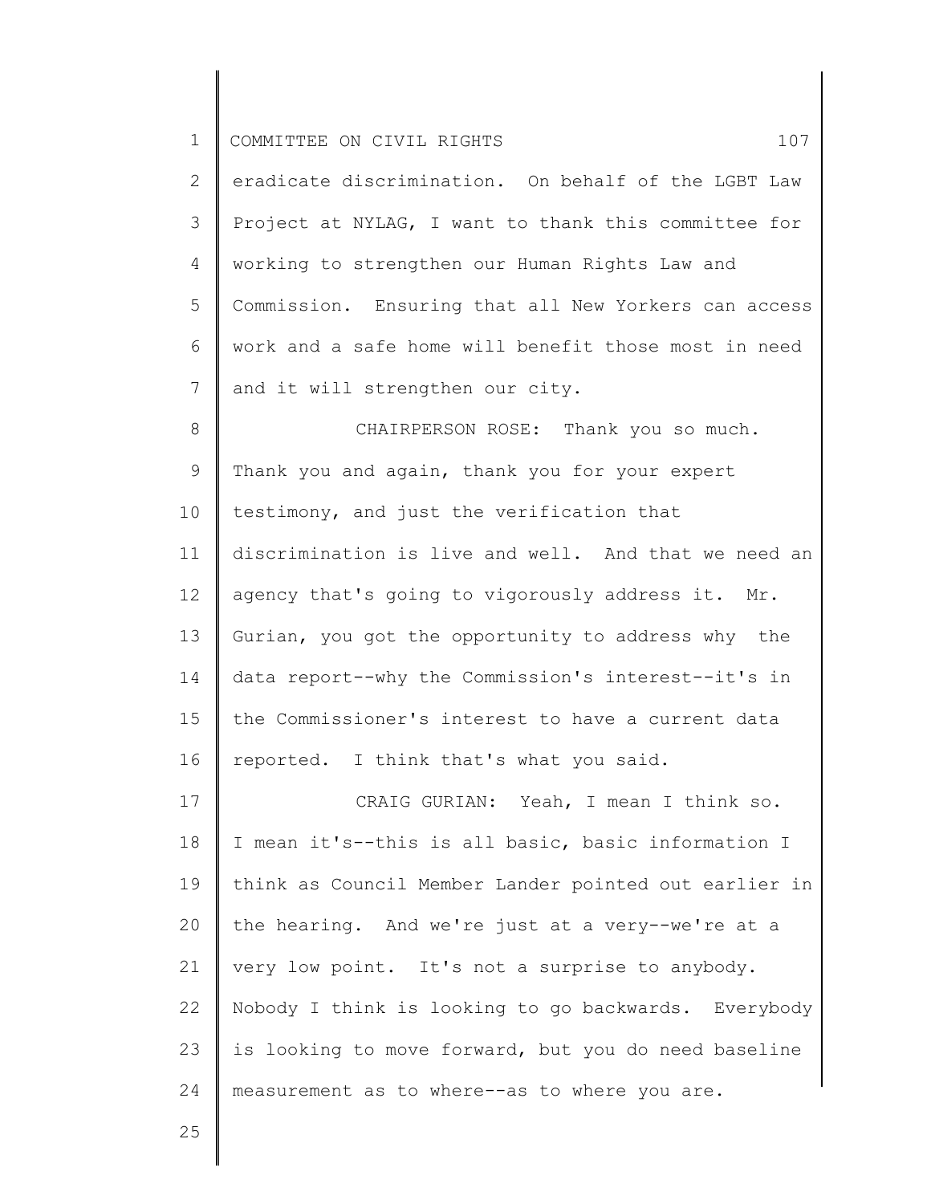eradicate discrimination. On behalf of the LGBT Law Project at NYLAG, I want to thank this committee for working to strengthen our Human Rights Law and Commission. Ensuring that all New Yorkers can access work and a safe home will benefit those most in need and it will strengthen our city.

CHAIRPERSON ROSE: Thank you so much. Thank you and again, thank you for your expert testimony, and just the verification that discrimination is live and well. And that we need an agency that's going to vigorously address it. Mr. Gurian, you got the opportunity to address why the data report--why the Commission's interest--it's in the Commissioner's interest to have a current data reported. I think that's what you said.

CRAIG GURIAN: Yeah, I mean I think so. I mean it's--this is all basic, basic information I think as Council Member Lander pointed out earlier in the hearing. And we're just at a very--we're at a very low point. It's not a surprise to anybody. Nobody I think is looking to go backwards. Everybody is looking to move forward, but you do need baseline measurement as to where--as to where you are.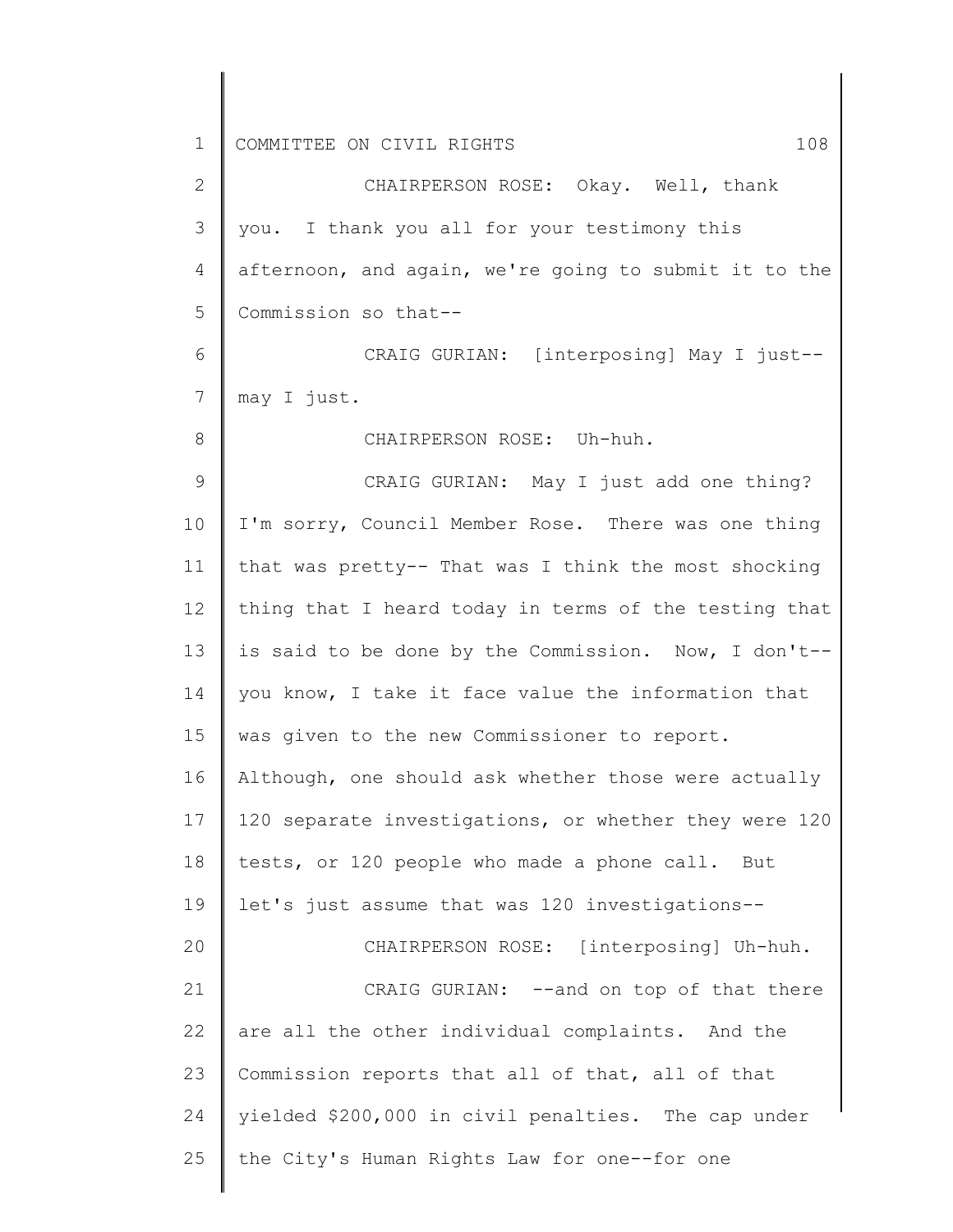CHAIRPERSON ROSE: Okay. Well, thank you. I thank you all for your testimony this afternoon, and again, we're going to submit it to the Commission so that--

CRAIG GURIAN: [interposing] May I just-- may I just.

CHAIRPERSON ROSE: Uh-huh.

CRAIG GURIAN: May I just add one thing? I'm sorry, Council Member Rose. There was one thing that was pretty-- That was I think the most shocking thing that I heard today in terms of the testing that is said to be done by the Commission. Now, I don't-- you know, I take it face value the information that was given to the new Commissioner to report. Although, one should ask whether those were actually 120 separate investigations, or whether they were 120 tests, or 120 people who made a phone call. But let's just assume that was 120 investigations--

CHAIRPERSON ROSE: [interposing] Uh-huh.

CRAIG GURIAN: --and on top of that there are all the other individual complaints. And the Commission reports that all of that, all of that yielded $200,000 in civil penalties. The cap under the City's Human Rights Law for one--for one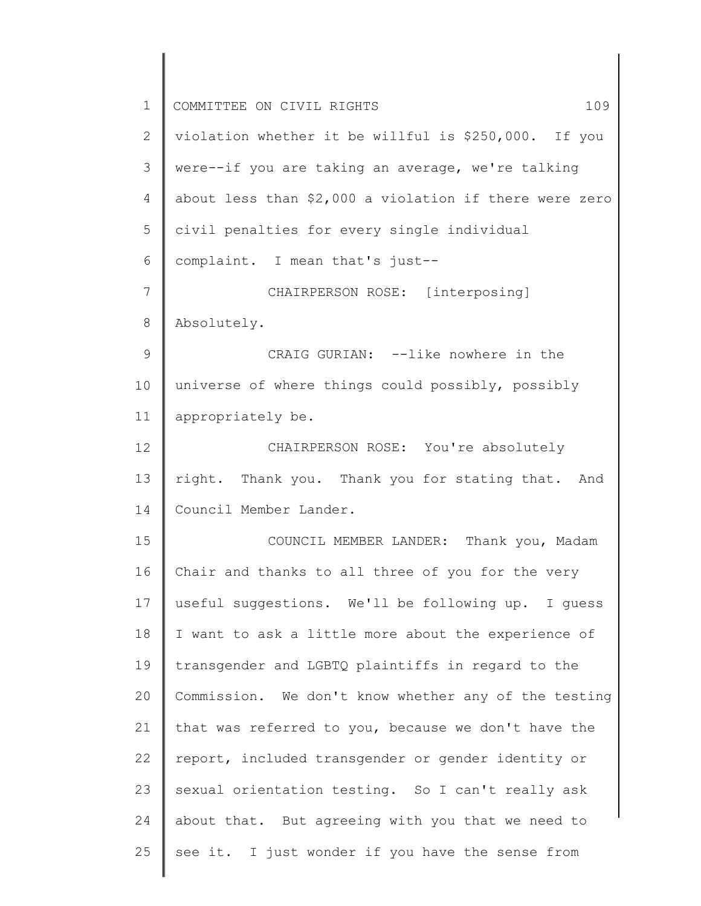violation whether it be willful is $250,000. If you were--if you are taking an average, we're talking about less than $2,000 a violation if there were zero civil penalties for every single individual complaint. I mean that's just--

CHAIRPERSON ROSE: [interposing] Absolutely.

CRAIG GURIAN: --like nowhere in the universe of where things could possibly, possibly appropriately be.

CHAIRPERSON ROSE: You're absolutely right. Thank you. Thank you for stating that. And Council Member Lander.

COUNCIL MEMBER LANDER: Thank you, Madam Chair and thanks to all three of you for the very useful suggestions. We'll be following up. I guess I want to ask a little more about the experience of transgender and LGBTQ plaintiffs in regard to the Commission. We don't know whether any of the testing that was referred to you, because we don't have the report, included transgender or gender identity or sexual orientation testing. So I can't really ask about that. But agreeing with you that we need to see it. I just wonder if you have the sense from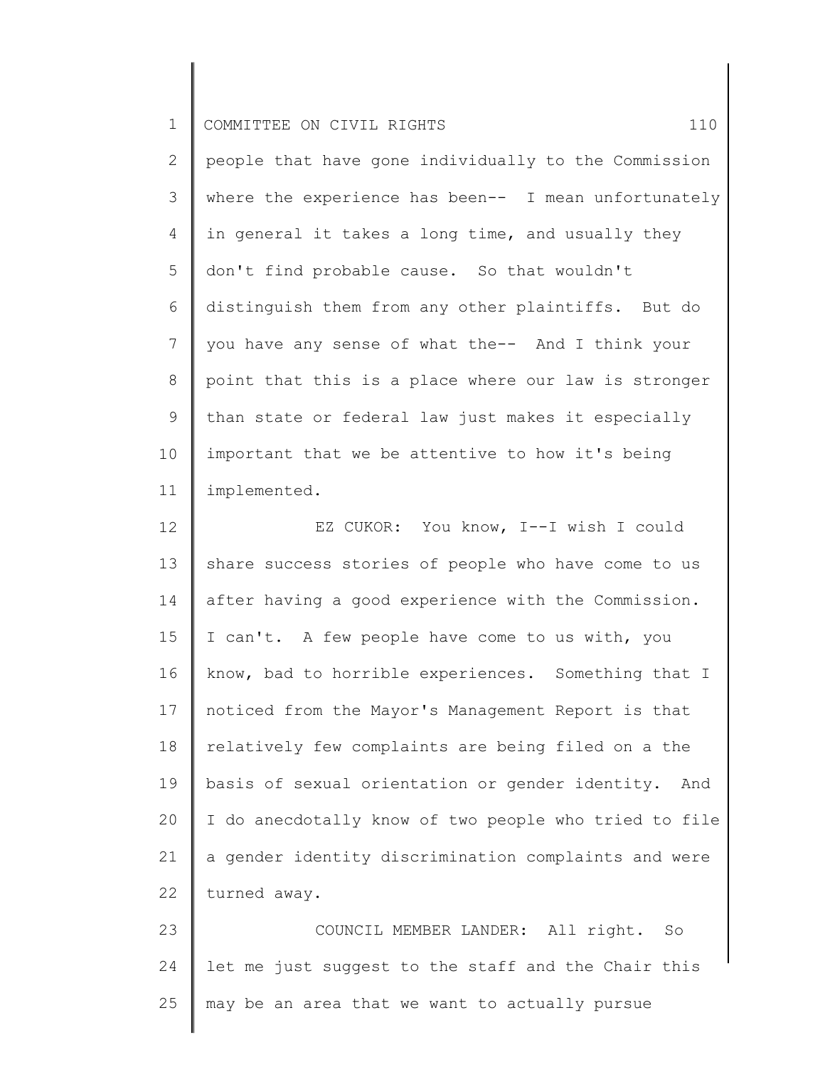people that have gone individually to the Commission where the experience has been-- I mean unfortunately in general it takes a long time, and usually they don't find probable cause. So that wouldn't distinguish them from any other plaintiffs. But do you have any sense of what the-- And I think your point that this is a place where our law is stronger than state or federal law just makes it especially important that we be attentive to how it's being implemented.

EZ CUKOR: You know, I--I wish I could share success stories of people who have come to us after having a good experience with the Commission. I can't. A few people have come to us with, you know, bad to horrible experiences. Something that I noticed from the Mayor's Management Report is that relatively few complaints are being filed on a the basis of sexual orientation or gender identity. And I do anecdotally know of two people who tried to file a gender identity discrimination complaints and were turned away.

COUNCIL MEMBER LANDER: All right. So let me just suggest to the staff and the Chair this may be an area that we want to actually pursue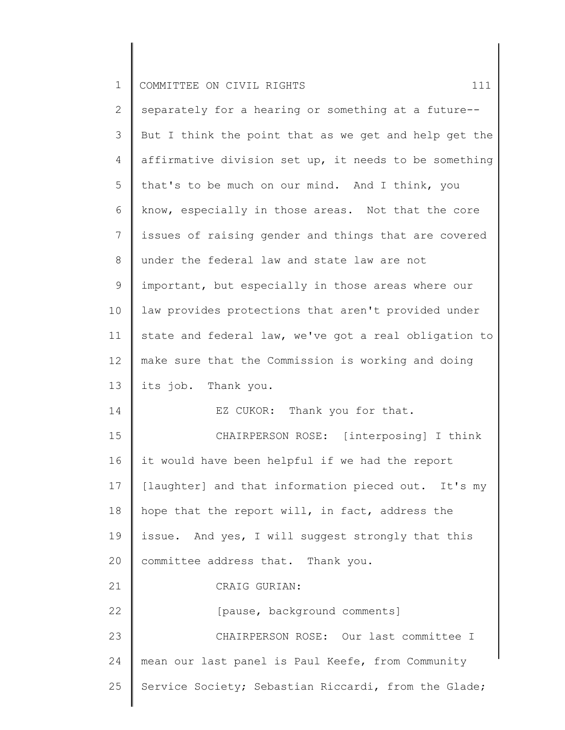separately for a hearing or something at a future-- But I think the point that as we get and help get the affirmative division set up, it needs to be something that's to be much on our mind. And I think, you know, especially in those areas. Not that the core issues of raising gender and things that are covered under the federal law and state law are not important, but especially in those areas where our law provides protections that aren't provided under state and federal law, we've got a real obligation to make sure that the Commission is working and doing its job. Thank you.

EZ CUKOR: Thank you for that.

CHAIRPERSON ROSE: [interposing] I think it would have been helpful if we had the report [laughter] and that information pieced out. It's my hope that the report will, in fact, address the issue. And yes, I will suggest strongly that this committee address that. Thank you.

CRAIG GURIAN:

[pause, background comments]

CHAIRPERSON ROSE: Our last committee I mean our last panel is Paul Keefe, from Community Service Society; Sebastian Riccardi, from the Glade;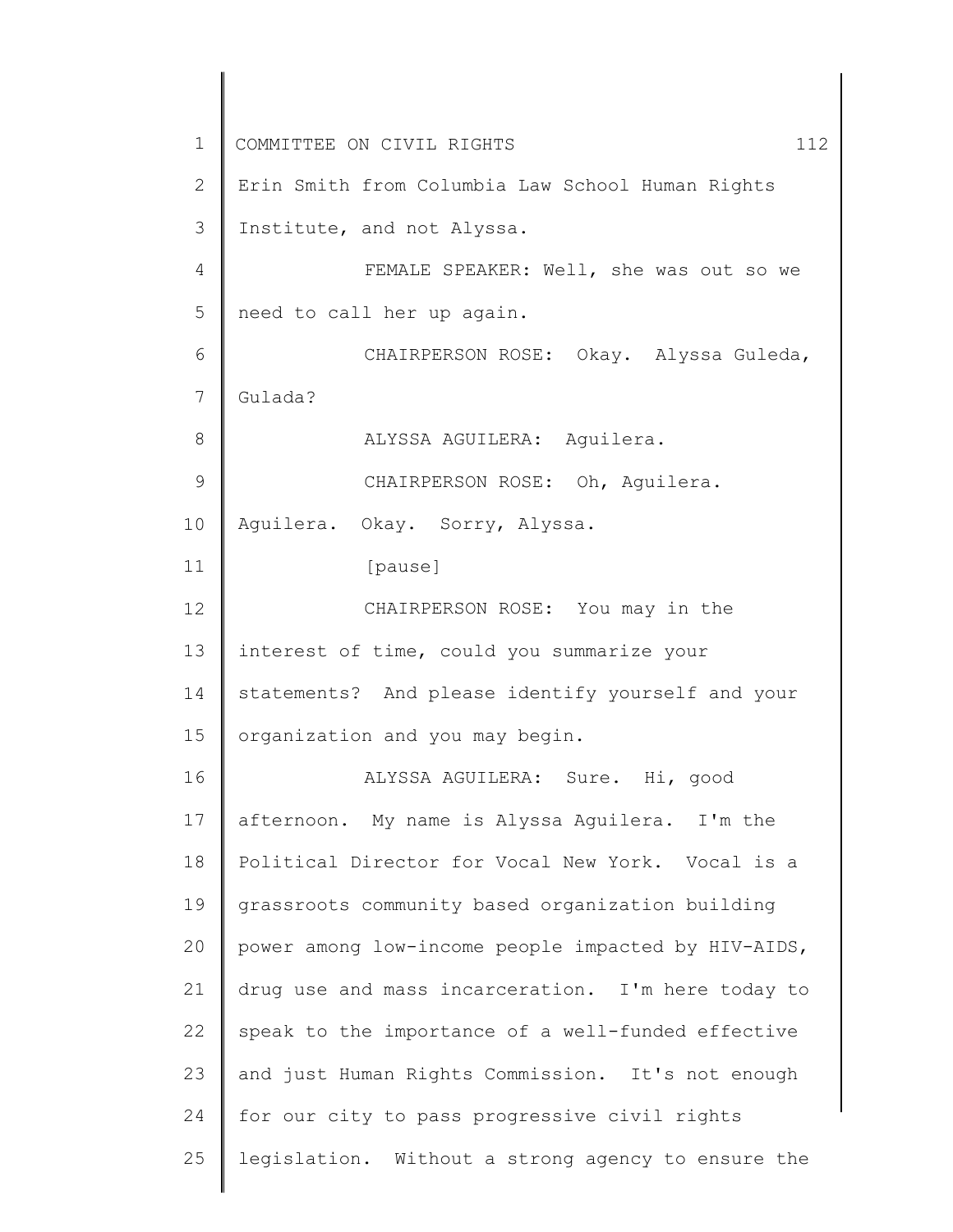Erin Smith from Columbia Law School Human Rights Institute, and not Alyssa.

FEMALE SPEAKER: Well, she was out so we need to call her up again.

CHAIRPERSON ROSE: Okay. Alyssa Guleda, Gulada?

ALYSSA AGUILERA: Aguilera.

CHAIRPERSON ROSE: Oh, Aguilera. Aguilera. Okay. Sorry, Alyssa.

[pause]

CHAIRPERSON ROSE: You may in the interest of time, could you summarize your statements? And please identify yourself and your organization and you may begin.

ALYSSA AGUILERA: Sure. Hi, good afternoon. My name is Alyssa Aguilera. I'm the Political Director for Vocal New York. Vocal is a grassroots community based organization building power among low-income people impacted by HIV-AIDS, drug use and mass incarceration. I'm here today to speak to the importance of a well-funded effective and just Human Rights Commission. It's not enough for our city to pass progressive civil rights legislation. Without a strong agency to ensure the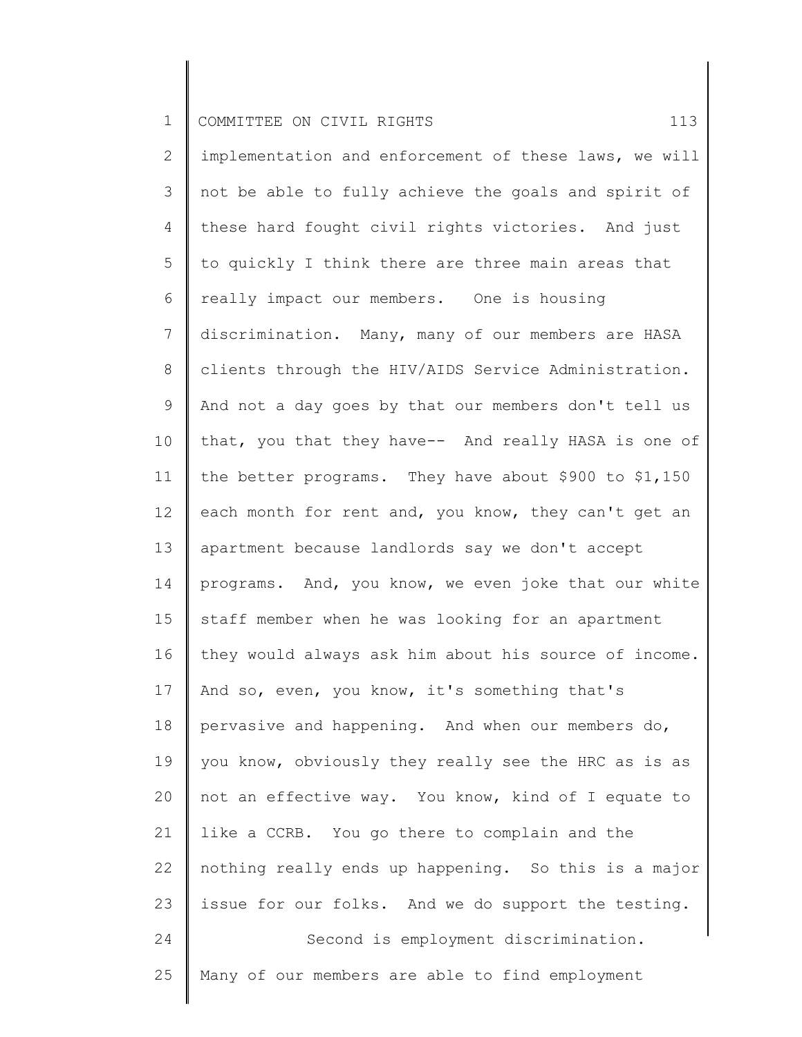implementation and enforcement of these laws, we will not be able to fully achieve the goals and spirit of these hard fought civil rights victories. And just to quickly I think there are three main areas that really impact our members. One is housing discrimination. Many, many of our members are HASA clients through the HIV/AIDS Service Administration. And not a day goes by that our members don't tell us that, you that they have-- And really HASA is one of the better programs. They have about $900 to $1,150 each month for rent and, you know, they can't get an apartment because landlords say we don't accept programs. And, you know, we even joke that our white staff member when he was looking for an apartment they would always ask him about his source of income. And so, even, you know, it's something that's pervasive and happening. And when our members do, you know, obviously they really see the HRC as is as not an effective way. You know, kind of I equate to like a CCRB. You go there to complain and the nothing really ends up happening. So this is a major issue for our folks. And we do support the testing.

Second is employment discrimination. Many of our members are able to find employment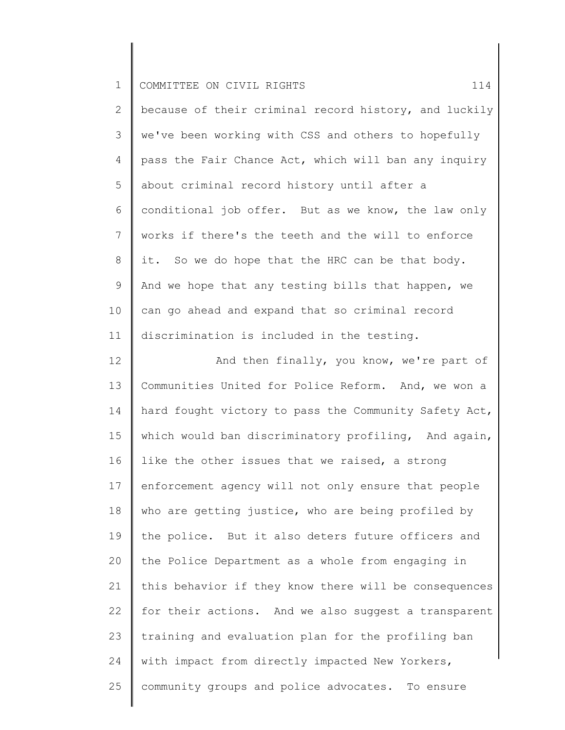because of their criminal record history, and luckily we've been working with CSS and others to hopefully pass the Fair Chance Act, which will ban any inquiry about criminal record history until after a conditional job offer. But as we know, the law only works if there's the teeth and the will to enforce it. So we do hope that the HRC can be that body. And we hope that any testing bills that happen, we can go ahead and expand that so criminal record discrimination is included in the testing.

And then finally, you know, we're part of Communities United for Police Reform. And, we won a hard fought victory to pass the Community Safety Act, which would ban discriminatory profiling, And again, like the other issues that we raised, a strong enforcement agency will not only ensure that people who are getting justice, who are being profiled by the police. But it also deters future officers and the Police Department as a whole from engaging in this behavior if they know there will be consequences for their actions. And we also suggest a transparent training and evaluation plan for the profiling ban with impact from directly impacted New Yorkers, community groups and police advocates. To ensure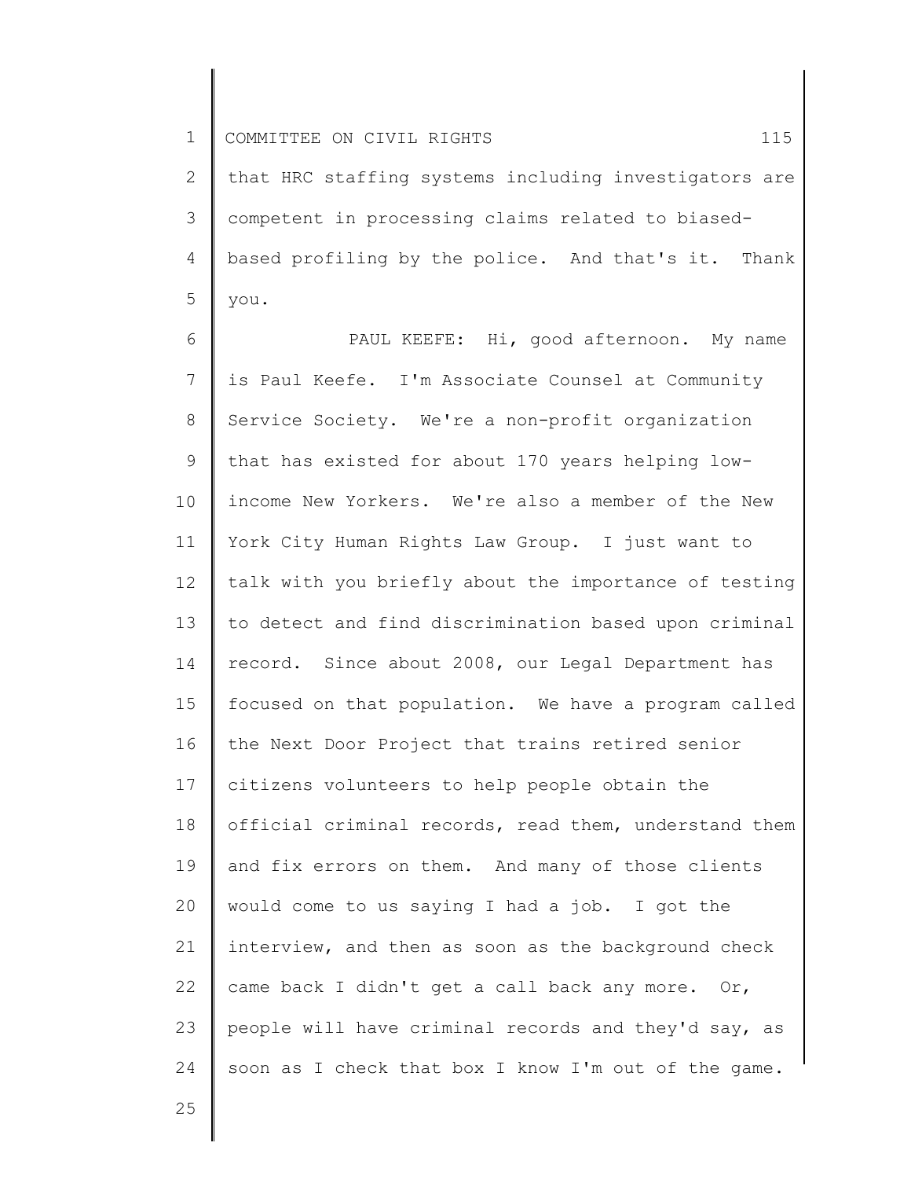that HRC staffing systems including investigators are competent in processing claims related to biased-based profiling by the police. And that's it. Thank you.

PAUL KEEFE: Hi, good afternoon. My name is Paul Keefe. I'm Associate Counsel at Community Service Society. We're a non-profit organization that has existed for about 170 years helping low-income New Yorkers. We're also a member of the New York City Human Rights Law Group. I just want to talk with you briefly about the importance of testing to detect and find discrimination based upon criminal record. Since about 2008, our Legal Department has focused on that population. We have a program called the Next Door Project that trains retired senior citizens volunteers to help people obtain the official criminal records, read them, understand them and fix errors on them. And many of those clients would come to us saying I had a job. I got the interview, and then as soon as the background check came back I didn't get a call back any more. Or, people will have criminal records and they'd say, as soon as I check that box I know I'm out of the game.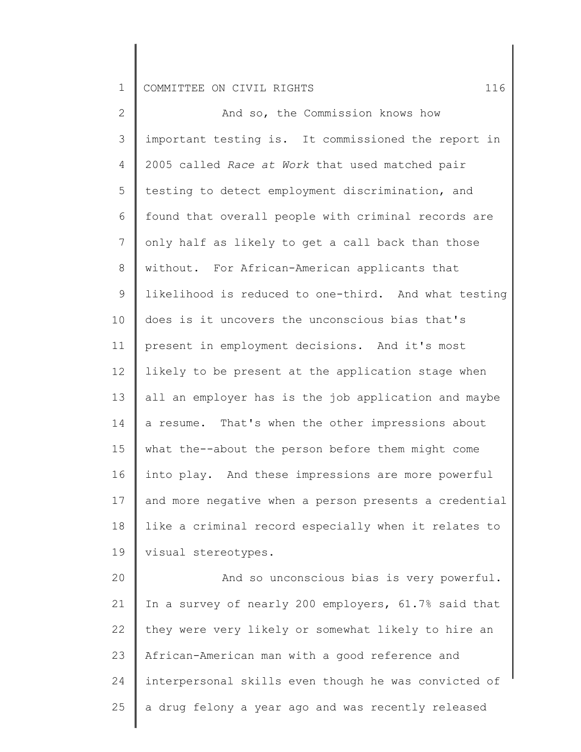And so, the Commission knows how important testing is. It commissioned the report in 2005 called *Race at Work* that used matched pair testing to detect employment discrimination, and found that overall people with criminal records are only half as likely to get a call back than those without. For African-American applicants that likelihood is reduced to one-third. And what testing does is it uncovers the unconscious bias that's present in employment decisions. And it's most likely to be present at the application stage when all an employer has is the job application and maybe a resume. That's when the other impressions about what the--about the person before them might come into play. And these impressions are more powerful and more negative when a person presents a credential like a criminal record especially when it relates to visual stereotypes.

And so unconscious bias is very powerful. In a survey of nearly 200 employers, 61.7% said that they were very likely or somewhat likely to hire an African-American man with a good reference and interpersonal skills even though he was convicted of a drug felony a year ago and was recently released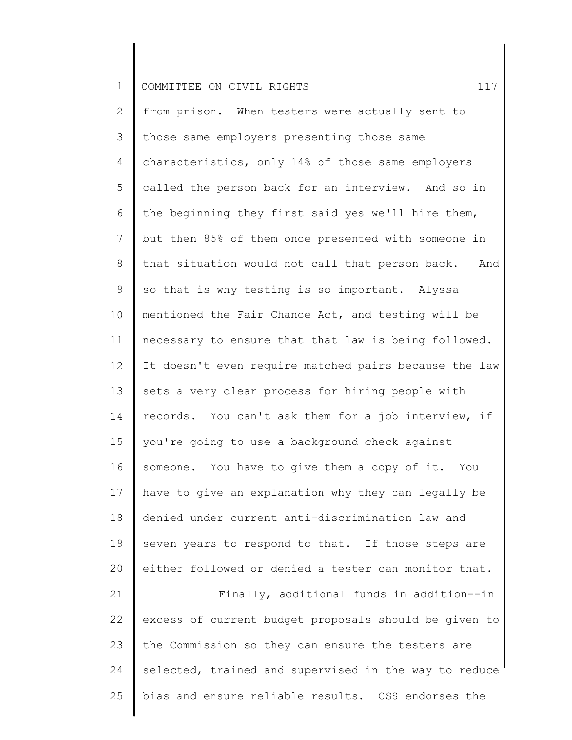from prison. When testers were actually sent to those same employers presenting those same characteristics, only 14% of those same employers called the person back for an interview. And so in the beginning they first said yes we'll hire them, but then 85% of them once presented with someone in that situation would not call that person back. And so that is why testing is so important. Alyssa mentioned the Fair Chance Act, and testing will be necessary to ensure that that law is being followed. It doesn't even require matched pairs because the law sets a very clear process for hiring people with records. You can't ask them for a job interview, if you're going to use a background check against someone. You have to give them a copy of it. You have to give an explanation why they can legally be denied under current anti-discrimination law and seven years to respond to that. If those steps are either followed or denied a tester can monitor that.

Finally, additional funds in addition--in excess of current budget proposals should be given to the Commission so they can ensure the testers are selected, trained and supervised in the way to reduce bias and ensure reliable results. CSS endorses the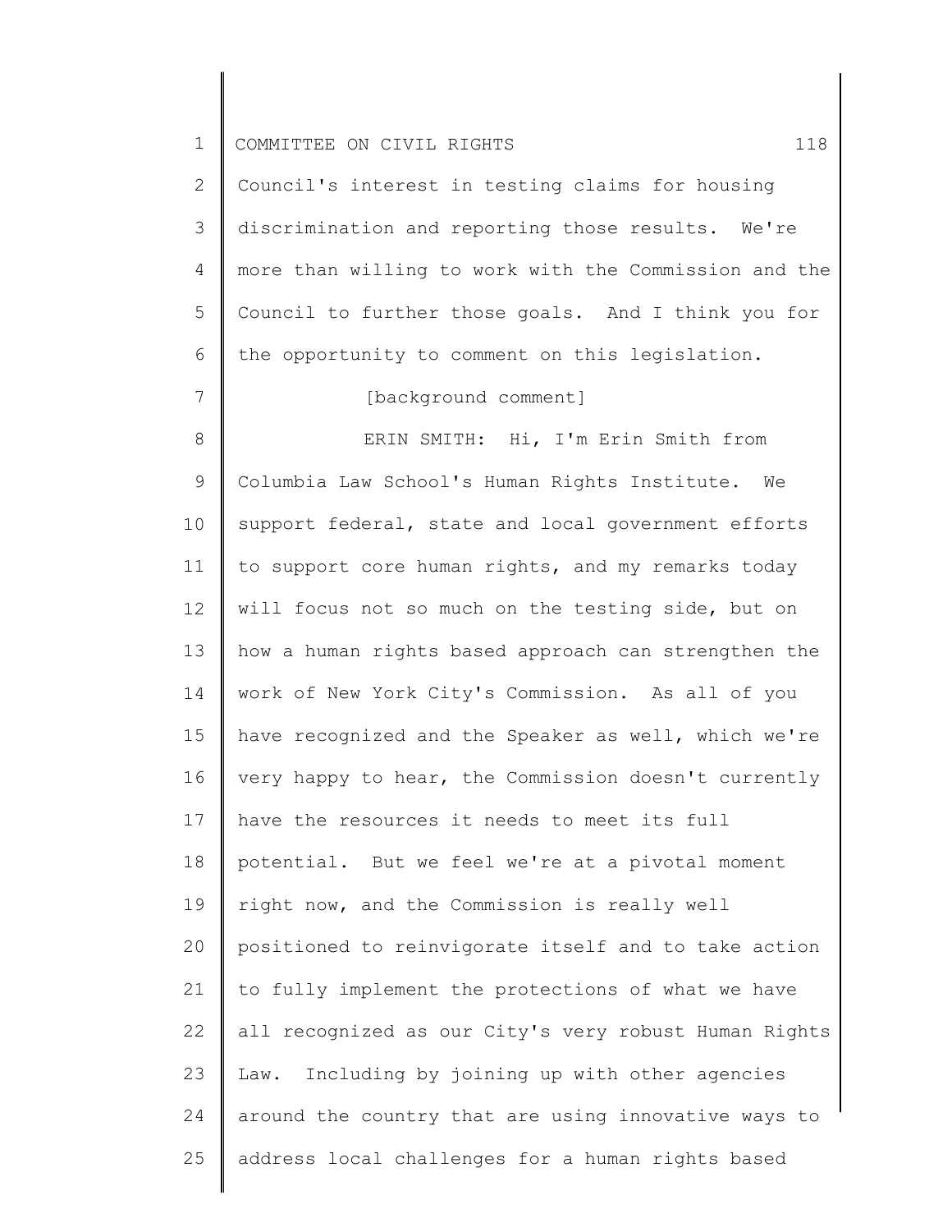Council's interest in testing claims for housing discrimination and reporting those results. We're more than willing to work with the Commission and the Council to further those goals. And I think you for the opportunity to comment on this legislation.

[background comment]

ERIN SMITH: Hi, I'm Erin Smith from Columbia Law School's Human Rights Institute. We support federal, state and local government efforts to support core human rights, and my remarks today will focus not so much on the testing side, but on how a human rights based approach can strengthen the work of New York City's Commission. As all of you have recognized and the Speaker as well, which we're very happy to hear, the Commission doesn't currently have the resources it needs to meet its full potential. But we feel we're at a pivotal moment right now, and the Commission is really well positioned to reinvigorate itself and to take action to fully implement the protections of what we have all recognized as our City's very robust Human Rights Law. Including by joining up with other agencies around the country that are using innovative ways to address local challenges for a human rights based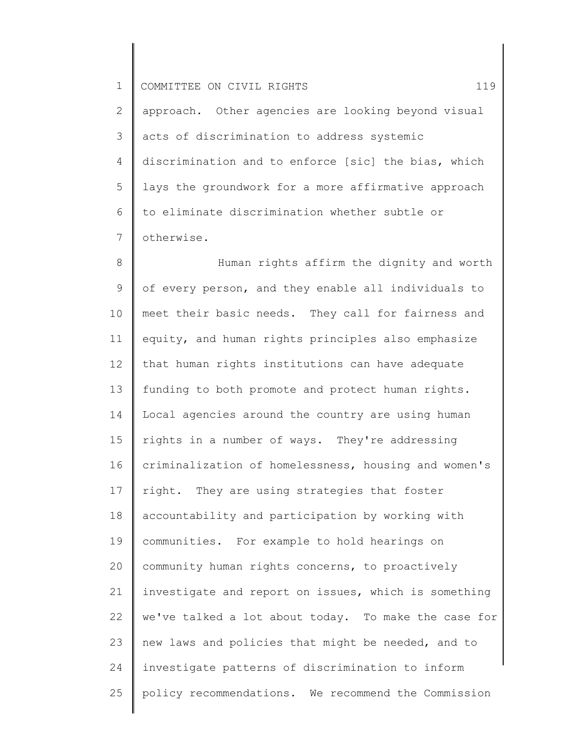approach. Other agencies are looking beyond visual acts of discrimination to address systemic discrimination and to enforce [sic] the bias, which lays the groundwork for a more affirmative approach to eliminate discrimination whether subtle or otherwise.

Human rights affirm the dignity and worth of every person, and they enable all individuals to meet their basic needs. They call for fairness and equity, and human rights principles also emphasize that human rights institutions can have adequate funding to both promote and protect human rights. Local agencies around the country are using human rights in a number of ways. They're addressing criminalization of homelessness, housing and women's right. They are using strategies that foster accountability and participation by working with communities. For example to hold hearings on community human rights concerns, to proactively investigate and report on issues, which is something we've talked a lot about today. To make the case for new laws and policies that might be needed, and to investigate patterns of discrimination to inform policy recommendations. We recommend the Commission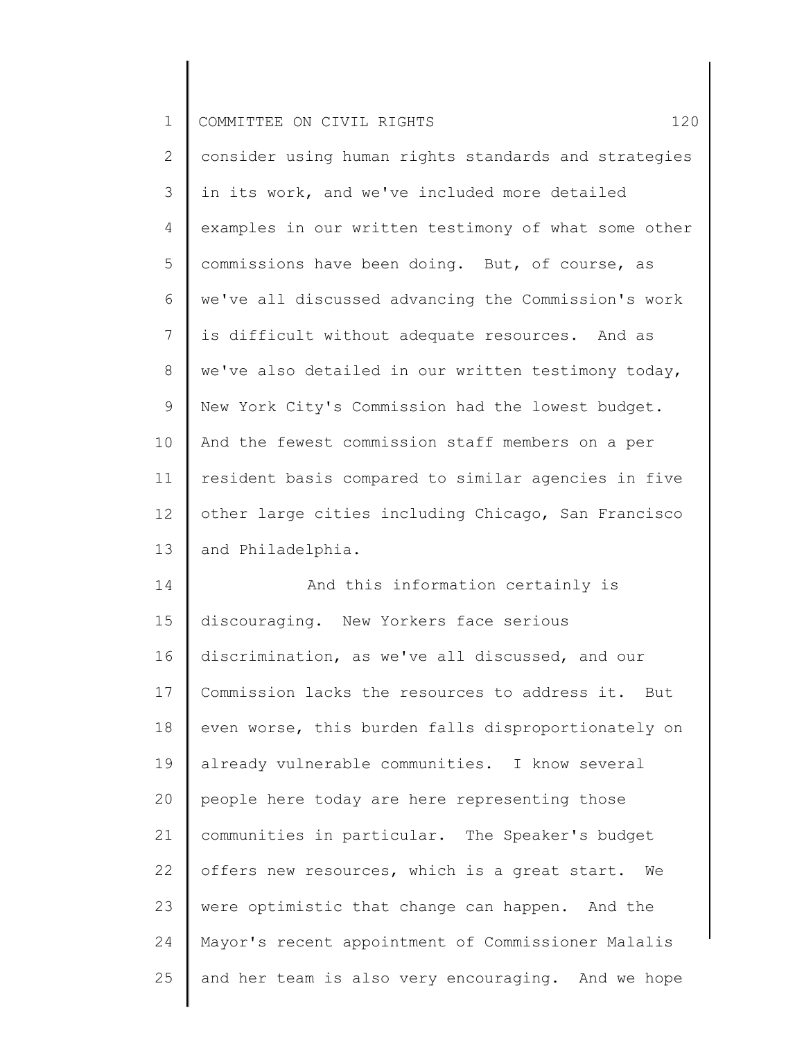consider using human rights standards and strategies in its work, and we've included more detailed examples in our written testimony of what some other commissions have been doing. But, of course, as we've all discussed advancing the Commission's work is difficult without adequate resources. And as we've also detailed in our written testimony today, New York City's Commission had the lowest budget. And the fewest commission staff members on a per resident basis compared to similar agencies in five other large cities including Chicago, San Francisco and Philadelphia.

And this information certainly is discouraging. New Yorkers face serious discrimination, as we've all discussed, and our Commission lacks the resources to address it. But even worse, this burden falls disproportionately on already vulnerable communities. I know several people here today are here representing those communities in particular. The Speaker's budget offers new resources, which is a great start. We were optimistic that change can happen. And the Mayor's recent appointment of Commissioner Malalis and her team is also very encouraging. And we hope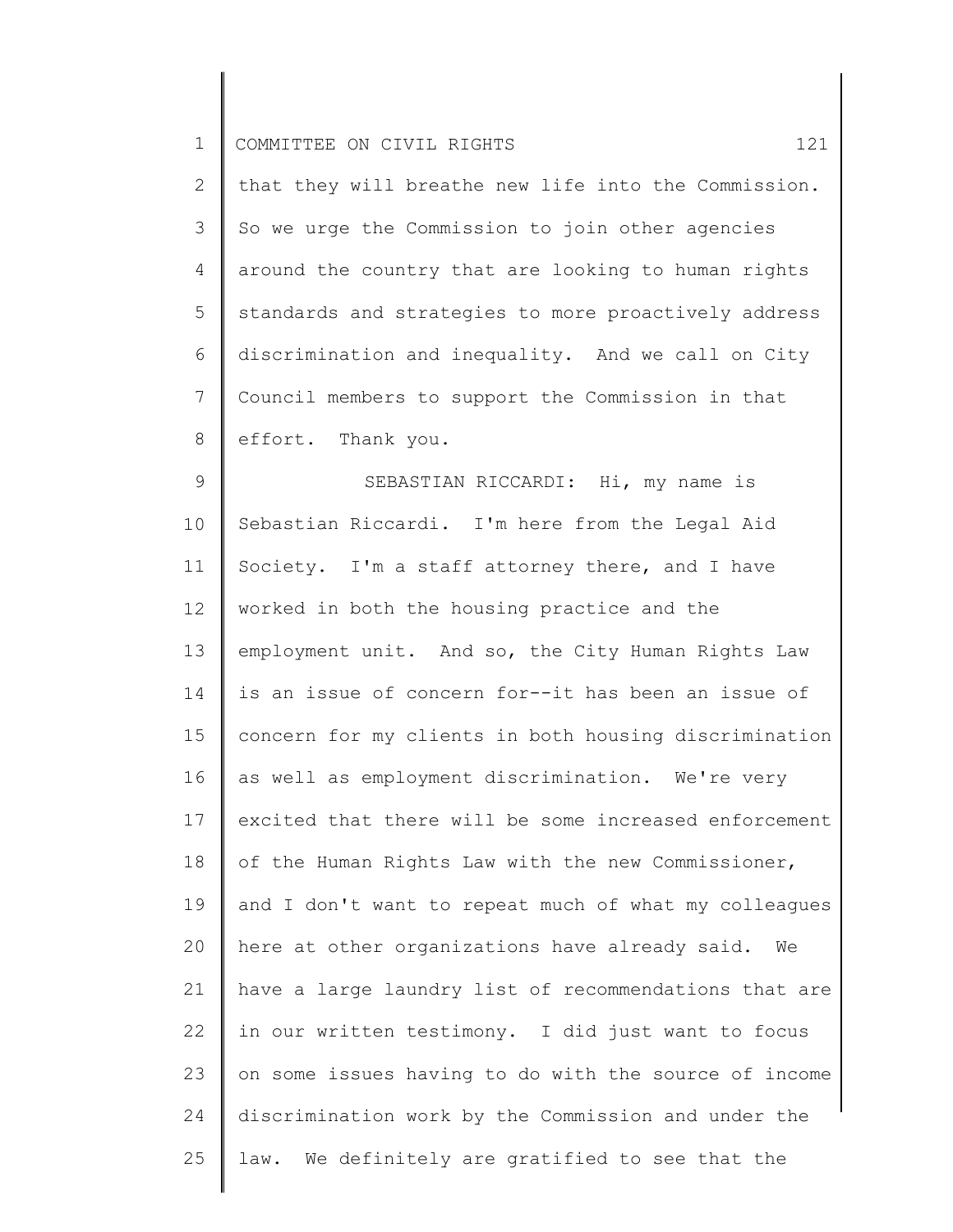that they will breathe new life into the Commission. So we urge the Commission to join other agencies around the country that are looking to human rights standards and strategies to more proactively address discrimination and inequality. And we call on City Council members to support the Commission in that effort. Thank you.

SEBASTIAN RICCARDI: Hi, my name is Sebastian Riccardi. I'm here from the Legal Aid Society. I'm a staff attorney there, and I have worked in both the housing practice and the employment unit. And so, the City Human Rights Law is an issue of concern for--it has been an issue of concern for my clients in both housing discrimination as well as employment discrimination. We're very excited that there will be some increased enforcement of the Human Rights Law with the new Commissioner, and I don't want to repeat much of what my colleagues here at other organizations have already said. We have a large laundry list of recommendations that are in our written testimony. I did just want to focus on some issues having to do with the source of income discrimination work by the Commission and under the law. We definitely are gratified to see that the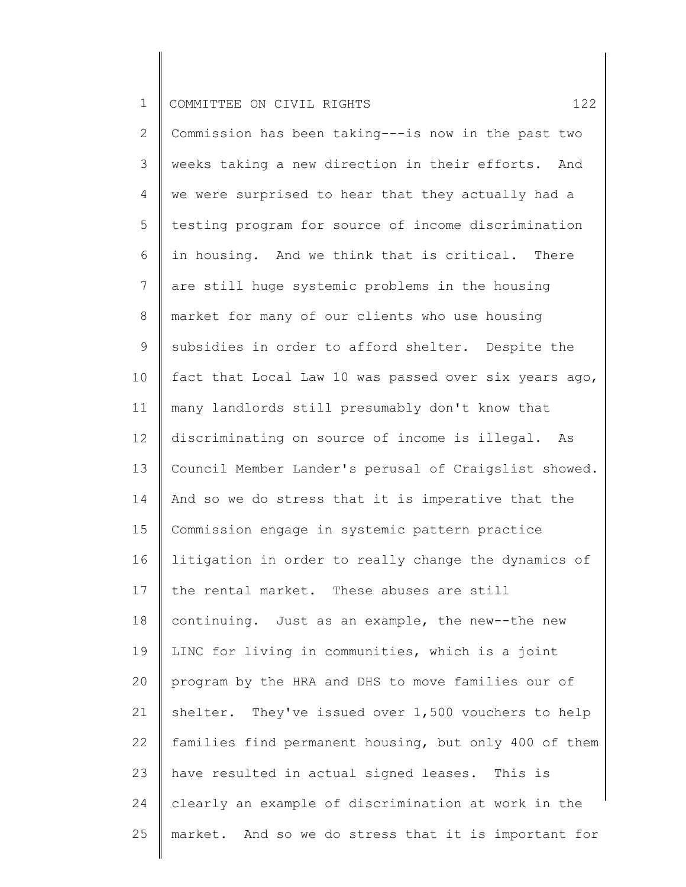Commission has been taking---is now in the past two weeks taking a new direction in their efforts. And we were surprised to hear that they actually had a testing program for source of income discrimination in housing. And we think that is critical. There are still huge systemic problems in the housing market for many of our clients who use housing subsidies in order to afford shelter. Despite the fact that Local Law 10 was passed over six years ago, many landlords still presumably don't know that discriminating on source of income is illegal. As Council Member Lander's perusal of Craigslist showed. And so we do stress that it is imperative that the Commission engage in systemic pattern practice litigation in order to really change the dynamics of the rental market. These abuses are still continuing. Just as an example, the new--the new LINC for living in communities, which is a joint program by the HRA and DHS to move families our of shelter. They've issued over 1,500 vouchers to help families find permanent housing, but only 400 of them have resulted in actual signed leases. This is clearly an example of discrimination at work in the market. And so we do stress that it is important for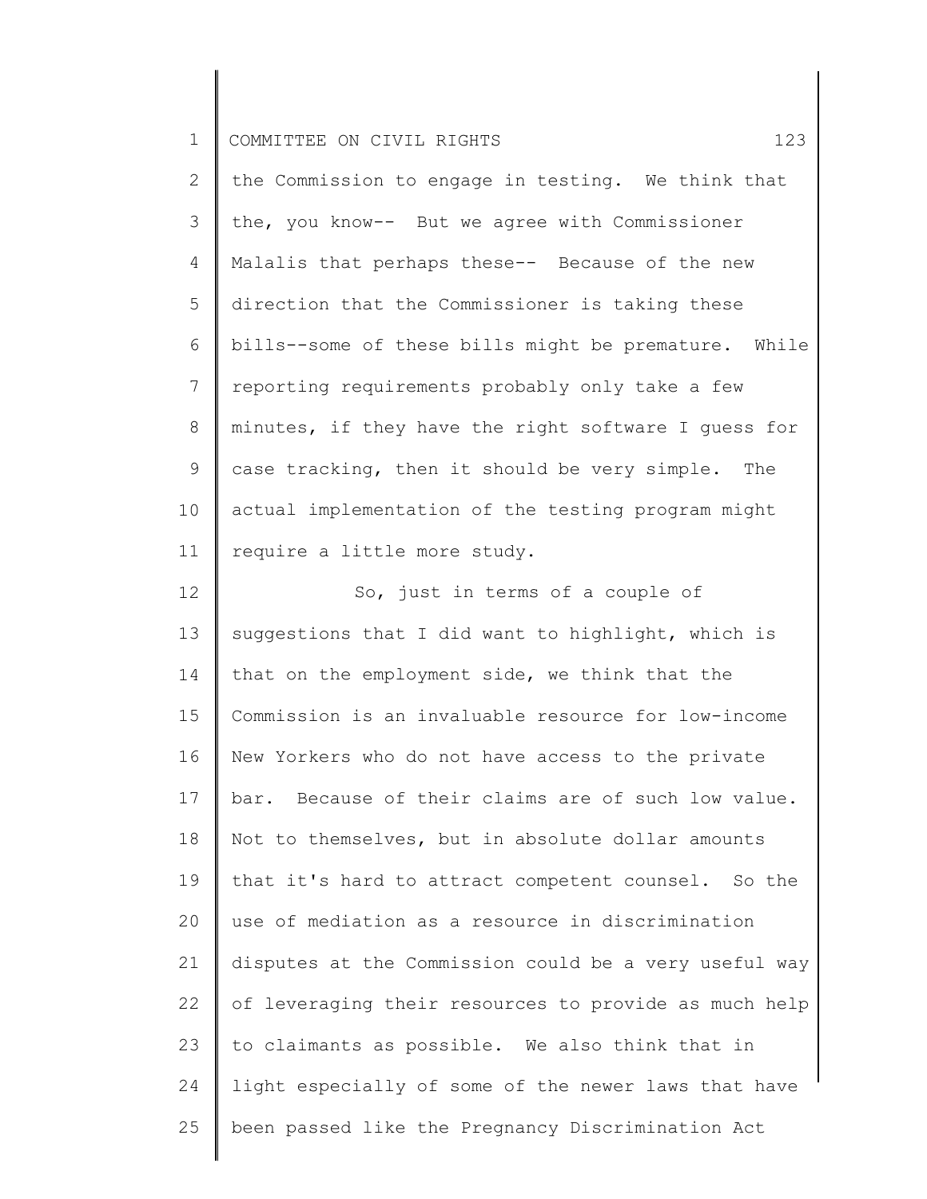the Commission to engage in testing. We think that the, you know-- But we agree with Commissioner Malalis that perhaps these-- Because of the new direction that the Commissioner is taking these bills--some of these bills might be premature. While reporting requirements probably only take a few minutes, if they have the right software I guess for case tracking, then it should be very simple. The actual implementation of the testing program might require a little more study.

So, just in terms of a couple of suggestions that I did want to highlight, which is that on the employment side, we think that the Commission is an invaluable resource for low-income New Yorkers who do not have access to the private bar. Because of their claims are of such low value. Not to themselves, but in absolute dollar amounts that it's hard to attract competent counsel. So the use of mediation as a resource in discrimination disputes at the Commission could be a very useful way of leveraging their resources to provide as much help to claimants as possible. We also think that in light especially of some of the newer laws that have been passed like the Pregnancy Discrimination Act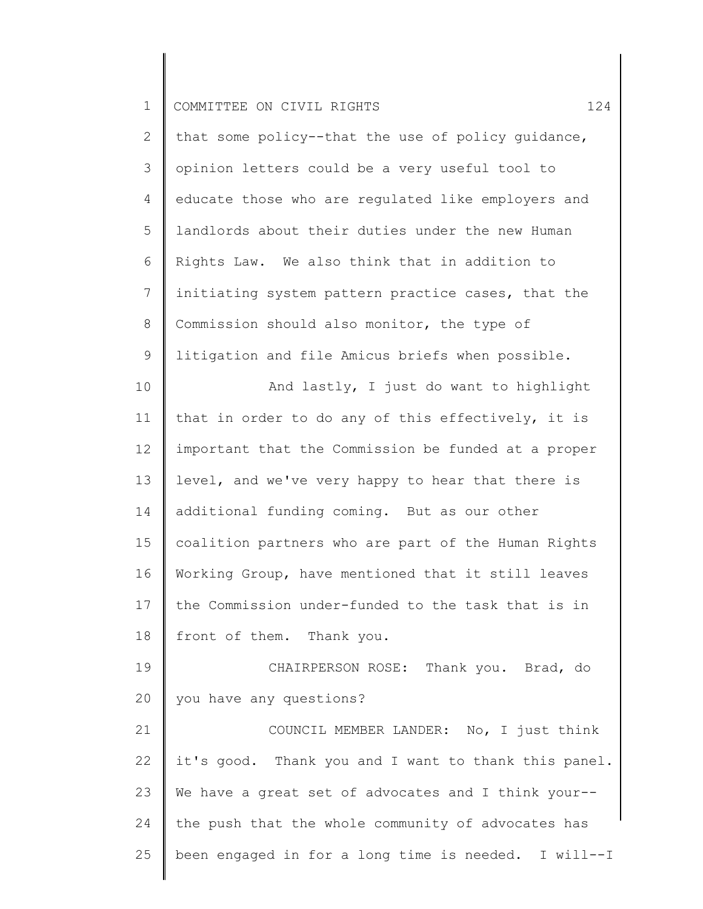that some policy--that the use of policy guidance, opinion letters could be a very useful tool to educate those who are regulated like employers and landlords about their duties under the new Human Rights Law. We also think that in addition to initiating system pattern practice cases, that the Commission should also monitor, the type of litigation and file Amicus briefs when possible.

And lastly, I just do want to highlight that in order to do any of this effectively, it is important that the Commission be funded at a proper level, and we've very happy to hear that there is additional funding coming. But as our other coalition partners who are part of the Human Rights Working Group, have mentioned that it still leaves the Commission under-funded to the task that is in front of them. Thank you.

CHAIRPERSON ROSE: Thank you. Brad, do you have any questions?

COUNCIL MEMBER LANDER: No, I just think it's good. Thank you and I want to thank this panel. We have a great set of advocates and I think your-- the push that the whole community of advocates has been engaged in for a long time is needed. I will--I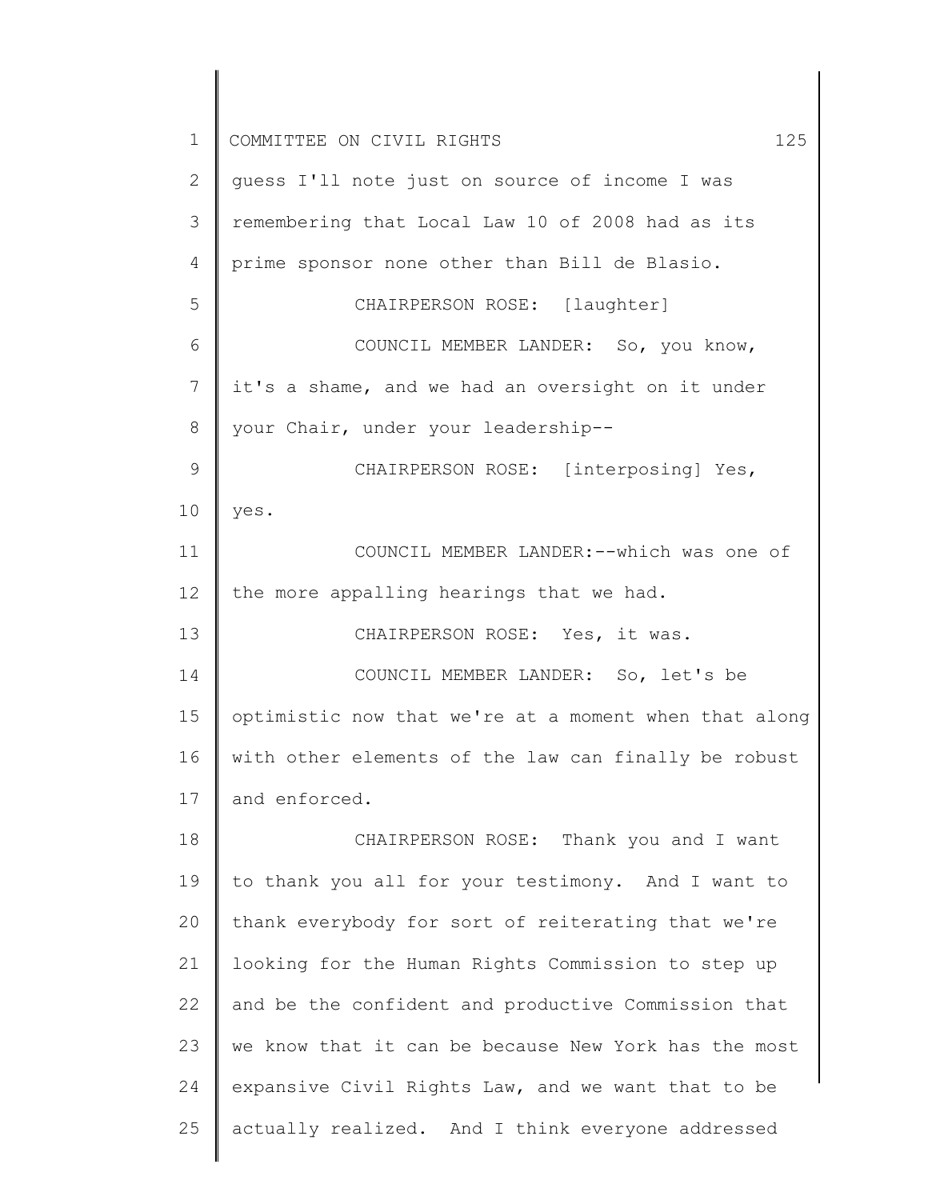guess I'll note just on source of income I was remembering that Local Law 10 of 2008 had as its prime sponsor none other than Bill de Blasio.

CHAIRPERSON ROSE: [laughter]

COUNCIL MEMBER LANDER: So, you know, it's a shame, and we had an oversight on it under your Chair, under your leadership--

CHAIRPERSON ROSE: [interposing] Yes, yes.

COUNCIL MEMBER LANDER:--which was one of the more appalling hearings that we had.

CHAIRPERSON ROSE: Yes, it was.

COUNCIL MEMBER LANDER: So, let's be optimistic now that we're at a moment when that along with other elements of the law can finally be robust and enforced.

CHAIRPERSON ROSE: Thank you and I want to thank you all for your testimony. And I want to thank everybody for sort of reiterating that we're looking for the Human Rights Commission to step up and be the confident and productive Commission that we know that it can be because New York has the most expansive Civil Rights Law, and we want that to be actually realized. And I think everyone addressed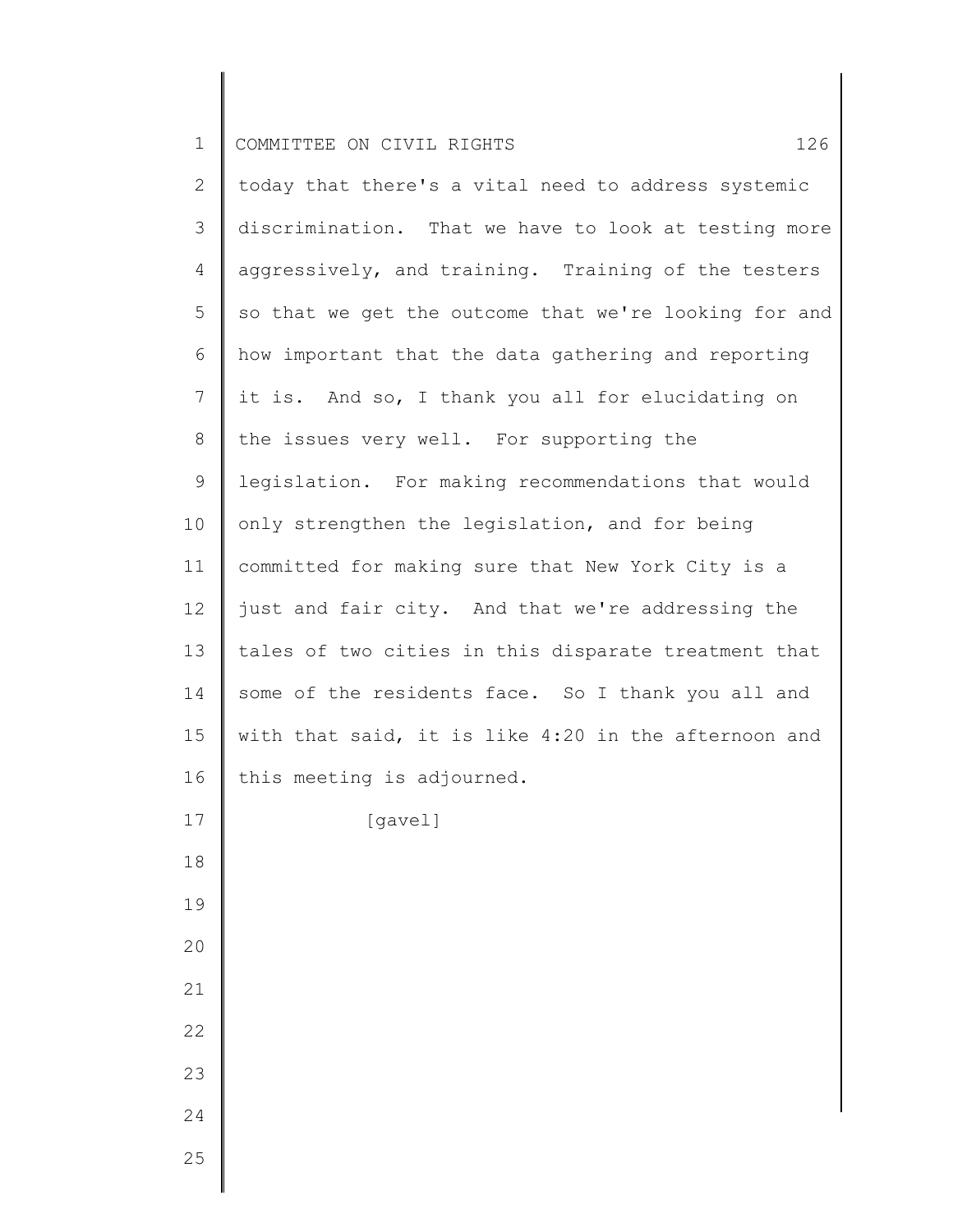today that there's a vital need to address systemic discrimination. That we have to look at testing more aggressively, and training. Training of the testers so that we get the outcome that we're looking for and how important that the data gathering and reporting it is. And so, I thank you all for elucidating on the issues very well. For supporting the legislation. For making recommendations that would only strengthen the legislation, and for being committed for making sure that New York City is a just and fair city. And that we're addressing the tales of two cities in this disparate treatment that some of the residents face. So I thank you all and with that said, it is like 4:20 in the afternoon and this meeting is adjourned.

[gavel]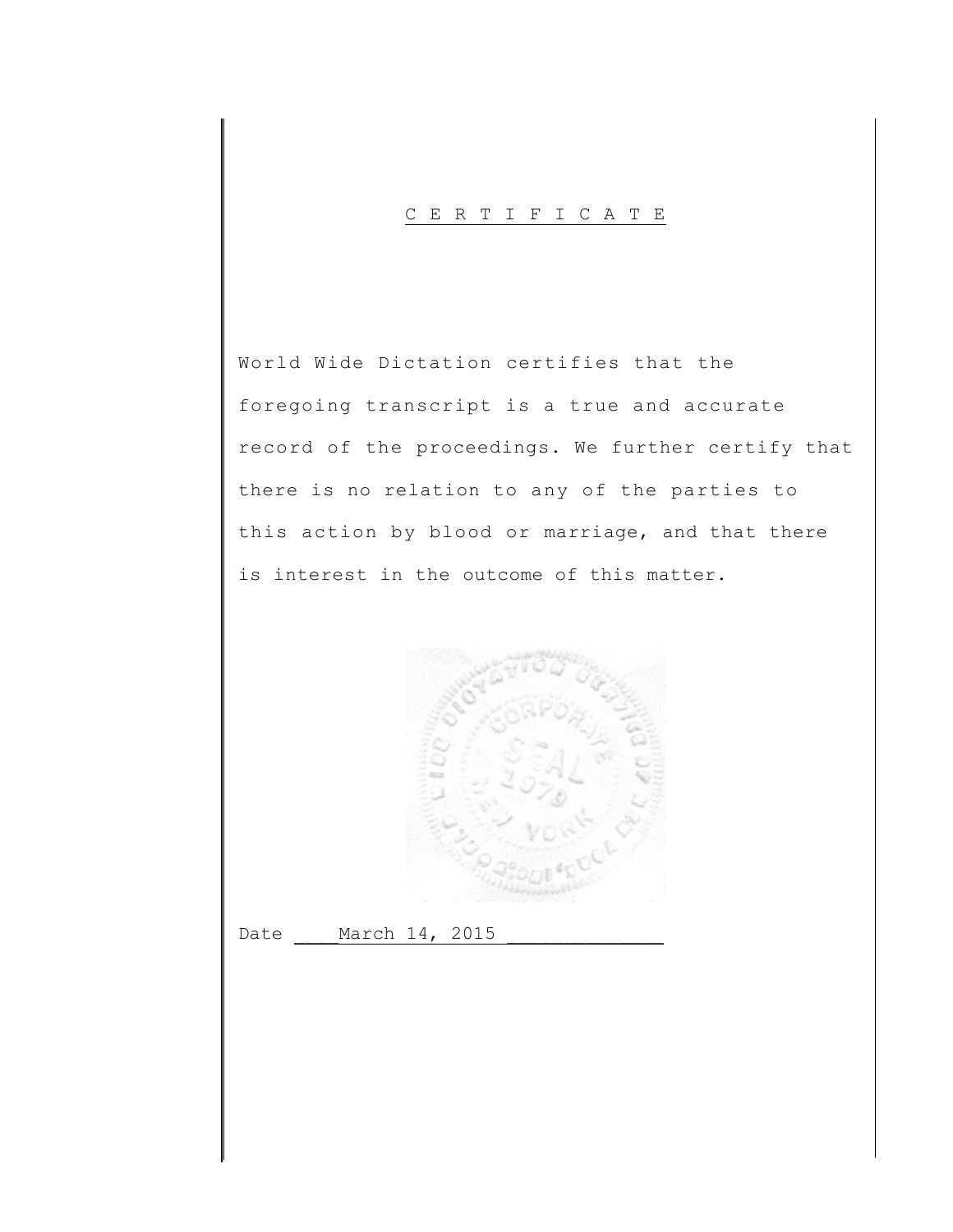# C E R T I F I C A T E

World Wide Dictation certifies that the foregoing transcript is a true and accurate record of the proceedings. We further certify that there is no relation to any of the parties to this action by blood or marriage, and that there is interest in the outcome of this matter.

Date ____March 14, 2015 _____________